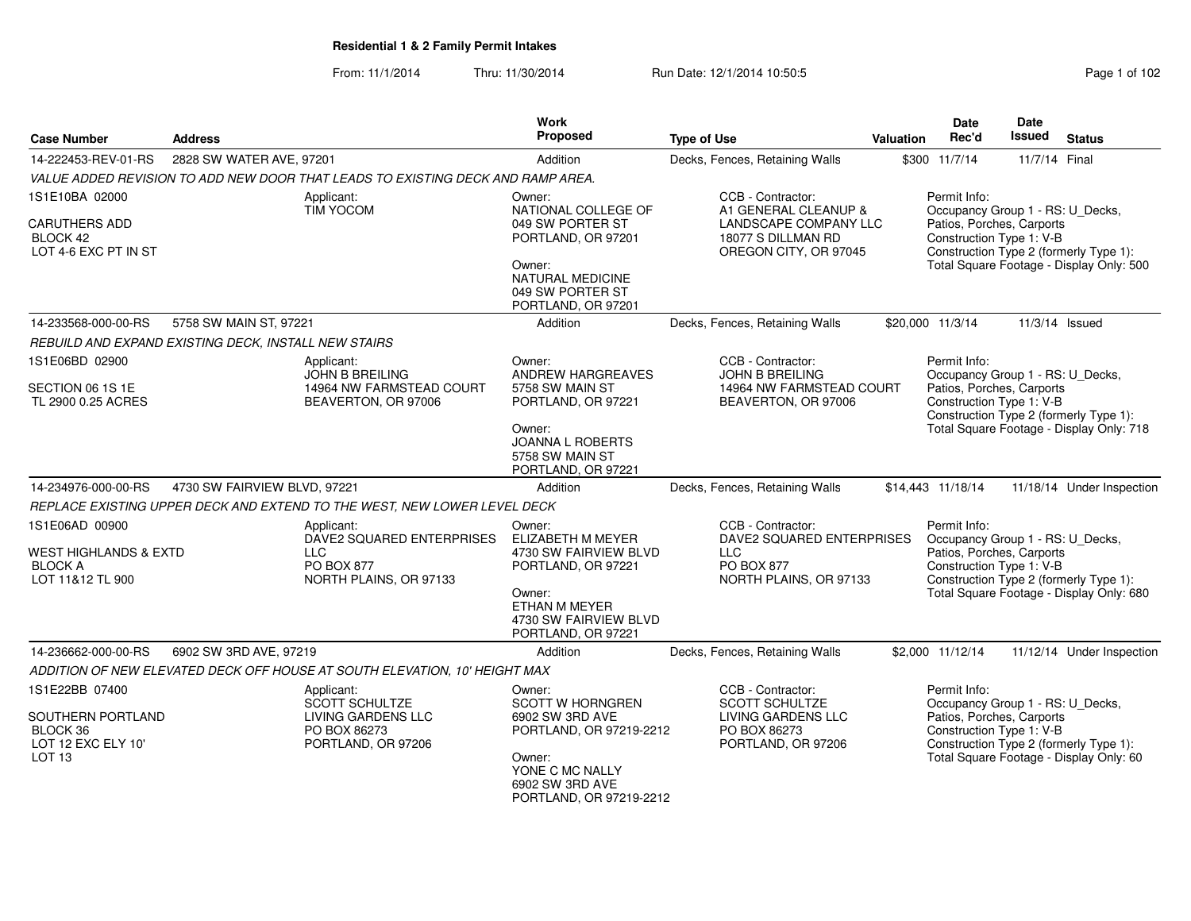# Residential 1 & 2 Family Permit Intakes

From: 11/1/2014 Thru: 11/30/2014 Run Date: 12/1/2014 10:50:5

| Case Number | Address | Work Proposed | Type of Use | Valuation | Date Rec'd | Date Issued | Status |
|---|---|---|---|---|---|---|---|
| 14-222453-REV-01-RS | 2828 SW WATER AVE, 97201 | Addition | Decks, Fences, Retaining Walls | $300 | 11/7/14 | 11/7/14 | Final |

VALUE ADDED REVISION TO ADD NEW DOOR THAT LEADS TO EXISTING DECK AND RAMP AREA.

1S1E10BA 02000
CARUTHERS ADD
BLOCK 42
LOT 4-6 EXC PT IN ST

Applicant:
TIM YOCOM

Owner:
NATIONAL COLLEGE OF
049 SW PORTER ST
PORTLAND, OR 97201

Owner:
NATURAL MEDICINE
049 SW PORTER ST
PORTLAND, OR 97201

CCB - Contractor:
A1 GENERAL CLEANUP &
LANDSCAPE COMPANY LLC
18077 S DILLMAN RD
OREGON CITY, OR 97045

Permit Info:
Occupancy Group 1 - RS: U_Decks, Patios, Porches, Carports
Construction Type 1: V-B
Construction Type 2 (formerly Type 1):
Total Square Footage - Display Only: 500

| Case Number | Address | Work Proposed | Type of Use | Valuation | Date Rec'd | Date Issued | Status |
|---|---|---|---|---|---|---|---|
| 14-233568-000-00-RS | 5758 SW MAIN ST, 97221 | Addition | Decks, Fences, Retaining Walls | $20,000 | 11/3/14 | 11/3/14 | Issued |

REBUILD AND EXPAND EXISTING DECK, INSTALL NEW STAIRS

1S1E06BD 02900
SECTION 06 1S 1E
TL 2900 0.25 ACRES

Applicant:
JOHN B BREILING
14964 NW FARMSTEAD COURT
BEAVERTON, OR 97006

Owner:
ANDREW HARGREAVES
5758 SW MAIN ST
PORTLAND, OR 97221

Owner:
JOANNA L ROBERTS
5758 SW MAIN ST
PORTLAND, OR 97221

CCB - Contractor:
JOHN B BREILING
14964 NW FARMSTEAD COURT
BEAVERTON, OR 97006

Permit Info:
Occupancy Group 1 - RS: U_Decks, Patios, Porches, Carports
Construction Type 1: V-B
Construction Type 2 (formerly Type 1):
Total Square Footage - Display Only: 718

| Case Number | Address | Work Proposed | Type of Use | Valuation | Date Rec'd | Date Issued | Status |
|---|---|---|---|---|---|---|---|
| 14-234976-000-00-RS | 4730 SW FAIRVIEW BLVD, 97221 | Addition | Decks, Fences, Retaining Walls | $14,443 | 11/18/14 | 11/18/14 | Under Inspection |

REPLACE EXISTING UPPER DECK AND EXTEND TO THE WEST, NEW LOWER LEVEL DECK

1S1E06AD 00900
WEST HIGHLANDS & EXTD
BLOCK A
LOT 11&12 TL 900

Applicant:
DAVE2 SQUARED ENTERPRISES LLC
PO BOX 877
NORTH PLAINS, OR 97133

Owner:
ELIZABETH M MEYER
4730 SW FAIRVIEW BLVD
PORTLAND, OR 97221

Owner:
ETHAN M MEYER
4730 SW FAIRVIEW BLVD
PORTLAND, OR 97221

CCB - Contractor:
DAVE2 SQUARED ENTERPRISES LLC
PO BOX 877
NORTH PLAINS, OR 97133

Permit Info:
Occupancy Group 1 - RS: U_Decks, Patios, Porches, Carports
Construction Type 1: V-B
Construction Type 2 (formerly Type 1):
Total Square Footage - Display Only: 680

| Case Number | Address | Work Proposed | Type of Use | Valuation | Date Rec'd | Date Issued | Status |
|---|---|---|---|---|---|---|---|
| 14-236662-000-00-RS | 6902 SW 3RD AVE, 97219 | Addition | Decks, Fences, Retaining Walls | $2,000 | 11/12/14 | 11/12/14 | Under Inspection |

ADDITION OF NEW ELEVATED DECK OFF HOUSE AT SOUTH ELEVATION, 10' HEIGHT MAX

1S1E22BB 07400
SOUTHERN PORTLAND
BLOCK 36
LOT 12 EXC ELY 10'
LOT 13

Applicant:
SCOTT SCHULTZE
LIVING GARDENS LLC
PO BOX 86273
PORTLAND, OR 97206

Owner:
SCOTT W HORNGREN
6902 SW 3RD AVE
PORTLAND, OR 97219-2212

Owner:
YONE C MC NALLY
6902 SW 3RD AVE
PORTLAND, OR 97219-2212

CCB - Contractor:
SCOTT SCHULTZE
LIVING GARDENS LLC
PO BOX 86273
PORTLAND, OR 97206

Permit Info:
Occupancy Group 1 - RS: U_Decks, Patios, Porches, Carports
Construction Type 1: V-B
Construction Type 2 (formerly Type 1):
Total Square Footage - Display Only: 60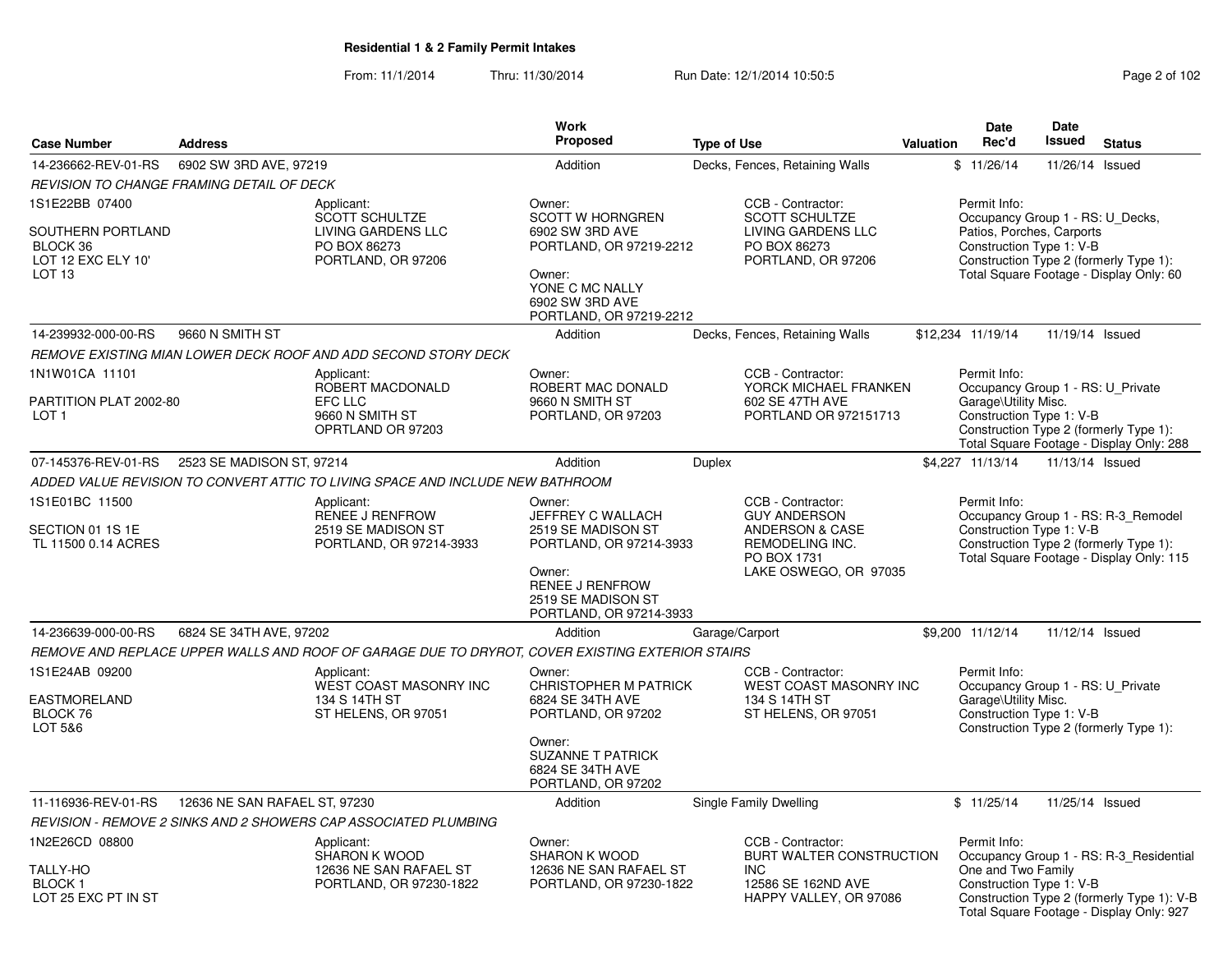# Residential 1 & 2 Family Permit Intakes

From: 11/1/2014 Thru: 11/30/2014 Run Date: 12/1/2014 10:50:5

| Case Number | Address | Work Proposed | Type of Use | Valuation | Date Rec'd | Date Issued | Status |
|---|---|---|---|---|---|---|---|
| 14-236662-REV-01-RS | 6902 SW 3RD AVE, 97219 | Addition | Decks, Fences, Retaining Walls | $ | 11/26/14 | 11/26/14 | Issued |

*REVISION TO CHANGE FRAMING DETAIL OF DECK*

1S1E22BB 07400

SOUTHERN PORTLAND
BLOCK 36
LOT 12 EXC ELY 10'
LOT 13

Applicant:
SCOTT SCHULTZE
LIVING GARDENS LLC
PO BOX 86273
PORTLAND, OR 97206

Owner:
SCOTT W HORNGREN
6902 SW 3RD AVE
PORTLAND, OR 97219-2212

Owner:
YONE C MC NALLY
6902 SW 3RD AVE
PORTLAND, OR 97219-2212

CCB - Contractor:
SCOTT SCHULTZE
LIVING GARDENS LLC
PO BOX 86273
PORTLAND, OR 97206

Permit Info:
Occupancy Group 1 - RS: U_Decks, Patios, Porches, Carports
Construction Type 1: V-B
Construction Type 2 (formerly Type 1):
Total Square Footage - Display Only: 60

| Case Number | Address | Work Proposed | Type of Use | Valuation | Date Rec'd | Date Issued | Status |
|---|---|---|---|---|---|---|---|
| 14-239932-000-00-RS | 9660 N SMITH ST | Addition | Decks, Fences, Retaining Walls | $12,234 | 11/19/14 | 11/19/14 | Issued |

*REMOVE EXISTING MIAN LOWER DECK ROOF AND ADD SECOND STORY DECK*

1N1W01CA 11101

PARTITION PLAT 2002-80
LOT 1

Applicant:
ROBERT MACDONALD
EFC LLC
9660 N SMITH ST
OPRTLAND OR 97203

Owner:
ROBERT MAC DONALD
9660 N SMITH ST
PORTLAND, OR 97203

CCB - Contractor:
YORCK MICHAEL FRANKEN
602 SE 47TH AVE
PORTLAND OR 972151713

Permit Info:
Occupancy Group 1 - RS: U_Private Garage\Utility Misc.
Construction Type 1: V-B
Construction Type 2 (formerly Type 1):
Total Square Footage - Display Only: 288

| Case Number | Address | Work Proposed | Type of Use | Valuation | Date Rec'd | Date Issued | Status |
|---|---|---|---|---|---|---|---|
| 07-145376-REV-01-RS | 2523 SE MADISON ST, 97214 | Addition | Duplex | $4,227 | 11/13/14 | 11/13/14 | Issued |

*ADDED VALUE REVISION TO CONVERT ATTIC TO LIVING SPACE AND INCLUDE NEW BATHROOM*

1S1E01BC 11500

SECTION 01 1S 1E
TL 11500 0.14 ACRES

Applicant:
RENEE J RENFROW
2519 SE MADISON ST
PORTLAND, OR 97214-3933

Owner:
JEFFREY C WALLACH
2519 SE MADISON ST
PORTLAND, OR 97214-3933

Owner:
RENEE J RENFROW
2519 SE MADISON ST
PORTLAND, OR 97214-3933

CCB - Contractor:
GUY ANDERSON
ANDERSON & CASE
REMODELING INC.
PO BOX 1731
LAKE OSWEGO, OR 97035

Permit Info:
Occupancy Group 1 - RS: R-3_Remodel
Construction Type 1: V-B
Construction Type 2 (formerly Type 1):
Total Square Footage - Display Only: 115

| Case Number | Address | Work Proposed | Type of Use | Valuation | Date Rec'd | Date Issued | Status |
|---|---|---|---|---|---|---|---|
| 14-236639-000-00-RS | 6824 SE 34TH AVE, 97202 | Addition | Garage/Carport | $9,200 | 11/12/14 | 11/12/14 | Issued |

*REMOVE AND REPLACE UPPER WALLS AND ROOF OF GARAGE DUE TO DRYROT, COVER EXISTING EXTERIOR STAIRS*

1S1E24AB 09200

EASTMORELAND
BLOCK 76
LOT 5&6

Applicant:
WEST COAST MASONRY INC
134 S 14TH ST
ST HELENS, OR 97051

Owner:
CHRISTOPHER M PATRICK
6824 SE 34TH AVE
PORTLAND, OR 97202

Owner:
SUZANNE T PATRICK
6824 SE 34TH AVE
PORTLAND, OR 97202

CCB - Contractor:
WEST COAST MASONRY INC
134 S 14TH ST
ST HELENS, OR 97051

Permit Info:
Occupancy Group 1 - RS: U_Private Garage\Utility Misc.
Construction Type 1: V-B
Construction Type 2 (formerly Type 1):

| Case Number | Address | Work Proposed | Type of Use | Valuation | Date Rec'd | Date Issued | Status |
|---|---|---|---|---|---|---|---|
| 11-116936-REV-01-RS | 12636 NE SAN RAFAEL ST, 97230 | Addition | Single Family Dwelling | $ | 11/25/14 | 11/25/14 | Issued |

*REVISION - REMOVE 2 SINKS AND 2 SHOWERS CAP ASSOCIATED PLUMBING*

1N2E26CD 08800

TALLY-HO
BLOCK 1
LOT 25 EXC PT IN ST

Applicant:
SHARON K WOOD
12636 NE SAN RAFAEL ST
PORTLAND, OR 97230-1822

Owner:
SHARON K WOOD
12636 NE SAN RAFAEL ST
PORTLAND, OR 97230-1822

CCB - Contractor:
BURT WALTER CONSTRUCTION INC
12586 SE 162ND AVE
HAPPY VALLEY, OR 97086

Permit Info:
Occupancy Group 1 - RS: R-3_Residential One and Two Family
Construction Type 1: V-B
Construction Type 2 (formerly Type 1): V-B
Total Square Footage - Display Only: 927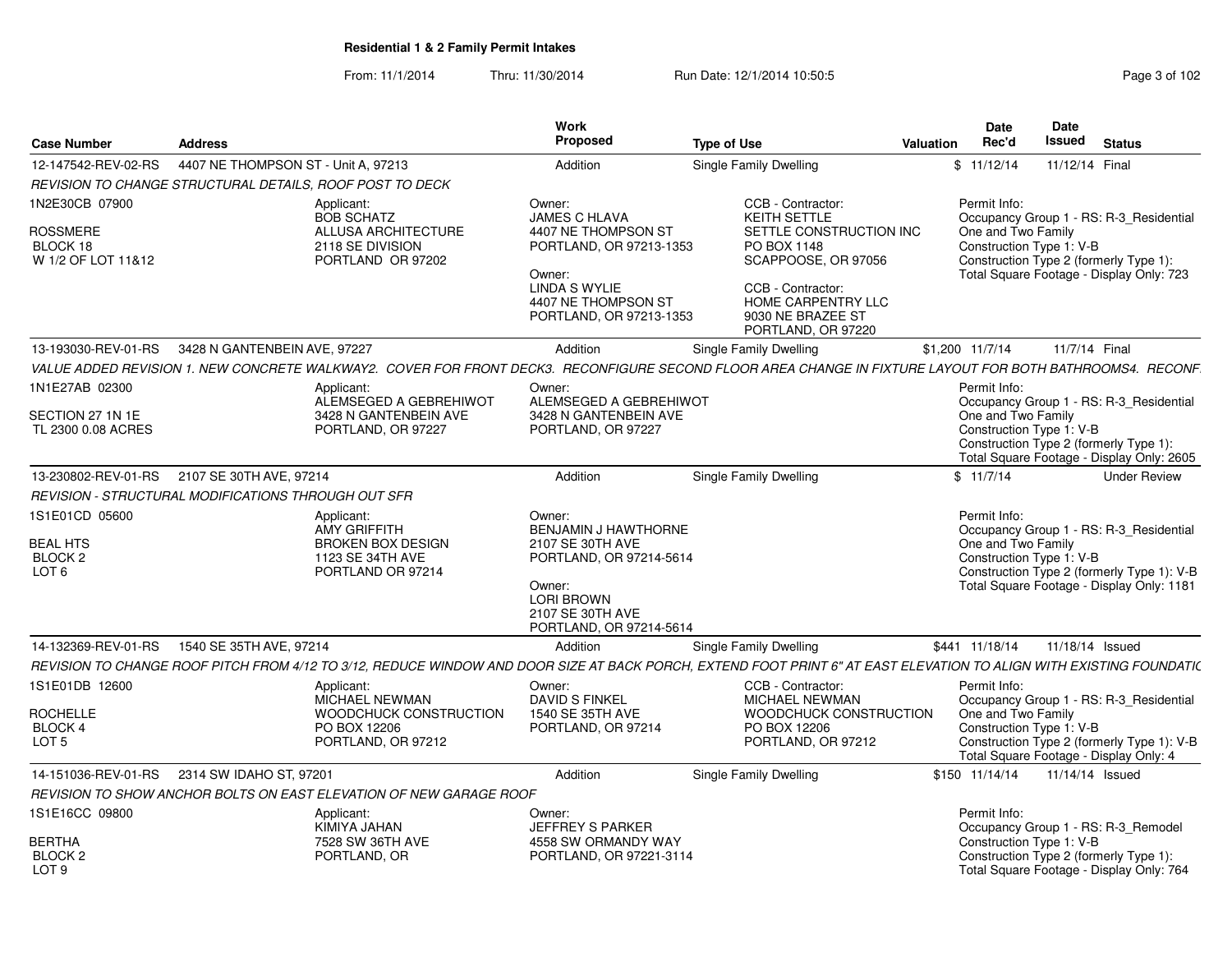**Residential 1 & 2 Family Permit Intakes**

From: 11/1/2014 Thru: 11/30/2014 Run Date: 12/1/2014 10:50:5

| Case Number | Address | Work Proposed | Type of Use | Valuation | Date Rec'd | Date Issued | Status |
|---|---|---|---|---|---|---|---|
| 12-147542-REV-02-RS | 4407 NE THOMPSON ST - Unit A, 97213 | Addition | Single Family Dwelling | $ | 11/12/14 | 11/12/14 | Final |

*REVISION TO CHANGE STRUCTURAL DETAILS, ROOF POST TO DECK*

1N2E30CB 07900
ROSSMERE
BLOCK 18
W 1/2 OF LOT 11&12

Applicant:
BOB SCHATZ
ALLUSA ARCHITECTURE
2118 SE DIVISION
PORTLAND OR 97202

Owner:
JAMES C HLAVA
4407 NE THOMPSON ST
PORTLAND, OR 97213-1353

Owner:
LINDA S WYLIE
4407 NE THOMPSON ST
PORTLAND, OR 97213-1353

CCB - Contractor:
KEITH SETTLE
SETTLE CONSTRUCTION INC
PO BOX 1148
SCAPPOOSE, OR 97056

CCB - Contractor:
HOME CARPENTRY LLC
9030 NE BRAZEE ST
PORTLAND, OR 97220

Permit Info:
Occupancy Group 1 - RS: R-3_Residential One and Two Family
Construction Type 1: V-B
Construction Type 2 (formerly Type 1):
Total Square Footage - Display Only: 723

| Case Number | Address | Work Proposed | Type of Use | Valuation | Date Rec'd | Date Issued | Status |
|---|---|---|---|---|---|---|---|
| 13-193030-REV-01-RS | 3428 N GANTENBEIN AVE, 97227 | Addition | Single Family Dwelling | $1,200 | 11/7/14 | 11/7/14 | Final |

*VALUE ADDED REVISION 1. NEW CONCRETE WALKWAY2. COVER FOR FRONT DECK3. RECONFIGURE SECOND FLOOR AREA CHANGE IN FIXTURE LAYOUT FOR BOTH BATHROOMS4. RECONF*

1N1E27AB 02300
SECTION 27 1N 1E
TL 2300 0.08 ACRES

Applicant:
ALEMSEGED A GEBREHIWOT
3428 N GANTENBEIN AVE
PORTLAND, OR 97227

Owner:
ALEMSEGED A GEBREHIWOT
3428 N GANTENBEIN AVE
PORTLAND, OR 97227

Permit Info:
Occupancy Group 1 - RS: R-3_Residential One and Two Family
Construction Type 1: V-B
Construction Type 2 (formerly Type 1):
Total Square Footage - Display Only: 2605

| Case Number | Address | Work Proposed | Type of Use | Valuation | Date Rec'd | Date Issued | Status |
|---|---|---|---|---|---|---|---|
| 13-230802-REV-01-RS | 2107 SE 30TH AVE, 97214 | Addition | Single Family Dwelling | $ | 11/7/14 | | Under Review |

*REVISION - STRUCTURAL MODIFICATIONS THROUGH OUT SFR*

1S1E01CD 05600
BEAL HTS
BLOCK 2
LOT 6

Applicant:
AMY GRIFFITH
BROKEN BOX DESIGN
1123 SE 34TH AVE
PORTLAND OR 97214

Owner:
BENJAMIN J HAWTHORNE
2107 SE 30TH AVE
PORTLAND, OR 97214-5614

Owner:
LORI BROWN
2107 SE 30TH AVE
PORTLAND, OR 97214-5614

Permit Info:
Occupancy Group 1 - RS: R-3_Residential One and Two Family
Construction Type 1: V-B
Construction Type 2 (formerly Type 1): V-B
Total Square Footage - Display Only: 1181

| Case Number | Address | Work Proposed | Type of Use | Valuation | Date Rec'd | Date Issued | Status |
|---|---|---|---|---|---|---|---|
| 14-132369-REV-01-RS | 1540 SE 35TH AVE, 97214 | Addition | Single Family Dwelling | $441 | 11/18/14 | 11/18/14 | Issued |

*REVISION TO CHANGE ROOF PITCH FROM 4/12 TO 3/12, REDUCE WINDOW AND DOOR SIZE AT BACK PORCH, EXTEND FOOT PRINT 6" AT EAST ELEVATION TO ALIGN WITH EXISTING FOUNDATIC*

1S1E01DB 12600
ROCHELLE
BLOCK 4
LOT 5

Applicant:
MICHAEL NEWMAN
WOODCHUCK CONSTRUCTION
PO BOX 12206
PORTLAND, OR 97212

Owner:
DAVID S FINKEL
1540 SE 35TH AVE
PORTLAND, OR 97214

CCB - Contractor:
MICHAEL NEWMAN
WOODCHUCK CONSTRUCTION
PO BOX 12206
PORTLAND, OR 97212

Permit Info:
Occupancy Group 1 - RS: R-3_Residential One and Two Family
Construction Type 1: V-B
Construction Type 2 (formerly Type 1): V-B
Total Square Footage - Display Only: 4

| Case Number | Address | Work Proposed | Type of Use | Valuation | Date Rec'd | Date Issued | Status |
|---|---|---|---|---|---|---|---|
| 14-151036-REV-01-RS | 2314 SW IDAHO ST, 97201 | Addition | Single Family Dwelling | $150 | 11/14/14 | 11/14/14 | Issued |

*REVISION TO SHOW ANCHOR BOLTS ON EAST ELEVATION OF NEW GARAGE ROOF*

1S1E16CC 09800
BERTHA
BLOCK 2
LOT 9

Applicant:
KIMIYA JAHAN
7528 SW 36TH AVE
PORTLAND, OR

Owner:
JEFFREY S PARKER
4558 SW ORMANDY WAY
PORTLAND, OR 97221-3114

Permit Info:
Occupancy Group 1 - RS: R-3_Remodel
Construction Type 1: V-B
Construction Type 2 (formerly Type 1):
Total Square Footage - Display Only: 764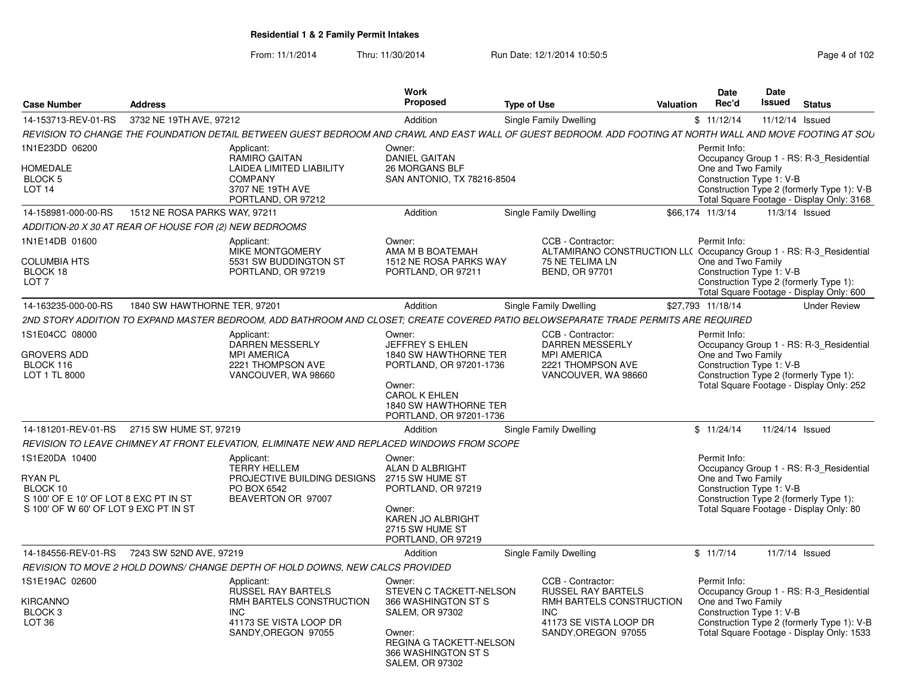## Residential 1 & 2 Family Permit Intakes

From: 11/1/2014 Thru: 11/30/2014 Run Date: 12/1/2014 10:50:5

| Case Number | Address | Work Proposed | Type of Use | Valuation | Date Rec'd | Date Issued | Status |
|---|---|---|---|---|---|---|---|
| 14-153713-REV-01-RS | 3732 NE 19TH AVE, 97212 | Addition | Single Family Dwelling | $ | 11/12/14 | 11/12/14 | Issued |

REVISION TO CHANGE THE FOUNDATION DETAIL BETWEEN GUEST BEDROOM AND CRAWL AND EAST WALL OF GUEST BEDROOM. ADD FOOTING AT NORTH WALL AND MOVE FOOTING AT SOU

1N1E23DD 06200
HOMEDALE
BLOCK 5
LOT 14

Applicant:
RAMIRO GAITAN
LAIDEA LIMITED LIABILITY COMPANY
3707 NE 19TH AVE
PORTLAND, OR 97212

Owner:
DANIEL GAITAN
26 MORGANS BLF
SAN ANTONIO, TX 78216-8504

Permit Info:
Occupancy Group 1 - RS: R-3_Residential One and Two Family
Construction Type 1: V-B
Construction Type 2 (formerly Type 1): V-B
Total Square Footage - Display Only: 3168

| Case Number | Address | Work Proposed | Type of Use | Valuation | Date Rec'd | Date Issued | Status |
|---|---|---|---|---|---|---|---|
| 14-158981-000-00-RS | 1512 NE ROSA PARKS WAY, 97211 | Addition | Single Family Dwelling | $66,174 | 11/3/14 | 11/3/14 | Issued |

ADDITION-20 X 30 AT REAR OF HOUSE FOR (2) NEW BEDROOMS

1N1E14DB 01600
COLUMBIA HTS
BLOCK 18
LOT 7

Applicant:
MIKE MONTGOMERY
5531 SW BUDDINGTON ST
PORTLAND, OR 97219

Owner:
AMA M B BOATEMAH
1512 NE ROSA PARKS WAY
PORTLAND, OR 97211

CCB - Contractor:
ALTAMIRANO CONSTRUCTION LLC
75 NE TELIMA LN
BEND, OR 97701

Permit Info:
Occupancy Group 1 - RS: R-3_Residential One and Two Family
Construction Type 1: V-B
Construction Type 2 (formerly Type 1):
Total Square Footage - Display Only: 600

| Case Number | Address | Work Proposed | Type of Use | Valuation | Date Rec'd | Date Issued | Status |
|---|---|---|---|---|---|---|---|
| 14-163235-000-00-RS | 1840 SW HAWTHORNE TER, 97201 | Addition | Single Family Dwelling | $27,793 | 11/18/14 | | Under Review |

2ND STORY ADDITION TO EXPAND MASTER BEDROOM, ADD BATHROOM AND CLOSET; CREATE COVERED PATIO BELOWSEPARATE TRADE PERMITS ARE REQUIRED

1S1E04CC 08000
GROVERS ADD
BLOCK 116
LOT 1 TL 8000

Applicant:
DARREN MESSERLY
MPI AMERICA
2221 THOMPSON AVE
VANCOUVER, WA 98660

Owner:
JEFFREY S EHLEN
1840 SW HAWTHORNE TER
PORTLAND, OR 97201-1736

Owner:
CAROL K EHLEN
1840 SW HAWTHORNE TER
PORTLAND, OR 97201-1736

CCB - Contractor:
DARREN MESSERLY
MPI AMERICA
2221 THOMPSON AVE
VANCOUVER, WA 98660

Permit Info:
Occupancy Group 1 - RS: R-3_Residential One and Two Family
Construction Type 1: V-B
Construction Type 2 (formerly Type 1):
Total Square Footage - Display Only: 252

| Case Number | Address | Work Proposed | Type of Use | Valuation | Date Rec'd | Date Issued | Status |
|---|---|---|---|---|---|---|---|
| 14-181201-REV-01-RS | 2715 SW HUME ST, 97219 | Addition | Single Family Dwelling | $ | 11/24/14 | 11/24/14 | Issued |

REVISION TO LEAVE CHIMNEY AT FRONT ELEVATION, ELIMINATE NEW AND REPLACED WINDOWS FROM SCOPE

1S1E20DA 10400
RYAN PL
BLOCK 10
S 100' OF E 10' OF LOT 8 EXC PT IN ST
S 100' OF W 60' OF LOT 9 EXC PT IN ST

Applicant:
TERRY HELLEM
PROJECTIVE BUILDING DESIGNS
PO BOX 6542
BEAVERTON OR 97007

Owner:
ALAN D ALBRIGHT
2715 SW HUME ST
PORTLAND, OR 97219

Owner:
KAREN JO ALBRIGHT
2715 SW HUME ST
PORTLAND, OR 97219

Permit Info:
Occupancy Group 1 - RS: R-3_Residential One and Two Family
Construction Type 1: V-B
Construction Type 2 (formerly Type 1):
Total Square Footage - Display Only: 80

| Case Number | Address | Work Proposed | Type of Use | Valuation | Date Rec'd | Date Issued | Status |
|---|---|---|---|---|---|---|---|
| 14-184556-REV-01-RS | 7243 SW 52ND AVE, 97219 | Addition | Single Family Dwelling | $ | 11/7/14 | 11/7/14 | Issued |

REVISION TO MOVE 2 HOLD DOWNS/ CHANGE DEPTH OF HOLD DOWNS, NEW CALCS PROVIDED

1S1E19AC 02600
KIRCANNO
BLOCK 3
LOT 36

Applicant:
RUSSEL RAY BARTELS
RMH BARTELS CONSTRUCTION INC
41173 SE VISTA LOOP DR
SANDY,OREGON 97055

Owner:
STEVEN C TACKETT-NELSON
366 WASHINGTON ST S
SALEM, OR 97302

Owner:
REGINA G TACKETT-NELSON
366 WASHINGTON ST S
SALEM, OR 97302

CCB - Contractor:
RUSSEL RAY BARTELS
RMH BARTELS CONSTRUCTION INC
41173 SE VISTA LOOP DR
SANDY,OREGON 97055

Permit Info:
Occupancy Group 1 - RS: R-3_Residential One and Two Family
Construction Type 1: V-B
Construction Type 2 (formerly Type 1): V-B
Total Square Footage - Display Only: 1533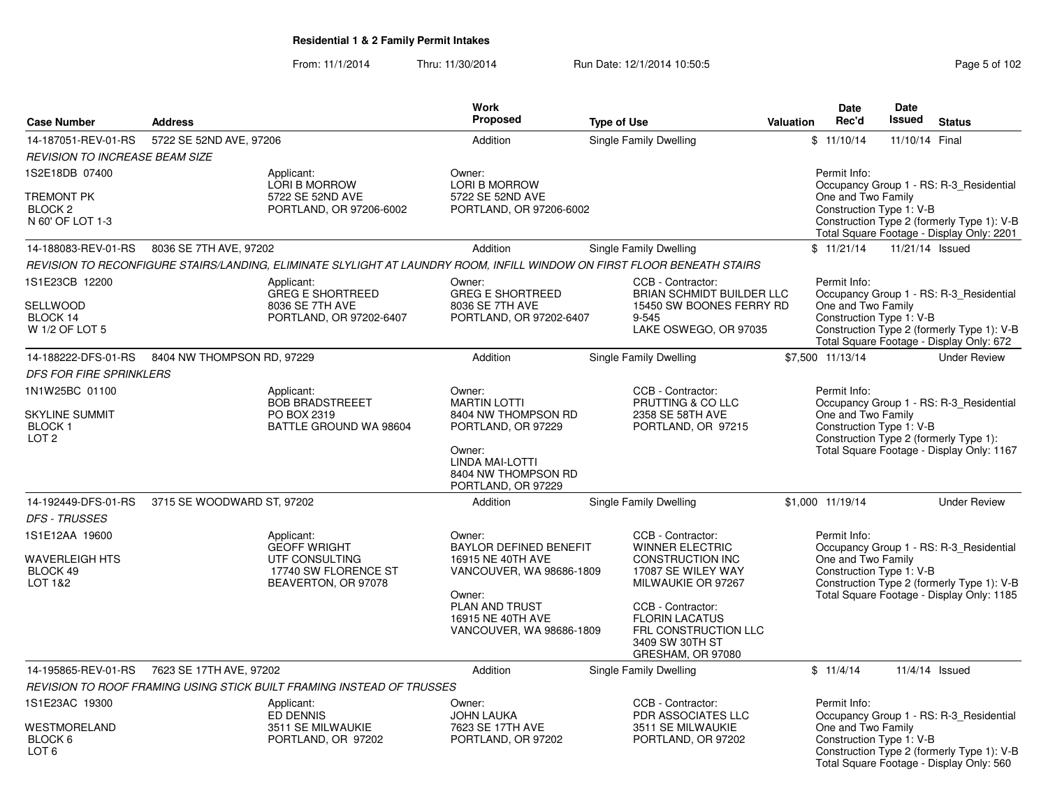# Residential 1 & 2 Family Permit Intakes

From: 11/1/2014 Thru: 11/30/2014 Run Date: 12/1/2014 10:50:5

| Case Number | Address | Work Proposed | Type of Use | Valuation | Date Rec'd | Date Issued | Status |
|---|---|---|---|---|---|---|---|
| 14-187051-REV-01-RS | 5722 SE 52ND AVE, 97206 | Addition | Single Family Dwelling | $ | 11/10/14 | 11/10/14 | Final |

*REVISION TO INCREASE BEAM SIZE*

1S2E18DB 07400
TREMONT PK
BLOCK 2
N 60' OF LOT 1-3

Applicant: LORI B MORROW, 5722 SE 52ND AVE, PORTLAND, OR 97206-6002

Owner: LORI B MORROW, 5722 SE 52ND AVE, PORTLAND, OR 97206-6002

Permit Info: Occupancy Group 1 - RS: R-3_Residential One and Two Family; Construction Type 1: V-B; Construction Type 2 (formerly Type 1): V-B; Total Square Footage - Display Only: 2201

| Case Number | Address | Work Proposed | Type of Use | Valuation | Date Rec'd | Date Issued | Status |
|---|---|---|---|---|---|---|---|
| 14-188083-REV-01-RS | 8036 SE 7TH AVE, 97202 | Addition | Single Family Dwelling | $ | 11/21/14 | 11/21/14 | Issued |

*REVISION TO RECONFIGURE STAIRS/LANDING, ELIMINATE SLYLIGHT AT LAUNDRY ROOM, INFILL WINDOW ON FIRST FLOOR BENEATH STAIRS*

1S1E23CB 12200
SELLWOOD
BLOCK 14
W 1/2 OF LOT 5

Applicant: GREG E SHORTREED, 8036 SE 7TH AVE, PORTLAND, OR 97202-6407

Owner: GREG E SHORTREED, 8036 SE 7TH AVE, PORTLAND, OR 97202-6407

CCB - Contractor: BRIAN SCHMIDT BUILDER LLC, 15450 SW BOONES FERRY RD 9-545, LAKE OSWEGO, OR 97035

Permit Info: Occupancy Group 1 - RS: R-3_Residential One and Two Family; Construction Type 1: V-B; Construction Type 2 (formerly Type 1): V-B; Total Square Footage - Display Only: 672

| Case Number | Address | Work Proposed | Type of Use | Valuation | Date Rec'd | Date Issued | Status |
|---|---|---|---|---|---|---|---|
| 14-188222-DFS-01-RS | 8404 NW THOMPSON RD, 97229 | Addition | Single Family Dwelling | $7,500 | 11/13/14 | | Under Review |

*DFS FOR FIRE SPRINKLERS*

1N1W25BC 01100
SKYLINE SUMMIT
BLOCK 1
LOT 2

Applicant: BOB BRADSTREEET, PO BOX 2319, BATTLE GROUND WA 98604

Owner: MARTIN LOTTI, 8404 NW THOMPSON RD, PORTLAND, OR 97229

Owner: LINDA MAI-LOTTI, 8404 NW THOMPSON RD, PORTLAND, OR 97229

CCB - Contractor: PRUTTING & CO LLC, 2358 SE 58TH AVE, PORTLAND, OR 97215

Permit Info: Occupancy Group 1 - RS: R-3_Residential One and Two Family; Construction Type 1: V-B; Construction Type 2 (formerly Type 1):; Total Square Footage - Display Only: 1167

| Case Number | Address | Work Proposed | Type of Use | Valuation | Date Rec'd | Date Issued | Status |
|---|---|---|---|---|---|---|---|
| 14-192449-DFS-01-RS | 3715 SE WOODWARD ST, 97202 | Addition | Single Family Dwelling | $1,000 | 11/19/14 | | Under Review |

*DFS - TRUSSES*

1S1E12AA 19600
WAVERLEIGH HTS
BLOCK 49
LOT 1&2

Applicant: GEOFF WRIGHT, UTF CONSULTING, 17740 SW FLORENCE ST, BEAVERTON, OR 97078

Owner: BAYLOR DEFINED BENEFIT, 16915 NE 40TH AVE, VANCOUVER, WA 98686-1809

Owner: PLAN AND TRUST, 16915 NE 40TH AVE, VANCOUVER, WA 98686-1809

CCB - Contractor: WINNER ELECTRIC CONSTRUCTION INC, 17087 SE WILEY WAY, MILWAUKIE OR 97267

CCB - Contractor: FLORIN LACATUS, FRL CONSTRUCTION LLC, 3409 SW 30TH ST, GRESHAM, OR 97080

Permit Info: Occupancy Group 1 - RS: R-3_Residential One and Two Family; Construction Type 1: V-B; Construction Type 2 (formerly Type 1): V-B; Total Square Footage - Display Only: 1185

| Case Number | Address | Work Proposed | Type of Use | Valuation | Date Rec'd | Date Issued | Status |
|---|---|---|---|---|---|---|---|
| 14-195865-REV-01-RS | 7623 SE 17TH AVE, 97202 | Addition | Single Family Dwelling | $ | 11/4/14 | 11/4/14 | Issued |

*REVISION TO ROOF FRAMING USING STICK BUILT FRAMING INSTEAD OF TRUSSES*

1S1E23AC 19300
WESTMORELAND
BLOCK 6
LOT 6

Applicant: ED DENNIS, 3511 SE MILWAUKIE, PORTLAND, OR 97202

Owner: JOHN LAUKA, 7623 SE 17TH AVE, PORTLAND, OR 97202

CCB - Contractor: PDR ASSOCIATES LLC, 3511 SE MILWAUKIE, PORTLAND, OR 97202

Permit Info: Occupancy Group 1 - RS: R-3_Residential One and Two Family; Construction Type 1: V-B; Construction Type 2 (formerly Type 1): V-B; Total Square Footage - Display Only: 560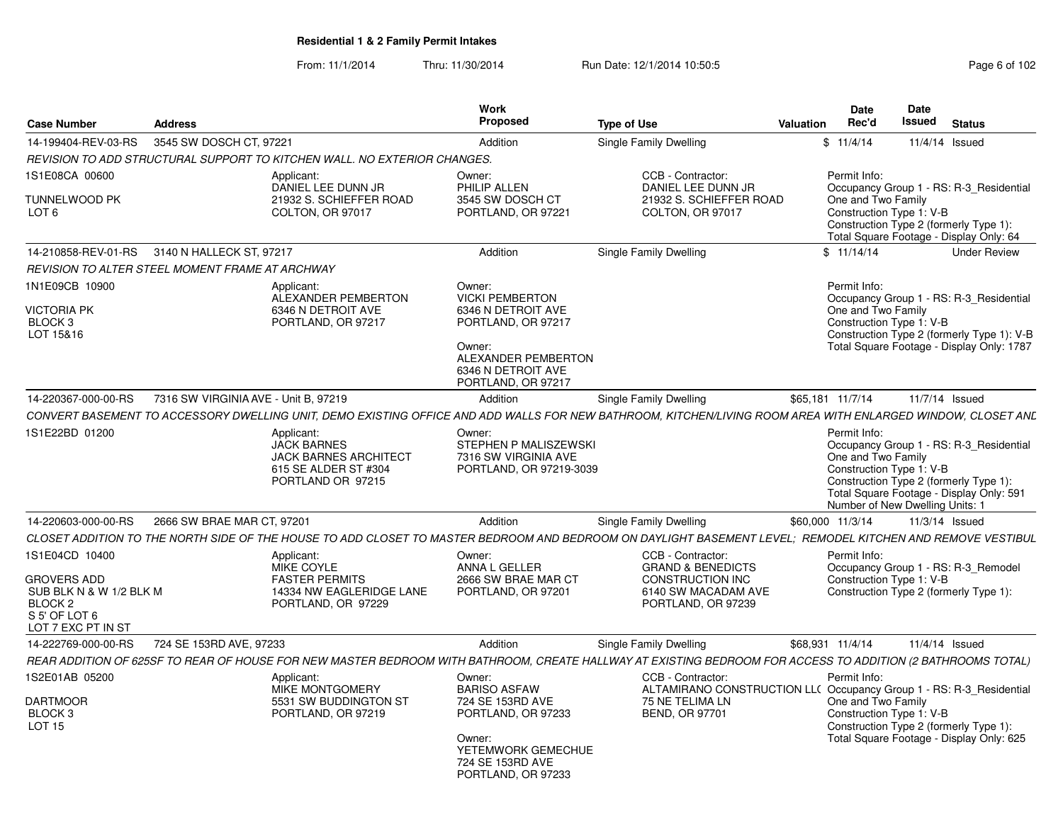## Residential 1 & 2 Family Permit Intakes

From: 11/1/2014 Thru: 11/30/2014 Run Date: 12/1/2014 10:50:5

| Case Number | Address | Work Proposed | Type of Use | Valuation | Date Rec'd | Date Issued | Status |
|---|---|---|---|---|---|---|---|
| 14-199404-REV-03-RS | 3545 SW DOSCH CT, 97221 | Addition | Single Family Dwelling | $ | 11/4/14 | 11/4/14 | Issued |
| 14-210858-REV-01-RS | 3140 N HALLECK ST, 97217 | Addition | Single Family Dwelling | $ | 11/14/14 | | Under Review |
| 14-220367-000-00-RS | 7316 SW VIRGINIA AVE - Unit B, 97219 | Addition | Single Family Dwelling | $65,181 | 11/7/14 | 11/7/14 | Issued |
| 14-220603-000-00-RS | 2666 SW BRAE MAR CT, 97201 | Addition | Single Family Dwelling | $60,000 | 11/3/14 | 11/3/14 | Issued |
| 14-222769-000-00-RS | 724 SE 153RD AVE, 97233 | Addition | Single Family Dwelling | $68,931 | 11/4/14 | 11/4/14 | Issued |

### 14-199404-REV-03-RS — 3545 SW DOSCH CT, 97221

*REVISION TO ADD STRUCTURAL SUPPORT TO KITCHEN WALL. NO EXTERIOR CHANGES.*

1S1E08CA 00600
TUNNELWOOD PK
LOT 6

Applicant:
DANIEL LEE DUNN JR
21932 S. SCHIEFFER ROAD
COLTON, OR 97017

Owner:
PHILIP ALLEN
3545 SW DOSCH CT
PORTLAND, OR 97221

CCB - Contractor:
DANIEL LEE DUNN JR
21932 S. SCHIEFFER ROAD
COLTON, OR 97017

Permit Info:
Occupancy Group 1 - RS: R-3_Residential One and Two Family
Construction Type 1: V-B
Construction Type 2 (formerly Type 1):
Total Square Footage - Display Only: 64

### 14-210858-REV-01-RS — 3140 N HALLECK ST, 97217

*REVISION TO ALTER STEEL MOMENT FRAME AT ARCHWAY*

1N1E09CB 10900
VICTORIA PK
BLOCK 3
LOT 15&16

Applicant:
ALEXANDER PEMBERTON
6346 N DETROIT AVE
PORTLAND, OR 97217

Owner:
VICKI PEMBERTON
6346 N DETROIT AVE
PORTLAND, OR 97217

Owner:
ALEXANDER PEMBERTON
6346 N DETROIT AVE
PORTLAND, OR 97217

Permit Info:
Occupancy Group 1 - RS: R-3_Residential One and Two Family
Construction Type 1: V-B
Construction Type 2 (formerly Type 1): V-B
Total Square Footage - Display Only: 1787

### 14-220367-000-00-RS — 7316 SW VIRGINIA AVE - Unit B, 97219

*CONVERT BASEMENT TO ACCESSORY DWELLING UNIT, DEMO EXISTING OFFICE AND ADD WALLS FOR NEW BATHROOM, KITCHEN/LIVING ROOM AREA WITH ENLARGED WINDOW, CLOSET AND*

1S1E22BD 01200

Applicant:
JACK BARNES
JACK BARNES ARCHITECT
615 SE ALDER ST #304
PORTLAND OR 97215

Owner:
STEPHEN P MALISZEWSKI
7316 SW VIRGINIA AVE
PORTLAND, OR 97219-3039

Permit Info:
Occupancy Group 1 - RS: R-3_Residential One and Two Family
Construction Type 1: V-B
Construction Type 2 (formerly Type 1):
Total Square Footage - Display Only: 591
Number of New Dwelling Units: 1

### 14-220603-000-00-RS — 2666 SW BRAE MAR CT, 97201

*CLOSET ADDITION TO THE NORTH SIDE OF THE HOUSE TO ADD CLOSET TO MASTER BEDROOM AND BEDROOM ON DAYLIGHT BASEMENT LEVEL; REMODEL KITCHEN AND REMOVE VESTIBUL*

1S1E04CD 10400
GROVERS ADD
SUB BLK N & W 1/2 BLK M
BLOCK 2
S 5' OF LOT 6
LOT 7 EXC PT IN ST

Applicant:
MIKE COYLE
FASTER PERMITS
14334 NW EAGLERIDGE LANE
PORTLAND, OR 97229

Owner:
ANNA L GELLER
2666 SW BRAE MAR CT
PORTLAND, OR 97201

CCB - Contractor:
GRAND & BENEDICTS CONSTRUCTION INC
6140 SW MACADAM AVE
PORTLAND, OR 97239

Permit Info:
Occupancy Group 1 - RS: R-3_Remodel
Construction Type 1: V-B
Construction Type 2 (formerly Type 1):

### 14-222769-000-00-RS — 724 SE 153RD AVE, 97233

*REAR ADDITION OF 625SF TO REAR OF HOUSE FOR NEW MASTER BEDROOM WITH BATHROOM, CREATE HALLWAY AT EXISTING BEDROOM FOR ACCESS TO ADDITION (2 BATHROOMS TOTAL)*

1S2E01AB 05200
DARTMOOR
BLOCK 3
LOT 15

Applicant:
MIKE MONTGOMERY
5531 SW BUDDINGTON ST
PORTLAND, OR 97219

Owner:
BARISO ASFAW
724 SE 153RD AVE
PORTLAND, OR 97233

Owner:
YETEMWORK GEMECHUE
724 SE 153RD AVE
PORTLAND, OR 97233

CCB - Contractor:
ALTAMIRANO CONSTRUCTION LLC
75 NE TELIMA LN
BEND, OR 97701

Permit Info:
Occupancy Group 1 - RS: R-3_Residential One and Two Family
Construction Type 1: V-B
Construction Type 2 (formerly Type 1):
Total Square Footage - Display Only: 625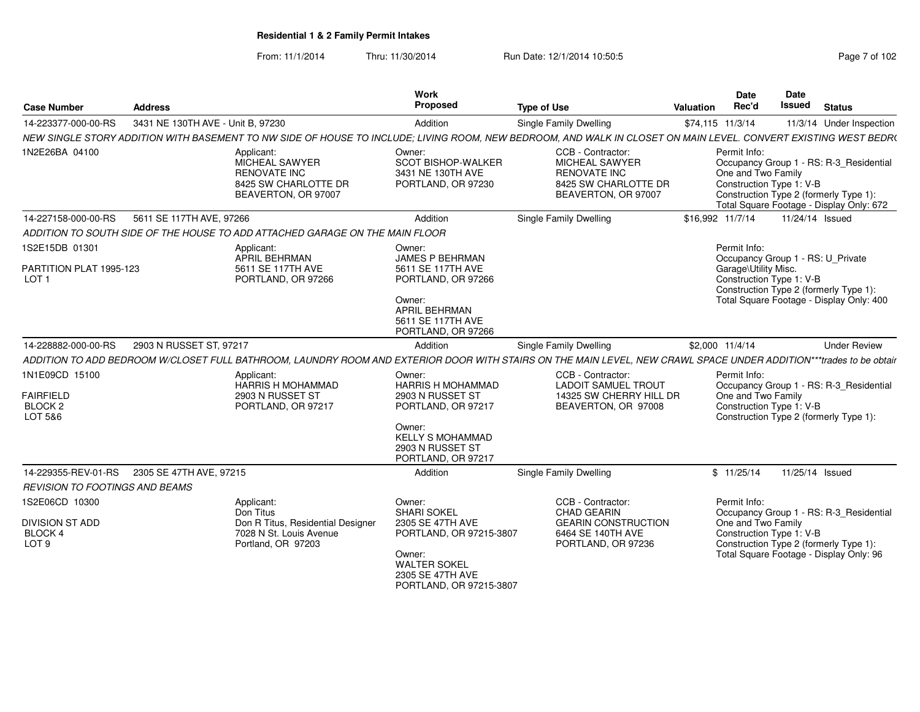**Residential 1 & 2 Family Permit Intakes**

From: 11/1/2014 Thru: 11/30/2014 Run Date: 12/1/2014 10:50:5

| Case Number | Address | Work Proposed | Type of Use | Valuation | Date Rec'd | Date Issued | Status |
|---|---|---|---|---|---|---|---|
| 14-223377-000-00-RS | 3431 NE 130TH AVE - Unit B, 97230 | Addition | Single Family Dwelling | $74,115 | 11/3/14 | 11/3/14 | Under Inspection |

NEW SINGLE STORY ADDITION WITH BASEMENT TO NW SIDE OF HOUSE TO INCLUDE; LIVING ROOM, NEW BEDROOM, AND WALK IN CLOSET ON MAIN LEVEL. CONVERT EXISTING WEST BEDR(

1N2E26BA 04100

Applicant: MICHEAL SAWYER, RENOVATE INC, 8425 SW CHARLOTTE DR, BEAVERTON, OR 97007

Owner: SCOT BISHOP-WALKER, 3431 NE 130TH AVE, PORTLAND, OR 97230

CCB - Contractor: MICHEAL SAWYER, RENOVATE INC, 8425 SW CHARLOTTE DR, BEAVERTON, OR 97007

Permit Info: Occupancy Group 1 - RS: R-3_Residential One and Two Family; Construction Type 1: V-B; Construction Type 2 (formerly Type 1):; Total Square Footage - Display Only: 672

| Case Number | Address | Work Proposed | Type of Use | Valuation | Date Rec'd | Date Issued | Status |
|---|---|---|---|---|---|---|---|
| 14-227158-000-00-RS | 5611 SE 117TH AVE, 97266 | Addition | Single Family Dwelling | $16,992 | 11/7/14 | 11/24/14 | Issued |

ADDITION TO SOUTH SIDE OF THE HOUSE TO ADD ATTACHED GARAGE ON THE MAIN FLOOR

1S2E15DB 01301

PARTITION PLAT 1995-123
LOT 1

Applicant: APRIL BEHRMAN, 5611 SE 117TH AVE, PORTLAND, OR 97266

Owner: JAMES P BEHRMAN, 5611 SE 117TH AVE, PORTLAND, OR 97266

Owner: APRIL BEHRMAN, 5611 SE 117TH AVE, PORTLAND, OR 97266

Permit Info: Occupancy Group 1 - RS: U_Private Garage\Utility Misc.; Construction Type 1: V-B; Construction Type 2 (formerly Type 1):; Total Square Footage - Display Only: 400

| Case Number | Address | Work Proposed | Type of Use | Valuation | Date Rec'd | Date Issued | Status |
|---|---|---|---|---|---|---|---|
| 14-228882-000-00-RS | 2903 N RUSSET ST, 97217 | Addition | Single Family Dwelling | $2,000 | 11/4/14 | | Under Review |

ADDITION TO ADD BEDROOM W/CLOSET FULL BATHROOM, LAUNDRY ROOM AND EXTERIOR DOOR WITH STAIRS ON THE MAIN LEVEL, NEW CRAWL SPACE UNDER ADDITION***trades to be obtair

1N1E09CD 15100

FAIRFIELD
BLOCK 2
LOT 5&6

Applicant: HARRIS H MOHAMMAD, 2903 N RUSSET ST, PORTLAND, OR 97217

Owner: HARRIS H MOHAMMAD, 2903 N RUSSET ST, PORTLAND, OR 97217

Owner: KELLY S MOHAMMAD, 2903 N RUSSET ST, PORTLAND, OR 97217

CCB - Contractor: LADOIT SAMUEL TROUT, 14325 SW CHERRY HILL DR, BEAVERTON, OR 97008

Permit Info: Occupancy Group 1 - RS: R-3_Residential One and Two Family; Construction Type 1: V-B; Construction Type 2 (formerly Type 1):

| Case Number | Address | Work Proposed | Type of Use | Valuation | Date Rec'd | Date Issued | Status |
|---|---|---|---|---|---|---|---|
| 14-229355-REV-01-RS | 2305 SE 47TH AVE, 97215 | Addition | Single Family Dwelling | $ | 11/25/14 | 11/25/14 | Issued |

REVISION TO FOOTINGS AND BEAMS

1S2E06CD 10300

DIVISION ST ADD
BLOCK 4
LOT 9

Applicant: Don Titus, Don R Titus, Residential Designer, 7028 N St. Louis Avenue, Portland, OR 97203

Owner: SHARI SOKEL, 2305 SE 47TH AVE, PORTLAND, OR 97215-3807

Owner: WALTER SOKEL, 2305 SE 47TH AVE, PORTLAND, OR 97215-3807

CCB - Contractor: CHAD GEARIN, GEARIN CONSTRUCTION, 6464 SE 140TH AVE, PORTLAND, OR 97236

Permit Info: Occupancy Group 1 - RS: R-3_Residential One and Two Family; Construction Type 1: V-B; Construction Type 2 (formerly Type 1):; Total Square Footage - Display Only: 96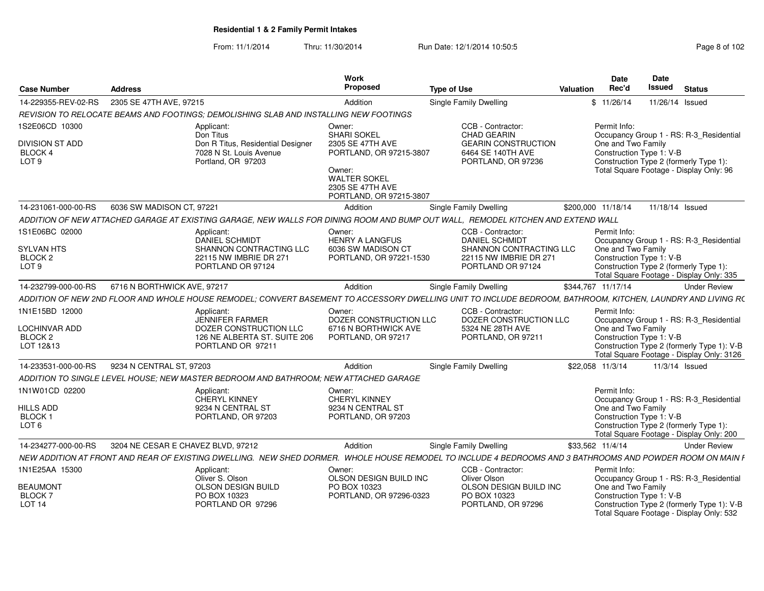# Residential 1 & 2 Family Permit Intakes

From: 11/1/2014 Thru: 11/30/2014 Run Date: 12/1/2014 10:50:5

| Case Number | Address | Work Proposed | Type of Use | Valuation | Date Rec'd | Date Issued | Status |
|---|---|---|---|---|---|---|---|
| 14-229355-REV-02-RS | 2305 SE 47TH AVE, 97215 | Addition | Single Family Dwelling | $ | 11/26/14 | 11/26/14 | Issued |

REVISION TO RELOCATE BEAMS AND FOOTINGS; DEMOLISHING SLAB AND INSTALLING NEW FOOTINGS

1S2E06CD 10300
DIVISION ST ADD
BLOCK 4
LOT 9

Applicant:
Don Titus
Don R Titus, Residential Designer
7028 N St. Louis Avenue
Portland, OR 97203

Owner:
SHARI SOKEL
2305 SE 47TH AVE
PORTLAND, OR 97215-3807

Owner:
WALTER SOKEL
2305 SE 47TH AVE
PORTLAND, OR 97215-3807

CCB - Contractor:
CHAD GEARIN
GEARIN CONSTRUCTION
6464 SE 140TH AVE
PORTLAND, OR 97236

Permit Info:
Occupancy Group 1 - RS: R-3_Residential One and Two Family
Construction Type 1: V-B
Construction Type 2 (formerly Type 1):
Total Square Footage - Display Only: 96

---

| Case Number | Address | Work Proposed | Type of Use | Valuation | Date Rec'd | Date Issued | Status |
|---|---|---|---|---|---|---|---|
| 14-231061-000-00-RS | 6036 SW MADISON CT, 97221 | Addition | Single Family Dwelling | $200,000 | 11/18/14 | 11/18/14 | Issued |

ADDITION OF NEW ATTACHED GARAGE AT EXISTING GARAGE, NEW WALLS FOR DINING ROOM AND BUMP OUT WALL, REMODEL KITCHEN AND EXTEND WALL

1S1E06BC 02000
SYLVAN HTS
BLOCK 2
LOT 9

Applicant:
DANIEL SCHMIDT
SHANNON CONTRACTING LLC
22115 NW IMBRIE DR 271
PORTLAND OR 97124

Owner:
HENRY A LANGFUS
6036 SW MADISON CT
PORTLAND, OR 97221-1530

CCB - Contractor:
DANIEL SCHMIDT
SHANNON CONTRACTING LLC
22115 NW IMBRIE DR 271
PORTLAND OR 97124

Permit Info:
Occupancy Group 1 - RS: R-3_Residential One and Two Family
Construction Type 1: V-B
Construction Type 2 (formerly Type 1):
Total Square Footage - Display Only: 335

---

| Case Number | Address | Work Proposed | Type of Use | Valuation | Date Rec'd | Date Issued | Status |
|---|---|---|---|---|---|---|---|
| 14-232799-000-00-RS | 6716 N BORTHWICK AVE, 97217 | Addition | Single Family Dwelling | $344,767 | 11/17/14 | | Under Review |

ADDITION OF NEW 2ND FLOOR AND WHOLE HOUSE REMODEL; CONVERT BASEMENT TO ACCESSORY DWELLING UNIT TO INCLUDE BEDROOM, BATHROOM, KITCHEN, LAUNDRY AND LIVING RC

1N1E15BD 12000
LOCHINVAR ADD
BLOCK 2
LOT 12&13

Applicant:
JENNIFER FARMER
DOZER CONSTRUCTION LLC
126 NE ALBERTA ST. SUITE 206
PORTLAND OR 97211

Owner:
DOZER CONSTRUCTION LLC
6716 N BORTHWICK AVE
PORTLAND, OR 97217

CCB - Contractor:
DOZER CONSTRUCTION LLC
5324 NE 28TH AVE
PORTLAND, OR 97211

Permit Info:
Occupancy Group 1 - RS: R-3_Residential One and Two Family
Construction Type 1: V-B
Construction Type 2 (formerly Type 1): V-B
Total Square Footage - Display Only: 3126

---

| Case Number | Address | Work Proposed | Type of Use | Valuation | Date Rec'd | Date Issued | Status |
|---|---|---|---|---|---|---|---|
| 14-233531-000-00-RS | 9234 N CENTRAL ST, 97203 | Addition | Single Family Dwelling | $22,058 | 11/3/14 | 11/3/14 | Issued |

ADDITION TO SINGLE LEVEL HOUSE; NEW MASTER BEDROOM AND BATHROOM; NEW ATTACHED GARAGE

1N1W01CD 02200
HILLS ADD
BLOCK 1
LOT 6

Applicant:
CHERYL KINNEY
9234 N CENTRAL ST
PORTLAND, OR 97203

Owner:
CHERYL KINNEY
9234 N CENTRAL ST
PORTLAND, OR 97203

Permit Info:
Occupancy Group 1 - RS: R-3_Residential One and Two Family
Construction Type 1: V-B
Construction Type 2 (formerly Type 1):
Total Square Footage - Display Only: 200

---

| Case Number | Address | Work Proposed | Type of Use | Valuation | Date Rec'd | Date Issued | Status |
|---|---|---|---|---|---|---|---|
| 14-234277-000-00-RS | 3204 NE CESAR E CHAVEZ BLVD, 97212 | Addition | Single Family Dwelling | $33,562 | 11/4/14 | | Under Review |

NEW ADDITION AT FRONT AND REAR OF EXISTING DWELLING. NEW SHED DORMER. WHOLE HOUSE REMODEL TO INCLUDE 4 BEDROOMS AND 3 BATHROOMS AND POWDER ROOM ON MAIN F

1N1E25AA 15300
BEAUMONT
BLOCK 7
LOT 14

Applicant:
Oliver S. Olson
OLSON DESIGN BUILD
PO BOX 10323
PORTLAND OR 97296

Owner:
OLSON DESIGN BUILD INC
PO BOX 10323
PORTLAND, OR 97296-0323

CCB - Contractor:
Oliver Olson
OLSON DESIGN BUILD INC
PO BOX 10323
PORTLAND, OR 97296

Permit Info:
Occupancy Group 1 - RS: R-3_Residential One and Two Family
Construction Type 1: V-B
Construction Type 2 (formerly Type 1): V-B
Total Square Footage - Display Only: 532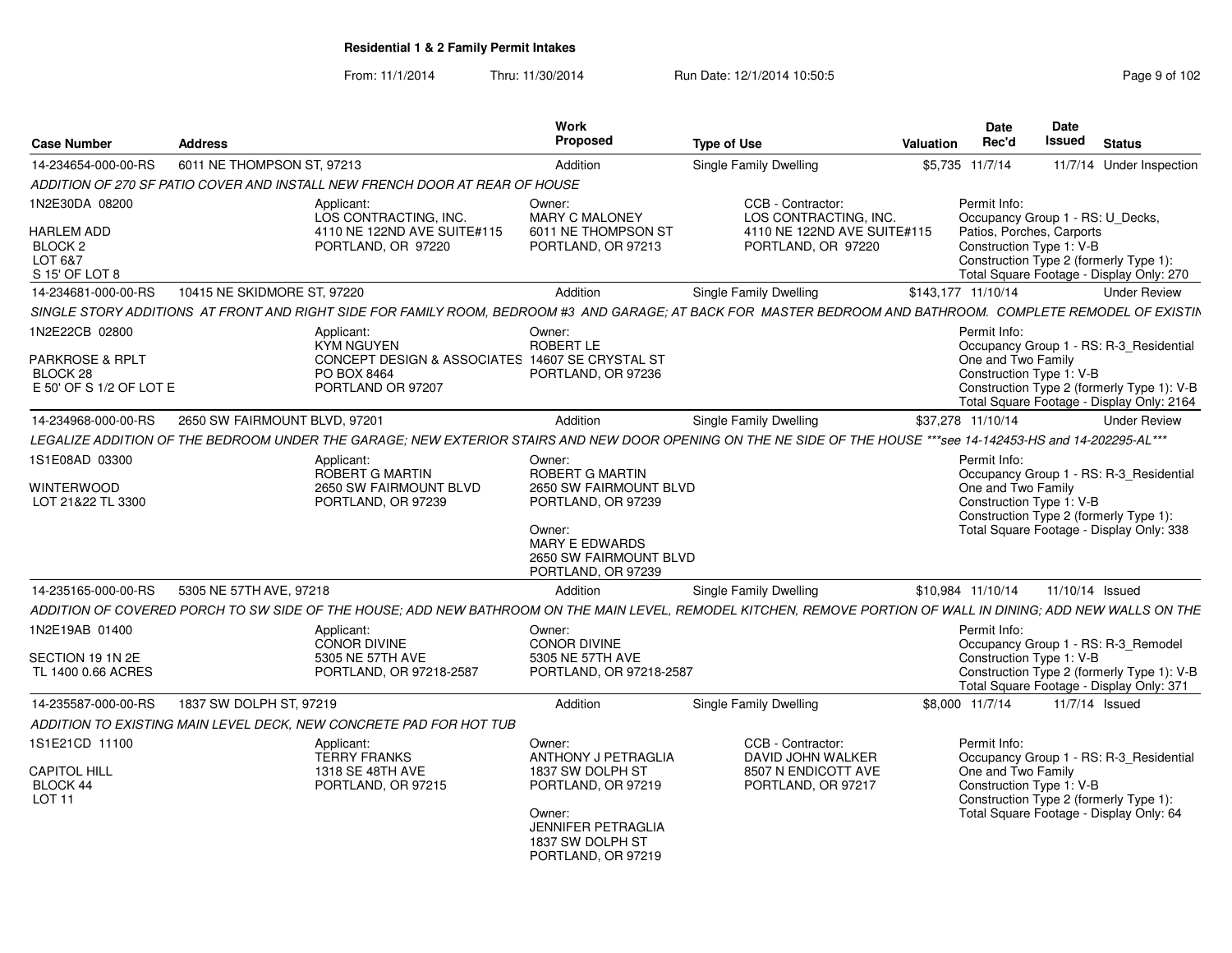**Residential 1 & 2 Family Permit Intakes**

From: 11/1/2014 Thru: 11/30/2014 Run Date: 12/1/2014 10:50:5

| Case Number | Address | Work Proposed | Type of Use | Valuation | Date Rec'd | Date Issued | Status |
|---|---|---|---|---|---|---|---|
| 14-234654-000-00-RS | 6011 NE THOMPSON ST, 97213 | Addition | Single Family Dwelling | $5,735 | 11/7/14 | 11/7/14 | Under Inspection |

*ADDITION OF 270 SF PATIO COVER AND INSTALL NEW FRENCH DOOR AT REAR OF HOUSE*

1N2E30DA 08200
HARLEM ADD
BLOCK 2
LOT 6&7
S 15' OF LOT 8

Applicant: LOS CONTRACTING, INC. 4110 NE 122ND AVE SUITE#115 PORTLAND, OR 97220

Owner: MARY C MALONEY 6011 NE THOMPSON ST PORTLAND, OR 97213

CCB - Contractor: LOS CONTRACTING, INC. 4110 NE 122ND AVE SUITE#115 PORTLAND, OR 97220

Permit Info: Occupancy Group 1 - RS: U_Decks, Patios, Porches, Carports; Construction Type 1: V-B; Construction Type 2 (formerly Type 1):; Total Square Footage - Display Only: 270

| Case Number | Address | Work Proposed | Type of Use | Valuation | Date Rec'd | Date Issued | Status |
|---|---|---|---|---|---|---|---|
| 14-234681-000-00-RS | 10415 NE SKIDMORE ST, 97220 | Addition | Single Family Dwelling | $143,177 | 11/10/14 | | Under Review |

*SINGLE STORY ADDITIONS AT FRONT AND RIGHT SIDE FOR FAMILY ROOM, BEDROOM #3 AND GARAGE; AT BACK FOR MASTER BEDROOM AND BATHROOM. COMPLETE REMODEL OF EXISTIN*

1N2E22CB 02800
PARKROSE & RPLT
BLOCK 28
E 50' OF S 1/2 OF LOT E

Applicant: KYM NGUYEN CONCEPT DESIGN & ASSOCIATES PO BOX 8464 PORTLAND OR 97207

Owner: ROBERT LE 14607 SE CRYSTAL ST PORTLAND, OR 97236

Permit Info: Occupancy Group 1 - RS: R-3_Residential One and Two Family; Construction Type 1: V-B; Construction Type 2 (formerly Type 1): V-B; Total Square Footage - Display Only: 2164

| Case Number | Address | Work Proposed | Type of Use | Valuation | Date Rec'd | Date Issued | Status |
|---|---|---|---|---|---|---|---|
| 14-234968-000-00-RS | 2650 SW FAIRMOUNT BLVD, 97201 | Addition | Single Family Dwelling | $37,278 | 11/10/14 | | Under Review |

*LEGALIZE ADDITION OF THE BEDROOM UNDER THE GARAGE; NEW EXTERIOR STAIRS AND NEW DOOR OPENING ON THE NE SIDE OF THE HOUSE ***see 14-142453-HS and 14-202295-AL****

1S1E08AD 03300
WINTERWOOD
LOT 21&22 TL 3300

Applicant: ROBERT G MARTIN 2650 SW FAIRMOUNT BLVD PORTLAND, OR 97239

Owner: ROBERT G MARTIN 2650 SW FAIRMOUNT BLVD PORTLAND, OR 97239

Owner: MARY E EDWARDS 2650 SW FAIRMOUNT BLVD PORTLAND, OR 97239

Permit Info: Occupancy Group 1 - RS: R-3_Residential One and Two Family; Construction Type 1: V-B; Construction Type 2 (formerly Type 1):; Total Square Footage - Display Only: 338

| Case Number | Address | Work Proposed | Type of Use | Valuation | Date Rec'd | Date Issued | Status |
|---|---|---|---|---|---|---|---|
| 14-235165-000-00-RS | 5305 NE 57TH AVE, 97218 | Addition | Single Family Dwelling | $10,984 | 11/10/14 | 11/10/14 | Issued |

*ADDITION OF COVERED PORCH TO SW SIDE OF THE HOUSE; ADD NEW BATHROOM ON THE MAIN LEVEL, REMODEL KITCHEN, REMOVE PORTION OF WALL IN DINING; ADD NEW WALLS ON THE*

1N2E19AB 01400
SECTION 19 1N 2E
TL 1400 0.66 ACRES

Applicant: CONOR DIVINE 5305 NE 57TH AVE PORTLAND, OR 97218-2587

Owner: CONOR DIVINE 5305 NE 57TH AVE PORTLAND, OR 97218-2587

Permit Info: Occupancy Group 1 - RS: R-3_Remodel; Construction Type 1: V-B; Construction Type 2 (formerly Type 1): V-B; Total Square Footage - Display Only: 371

| Case Number | Address | Work Proposed | Type of Use | Valuation | Date Rec'd | Date Issued | Status |
|---|---|---|---|---|---|---|---|
| 14-235587-000-00-RS | 1837 SW DOLPH ST, 97219 | Addition | Single Family Dwelling | $8,000 | 11/7/14 | 11/7/14 | Issued |

*ADDITION TO EXISTING MAIN LEVEL DECK, NEW CONCRETE PAD FOR HOT TUB*

1S1E21CD 11100
CAPITOL HILL
BLOCK 44
LOT 11

Applicant: TERRY FRANKS 1318 SE 48TH AVE PORTLAND, OR 97215

Owner: ANTHONY J PETRAGLIA 1837 SW DOLPH ST PORTLAND, OR 97219

Owner: JENNIFER PETRAGLIA 1837 SW DOLPH ST PORTLAND, OR 97219

CCB - Contractor: DAVID JOHN WALKER 8507 N ENDICOTT AVE PORTLAND, OR 97217

Permit Info: Occupancy Group 1 - RS: R-3_Residential One and Two Family; Construction Type 1: V-B; Construction Type 2 (formerly Type 1):; Total Square Footage - Display Only: 64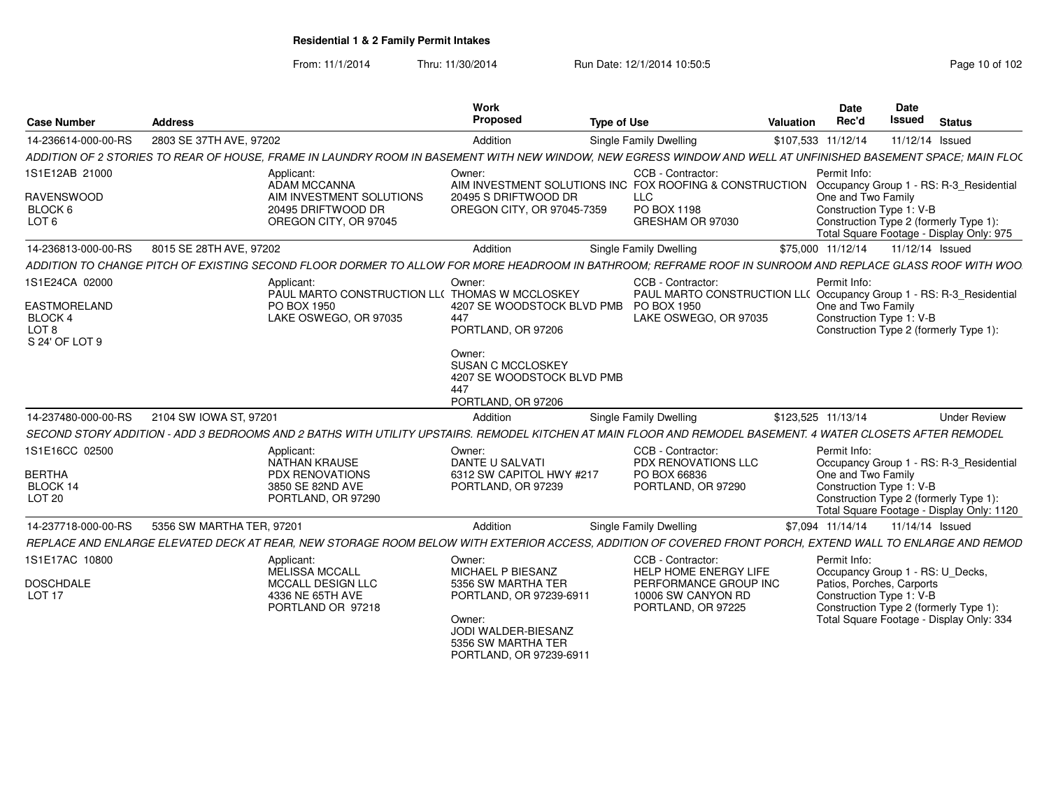**Residential 1 & 2 Family Permit Intakes**

From: 11/1/2014 Thru: 11/30/2014 Run Date: 12/1/2014 10:50:5

| Case Number | Address | Work Proposed | Type of Use | Valuation | Date Rec'd | Date Issued | Status |
|---|---|---|---|---|---|---|---|
| 14-236614-000-00-RS | 2803 SE 37TH AVE, 97202 | Addition | Single Family Dwelling | $107,533 | 11/12/14 | 11/12/14 | Issued |

*ADDITION OF 2 STORIES TO REAR OF HOUSE, FRAME IN LAUNDRY ROOM IN BASEMENT WITH NEW WINDOW, NEW EGRESS WINDOW AND WELL AT UNFINISHED BASEMENT SPACE; MAIN FLOC*

1S1E12AB 21000
RAVENSWOOD
BLOCK 6
LOT 6

Applicant:
ADAM MCCANNA
AIM INVESTMENT SOLUTIONS
20495 DRIFTWOOD DR
OREGON CITY, OR 97045

Owner:
AIM INVESTMENT SOLUTIONS INC
20495 S DRIFTWOOD DR
OREGON CITY, OR 97045-7359

CCB - Contractor:
FOX ROOFING & CONSTRUCTION LLC
PO BOX 1198
GRESHAM OR 97030

Permit Info:
Occupancy Group 1 - RS: R-3_Residential One and Two Family
Construction Type 1: V-B
Construction Type 2 (formerly Type 1):
Total Square Footage - Display Only: 975

| Case Number | Address | Work Proposed | Type of Use | Valuation | Date Rec'd | Date Issued | Status |
|---|---|---|---|---|---|---|---|
| 14-236813-000-00-RS | 8015 SE 28TH AVE, 97202 | Addition | Single Family Dwelling | $75,000 | 11/12/14 | 11/12/14 | Issued |

*ADDITION TO CHANGE PITCH OF EXISTING SECOND FLOOR DORMER TO ALLOW FOR MORE HEADROOM IN BATHROOM; REFRAME ROOF IN SUNROOM AND REPLACE GLASS ROOF WITH WOO*

1S1E24CA 02000
EASTMORELAND
BLOCK 4
LOT 8
S 24' OF LOT 9

Applicant:
PAUL MARTO CONSTRUCTION LL(
PO BOX 1950
LAKE OSWEGO, OR 97035

Owner:
THOMAS W MCCLOSKEY
4207 SE WOODSTOCK BLVD PMB 447
PORTLAND, OR 97206

Owner:
SUSAN C MCCLOSKEY
4207 SE WOODSTOCK BLVD PMB 447
PORTLAND, OR 97206

CCB - Contractor:
PAUL MARTO CONSTRUCTION LL(
PO BOX 1950
LAKE OSWEGO, OR 97035

Permit Info:
Occupancy Group 1 - RS: R-3_Residential One and Two Family
Construction Type 1: V-B
Construction Type 2 (formerly Type 1):

| Case Number | Address | Work Proposed | Type of Use | Valuation | Date Rec'd | Date Issued | Status |
|---|---|---|---|---|---|---|---|
| 14-237480-000-00-RS | 2104 SW IOWA ST, 97201 | Addition | Single Family Dwelling | $123,525 | 11/13/14 | | Under Review |

*SECOND STORY ADDITION - ADD 3 BEDROOMS AND 2 BATHS WITH UTILITY UPSTAIRS. REMODEL KITCHEN AT MAIN FLOOR AND REMODEL BASEMENT. 4 WATER CLOSETS AFTER REMODEL*

1S1E16CC 02500
BERTHA
BLOCK 14
LOT 20

Applicant:
NATHAN KRAUSE
PDX RENOVATIONS
3850 SE 82ND AVE
PORTLAND, OR 97290

Owner:
DANTE U SALVATI
6312 SW CAPITOL HWY #217
PORTLAND, OR 97239

CCB - Contractor:
PDX RENOVATIONS LLC
PO BOX 66836
PORTLAND, OR 97290

Permit Info:
Occupancy Group 1 - RS: R-3_Residential One and Two Family
Construction Type 1: V-B
Construction Type 2 (formerly Type 1):
Total Square Footage - Display Only: 1120

| Case Number | Address | Work Proposed | Type of Use | Valuation | Date Rec'd | Date Issued | Status |
|---|---|---|---|---|---|---|---|
| 14-237718-000-00-RS | 5356 SW MARTHA TER, 97201 | Addition | Single Family Dwelling | $7,094 | 11/14/14 | 11/14/14 | Issued |

*REPLACE AND ENLARGE ELEVATED DECK AT REAR, NEW STORAGE ROOM BELOW WITH EXTERIOR ACCESS, ADDITION OF COVERED FRONT PORCH, EXTEND WALL TO ENLARGE AND REMOD*

1S1E17AC 10800
DOSCHDALE
LOT 17

Applicant:
MELISSA MCCALL
MCCALL DESIGN LLC
4336 NE 65TH AVE
PORTLAND OR 97218

Owner:
MICHAEL P BIESANZ
5356 SW MARTHA TER
PORTLAND, OR 97239-6911

Owner:
JODI WALDER-BIESANZ
5356 SW MARTHA TER
PORTLAND, OR 97239-6911

CCB - Contractor:
HELP HOME ENERGY LIFE PERFORMANCE GROUP INC
10006 SW CANYON RD
PORTLAND, OR 97225

Permit Info:
Occupancy Group 1 - RS: U_Decks, Patios, Porches, Carports
Construction Type 1: V-B
Construction Type 2 (formerly Type 1):
Total Square Footage - Display Only: 334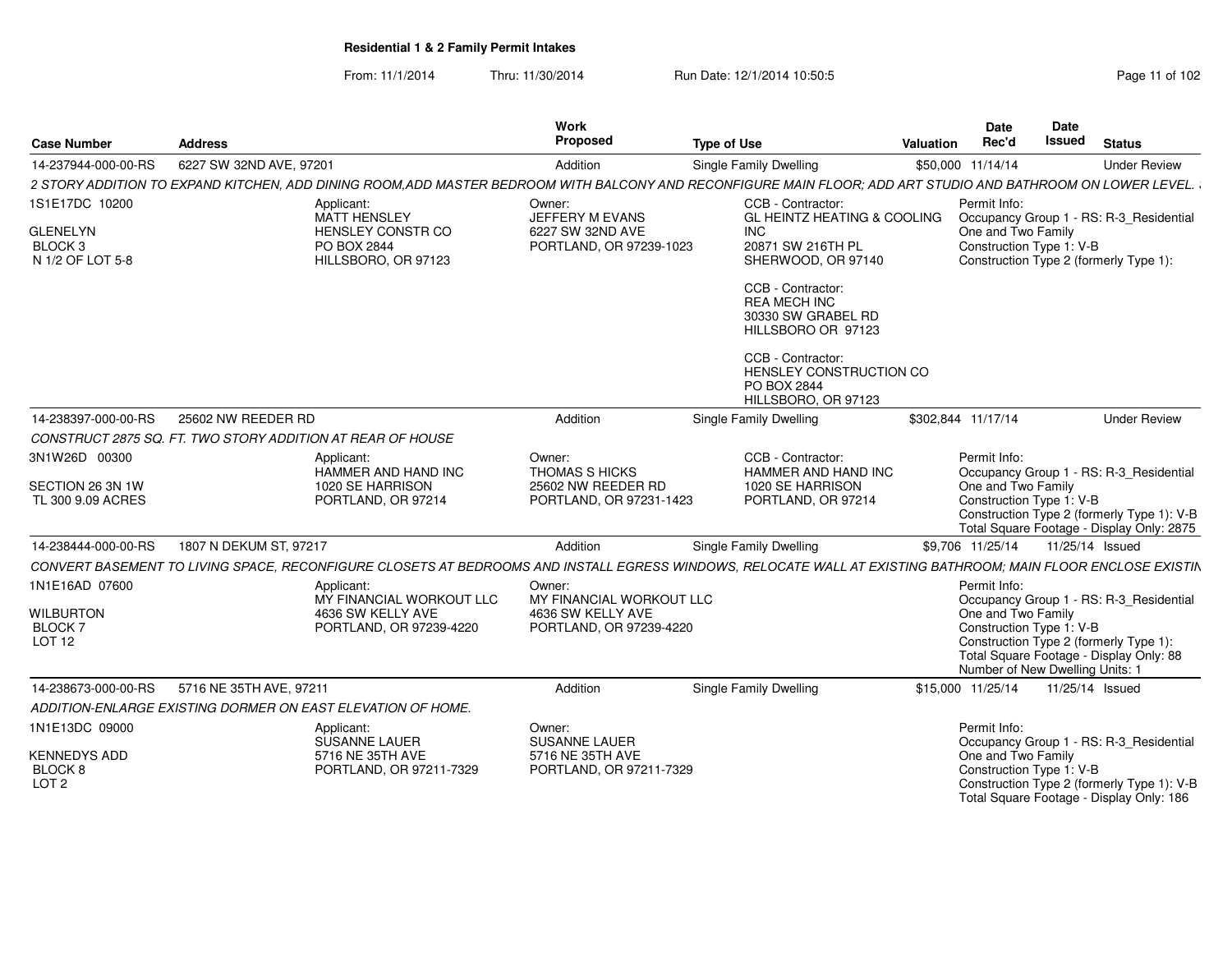**Residential 1 & 2 Family Permit Intakes**

From: 11/1/2014 Thru: 11/30/2014 Run Date: 12/1/2014 10:50:5

| Case Number | Address | Work Proposed | Type of Use | Valuation | Date Rec'd | Date Issued | Status |
|---|---|---|---|---|---|---|---|
| 14-237944-000-00-RS | 6227 SW 32ND AVE, 97201 | Addition | Single Family Dwelling | $50,000 | 11/14/14 | | Under Review |

*2 STORY ADDITION TO EXPAND KITCHEN, ADD DINING ROOM,ADD MASTER BEDROOM WITH BALCONY AND RECONFIGURE MAIN FLOOR; ADD ART STUDIO AND BATHROOM ON LOWER LEVEL.*

1S1E17DC 10200
GLENELYN
BLOCK 3
N 1/2 OF LOT 5-8

Applicant:
MATT HENSLEY
HENSLEY CONSTR CO
PO BOX 2844
HILLSBORO, OR 97123

Owner:
JEFFERY M EVANS
6227 SW 32ND AVE
PORTLAND, OR 97239-1023

CCB - Contractor:
GL HEINTZ HEATING & COOLING INC
20871 SW 216TH PL
SHERWOOD, OR 97140

CCB - Contractor:
REA MECH INC
30330 SW GRABEL RD
HILLSBORO OR 97123

CCB - Contractor:
HENSLEY CONSTRUCTION CO
PO BOX 2844
HILLSBORO, OR 97123

Permit Info:
Occupancy Group 1 - RS: R-3_Residential One and Two Family
Construction Type 1: V-B
Construction Type 2 (formerly Type 1):

| Case Number | Address | Work Proposed | Type of Use | Valuation | Date Rec'd | Date Issued | Status |
|---|---|---|---|---|---|---|---|
| 14-238397-000-00-RS | 25602 NW REEDER RD | Addition | Single Family Dwelling | $302,844 | 11/17/14 | | Under Review |

*CONSTRUCT 2875 SQ. FT. TWO STORY ADDITION AT REAR OF HOUSE*

3N1W26D 00300
SECTION 26 3N 1W
TL 300 9.09 ACRES

Applicant:
HAMMER AND HAND INC
1020 SE HARRISON
PORTLAND, OR 97214

Owner:
THOMAS S HICKS
25602 NW REEDER RD
PORTLAND, OR 97231-1423

CCB - Contractor:
HAMMER AND HAND INC
1020 SE HARRISON
PORTLAND, OR 97214

Permit Info:
Occupancy Group 1 - RS: R-3_Residential One and Two Family
Construction Type 1: V-B
Construction Type 2 (formerly Type 1): V-B
Total Square Footage - Display Only: 2875

| Case Number | Address | Work Proposed | Type of Use | Valuation | Date Rec'd | Date Issued | Status |
|---|---|---|---|---|---|---|---|
| 14-238444-000-00-RS | 1807 N DEKUM ST, 97217 | Addition | Single Family Dwelling | $9,706 | 11/25/14 | 11/25/14 | Issued |

*CONVERT BASEMENT TO LIVING SPACE, RECONFIGURE CLOSETS AT BEDROOMS AND INSTALL EGRESS WINDOWS, RELOCATE WALL AT EXISTING BATHROOM; MAIN FLOOR ENCLOSE EXISTIN*

1N1E16AD 07600
WILBURTON
BLOCK 7
LOT 12

Applicant:
MY FINANCIAL WORKOUT LLC
4636 SW KELLY AVE
PORTLAND, OR 97239-4220

Owner:
MY FINANCIAL WORKOUT LLC
4636 SW KELLY AVE
PORTLAND, OR 97239-4220

Permit Info:
Occupancy Group 1 - RS: R-3_Residential One and Two Family
Construction Type 1: V-B
Construction Type 2 (formerly Type 1):
Total Square Footage - Display Only: 88
Number of New Dwelling Units: 1

| Case Number | Address | Work Proposed | Type of Use | Valuation | Date Rec'd | Date Issued | Status |
|---|---|---|---|---|---|---|---|
| 14-238673-000-00-RS | 5716 NE 35TH AVE, 97211 | Addition | Single Family Dwelling | $15,000 | 11/25/14 | 11/25/14 | Issued |

*ADDITION-ENLARGE EXISTING DORMER ON EAST ELEVATION OF HOME.*

1N1E13DC 09000
KENNEDYS ADD
BLOCK 8
LOT 2

Applicant:
SUSANNE LAUER
5716 NE 35TH AVE
PORTLAND, OR 97211-7329

Owner:
SUSANNE LAUER
5716 NE 35TH AVE
PORTLAND, OR 97211-7329

Permit Info:
Occupancy Group 1 - RS: R-3_Residential One and Two Family
Construction Type 1: V-B
Construction Type 2 (formerly Type 1): V-B
Total Square Footage - Display Only: 186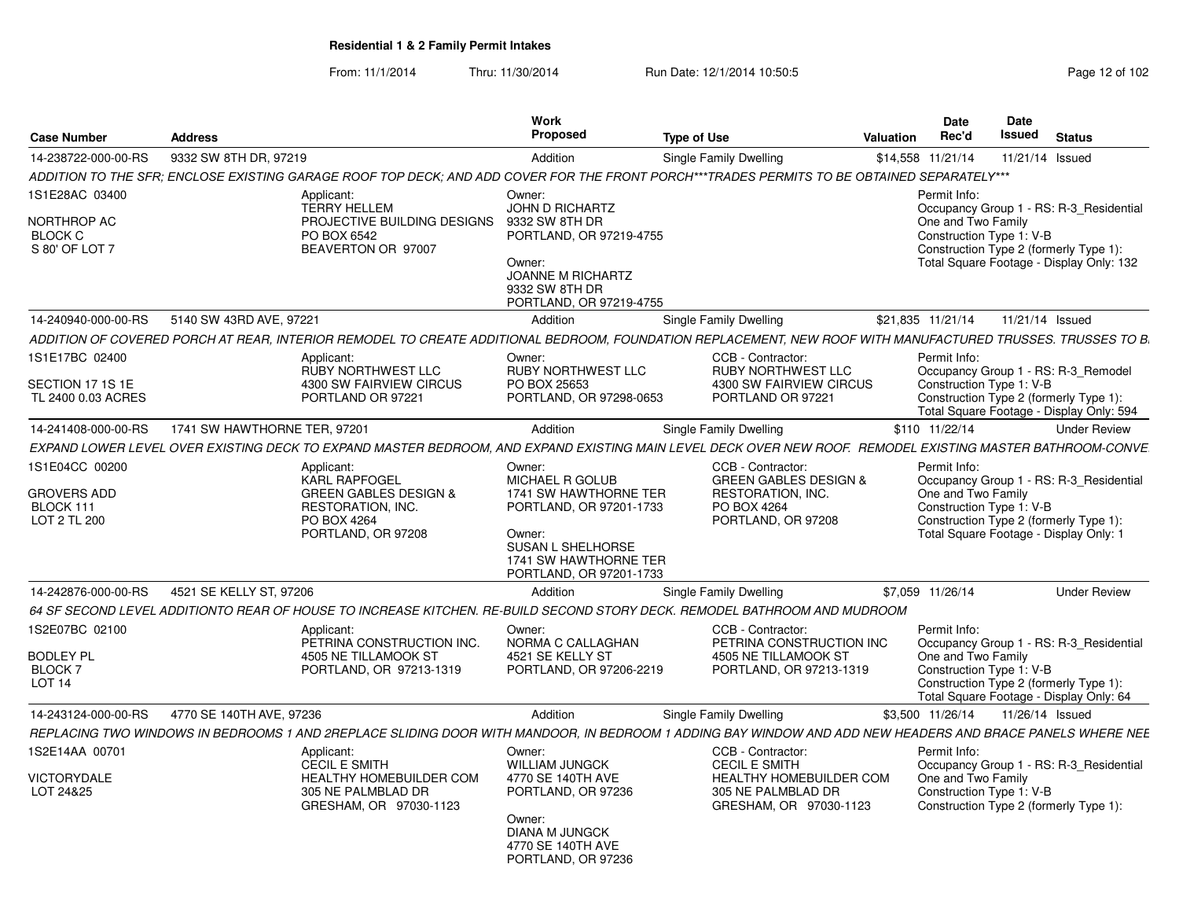**Residential 1 & 2 Family Permit Intakes**

From: 11/1/2014 Thru: 11/30/2014 Run Date: 12/1/2014 10:50:5

| Case Number | Address | Work Proposed | Type of Use | Valuation | Date Rec'd | Date Issued | Status |
|---|---|---|---|---|---|---|---|
| 14-238722-000-00-RS | 9332 SW 8TH DR, 97219 | Addition | Single Family Dwelling | $14,558 | 11/21/14 | 11/21/14 | Issued |

*ADDITION TO THE SFR; ENCLOSE EXISTING GARAGE ROOF TOP DECK; AND ADD COVER FOR THE FRONT PORCH***TRADES PERMITS TO BE OBTAINED SEPARATELY****

1S1E28AC 03400
NORTHROP AC
BLOCK C
S 80' OF LOT 7

Applicant:
TERRY HELLEM
PROJECTIVE BUILDING DESIGNS
PO BOX 6542
BEAVERTON OR 97007

Owner:
JOHN D RICHARTZ
9332 SW 8TH DR
PORTLAND, OR 97219-4755

Owner:
JOANNE M RICHARTZ
9332 SW 8TH DR
PORTLAND, OR 97219-4755

Permit Info:
Occupancy Group 1 - RS: R-3_Residential One and Two Family
Construction Type 1: V-B
Construction Type 2 (formerly Type 1):
Total Square Footage - Display Only: 132

| Case Number | Address | Work Proposed | Type of Use | Valuation | Date Rec'd | Date Issued | Status |
|---|---|---|---|---|---|---|---|
| 14-240940-000-00-RS | 5140 SW 43RD AVE, 97221 | Addition | Single Family Dwelling | $21,835 | 11/21/14 | 11/21/14 | Issued |

*ADDITION OF COVERED PORCH AT REAR, INTERIOR REMODEL TO CREATE ADDITIONAL BEDROOM, FOUNDATION REPLACEMENT, NEW ROOF WITH MANUFACTURED TRUSSES. TRUSSES TO B*

1S1E17BC 02400
SECTION 17 1S 1E
TL 2400 0.03 ACRES

Applicant:
RUBY NORTHWEST LLC
4300 SW FAIRVIEW CIRCUS
PORTLAND OR 97221

Owner:
RUBY NORTHWEST LLC
PO BOX 25653
PORTLAND, OR 97298-0653

CCB - Contractor:
RUBY NORTHWEST LLC
4300 SW FAIRVIEW CIRCUS
PORTLAND OR 97221

Permit Info:
Occupancy Group 1 - RS: R-3_Remodel
Construction Type 1: V-B
Construction Type 2 (formerly Type 1):
Total Square Footage - Display Only: 594

| Case Number | Address | Work Proposed | Type of Use | Valuation | Date Rec'd | Date Issued | Status |
|---|---|---|---|---|---|---|---|
| 14-241408-000-00-RS | 1741 SW HAWTHORNE TER, 97201 | Addition | Single Family Dwelling | $110 | 11/22/14 | | Under Review |

*EXPAND LOWER LEVEL OVER EXISTING DECK TO EXPAND MASTER BEDROOM, AND EXPAND EXISTING MAIN LEVEL DECK OVER NEW ROOF. REMODEL EXISTING MASTER BATHROOM-CONVE*

1S1E04CC 00200
GROVERS ADD
BLOCK 111
LOT 2 TL 200

Applicant:
KARL RAPFOGEL
GREEN GABLES DESIGN & RESTORATION, INC.
PO BOX 4264
PORTLAND, OR 97208

Owner:
MICHAEL R GOLUB
1741 SW HAWTHORNE TER
PORTLAND, OR 97201-1733

Owner:
SUSAN L SHELHORSE
1741 SW HAWTHORNE TER
PORTLAND, OR 97201-1733

CCB - Contractor:
GREEN GABLES DESIGN & RESTORATION, INC.
PO BOX 4264
PORTLAND, OR 97208

Permit Info:
Occupancy Group 1 - RS: R-3_Residential One and Two Family
Construction Type 1: V-B
Construction Type 2 (formerly Type 1):
Total Square Footage - Display Only: 1

| Case Number | Address | Work Proposed | Type of Use | Valuation | Date Rec'd | Date Issued | Status |
|---|---|---|---|---|---|---|---|
| 14-242876-000-00-RS | 4521 SE KELLY ST, 97206 | Addition | Single Family Dwelling | $7,059 | 11/26/14 | | Under Review |

*64 SF SECOND LEVEL ADDITIONTO REAR OF HOUSE TO INCREASE KITCHEN. RE-BUILD SECOND STORY DECK. REMODEL BATHROOM AND MUDROOM*

1S2E07BC 02100
BODLEY PL
BLOCK 7
LOT 14

Applicant:
PETRINA CONSTRUCTION INC.
4505 NE TILLAMOOK ST
PORTLAND, OR 97213-1319

Owner:
NORMA C CALLAGHAN
4521 SE KELLY ST
PORTLAND, OR 97206-2219

CCB - Contractor:
PETRINA CONSTRUCTION INC
4505 NE TILLAMOOK ST
PORTLAND, OR 97213-1319

Permit Info:
Occupancy Group 1 - RS: R-3_Residential One and Two Family
Construction Type 1: V-B
Construction Type 2 (formerly Type 1):
Total Square Footage - Display Only: 64

| Case Number | Address | Work Proposed | Type of Use | Valuation | Date Rec'd | Date Issued | Status |
|---|---|---|---|---|---|---|---|
| 14-243124-000-00-RS | 4770 SE 140TH AVE, 97236 | Addition | Single Family Dwelling | $3,500 | 11/26/14 | 11/26/14 | Issued |

*REPLACING TWO WINDOWS IN BEDROOMS 1 AND 2REPLACE SLIDING DOOR WITH MANDOOR, IN BEDROOM 1 ADDING BAY WINDOW AND ADD NEW HEADERS AND BRACE PANELS WHERE NEE*

1S2E14AA 00701
VICTORYDALE
LOT 24&25

Applicant:
CECIL E SMITH
HEALTHY HOMEBUILDER COM
305 NE PALMBLAD DR
GRESHAM, OR 97030-1123

Owner:
WILLIAM JUNGCK
4770 SE 140TH AVE
PORTLAND, OR 97236

Owner:
DIANA M JUNGCK
4770 SE 140TH AVE
PORTLAND, OR 97236

CCB - Contractor:
CECIL E SMITH
HEALTHY HOMEBUILDER COM
305 NE PALMBLAD DR
GRESHAM, OR 97030-1123

Permit Info:
Occupancy Group 1 - RS: R-3_Residential One and Two Family
Construction Type 1: V-B
Construction Type 2 (formerly Type 1):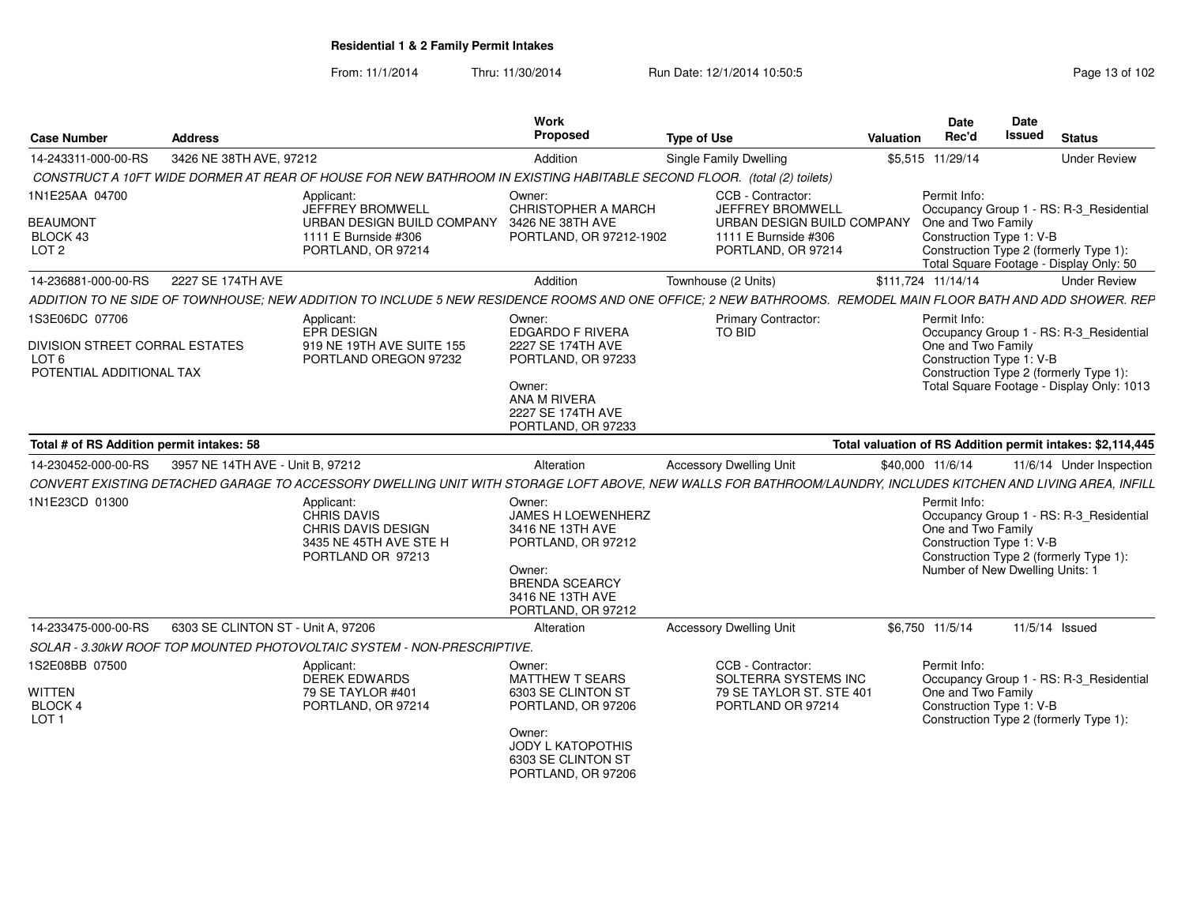**Residential 1 & 2 Family Permit Intakes**

From: 11/1/2014 Thru: 11/30/2014 Run Date: 12/1/2014 10:50:5

| Case Number | Address | Work Proposed | Type of Use | Valuation | Date Rec'd | Date Issued | Status |
|---|---|---|---|---|---|---|---|
| 14-243311-000-00-RS | 3426 NE 38TH AVE, 97212 | Addition | Single Family Dwelling | $5,515 | 11/29/14 | | Under Review |

*CONSTRUCT A 10FT WIDE DORMER AT REAR OF HOUSE FOR NEW BATHROOM IN EXISTING HABITABLE SECOND FLOOR. (total (2) toilets)*

1N1E25AA 04700
BEAUMONT
BLOCK 43
LOT 2

Applicant:
JEFFREY BROMWELL
URBAN DESIGN BUILD COMPANY
1111 E Burnside #306
PORTLAND, OR 97214

Owner:
CHRISTOPHER A MARCH
3426 NE 38TH AVE
PORTLAND, OR 97212-1902

CCB - Contractor:
JEFFREY BROMWELL
URBAN DESIGN BUILD COMPANY
1111 E Burnside #306
PORTLAND, OR 97214

Permit Info:
Occupancy Group 1 - RS: R-3_Residential One and Two Family
Construction Type 1: V-B
Construction Type 2 (formerly Type 1):
Total Square Footage - Display Only: 50

| Case Number | Address | Work Proposed | Type of Use | Valuation | Date Rec'd | Date Issued | Status |
|---|---|---|---|---|---|---|---|
| 14-236881-000-00-RS | 2227 SE 174TH AVE | Addition | Townhouse (2 Units) | $111,724 | 11/14/14 | | Under Review |

*ADDITION TO NE SIDE OF TOWNHOUSE; NEW ADDITION TO INCLUDE 5 NEW RESIDENCE ROOMS AND ONE OFFICE; 2 NEW BATHROOMS. REMODEL MAIN FLOOR BATH AND ADD SHOWER. REP*

1S3E06DC 07706
DIVISION STREET CORRAL ESTATES
LOT 6
POTENTIAL ADDITIONAL TAX

Applicant:
EPR DESIGN
919 NE 19TH AVE SUITE 155
PORTLAND OREGON 97232

Owner:
EDGARDO F RIVERA
2227 SE 174TH AVE
PORTLAND, OR 97233

Owner:
ANA M RIVERA
2227 SE 174TH AVE
PORTLAND, OR 97233

Primary Contractor:
TO BID

Permit Info:
Occupancy Group 1 - RS: R-3_Residential One and Two Family
Construction Type 1: V-B
Construction Type 2 (formerly Type 1):
Total Square Footage - Display Only: 1013

**Total # of RS Addition permit intakes: 58** — **Total valuation of RS Addition permit intakes: $2,114,445**

| Case Number | Address | Work Proposed | Type of Use | Valuation | Date Rec'd | Date Issued | Status |
|---|---|---|---|---|---|---|---|
| 14-230452-000-00-RS | 3957 NE 14TH AVE - Unit B, 97212 | Alteration | Accessory Dwelling Unit | $40,000 | 11/6/14 | 11/6/14 | Under Inspection |

*CONVERT EXISTING DETACHED GARAGE TO ACCESSORY DWELLING UNIT WITH STORAGE LOFT ABOVE, NEW WALLS FOR BATHROOM/LAUNDRY, INCLUDES KITCHEN AND LIVING AREA, INFILL*

1N1E23CD 01300

Applicant:
CHRIS DAVIS
CHRIS DAVIS DESIGN
3435 NE 45TH AVE STE H
PORTLAND OR 97213

Owner:
JAMES H LOEWENHERZ
3416 NE 13TH AVE
PORTLAND, OR 97212

Owner:
BRENDA SCEARCY
3416 NE 13TH AVE
PORTLAND, OR 97212

Permit Info:
Occupancy Group 1 - RS: R-3_Residential One and Two Family
Construction Type 1: V-B
Construction Type 2 (formerly Type 1):
Number of New Dwelling Units: 1

| Case Number | Address | Work Proposed | Type of Use | Valuation | Date Rec'd | Date Issued | Status |
|---|---|---|---|---|---|---|---|
| 14-233475-000-00-RS | 6303 SE CLINTON ST - Unit A, 97206 | Alteration | Accessory Dwelling Unit | $6,750 | 11/5/14 | 11/5/14 | Issued |

*SOLAR - 3.30kW ROOF TOP MOUNTED PHOTOVOLTAIC SYSTEM - NON-PRESCRIPTIVE.*

1S2E08BB 07500
WITTEN
BLOCK 4
LOT 1

Applicant:
DEREK EDWARDS
79 SE TAYLOR #401
PORTLAND, OR 97214

Owner:
MATTHEW T SEARS
6303 SE CLINTON ST
PORTLAND, OR 97206

Owner:
JODY L KATOPOTHIS
6303 SE CLINTON ST
PORTLAND, OR 97206

CCB - Contractor:
SOLTERRA SYSTEMS INC
79 SE TAYLOR ST. STE 401
PORTLAND OR 97214

Permit Info:
Occupancy Group 1 - RS: R-3_Residential One and Two Family
Construction Type 1: V-B
Construction Type 2 (formerly Type 1):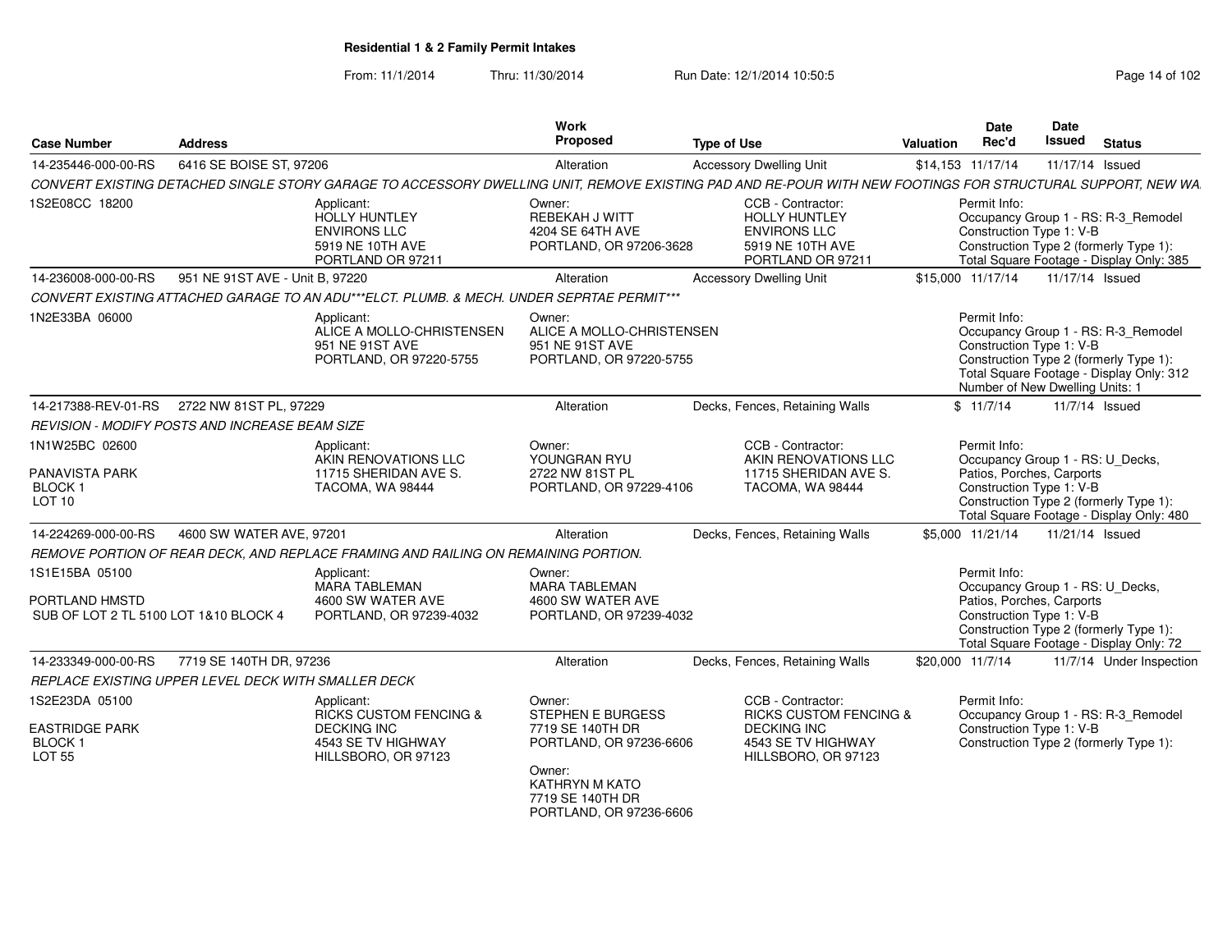**Residential 1 & 2 Family Permit Intakes**

From: 11/1/2014 Thru: 11/30/2014 Run Date: 12/1/2014 10:50:5

| Case Number | Address | Work Proposed | Type of Use | Valuation | Date Rec'd | Date Issued | Status |
|---|---|---|---|---|---|---|---|
| 14-235446-000-00-RS | 6416 SE BOISE ST, 97206 | Alteration | Accessory Dwelling Unit | $14,153 | 11/17/14 | 11/17/14 | Issued |

*CONVERT EXISTING DETACHED SINGLE STORY GARAGE TO ACCESSORY DWELLING UNIT, REMOVE EXISTING PAD AND RE-POUR WITH NEW FOOTINGS FOR STRUCTURAL SUPPORT, NEW WA*

1S2E08CC 18200

Applicant: HOLLY HUNTLEY, ENVIRONS LLC, 5919 NE 10TH AVE, PORTLAND OR 97211

Owner: REBEKAH J WITT, 4204 SE 64TH AVE, PORTLAND, OR 97206-3628

CCB - Contractor: HOLLY HUNTLEY, ENVIRONS LLC, 5919 NE 10TH AVE, PORTLAND OR 97211

Permit Info: Occupancy Group 1 - RS: R-3_Remodel; Construction Type 1: V-B; Construction Type 2 (formerly Type 1):; Total Square Footage - Display Only: 385

| Case Number | Address | Work Proposed | Type of Use | Valuation | Date Rec'd | Date Issued | Status |
|---|---|---|---|---|---|---|---|
| 14-236008-000-00-RS | 951 NE 91ST AVE - Unit B, 97220 | Alteration | Accessory Dwelling Unit | $15,000 | 11/17/14 | 11/17/14 | Issued |

*CONVERT EXISTING ATTACHED GARAGE TO AN ADU***ELCT. PLUMB. & MECH. UNDER SEPRTAE PERMIT****

1N2E33BA 06000

Applicant: ALICE A MOLLO-CHRISTENSEN, 951 NE 91ST AVE, PORTLAND, OR 97220-5755

Owner: ALICE A MOLLO-CHRISTENSEN, 951 NE 91ST AVE, PORTLAND, OR 97220-5755

Permit Info: Occupancy Group 1 - RS: R-3_Remodel; Construction Type 1: V-B; Construction Type 2 (formerly Type 1):; Total Square Footage - Display Only: 312; Number of New Dwelling Units: 1

| Case Number | Address | Work Proposed | Type of Use | Valuation | Date Rec'd | Date Issued | Status |
|---|---|---|---|---|---|---|---|
| 14-217388-REV-01-RS | 2722 NW 81ST PL, 97229 | Alteration | Decks, Fences, Retaining Walls | $ | 11/7/14 | 11/7/14 | Issued |

*REVISION - MODIFY POSTS AND INCREASE BEAM SIZE*

1N1W25BC 02600
PANAVISTA PARK
BLOCK 1
LOT 10

Applicant: AKIN RENOVATIONS LLC, 11715 SHERIDAN AVE S., TACOMA, WA 98444

Owner: YOUNGRAN RYU, 2722 NW 81ST PL, PORTLAND, OR 97229-4106

CCB - Contractor: AKIN RENOVATIONS LLC, 11715 SHERIDAN AVE S., TACOMA, WA 98444

Permit Info: Occupancy Group 1 - RS: U_Decks, Patios, Porches, Carports; Construction Type 1: V-B; Construction Type 2 (formerly Type 1):; Total Square Footage - Display Only: 480

| Case Number | Address | Work Proposed | Type of Use | Valuation | Date Rec'd | Date Issued | Status |
|---|---|---|---|---|---|---|---|
| 14-224269-000-00-RS | 4600 SW WATER AVE, 97201 | Alteration | Decks, Fences, Retaining Walls | $5,000 | 11/21/14 | 11/21/14 | Issued |

*REMOVE PORTION OF REAR DECK, AND REPLACE FRAMING AND RAILING ON REMAINING PORTION.*

1S1E15BA 05100
PORTLAND HMSTD
SUB OF LOT 2 TL 5100 LOT 1&10 BLOCK 4

Applicant: MARA TABLEMAN, 4600 SW WATER AVE, PORTLAND, OR 97239-4032

Owner: MARA TABLEMAN, 4600 SW WATER AVE, PORTLAND, OR 97239-4032

Permit Info: Occupancy Group 1 - RS: U_Decks, Patios, Porches, Carports; Construction Type 1: V-B; Construction Type 2 (formerly Type 1):; Total Square Footage - Display Only: 72

| Case Number | Address | Work Proposed | Type of Use | Valuation | Date Rec'd | Date Issued | Status |
|---|---|---|---|---|---|---|---|
| 14-233349-000-00-RS | 7719 SE 140TH DR, 97236 | Alteration | Decks, Fences, Retaining Walls | $20,000 | 11/7/14 | 11/7/14 | Under Inspection |

*REPLACE EXISTING UPPER LEVEL DECK WITH SMALLER DECK*

1S2E23DA 05100
EASTRIDGE PARK
BLOCK 1
LOT 55

Applicant: RICKS CUSTOM FENCING & DECKING INC, 4543 SE TV HIGHWAY, HILLSBORO, OR 97123

Owner: STEPHEN E BURGESS, 7719 SE 140TH DR, PORTLAND, OR 97236-6606

Owner: KATHRYN M KATO, 7719 SE 140TH DR, PORTLAND, OR 97236-6606

CCB - Contractor: RICKS CUSTOM FENCING & DECKING INC, 4543 SE TV HIGHWAY, HILLSBORO, OR 97123

Permit Info: Occupancy Group 1 - RS: R-3_Remodel; Construction Type 1: V-B; Construction Type 2 (formerly Type 1):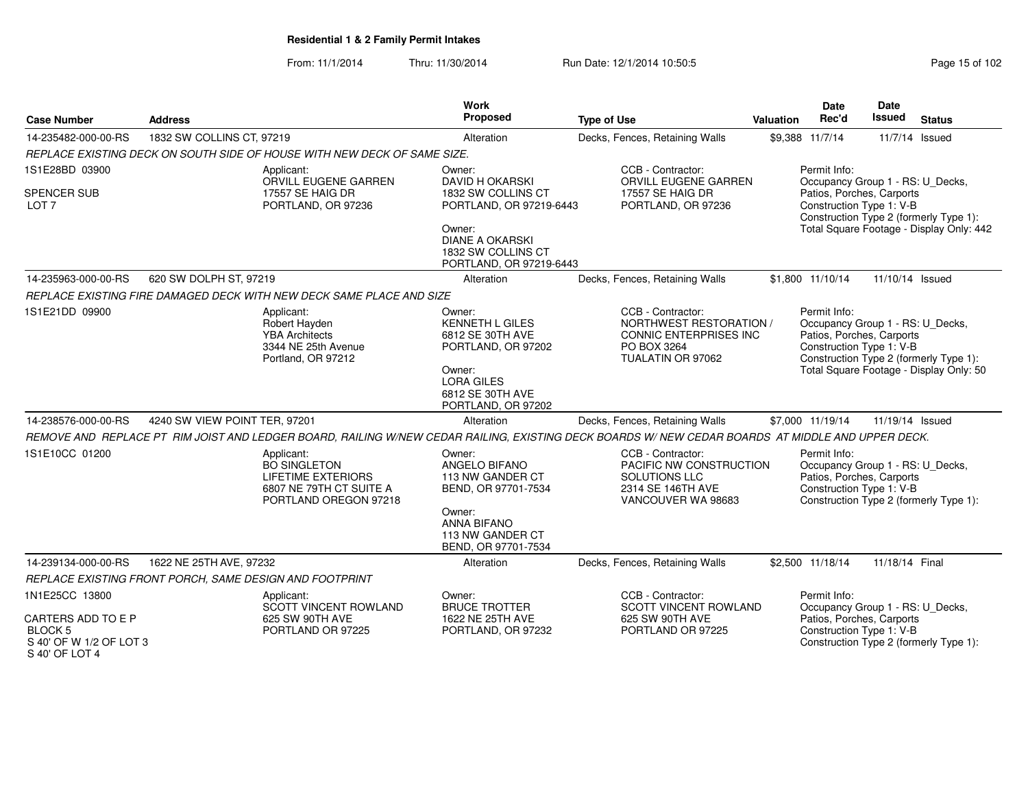**Residential 1 & 2 Family Permit Intakes**

From: 11/1/2014 Thru: 11/30/2014 Run Date: 12/1/2014 10:50:5

| Case Number | Address | Work Proposed | Type of Use | Valuation | Date Rec'd | Date Issued | Status |
|---|---|---|---|---|---|---|---|
| 14-235482-000-00-RS | 1832 SW COLLINS CT, 97219 | Alteration | Decks, Fences, Retaining Walls | $9,388 | 11/7/14 | 11/7/14 | Issued |

*REPLACE EXISTING DECK ON SOUTH SIDE OF HOUSE WITH NEW DECK OF SAME SIZE.*

1S1E28BD 03900
SPENCER SUB
LOT 7

Applicant: ORVILL EUGENE GARREN, 17557 SE HAIG DR, PORTLAND, OR 97236

Owner: DAVID H OKARSKI, 1832 SW COLLINS CT, PORTLAND, OR 97219-6443

Owner: DIANE A OKARSKI, 1832 SW COLLINS CT, PORTLAND, OR 97219-6443

CCB - Contractor: ORVILL EUGENE GARREN, 17557 SE HAIG DR, PORTLAND, OR 97236

Permit Info: Occupancy Group 1 - RS: U_Decks, Patios, Porches, Carports; Construction Type 1: V-B; Construction Type 2 (formerly Type 1):; Total Square Footage - Display Only: 442

| Case Number | Address | Work Proposed | Type of Use | Valuation | Date Rec'd | Date Issued | Status |
|---|---|---|---|---|---|---|---|
| 14-235963-000-00-RS | 620 SW DOLPH ST, 97219 | Alteration | Decks, Fences, Retaining Walls | $1,800 | 11/10/14 | 11/10/14 | Issued |

*REPLACE EXISTING FIRE DAMAGED DECK WITH NEW DECK SAME PLACE AND SIZE*

1S1E21DD 09900

Applicant: Robert Hayden, YBA Architects, 3344 NE 25th Avenue, Portland, OR 97212

Owner: KENNETH L GILES, 6812 SE 30TH AVE, PORTLAND, OR 97202

Owner: LORA GILES, 6812 SE 30TH AVE, PORTLAND, OR 97202

CCB - Contractor: NORTHWEST RESTORATION / CONNIC ENTERPRISES INC, PO BOX 3264, TUALATIN OR 97062

Permit Info: Occupancy Group 1 - RS: U_Decks, Patios, Porches, Carports; Construction Type 1: V-B; Construction Type 2 (formerly Type 1):; Total Square Footage - Display Only: 50

| Case Number | Address | Work Proposed | Type of Use | Valuation | Date Rec'd | Date Issued | Status |
|---|---|---|---|---|---|---|---|
| 14-238576-000-00-RS | 4240 SW VIEW POINT TER, 97201 | Alteration | Decks, Fences, Retaining Walls | $7,000 | 11/19/14 | 11/19/14 | Issued |

*REMOVE AND REPLACE PT RIM JOIST AND LEDGER BOARD, RAILING W/NEW CEDAR RAILING, EXISTING DECK BOARDS W/ NEW CEDAR BOARDS AT MIDDLE AND UPPER DECK.*

1S1E10CC 01200

Applicant: BO SINGLETON, LIFETIME EXTERIORS, 6807 NE 79TH CT SUITE A, PORTLAND OREGON 97218

Owner: ANGELO BIFANO, 113 NW GANDER CT, BEND, OR 97701-7534

Owner: ANNA BIFANO, 113 NW GANDER CT, BEND, OR 97701-7534

CCB - Contractor: PACIFIC NW CONSTRUCTION SOLUTIONS LLC, 2314 SE 146TH AVE, VANCOUVER WA 98683

Permit Info: Occupancy Group 1 - RS: U_Decks, Patios, Porches, Carports; Construction Type 1: V-B; Construction Type 2 (formerly Type 1):

| Case Number | Address | Work Proposed | Type of Use | Valuation | Date Rec'd | Date Issued | Status |
|---|---|---|---|---|---|---|---|
| 14-239134-000-00-RS | 1622 NE 25TH AVE, 97232 | Alteration | Decks, Fences, Retaining Walls | $2,500 | 11/18/14 | 11/18/14 | Final |

*REPLACE EXISTING FRONT PORCH, SAME DESIGN AND FOOTPRINT*

1N1E25CC 13800
CARTERS ADD TO E P
BLOCK 5
S 40' OF W 1/2 OF LOT 3
S 40' OF LOT 4

Applicant: SCOTT VINCENT ROWLAND, 625 SW 90TH AVE, PORTLAND OR 97225

Owner: BRUCE TROTTER, 1622 NE 25TH AVE, PORTLAND, OR 97232

CCB - Contractor: SCOTT VINCENT ROWLAND, 625 SW 90TH AVE, PORTLAND OR 97225

Permit Info: Occupancy Group 1 - RS: U_Decks, Patios, Porches, Carports; Construction Type 1: V-B; Construction Type 2 (formerly Type 1):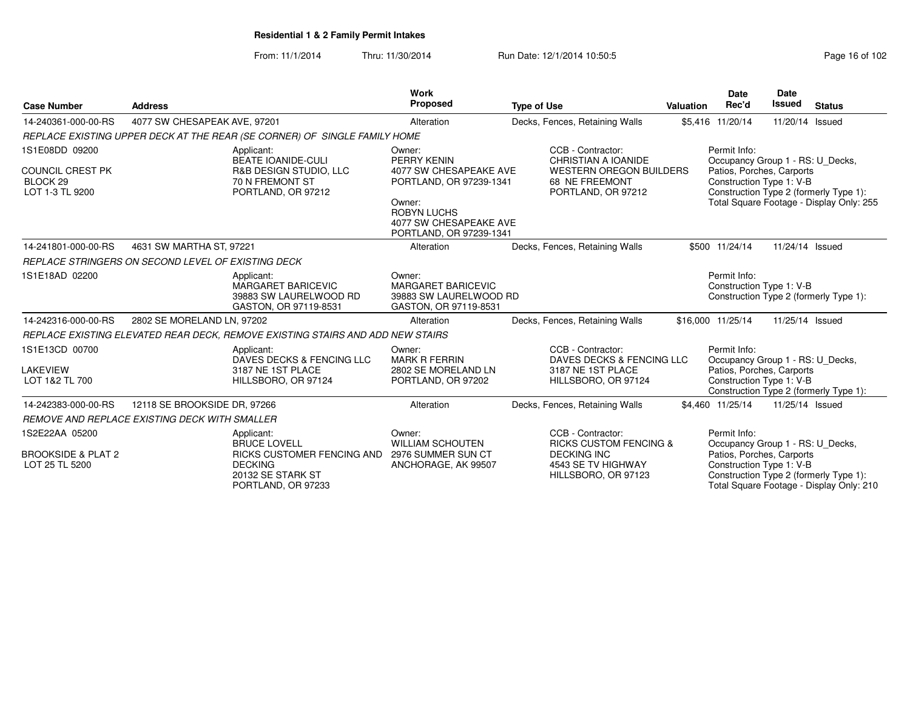**Residential 1 & 2 Family Permit Intakes**

From: 11/1/2014 Thru: 11/30/2014 Run Date: 12/1/2014 10:50:5

| Case Number | Address | Work Proposed | Type of Use | Valuation | Date Rec'd | Date Issued | Status |
|---|---|---|---|---|---|---|---|
| 14-240361-000-00-RS | 4077 SW CHESAPEAK AVE, 97201 | Alteration | Decks, Fences, Retaining Walls | $5,416 | 11/20/14 | 11/20/14 | Issued |

*REPLACE EXISTING UPPER DECK AT THE REAR (SE CORNER) OF SINGLE FAMILY HOME*

1S1E08DD 09200

COUNCIL CREST PK
BLOCK 29
LOT 1-3 TL 9200

Applicant:
BEATE IOANIDE-CULI
R&B DESIGN STUDIO, LLC
70 N FREMONT ST
PORTLAND, OR 97212

Owner:
PERRY KENIN
4077 SW CHESAPEAKE AVE
PORTLAND, OR 97239-1341

Owner:
ROBYN LUCHS
4077 SW CHESAPEAKE AVE
PORTLAND, OR 97239-1341

CCB - Contractor:
CHRISTIAN A IOANIDE
WESTERN OREGON BUILDERS
68 NE FREEMONT
PORTLAND, OR 97212

Permit Info:
Occupancy Group 1 - RS: U_Decks, Patios, Porches, Carports
Construction Type 1: V-B
Construction Type 2 (formerly Type 1):
Total Square Footage - Display Only: 255

| Case Number | Address | Work Proposed | Type of Use | Valuation | Date Rec'd | Date Issued | Status |
|---|---|---|---|---|---|---|---|
| 14-241801-000-00-RS | 4631 SW MARTHA ST, 97221 | Alteration | Decks, Fences, Retaining Walls | $500 | 11/24/14 | 11/24/14 | Issued |

*REPLACE STRINGERS ON SECOND LEVEL OF EXISTING DECK*

1S1E18AD 02200

Applicant:
MARGARET BARICEVIC
39883 SW LAURELWOOD RD
GASTON, OR 97119-8531

Owner:
MARGARET BARICEVIC
39883 SW LAURELWOOD RD
GASTON, OR 97119-8531

Permit Info:
Construction Type 1: V-B
Construction Type 2 (formerly Type 1):

| Case Number | Address | Work Proposed | Type of Use | Valuation | Date Rec'd | Date Issued | Status |
|---|---|---|---|---|---|---|---|
| 14-242316-000-00-RS | 2802 SE MORELAND LN, 97202 | Alteration | Decks, Fences, Retaining Walls | $16,000 | 11/25/14 | 11/25/14 | Issued |

*REPLACE EXISTING ELEVATED REAR DECK, REMOVE EXISTING STAIRS AND ADD NEW STAIRS*

1S1E13CD 00700

LAKEVIEW
LOT 1&2 TL 700

Applicant:
DAVES DECKS & FENCING LLC
3187 NE 1ST PLACE
HILLSBORO, OR 97124

Owner:
MARK R FERRIN
2802 SE MORELAND LN
PORTLAND, OR 97202

CCB - Contractor:
DAVES DECKS & FENCING LLC
3187 NE 1ST PLACE
HILLSBORO, OR 97124

Permit Info:
Occupancy Group 1 - RS: U_Decks, Patios, Porches, Carports
Construction Type 1: V-B
Construction Type 2 (formerly Type 1):

| Case Number | Address | Work Proposed | Type of Use | Valuation | Date Rec'd | Date Issued | Status |
|---|---|---|---|---|---|---|---|
| 14-242383-000-00-RS | 12118 SE BROOKSIDE DR, 97266 | Alteration | Decks, Fences, Retaining Walls | $4,460 | 11/25/14 | 11/25/14 | Issued |

*REMOVE AND REPLACE EXISTING DECK WITH SMALLER*

1S2E22AA 05200

BROOKSIDE & PLAT 2
LOT 25 TL 5200

Applicant:
BRUCE LOVELL
RICKS CUSTOMER FENCING AND DECKING
20132 SE STARK ST
PORTLAND, OR 97233

Owner:
WILLIAM SCHOUTEN
2976 SUMMER SUN CT
ANCHORAGE, AK 99507

CCB - Contractor:
RICKS CUSTOM FENCING & DECKING INC
4543 SE TV HIGHWAY
HILLSBORO, OR 97123

Permit Info:
Occupancy Group 1 - RS: U_Decks, Patios, Porches, Carports
Construction Type 1: V-B
Construction Type 2 (formerly Type 1):
Total Square Footage - Display Only: 210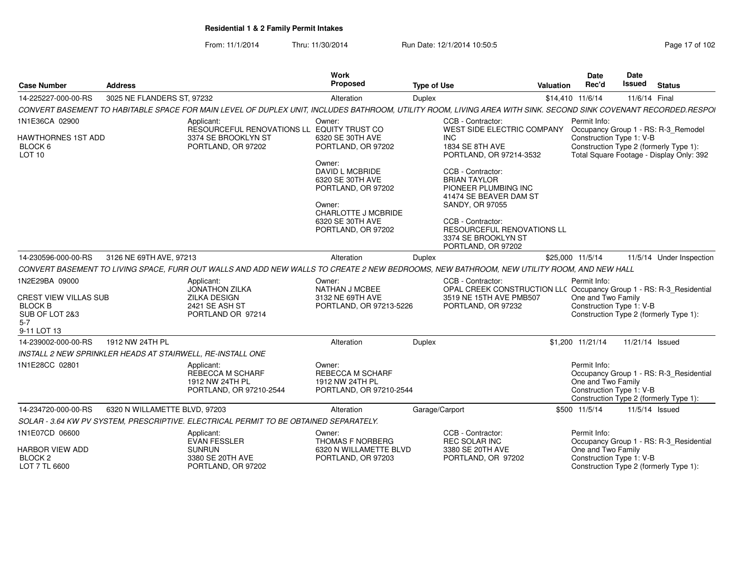**Residential 1 & 2 Family Permit Intakes**

From: 11/1/2014 Thru: 11/30/2014 Run Date: 12/1/2014 10:50:5

| Case Number | Address | Work Proposed | Type of Use | Valuation | Date Rec'd | Date Issued | Status |
|---|---|---|---|---|---|---|---|
| 14-225227-000-00-RS | 3025 NE FLANDERS ST, 97232 | Alteration | Duplex | $14,410 | 11/6/14 | 11/6/14 | Final |

CONVERT BASEMENT TO HABITABLE SPACE FOR MAIN LEVEL OF DUPLEX UNIT, INCLUDES BATHROOM, UTILITY ROOM, LIVING AREA WITH SINK. SECOND SINK COVENANT RECORDED.RESPOI

1N1E36CA 02900
HAWTHORNES 1ST ADD
BLOCK 6
LOT 10

Applicant:
RESOURCEFUL RENOVATIONS LL
3374 SE BROOKLYN ST
PORTLAND, OR 97202

Owner:
EQUITY TRUST CO
6320 SE 30TH AVE
PORTLAND, OR 97202

Owner:
DAVID L MCBRIDE
6320 SE 30TH AVE
PORTLAND, OR 97202

Owner:
CHARLOTTE J MCBRIDE
6320 SE 30TH AVE
PORTLAND, OR 97202

CCB - Contractor:
WEST SIDE ELECTRIC COMPANY INC
1834 SE 8TH AVE
PORTLAND, OR 97214-3532

CCB - Contractor:
BRIAN TAYLOR
PIONEER PLUMBING INC
41474 SE BEAVER DAM ST
SANDY, OR 97055

CCB - Contractor:
RESOURCEFUL RENOVATIONS LL
3374 SE BROOKLYN ST
PORTLAND, OR 97202

Permit Info:
Occupancy Group 1 - RS: R-3_Remodel
Construction Type 1: V-B
Construction Type 2 (formerly Type 1):
Total Square Footage - Display Only: 392

| Case Number | Address | Work Proposed | Type of Use | Valuation | Date Rec'd | Date Issued | Status |
|---|---|---|---|---|---|---|---|
| 14-230596-000-00-RS | 3126 NE 69TH AVE, 97213 | Alteration | Duplex | $25,000 | 11/5/14 | 11/5/14 | Under Inspection |

CONVERT BASEMENT TO LIVING SPACE, FURR OUT WALLS AND ADD NEW WALLS TO CREATE 2 NEW BEDROOMS, NEW BATHROOM, NEW UTILITY ROOM, AND NEW HALL

1N2E29BA 09000
CREST VIEW VILLAS SUB
BLOCK B
SUB OF LOT 2&3
5-7
9-11 LOT 13

Applicant:
JONATHON ZILKA
ZILKA DESIGN
2421 SE ASH ST
PORTLAND OR 97214

Owner:
NATHAN J MCBEE
3132 NE 69TH AVE
PORTLAND, OR 97213-5226

CCB - Contractor:
OPAL CREEK CONSTRUCTION LLC
3519 NE 15TH AVE PMB507
PORTLAND, OR 97232

Permit Info:
Occupancy Group 1 - RS: R-3_Residential One and Two Family
Construction Type 1: V-B
Construction Type 2 (formerly Type 1):

| Case Number | Address | Work Proposed | Type of Use | Valuation | Date Rec'd | Date Issued | Status |
|---|---|---|---|---|---|---|---|
| 14-239002-000-00-RS | 1912 NW 24TH PL | Alteration | Duplex | $1,200 | 11/21/14 | 11/21/14 | Issued |

INSTALL 2 NEW SPRINKLER HEADS AT STAIRWELL, RE-INSTALL ONE

1N1E28CC 02801

Applicant:
REBECCA M SCHARF
1912 NW 24TH PL
PORTLAND, OR 97210-2544

Owner:
REBECCA M SCHARF
1912 NW 24TH PL
PORTLAND, OR 97210-2544

Permit Info:
Occupancy Group 1 - RS: R-3_Residential One and Two Family
Construction Type 1: V-B
Construction Type 2 (formerly Type 1):

| Case Number | Address | Work Proposed | Type of Use | Valuation | Date Rec'd | Date Issued | Status |
|---|---|---|---|---|---|---|---|
| 14-234720-000-00-RS | 6320 N WILLAMETTE BLVD, 97203 | Alteration | Garage/Carport | $500 | 11/5/14 | 11/5/14 | Issued |

SOLAR - 3.64 KW PV SYSTEM, PRESCRIPTIVE. ELECTRICAL PERMIT TO BE OBTAINED SEPARATELY.

1N1E07CD 06600
HARBOR VIEW ADD
BLOCK 2
LOT 7 TL 6600

Applicant:
EVAN FESSLER
SUNRUN
3380 SE 20TH AVE
PORTLAND, OR 97202

Owner:
THOMAS F NORBERG
6320 N WILLAMETTE BLVD
PORTLAND, OR 97203

CCB - Contractor:
REC SOLAR INC
3380 SE 20TH AVE
PORTLAND, OR 97202

Permit Info:
Occupancy Group 1 - RS: R-3_Residential One and Two Family
Construction Type 1: V-B
Construction Type 2 (formerly Type 1):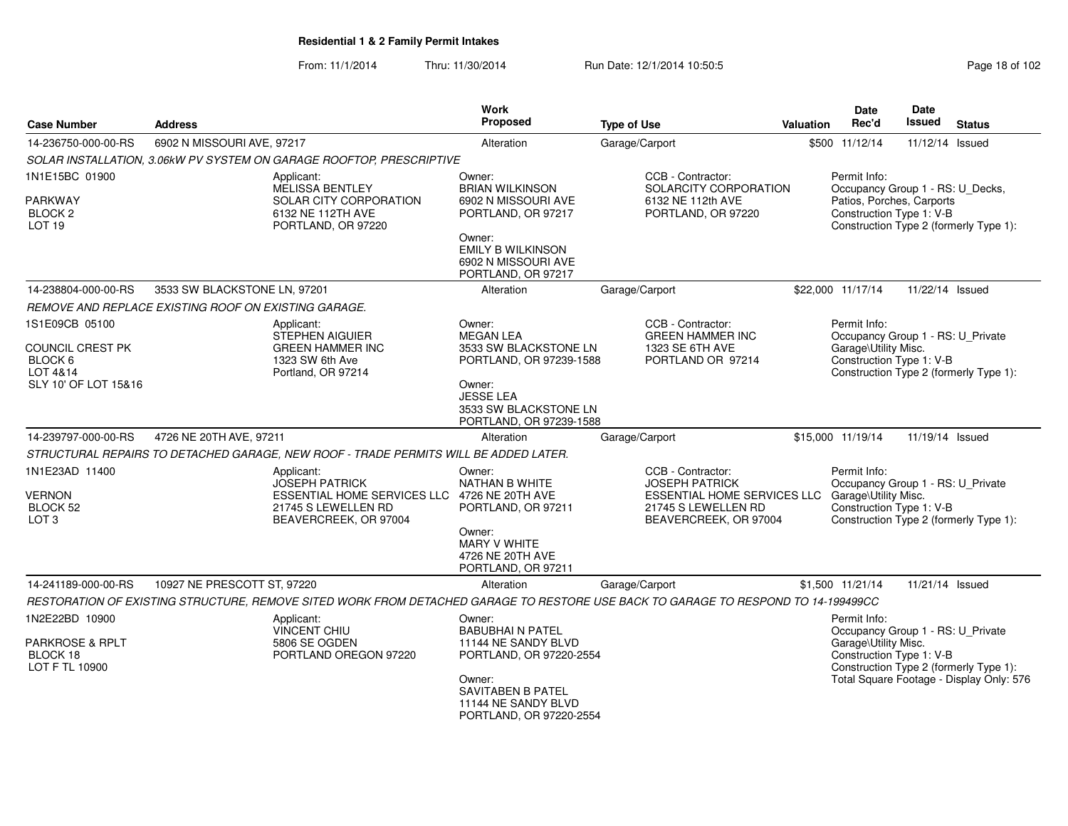**Residential 1 & 2 Family Permit Intakes**

From: 11/1/2014 Thru: 11/30/2014 Run Date: 12/1/2014 10:50:5

| Case Number | Address | Work Proposed | Type of Use | Valuation | Date Rec'd | Date Issued | Status |
|---|---|---|---|---|---|---|---|
| 14-236750-000-00-RS | 6902 N MISSOURI AVE, 97217 | Alteration | Garage/Carport | $500 | 11/12/14 | 11/12/14 | Issued |

*SOLAR INSTALLATION, 3.06kW PV SYSTEM ON GARAGE ROOFTOP, PRESCRIPTIVE*

1N1E15BC 01900
PARKWAY
BLOCK 2
LOT 19

Applicant:
MELISSA BENTLEY
SOLAR CITY CORPORATION
6132 NE 112TH AVE
PORTLAND, OR 97220

Owner:
BRIAN WILKINSON
6902 N MISSOURI AVE
PORTLAND, OR 97217

Owner:
EMILY B WILKINSON
6902 N MISSOURI AVE
PORTLAND, OR 97217

CCB - Contractor:
SOLARCITY CORPORATION
6132 NE 112th AVE
PORTLAND, OR 97220

Permit Info:
Occupancy Group 1 - RS: U_Decks, Patios, Porches, Carports
Construction Type 1: V-B
Construction Type 2 (formerly Type 1):

---

| Case Number | Address | Work Proposed | Type of Use | Valuation | Date Rec'd | Date Issued | Status |
|---|---|---|---|---|---|---|---|
| 14-238804-000-00-RS | 3533 SW BLACKSTONE LN, 97201 | Alteration | Garage/Carport | $22,000 | 11/17/14 | 11/22/14 | Issued |

*REMOVE AND REPLACE EXISTING ROOF ON EXISTING GARAGE.*

1S1E09CB 05100
COUNCIL CREST PK
BLOCK 6
LOT 4&14
SLY 10' OF LOT 15&16

Applicant:
STEPHEN AIGUIER
GREEN HAMMER INC
1323 SW 6th Ave
Portland, OR 97214

Owner:
MEGAN LEA
3533 SW BLACKSTONE LN
PORTLAND, OR 97239-1588

Owner:
JESSE LEA
3533 SW BLACKSTONE LN
PORTLAND, OR 97239-1588

CCB - Contractor:
GREEN HAMMER INC
1323 SE 6TH AVE
PORTLAND OR 97214

Permit Info:
Occupancy Group 1 - RS: U_Private Garage\Utility Misc.
Construction Type 1: V-B
Construction Type 2 (formerly Type 1):

---

| Case Number | Address | Work Proposed | Type of Use | Valuation | Date Rec'd | Date Issued | Status |
|---|---|---|---|---|---|---|---|
| 14-239797-000-00-RS | 4726 NE 20TH AVE, 97211 | Alteration | Garage/Carport | $15,000 | 11/19/14 | 11/19/14 | Issued |

*STRUCTURAL REPAIRS TO DETACHED GARAGE, NEW ROOF - TRADE PERMITS WILL BE ADDED LATER.*

1N1E23AD 11400
VERNON
BLOCK 52
LOT 3

Applicant:
JOSEPH PATRICK
ESSENTIAL HOME SERVICES LLC
21745 S LEWELLEN RD
BEAVERCREEK, OR 97004

Owner:
NATHAN B WHITE
4726 NE 20TH AVE
PORTLAND, OR 97211

Owner:
MARY V WHITE
4726 NE 20TH AVE
PORTLAND, OR 97211

CCB - Contractor:
JOSEPH PATRICK
ESSENTIAL HOME SERVICES LLC
21745 S LEWELLEN RD
BEAVERCREEK, OR 97004

Permit Info:
Occupancy Group 1 - RS: U_Private Garage\Utility Misc.
Construction Type 1: V-B
Construction Type 2 (formerly Type 1):

---

| Case Number | Address | Work Proposed | Type of Use | Valuation | Date Rec'd | Date Issued | Status |
|---|---|---|---|---|---|---|---|
| 14-241189-000-00-RS | 10927 NE PRESCOTT ST, 97220 | Alteration | Garage/Carport | $1,500 | 11/21/14 | 11/21/14 | Issued |

*RESTORATION OF EXISTING STRUCTURE, REMOVE SITED WORK FROM DETACHED GARAGE TO RESTORE USE BACK TO GARAGE TO RESPOND TO 14-199499CC*

1N2E22BD 10900
PARKROSE & RPLT
BLOCK 18
LOT F TL 10900

Applicant:
VINCENT CHIU
5806 SE OGDEN
PORTLAND OREGON 97220

Owner:
BABUBHAI N PATEL
11144 NE SANDY BLVD
PORTLAND, OR 97220-2554

Owner:
SAVITABEN B PATEL
11144 NE SANDY BLVD
PORTLAND, OR 97220-2554

Permit Info:
Occupancy Group 1 - RS: U_Private Garage\Utility Misc.
Construction Type 1: V-B
Construction Type 2 (formerly Type 1):
Total Square Footage - Display Only: 576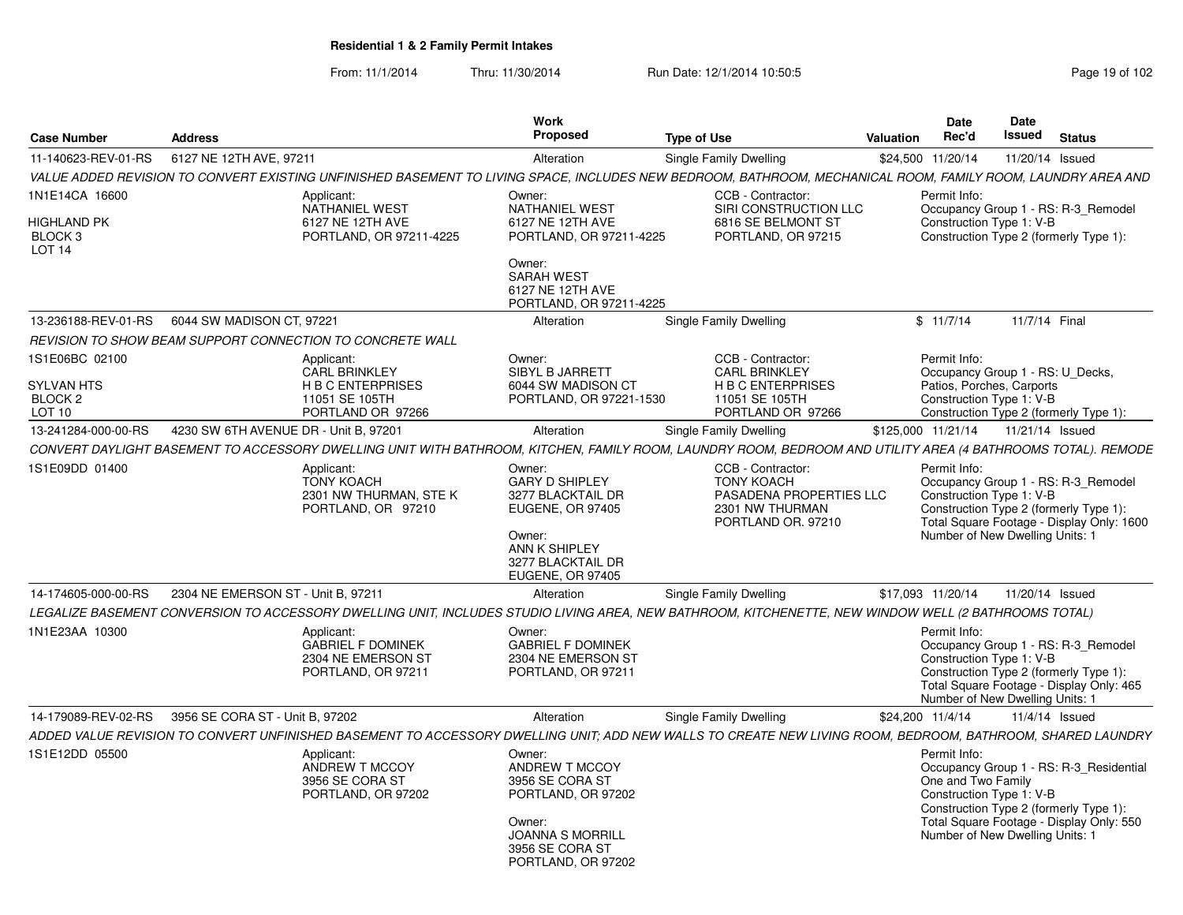**Residential 1 & 2 Family Permit Intakes**

From: 11/1/2014 Thru: 11/30/2014 Run Date: 12/1/2014 10:50:5

| Case Number | Address | Work Proposed | Type of Use | Valuation | Date Rec'd | Date Issued | Status |
|---|---|---|---|---|---|---|---|
| 11-140623-REV-01-RS | 6127 NE 12TH AVE, 97211 | Alteration | Single Family Dwelling | $24,500 | 11/20/14 | 11/20/14 | Issued |

*VALUE ADDED REVISION TO CONVERT EXISTING UNFINISHED BASEMENT TO LIVING SPACE, INCLUDES NEW BEDROOM, BATHROOM, MECHANICAL ROOM, FAMILY ROOM, LAUNDRY AREA AND*

1N1E14CA 16600
HIGHLAND PK
BLOCK 3
LOT 14

Applicant:
NATHANIEL WEST
6127 NE 12TH AVE
PORTLAND, OR 97211-4225

Owner:
NATHANIEL WEST
6127 NE 12TH AVE
PORTLAND, OR 97211-4225

Owner:
SARAH WEST
6127 NE 12TH AVE
PORTLAND, OR 97211-4225

CCB - Contractor:
SIRI CONSTRUCTION LLC
6816 SE BELMONT ST
PORTLAND, OR 97215

Permit Info:
Occupancy Group 1 - RS: R-3_Remodel
Construction Type 1: V-B
Construction Type 2 (formerly Type 1):

| Case Number | Address | Work Proposed | Type of Use | Valuation | Date Rec'd | Date Issued | Status |
|---|---|---|---|---|---|---|---|
| 13-236188-REV-01-RS | 6044 SW MADISON CT, 97221 | Alteration | Single Family Dwelling | $ | 11/7/14 | 11/7/14 | Final |

*REVISION TO SHOW BEAM SUPPORT CONNECTION TO CONCRETE WALL*

1S1E06BC 02100
SYLVAN HTS
BLOCK 2
LOT 10

Applicant:
CARL BRINKLEY
H B C ENTERPRISES
11051 SE 105TH
PORTLAND OR 97266

Owner:
SIBYL B JARRETT
6044 SW MADISON CT
PORTLAND, OR 97221-1530

CCB - Contractor:
CARL BRINKLEY
H B C ENTERPRISES
11051 SE 105TH
PORTLAND OR 97266

Permit Info:
Occupancy Group 1 - RS: U_Decks, Patios, Porches, Carports
Construction Type 1: V-B
Construction Type 2 (formerly Type 1):

| Case Number | Address | Work Proposed | Type of Use | Valuation | Date Rec'd | Date Issued | Status |
|---|---|---|---|---|---|---|---|
| 13-241284-000-00-RS | 4230 SW 6TH AVENUE DR - Unit B, 97201 | Alteration | Single Family Dwelling | $125,000 | 11/21/14 | 11/21/14 | Issued |

*CONVERT DAYLIGHT BASEMENT TO ACCESSORY DWELLING UNIT WITH BATHROOM, KITCHEN, FAMILY ROOM, LAUNDRY ROOM, BEDROOM AND UTILITY AREA (4 BATHROOMS TOTAL). REMODE*

1S1E09DD 01400

Applicant:
TONY KOACH
2301 NW THURMAN, STE K
PORTLAND, OR 97210

Owner:
GARY D SHIPLEY
3277 BLACKTAIL DR
EUGENE, OR 97405

Owner:
ANN K SHIPLEY
3277 BLACKTAIL DR
EUGENE, OR 97405

CCB - Contractor:
TONY KOACH
PASADENA PROPERTIES LLC
2301 NW THURMAN
PORTLAND OR. 97210

Permit Info:
Occupancy Group 1 - RS: R-3_Remodel
Construction Type 1: V-B
Construction Type 2 (formerly Type 1):
Total Square Footage - Display Only: 1600
Number of New Dwelling Units: 1

| Case Number | Address | Work Proposed | Type of Use | Valuation | Date Rec'd | Date Issued | Status |
|---|---|---|---|---|---|---|---|
| 14-174605-000-00-RS | 2304 NE EMERSON ST - Unit B, 97211 | Alteration | Single Family Dwelling | $17,093 | 11/20/14 | 11/20/14 | Issued |

*LEGALIZE BASEMENT CONVERSION TO ACCESSORY DWELLING UNIT, INCLUDES STUDIO LIVING AREA, NEW BATHROOM, KITCHENETTE, NEW WINDOW WELL (2 BATHROOMS TOTAL)*

1N1E23AA 10300

Applicant:
GABRIEL F DOMINEK
2304 NE EMERSON ST
PORTLAND, OR 97211

Owner:
GABRIEL F DOMINEK
2304 NE EMERSON ST
PORTLAND, OR 97211

Permit Info:
Occupancy Group 1 - RS: R-3_Remodel
Construction Type 1: V-B
Construction Type 2 (formerly Type 1):
Total Square Footage - Display Only: 465
Number of New Dwelling Units: 1

| Case Number | Address | Work Proposed | Type of Use | Valuation | Date Rec'd | Date Issued | Status |
|---|---|---|---|---|---|---|---|
| 14-179089-REV-02-RS | 3956 SE CORA ST - Unit B, 97202 | Alteration | Single Family Dwelling | $24,200 | 11/4/14 | 11/4/14 | Issued |

*ADDED VALUE REVISION TO CONVERT UNFINISHED BASEMENT TO ACCESSORY DWELLING UNIT; ADD NEW WALLS TO CREATE NEW LIVING ROOM, BEDROOM, BATHROOM, SHARED LAUNDRY*

1S1E12DD 05500

Applicant:
ANDREW T MCCOY
3956 SE CORA ST
PORTLAND, OR 97202

Owner:
ANDREW T MCCOY
3956 SE CORA ST
PORTLAND, OR 97202

Owner:
JOANNA S MORRILL
3956 SE CORA ST
PORTLAND, OR 97202

Permit Info:
Occupancy Group 1 - RS: R-3_Residential One and Two Family
Construction Type 1: V-B
Construction Type 2 (formerly Type 1):
Total Square Footage - Display Only: 550
Number of New Dwelling Units: 1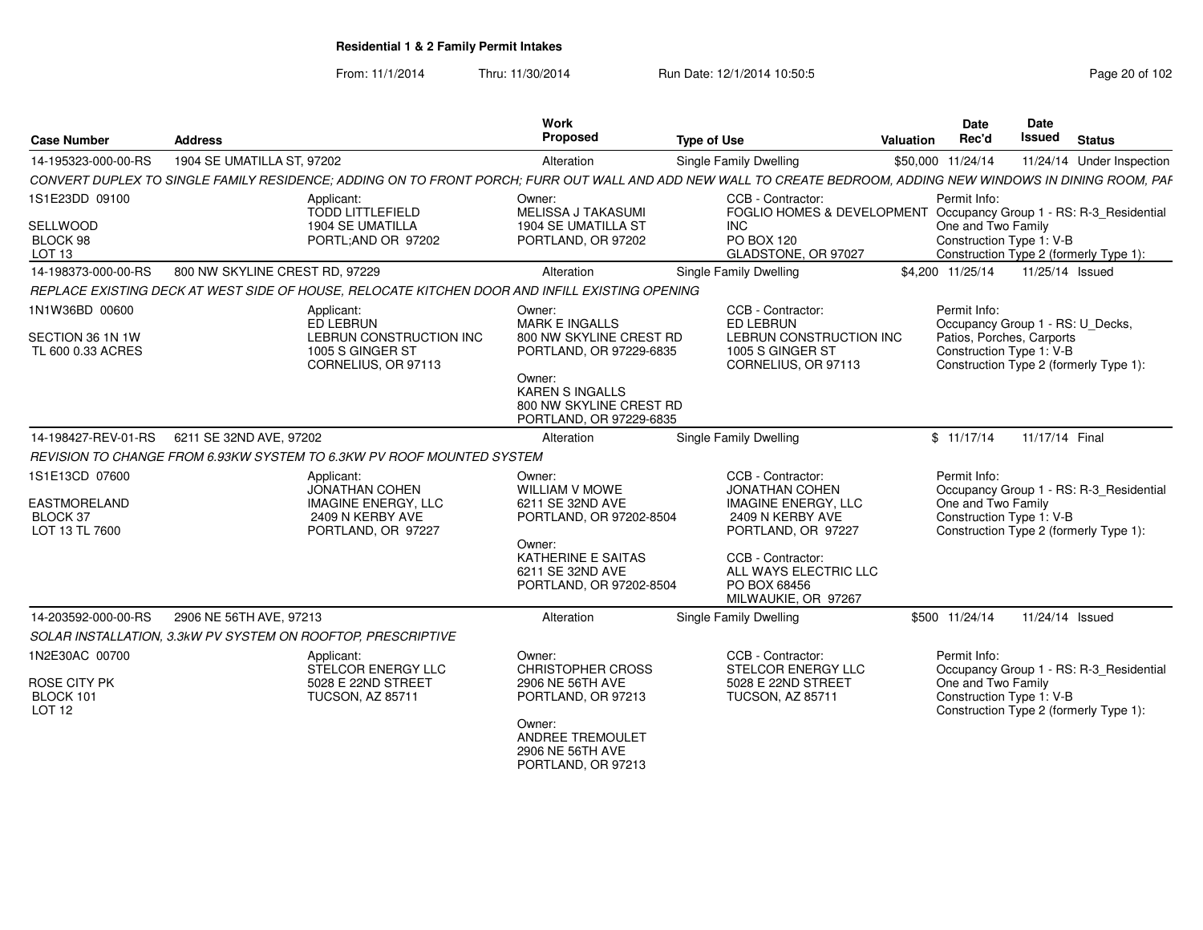**Residential 1 & 2 Family Permit Intakes**

From: 11/1/2014 Thru: 11/30/2014 Run Date: 12/1/2014 10:50:5

| Case Number | Address | Work Proposed | Type of Use | Valuation | Date Rec'd | Date Issued | Status |
|---|---|---|---|---|---|---|---|
| 14-195323-000-00-RS | 1904 SE UMATILLA ST, 97202 | Alteration | Single Family Dwelling | $50,000 | 11/24/14 | 11/24/14 | Under Inspection |

*CONVERT DUPLEX TO SINGLE FAMILY RESIDENCE; ADDING ON TO FRONT PORCH; FURR OUT WALL AND ADD NEW WALL TO CREATE BEDROOM, ADDING NEW WINDOWS IN DINING ROOM, PAF*

1S1E23DD 09100
SELLWOOD
BLOCK 98
LOT 13

Applicant:
TODD LITTLEFIELD
1904 SE UMATILLA
PORTL;AND OR 97202

Owner:
MELISSA J TAKASUMI
1904 SE UMATILLA ST
PORTLAND, OR 97202

CCB - Contractor:
FOGLIO HOMES & DEVELOPMENT INC
PO BOX 120
GLADSTONE, OR 97027

Permit Info:
Occupancy Group 1 - RS: R-3_Residential One and Two Family
Construction Type 1: V-B
Construction Type 2 (formerly Type 1):

| Case Number | Address | Work Proposed | Type of Use | Valuation | Date Rec'd | Date Issued | Status |
|---|---|---|---|---|---|---|---|
| 14-198373-000-00-RS | 800 NW SKYLINE CREST RD, 97229 | Alteration | Single Family Dwelling | $4,200 | 11/25/14 | 11/25/14 | Issued |

*REPLACE EXISTING DECK AT WEST SIDE OF HOUSE, RELOCATE KITCHEN DOOR AND INFILL EXISTING OPENING*

1N1W36BD 00600
SECTION 36 1N 1W
TL 600 0.33 ACRES

Applicant:
ED LEBRUN
LEBRUN CONSTRUCTION INC
1005 S GINGER ST
CORNELIUS, OR 97113

Owner:
MARK E INGALLS
800 NW SKYLINE CREST RD
PORTLAND, OR 97229-6835

Owner:
KAREN S INGALLS
800 NW SKYLINE CREST RD
PORTLAND, OR 97229-6835

CCB - Contractor:
ED LEBRUN
LEBRUN CONSTRUCTION INC
1005 S GINGER ST
CORNELIUS, OR 97113

Permit Info:
Occupancy Group 1 - RS: U_Decks, Patios, Porches, Carports
Construction Type 1: V-B
Construction Type 2 (formerly Type 1):

| Case Number | Address | Work Proposed | Type of Use | Valuation | Date Rec'd | Date Issued | Status |
|---|---|---|---|---|---|---|---|
| 14-198427-REV-01-RS | 6211 SE 32ND AVE, 97202 | Alteration | Single Family Dwelling | $ | 11/17/14 | 11/17/14 | Final |

*REVISION TO CHANGE FROM 6.93KW SYSTEM TO 6.3KW PV ROOF MOUNTED SYSTEM*

1S1E13CD 07600
EASTMORELAND
BLOCK 37
LOT 13 TL 7600

Applicant:
JONATHAN COHEN
IMAGINE ENERGY, LLC
2409 N KERBY AVE
PORTLAND, OR 97227

Owner:
WILLIAM V MOWE
6211 SE 32ND AVE
PORTLAND, OR 97202-8504

Owner:
KATHERINE E SAITAS
6211 SE 32ND AVE
PORTLAND, OR 97202-8504

CCB - Contractor:
JONATHAN COHEN
IMAGINE ENERGY, LLC
2409 N KERBY AVE
PORTLAND, OR 97227

CCB - Contractor:
ALL WAYS ELECTRIC LLC
PO BOX 68456
MILWAUKIE, OR 97267

Permit Info:
Occupancy Group 1 - RS: R-3_Residential One and Two Family
Construction Type 1: V-B
Construction Type 2 (formerly Type 1):

| Case Number | Address | Work Proposed | Type of Use | Valuation | Date Rec'd | Date Issued | Status |
|---|---|---|---|---|---|---|---|
| 14-203592-000-00-RS | 2906 NE 56TH AVE, 97213 | Alteration | Single Family Dwelling | $500 | 11/24/14 | 11/24/14 | Issued |

*SOLAR INSTALLATION, 3.3kW PV SYSTEM ON ROOFTOP, PRESCRIPTIVE*

1N2E30AC 00700
ROSE CITY PK
BLOCK 101
LOT 12

Applicant:
STELCOR ENERGY LLC
5028 E 22ND STREET
TUCSON, AZ 85711

Owner:
CHRISTOPHER CROSS
2906 NE 56TH AVE
PORTLAND, OR 97213

Owner:
ANDREE TREMOULET
2906 NE 56TH AVE
PORTLAND, OR 97213

CCB - Contractor:
STELCOR ENERGY LLC
5028 E 22ND STREET
TUCSON, AZ 85711

Permit Info:
Occupancy Group 1 - RS: R-3_Residential One and Two Family
Construction Type 1: V-B
Construction Type 2 (formerly Type 1):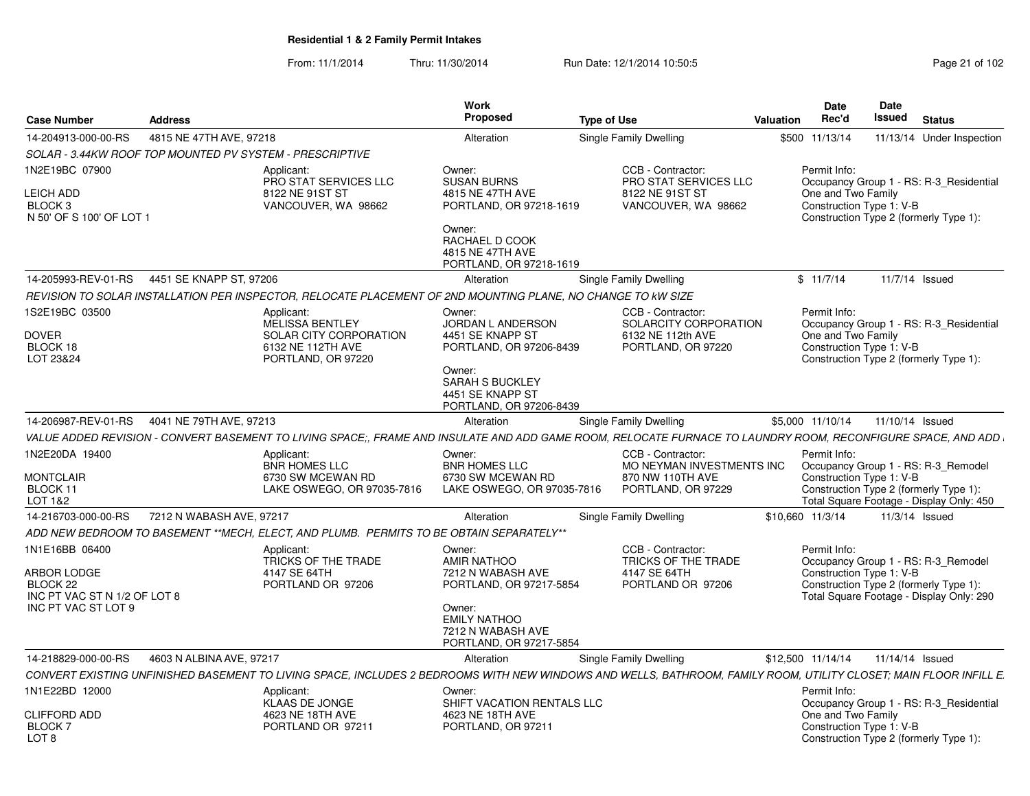## Residential 1 & 2 Family Permit Intakes

From: 11/1/2014 Thru: 11/30/2014 Run Date: 12/1/2014 10:50:5

| Case Number | Address | Work Proposed | Type of Use | Valuation | Date Rec'd | Date Issued | Status |
|---|---|---|---|---|---|---|---|
| 14-204913-000-00-RS | 4815 NE 47TH AVE, 97218 | Alteration | Single Family Dwelling | $500 | 11/13/14 | 11/13/14 | Under Inspection |

SOLAR - 3.44KW ROOF TOP MOUNTED PV SYSTEM - PRESCRIPTIVE

1N2E19BC 07900
LEICH ADD
BLOCK 3
N 50' OF S 100' OF LOT 1

Applicant:
PRO STAT SERVICES LLC
8122 NE 91ST ST
VANCOUVER, WA 98662

Owner:
SUSAN BURNS
4815 NE 47TH AVE
PORTLAND, OR 97218-1619

Owner:
RACHAEL D COOK
4815 NE 47TH AVE
PORTLAND, OR 97218-1619

CCB - Contractor:
PRO STAT SERVICES LLC
8122 NE 91ST ST
VANCOUVER, WA 98662

Permit Info:
Occupancy Group 1 - RS: R-3_Residential One and Two Family
Construction Type 1: V-B
Construction Type 2 (formerly Type 1):

| Case Number | Address | Work Proposed | Type of Use | Valuation | Date Rec'd | Date Issued | Status |
|---|---|---|---|---|---|---|---|
| 14-205993-REV-01-RS | 4451 SE KNAPP ST, 97206 | Alteration | Single Family Dwelling | $ | 11/7/14 | 11/7/14 | Issued |

REVISION TO SOLAR INSTALLATION PER INSPECTOR, RELOCATE PLACEMENT OF 2ND MOUNTING PLANE, NO CHANGE TO kW SIZE

1S2E19BC 03500
DOVER
BLOCK 18
LOT 23&24

Applicant:
MELISSA BENTLEY
SOLAR CITY CORPORATION
6132 NE 112TH AVE
PORTLAND, OR 97220

Owner:
JORDAN L ANDERSON
4451 SE KNAPP ST
PORTLAND, OR 97206-8439

Owner:
SARAH S BUCKLEY
4451 SE KNAPP ST
PORTLAND, OR 97206-8439

CCB - Contractor:
SOLARCITY CORPORATION
6132 NE 112th AVE
PORTLAND, OR 97220

Permit Info:
Occupancy Group 1 - RS: R-3_Residential One and Two Family
Construction Type 1: V-B
Construction Type 2 (formerly Type 1):

| Case Number | Address | Work Proposed | Type of Use | Valuation | Date Rec'd | Date Issued | Status |
|---|---|---|---|---|---|---|---|
| 14-206987-REV-01-RS | 4041 NE 79TH AVE, 97213 | Alteration | Single Family Dwelling | $5,000 | 11/10/14 | 11/10/14 | Issued |

VALUE ADDED REVISION - CONVERT BASEMENT TO LIVING SPACE;, FRAME AND INSULATE AND ADD GAME ROOM, RELOCATE FURNACE TO LAUNDRY ROOM, RECONFIGURE SPACE, AND ADD

1N2E20DA 19400
MONTCLAIR
BLOCK 11
LOT 1&2

Applicant:
BNR HOMES LLC
6730 SW MCEWAN RD
LAKE OSWEGO, OR 97035-7816

Owner:
BNR HOMES LLC
6730 SW MCEWAN RD
LAKE OSWEGO, OR 97035-7816

CCB - Contractor:
MO NEYMAN INVESTMENTS INC
870 NW 110TH AVE
PORTLAND, OR 97229

Permit Info:
Occupancy Group 1 - RS: R-3_Remodel
Construction Type 1: V-B
Construction Type 2 (formerly Type 1):
Total Square Footage - Display Only: 450

| Case Number | Address | Work Proposed | Type of Use | Valuation | Date Rec'd | Date Issued | Status |
|---|---|---|---|---|---|---|---|
| 14-216703-000-00-RS | 7212 N WABASH AVE, 97217 | Alteration | Single Family Dwelling | $10,660 | 11/3/14 | 11/3/14 | Issued |

ADD NEW BEDROOM TO BASEMENT **MECH, ELECT, AND PLUMB. PERMITS TO BE OBTAIN SEPARATELY**

1N1E16BB 06400
ARBOR LODGE
BLOCK 22
INC PT VAC ST N 1/2 OF LOT 8
INC PT VAC ST LOT 9

Applicant:
TRICKS OF THE TRADE
4147 SE 64TH
PORTLAND OR 97206

Owner:
AMIR NATHOO
7212 N WABASH AVE
PORTLAND, OR 97217-5854

Owner:
EMILY NATHOO
7212 N WABASH AVE
PORTLAND, OR 97217-5854

CCB - Contractor:
TRICKS OF THE TRADE
4147 SE 64TH
PORTLAND OR 97206

Permit Info:
Occupancy Group 1 - RS: R-3_Remodel
Construction Type 1: V-B
Construction Type 2 (formerly Type 1):
Total Square Footage - Display Only: 290

| Case Number | Address | Work Proposed | Type of Use | Valuation | Date Rec'd | Date Issued | Status |
|---|---|---|---|---|---|---|---|
| 14-218829-000-00-RS | 4603 N ALBINA AVE, 97217 | Alteration | Single Family Dwelling | $12,500 | 11/14/14 | 11/14/14 | Issued |

CONVERT EXISTING UNFINISHED BASEMENT TO LIVING SPACE, INCLUDES 2 BEDROOMS WITH NEW WINDOWS AND WELLS, BATHROOM, FAMILY ROOM, UTILITY CLOSET; MAIN FLOOR INFILL E

1N1E22BD 12000
CLIFFORD ADD
BLOCK 7
LOT 8

Applicant:
KLAAS DE JONGE
4623 NE 18TH AVE
PORTLAND OR 97211

Owner:
SHIFT VACATION RENTALS LLC
4623 NE 18TH AVE
PORTLAND, OR 97211

Permit Info:
Occupancy Group 1 - RS: R-3_Residential One and Two Family
Construction Type 1: V-B
Construction Type 2 (formerly Type 1):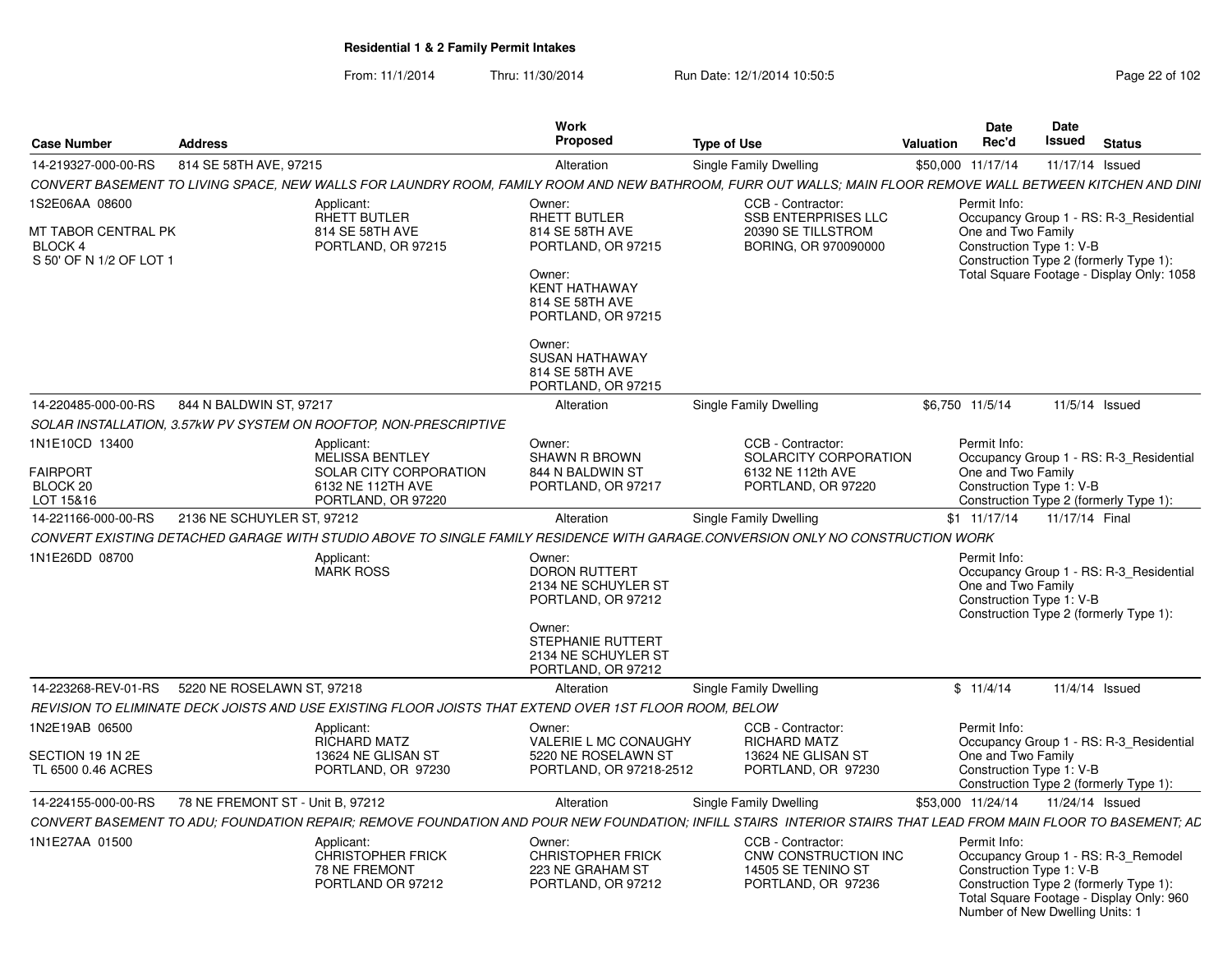## Residential 1 & 2 Family Permit Intakes

From: 11/1/2014 Thru: 11/30/2014 Run Date: 12/1/2014 10:50:5

| Case Number | Address | Work Proposed | Type of Use | Valuation | Date Rec'd | Date Issued | Status |
|---|---|---|---|---|---|---|---|
| 14-219327-000-00-RS | 814 SE 58TH AVE, 97215 | Alteration | Single Family Dwelling | $50,000 | 11/17/14 | 11/17/14 | Issued |

*CONVERT BASEMENT TO LIVING SPACE, NEW WALLS FOR LAUNDRY ROOM, FAMILY ROOM AND NEW BATHROOM, FURR OUT WALLS; MAIN FLOOR REMOVE WALL BETWEEN KITCHEN AND DINI*

1S2E06AA 08600
MT TABOR CENTRAL PK
BLOCK 4
S 50' OF N 1/2 OF LOT 1

Applicant:
RHETT BUTLER
814 SE 58TH AVE
PORTLAND, OR 97215

Owner:
RHETT BUTLER
814 SE 58TH AVE
PORTLAND, OR 97215

Owner:
KENT HATHAWAY
814 SE 58TH AVE
PORTLAND, OR 97215

Owner:
SUSAN HATHAWAY
814 SE 58TH AVE
PORTLAND, OR 97215

CCB - Contractor:
SSB ENTERPRISES LLC
20390 SE TILLSTROM
BORING, OR 970090000

Permit Info:
Occupancy Group 1 - RS: R-3_Residential One and Two Family
Construction Type 1: V-B
Construction Type 2 (formerly Type 1):
Total Square Footage - Display Only: 1058

| Case Number | Address | Work Proposed | Type of Use | Valuation | Date Rec'd | Date Issued | Status |
|---|---|---|---|---|---|---|---|
| 14-220485-000-00-RS | 844 N BALDWIN ST, 97217 | Alteration | Single Family Dwelling | $6,750 | 11/5/14 | 11/5/14 | Issued |

*SOLAR INSTALLATION, 3.57kW PV SYSTEM ON ROOFTOP, NON-PRESCRIPTIVE*

1N1E10CD 13400
FAIRPORT
BLOCK 20
LOT 15&16

Applicant:
MELISSA BENTLEY
SOLAR CITY CORPORATION
6132 NE 112TH AVE
PORTLAND, OR 97220

Owner:
SHAWN R BROWN
844 N BALDWIN ST
PORTLAND, OR 97217

CCB - Contractor:
SOLARCITY CORPORATION
6132 NE 112th AVE
PORTLAND, OR 97220

Permit Info:
Occupancy Group 1 - RS: R-3_Residential One and Two Family
Construction Type 1: V-B
Construction Type 2 (formerly Type 1):

| Case Number | Address | Work Proposed | Type of Use | Valuation | Date Rec'd | Date Issued | Status |
|---|---|---|---|---|---|---|---|
| 14-221166-000-00-RS | 2136 NE SCHUYLER ST, 97212 | Alteration | Single Family Dwelling | $1 | 11/17/14 | 11/17/14 | Final |

*CONVERT EXISTING DETACHED GARAGE WITH STUDIO ABOVE TO SINGLE FAMILY RESIDENCE WITH GARAGE.CONVERSION ONLY NO CONSTRUCTION WORK*

1N1E26DD 08700

Applicant:
MARK ROSS

Owner:
DORON RUTTERT
2134 NE SCHUYLER ST
PORTLAND, OR 97212

Owner:
STEPHANIE RUTTERT
2134 NE SCHUYLER ST
PORTLAND, OR 97212

Permit Info:
Occupancy Group 1 - RS: R-3_Residential One and Two Family
Construction Type 1: V-B
Construction Type 2 (formerly Type 1):

| Case Number | Address | Work Proposed | Type of Use | Valuation | Date Rec'd | Date Issued | Status |
|---|---|---|---|---|---|---|---|
| 14-223268-REV-01-RS | 5220 NE ROSELAWN ST, 97218 | Alteration | Single Family Dwelling | $ | 11/4/14 | 11/4/14 | Issued |

*REVISION TO ELIMINATE DECK JOISTS AND USE EXISTING FLOOR JOISTS THAT EXTEND OVER 1ST FLOOR ROOM, BELOW*

1N2E19AB 06500
SECTION 19 1N 2E
TL 6500 0.46 ACRES

Applicant:
RICHARD MATZ
13624 NE GLISAN ST
PORTLAND, OR 97230

Owner:
VALERIE L MC CONAUGHY
5220 NE ROSELAWN ST
PORTLAND, OR 97218-2512

CCB - Contractor:
RICHARD MATZ
13624 NE GLISAN ST
PORTLAND, OR 97230

Permit Info:
Occupancy Group 1 - RS: R-3_Residential One and Two Family
Construction Type 1: V-B
Construction Type 2 (formerly Type 1):

| Case Number | Address | Work Proposed | Type of Use | Valuation | Date Rec'd | Date Issued | Status |
|---|---|---|---|---|---|---|---|
| 14-224155-000-00-RS | 78 NE FREMONT ST - Unit B, 97212 | Alteration | Single Family Dwelling | $53,000 | 11/24/14 | 11/24/14 | Issued |

*CONVERT BASEMENT TO ADU; FOUNDATION REPAIR; REMOVE FOUNDATION AND POUR NEW FOUNDATION; INFILL STAIRS INTERIOR STAIRS THAT LEAD FROM MAIN FLOOR TO BASEMENT; AD*

1N1E27AA 01500

Applicant:
CHRISTOPHER FRICK
78 NE FREMONT
PORTLAND OR 97212

Owner:
CHRISTOPHER FRICK
223 NE GRAHAM ST
PORTLAND, OR 97212

CCB - Contractor:
CNW CONSTRUCTION INC
14505 SE TENINO ST
PORTLAND, OR 97236

Permit Info:
Occupancy Group 1 - RS: R-3_Remodel
Construction Type 1: V-B
Construction Type 2 (formerly Type 1):
Total Square Footage - Display Only: 960
Number of New Dwelling Units: 1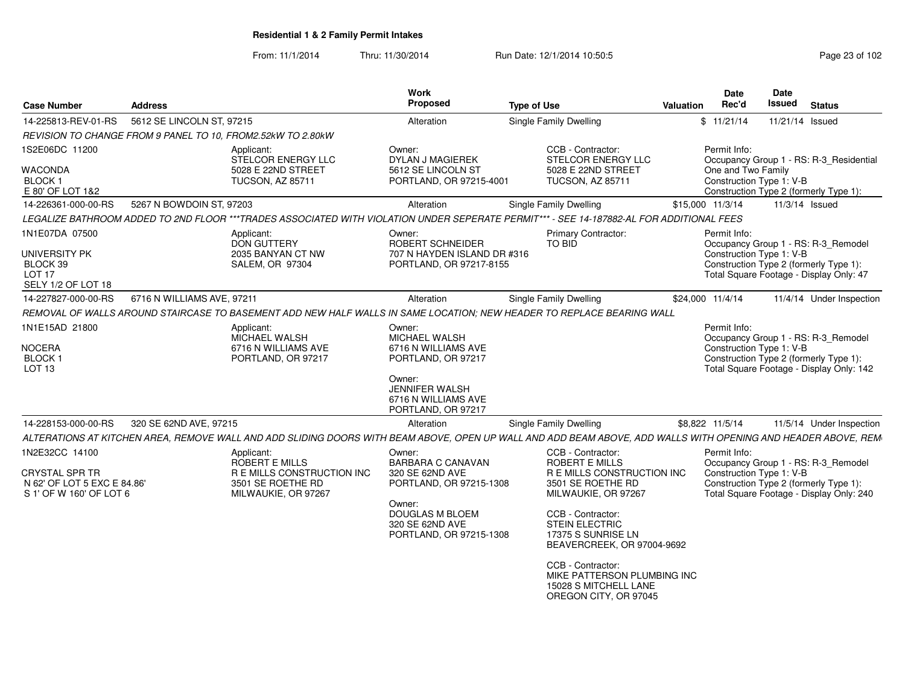# Residential 1 & 2 Family Permit Intakes

From: 11/1/2014 Thru: 11/30/2014 Run Date: 12/1/2014 10:50:5

| Case Number | Address | Work Proposed | Type of Use | Valuation | Date Rec'd | Date Issued | Status |
|---|---|---|---|---|---|---|---|
| 14-225813-REV-01-RS | 5612 SE LINCOLN ST, 97215 | Alteration | Single Family Dwelling | $ | 11/21/14 | 11/21/14 | Issued |

REVISION TO CHANGE FROM 9 PANEL TO 10, FROM2.52kW TO 2.80kW

1S2E06DC 11200
WACONDA
BLOCK 1
E 80' OF LOT 1&2

Applicant: STELCOR ENERGY LLC, 5028 E 22ND STREET, TUCSON, AZ 85711

Owner: DYLAN J MAGIEREK, 5612 SE LINCOLN ST, PORTLAND, OR 97215-4001

CCB - Contractor: STELCOR ENERGY LLC, 5028 E 22ND STREET, TUCSON, AZ 85711

Permit Info:
Occupancy Group 1 - RS: R-3_Residential One and Two Family
Construction Type 1: V-B
Construction Type 2 (formerly Type 1):

| Case Number | Address | Work Proposed | Type of Use | Valuation | Date Rec'd | Date Issued | Status |
|---|---|---|---|---|---|---|---|
| 14-226361-000-00-RS | 5267 N BOWDOIN ST, 97203 | Alteration | Single Family Dwelling | $15,000 | 11/3/14 | 11/3/14 | Issued |

LEGALIZE BATHROOM ADDED TO 2ND FLOOR ***TRADES ASSOCIATED WITH VIOLATION UNDER SEPERATE PERMIT*** - SEE 14-187882-AL FOR ADDITIONAL FEES

1N1E07DA 07500
UNIVERSITY PK
BLOCK 39
LOT 17
SELY 1/2 OF LOT 18

Applicant: DON GUTTERY, 2035 BANYAN CT NW, SALEM, OR 97304

Owner: ROBERT SCHNEIDER, 707 N HAYDEN ISLAND DR #316, PORTLAND, OR 97217-8155

Primary Contractor: TO BID

Permit Info:
Occupancy Group 1 - RS: R-3_Remodel
Construction Type 1: V-B
Construction Type 2 (formerly Type 1):
Total Square Footage - Display Only: 47

| Case Number | Address | Work Proposed | Type of Use | Valuation | Date Rec'd | Date Issued | Status |
|---|---|---|---|---|---|---|---|
| 14-227827-000-00-RS | 6716 N WILLIAMS AVE, 97211 | Alteration | Single Family Dwelling | $24,000 | 11/4/14 | 11/4/14 | Under Inspection |

REMOVAL OF WALLS AROUND STAIRCASE TO BASEMENT ADD NEW HALF WALLS IN SAME LOCATION; NEW HEADER TO REPLACE BEARING WALL

1N1E15AD 21800
NOCERA
BLOCK 1
LOT 13

Applicant: MICHAEL WALSH, 6716 N WILLIAMS AVE, PORTLAND, OR 97217

Owner: MICHAEL WALSH, 6716 N WILLIAMS AVE, PORTLAND, OR 97217

Owner: JENNIFER WALSH, 6716 N WILLIAMS AVE, PORTLAND, OR 97217

Permit Info:
Occupancy Group 1 - RS: R-3_Remodel
Construction Type 1: V-B
Construction Type 2 (formerly Type 1):
Total Square Footage - Display Only: 142

| Case Number | Address | Work Proposed | Type of Use | Valuation | Date Rec'd | Date Issued | Status |
|---|---|---|---|---|---|---|---|
| 14-228153-000-00-RS | 320 SE 62ND AVE, 97215 | Alteration | Single Family Dwelling | $8,822 | 11/5/14 | 11/5/14 | Under Inspection |

ALTERATIONS AT KITCHEN AREA, REMOVE WALL AND ADD SLIDING DOORS WITH BEAM ABOVE, OPEN UP WALL AND ADD BEAM ABOVE, ADD WALLS WITH OPENING AND HEADER ABOVE, REM

1N2E32CC 14100
CRYSTAL SPR TR
N 62' OF LOT 5 EXC E 84.86'
S 1' OF W 160' OF LOT 6

Applicant: ROBERT E MILLS, R E MILLS CONSTRUCTION INC, 3501 SE ROETHE RD, MILWAUKIE, OR 97267

Owner: BARBARA C CANAVAN, 320 SE 62ND AVE, PORTLAND, OR 97215-1308

Owner: DOUGLAS M BLOEM, 320 SE 62ND AVE, PORTLAND, OR 97215-1308

CCB - Contractor: ROBERT E MILLS, R E MILLS CONSTRUCTION INC, 3501 SE ROETHE RD, MILWAUKIE, OR 97267

CCB - Contractor: STEIN ELECTRIC, 17375 S SUNRISE LN, BEAVERCREEK, OR 97004-9692

CCB - Contractor: MIKE PATTERSON PLUMBING INC, 15028 S MITCHELL LANE, OREGON CITY, OR 97045

Permit Info:
Occupancy Group 1 - RS: R-3_Remodel
Construction Type 1: V-B
Construction Type 2 (formerly Type 1):
Total Square Footage - Display Only: 240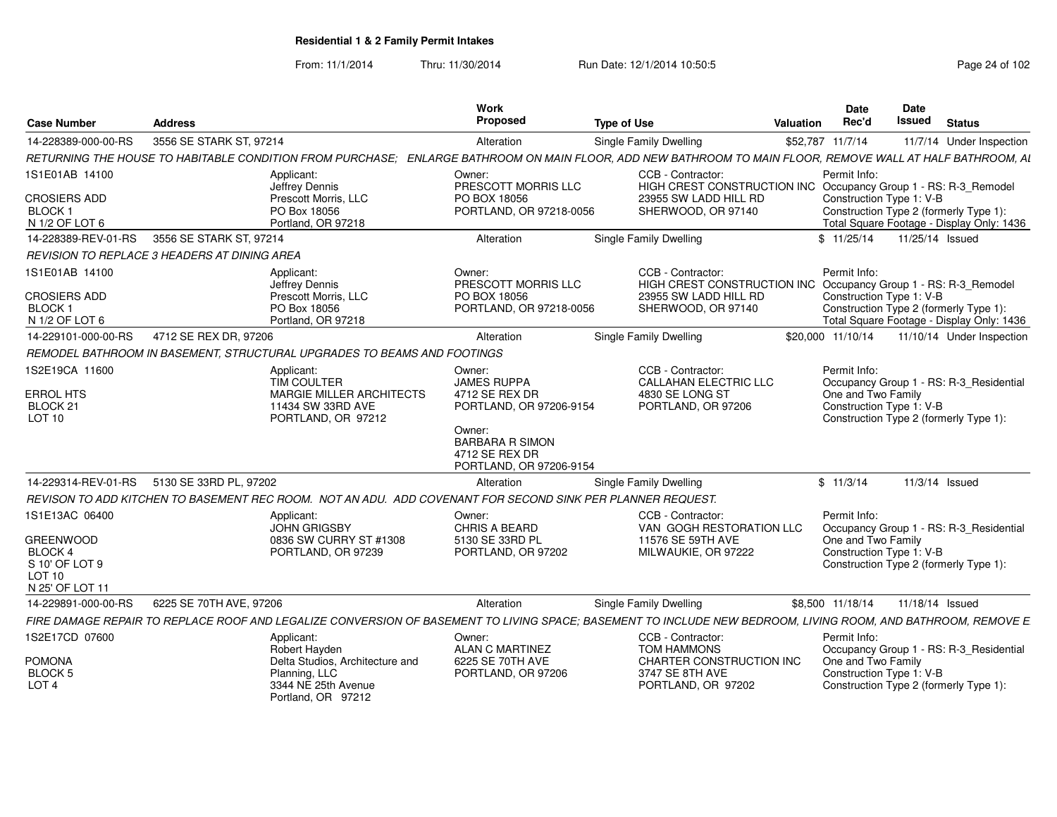**Residential 1 & 2 Family Permit Intakes**

From: 11/1/2014 Thru: 11/30/2014 Run Date: 12/1/2014 10:50:5

| Case Number | Address | Work Proposed | Type of Use | Valuation | Date Rec'd | Date Issued | Status |
|---|---|---|---|---|---|---|---|
| 14-228389-000-00-RS | 3556 SE STARK ST, 97214 | Alteration | Single Family Dwelling | $52,787 | 11/7/14 | 11/7/14 | Under Inspection |

RETURNING THE HOUSE TO HABITABLE CONDITION FROM PURCHASE; ENLARGE BATHROOM ON MAIN FLOOR, ADD NEW BATHROOM TO MAIN FLOOR, REMOVE WALL AT HALF BATHROOM, AL

1S1E01AB 14100
CROSIERS ADD
BLOCK 1
N 1/2 OF LOT 6

Applicant: Jeffrey Dennis, Prescott Morris, LLC, PO Box 18056, Portland, OR 97218

Owner: PRESCOTT MORRIS LLC, PO BOX 18056, PORTLAND, OR 97218-0056

CCB - Contractor: HIGH CREST CONSTRUCTION INC, 23955 SW LADD HILL RD, SHERWOOD, OR 97140

Permit Info: Occupancy Group 1 - RS: R-3_Remodel; Construction Type 1: V-B; Construction Type 2 (formerly Type 1):; Total Square Footage - Display Only: 1436

| Case Number | Address | Work Proposed | Type of Use | Valuation | Date Rec'd | Date Issued | Status |
|---|---|---|---|---|---|---|---|
| 14-228389-REV-01-RS | 3556 SE STARK ST, 97214 | Alteration | Single Family Dwelling | $ | 11/25/14 | 11/25/14 | Issued |

REVISION TO REPLACE 3 HEADERS AT DINING AREA

1S1E01AB 14100
CROSIERS ADD
BLOCK 1
N 1/2 OF LOT 6

Applicant: Jeffrey Dennis, Prescott Morris, LLC, PO Box 18056, Portland, OR 97218

Owner: PRESCOTT MORRIS LLC, PO BOX 18056, PORTLAND, OR 97218-0056

CCB - Contractor: HIGH CREST CONSTRUCTION INC, 23955 SW LADD HILL RD, SHERWOOD, OR 97140

Permit Info: Occupancy Group 1 - RS: R-3_Remodel; Construction Type 1: V-B; Construction Type 2 (formerly Type 1):; Total Square Footage - Display Only: 1436

| Case Number | Address | Work Proposed | Type of Use | Valuation | Date Rec'd | Date Issued | Status |
|---|---|---|---|---|---|---|---|
| 14-229101-000-00-RS | 4712 SE REX DR, 97206 | Alteration | Single Family Dwelling | $20,000 | 11/10/14 | 11/10/14 | Under Inspection |

REMODEL BATHROOM IN BASEMENT, STRUCTURAL UPGRADES TO BEAMS AND FOOTINGS

1S2E19CA 11600
ERROL HTS
BLOCK 21
LOT 10

Applicant: TIM COULTER, MARGIE MILLER ARCHITECTS, 11434 SW 33RD AVE, PORTLAND, OR 97212

Owner: JAMES RUPPA, 4712 SE REX DR, PORTLAND, OR 97206-9154

Owner: BARBARA R SIMON, 4712 SE REX DR, PORTLAND, OR 97206-9154

CCB - Contractor: CALLAHAN ELECTRIC LLC, 4830 SE LONG ST, PORTLAND, OR 97206

Permit Info: Occupancy Group 1 - RS: R-3_Residential One and Two Family; Construction Type 1: V-B; Construction Type 2 (formerly Type 1):

| Case Number | Address | Work Proposed | Type of Use | Valuation | Date Rec'd | Date Issued | Status |
|---|---|---|---|---|---|---|---|
| 14-229314-REV-01-RS | 5130 SE 33RD PL, 97202 | Alteration | Single Family Dwelling | $ | 11/3/14 | 11/3/14 | Issued |

REVISON TO ADD KITCHEN TO BASEMENT REC ROOM. NOT AN ADU. ADD COVENANT FOR SECOND SINK PER PLANNER REQUEST.

1S1E13AC 06400
GREENWOOD
BLOCK 4
S 10' OF LOT 9
LOT 10
N 25' OF LOT 11

Applicant: JOHN GRIGSBY, 0836 SW CURRY ST #1308, PORTLAND, OR 97239

Owner: CHRIS A BEARD, 5130 SE 33RD PL, PORTLAND, OR 97202

CCB - Contractor: VAN GOGH RESTORATION LLC, 11576 SE 59TH AVE, MILWAUKIE, OR 97222

Permit Info: Occupancy Group 1 - RS: R-3_Residential One and Two Family; Construction Type 1: V-B; Construction Type 2 (formerly Type 1):

| Case Number | Address | Work Proposed | Type of Use | Valuation | Date Rec'd | Date Issued | Status |
|---|---|---|---|---|---|---|---|
| 14-229891-000-00-RS | 6225 SE 70TH AVE, 97206 | Alteration | Single Family Dwelling | $8,500 | 11/18/14 | 11/18/14 | Issued |

FIRE DAMAGE REPAIR TO REPLACE ROOF AND LEGALIZE CONVERSION OF BASEMENT TO LIVING SPACE; BASEMENT TO INCLUDE NEW BEDROOM, LIVING ROOM, AND BATHROOM, REMOVE E

1S2E17CD 07600
POMONA
BLOCK 5
LOT 4

Applicant: Robert Hayden, Delta Studios, Architecture and Planning, LLC, 3344 NE 25th Avenue, Portland, OR 97212

Owner: ALAN C MARTINEZ, 6225 SE 70TH AVE, PORTLAND, OR 97206

CCB - Contractor: TOM HAMMONS, CHARTER CONSTRUCTION INC, 3747 SE 8TH AVE, PORTLAND, OR 97202

Permit Info: Occupancy Group 1 - RS: R-3_Residential One and Two Family; Construction Type 1: V-B; Construction Type 2 (formerly Type 1):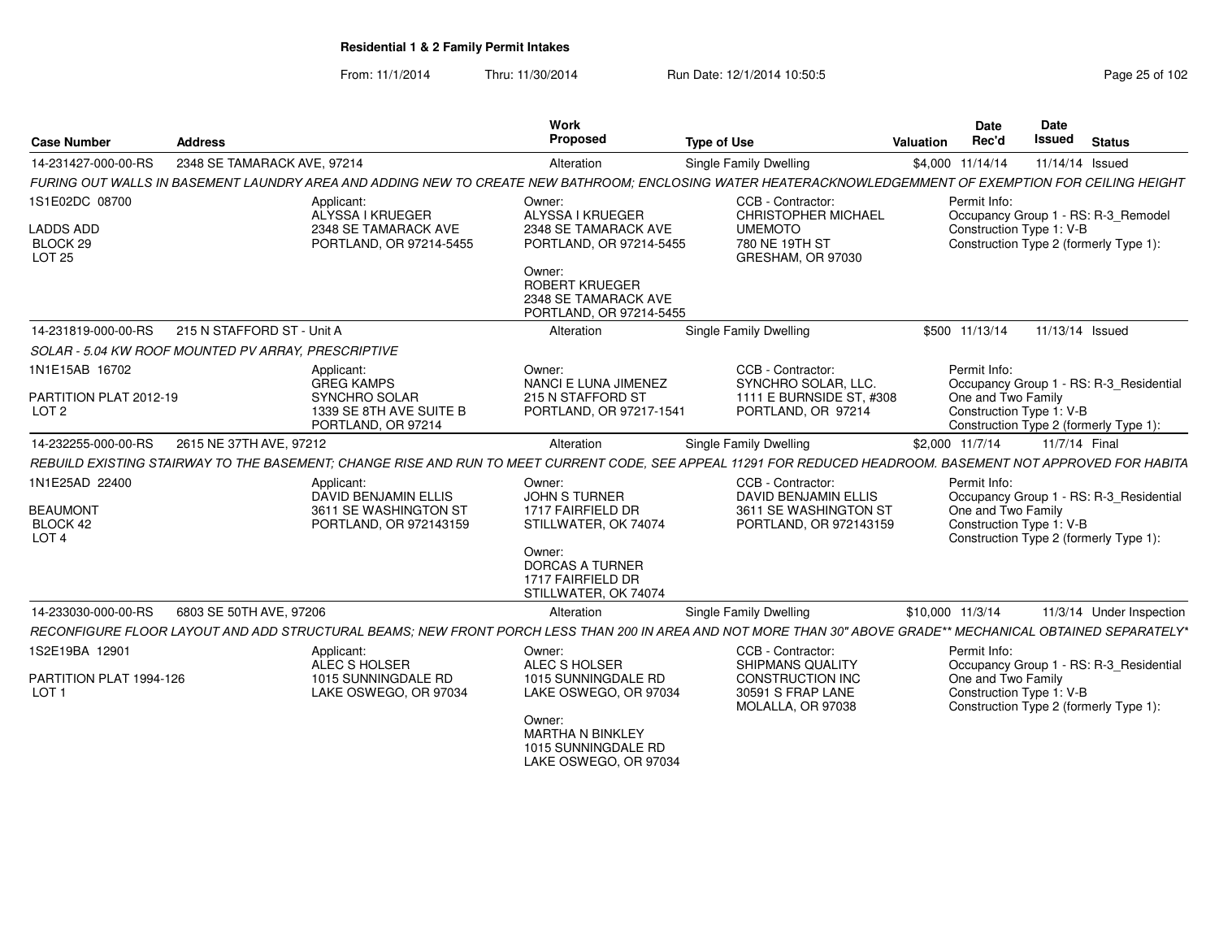**Residential 1 & 2 Family Permit Intakes**

From: 11/1/2014 Thru: 11/30/2014 Run Date: 12/1/2014 10:50:5

| Case Number | Address | Work Proposed | Type of Use | Valuation | Date Rec'd | Date Issued | Status |
|---|---|---|---|---|---|---|---|
| 14-231427-000-00-RS | 2348 SE TAMARACK AVE, 97214 | Alteration | Single Family Dwelling | $4,000 | 11/14/14 | 11/14/14 | Issued |

*FURING OUT WALLS IN BASEMENT LAUNDRY AREA AND ADDING NEW TO CREATE NEW BATHROOM; ENCLOSING WATER HEATERACKNOWLEDGEMMENT OF EXEMPTION FOR CEILING HEIGHT*

1S1E02DC 08700
LADDS ADD
BLOCK 29
LOT 25

Applicant:
ALYSSA I KRUEGER
2348 SE TAMARACK AVE
PORTLAND, OR 97214-5455

Owner:
ALYSSA I KRUEGER
2348 SE TAMARACK AVE
PORTLAND, OR 97214-5455

Owner:
ROBERT KRUEGER
2348 SE TAMARACK AVE
PORTLAND, OR 97214-5455

CCB - Contractor:
CHRISTOPHER MICHAEL
UMEMOTO
780 NE 19TH ST
GRESHAM, OR 97030

Permit Info:
Occupancy Group 1 - RS: R-3_Remodel
Construction Type 1: V-B
Construction Type 2 (formerly Type 1):

| Case Number | Address | Work Proposed | Type of Use | Valuation | Date Rec'd | Date Issued | Status |
|---|---|---|---|---|---|---|---|
| 14-231819-000-00-RS | 215 N STAFFORD ST - Unit A | Alteration | Single Family Dwelling | $500 | 11/13/14 | 11/13/14 | Issued |

*SOLAR - 5.04 KW ROOF MOUNTED PV ARRAY, PRESCRIPTIVE*

1N1E15AB 16702
PARTITION PLAT 2012-19
LOT 2

Applicant:
GREG KAMPS
SYNCHRO SOLAR
1339 SE 8TH AVE SUITE B
PORTLAND, OR 97214

Owner:
NANCI E LUNA JIMENEZ
215 N STAFFORD ST
PORTLAND, OR 97217-1541

CCB - Contractor:
SYNCHRO SOLAR, LLC.
1111 E BURNSIDE ST, #308
PORTLAND, OR 97214

Permit Info:
Occupancy Group 1 - RS: R-3_Residential One and Two Family
Construction Type 1: V-B
Construction Type 2 (formerly Type 1):

| Case Number | Address | Work Proposed | Type of Use | Valuation | Date Rec'd | Date Issued | Status |
|---|---|---|---|---|---|---|---|
| 14-232255-000-00-RS | 2615 NE 37TH AVE, 97212 | Alteration | Single Family Dwelling | $2,000 | 11/7/14 | 11/7/14 | Final |

*REBUILD EXISTING STAIRWAY TO THE BASEMENT; CHANGE RISE AND RUN TO MEET CURRENT CODE, SEE APPEAL 11291 FOR REDUCED HEADROOM. BASEMENT NOT APPROVED FOR HABITA*

1N1E25AD 22400
BEAUMONT
BLOCK 42
LOT 4

Applicant:
DAVID BENJAMIN ELLIS
3611 SE WASHINGTON ST
PORTLAND, OR 972143159

Owner:
JOHN S TURNER
1717 FAIRFIELD DR
STILLWATER, OK 74074

Owner:
DORCAS A TURNER
1717 FAIRFIELD DR
STILLWATER, OK 74074

CCB - Contractor:
DAVID BENJAMIN ELLIS
3611 SE WASHINGTON ST
PORTLAND, OR 972143159

Permit Info:
Occupancy Group 1 - RS: R-3_Residential One and Two Family
Construction Type 1: V-B
Construction Type 2 (formerly Type 1):

| Case Number | Address | Work Proposed | Type of Use | Valuation | Date Rec'd | Date Issued | Status |
|---|---|---|---|---|---|---|---|
| 14-233030-000-00-RS | 6803 SE 50TH AVE, 97206 | Alteration | Single Family Dwelling | $10,000 | 11/3/14 | 11/3/14 | Under Inspection |

*RECONFIGURE FLOOR LAYOUT AND ADD STRUCTURAL BEAMS; NEW FRONT PORCH LESS THAN 200 IN AREA AND NOT MORE THAN 30" ABOVE GRADE** MECHANICAL OBTAINED SEPARATELY**

1S2E19BA 12901
PARTITION PLAT 1994-126
LOT 1

Applicant:
ALEC S HOLSER
1015 SUNNINGDALE RD
LAKE OSWEGO, OR 97034

Owner:
ALEC S HOLSER
1015 SUNNINGDALE RD
LAKE OSWEGO, OR 97034

Owner:
MARTHA N BINKLEY
1015 SUNNINGDALE RD
LAKE OSWEGO, OR 97034

CCB - Contractor:
SHIPMANS QUALITY
CONSTRUCTION INC
30591 S FRAP LANE
MOLALLA, OR 97038

Permit Info:
Occupancy Group 1 - RS: R-3_Residential One and Two Family
Construction Type 1: V-B
Construction Type 2 (formerly Type 1):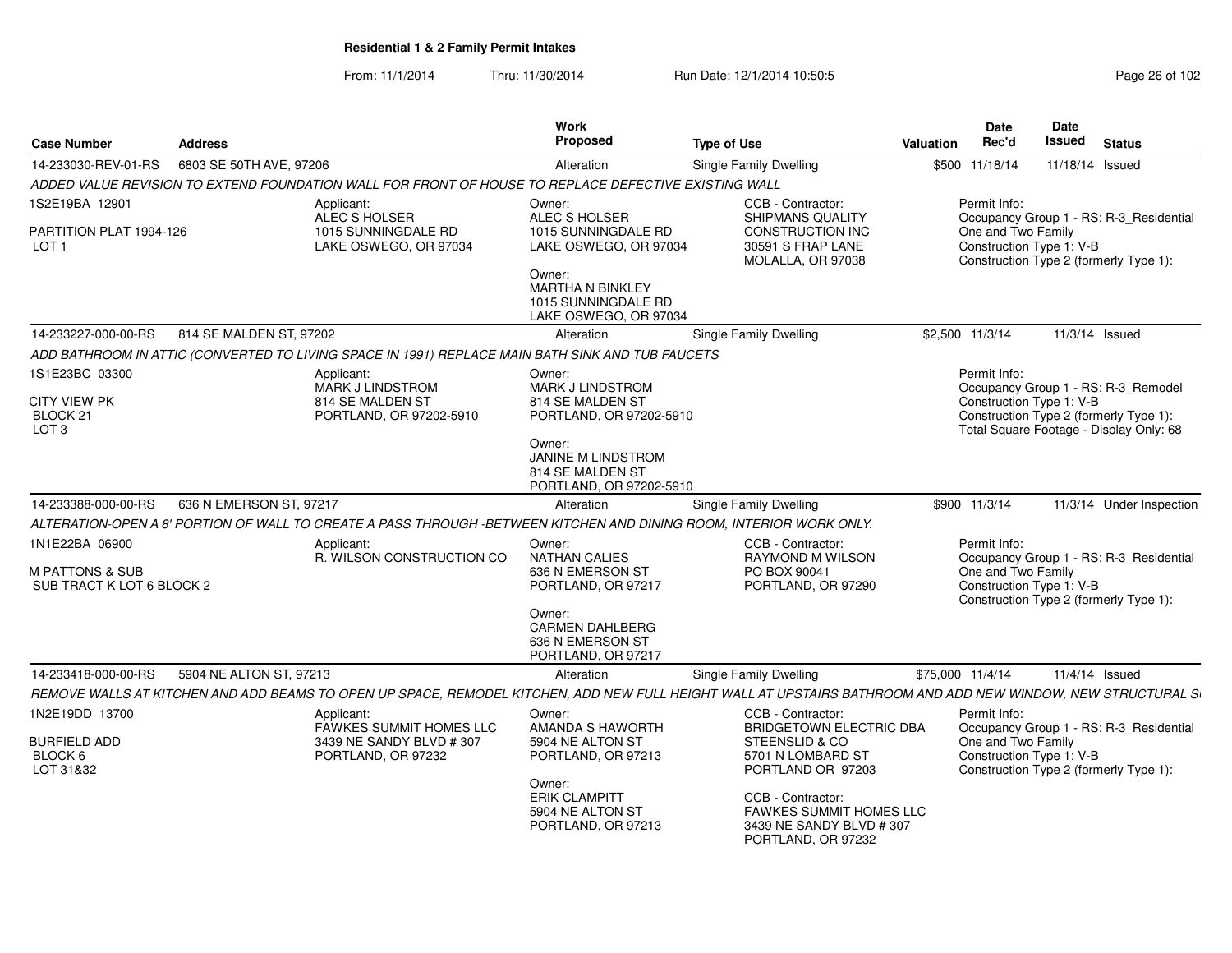## Residential 1 & 2 Family Permit Intakes

From: 11/1/2014 Thru: 11/30/2014 Run Date: 12/1/2014 10:50:5

| Case Number | Address | Work Proposed | Type of Use | Valuation | Date Rec'd | Date Issued | Status |
|---|---|---|---|---|---|---|---|
| 14-233030-REV-01-RS | 6803 SE 50TH AVE, 97206 | Alteration | Single Family Dwelling | $500 | 11/18/14 | 11/18/14 | Issued |

*ADDED VALUE REVISION TO EXTEND FOUNDATION WALL FOR FRONT OF HOUSE TO REPLACE DEFECTIVE EXISTING WALL*

1S2E19BA 12901
PARTITION PLAT 1994-126
LOT 1

Applicant:
ALEC S HOLSER
1015 SUNNINGDALE RD
LAKE OSWEGO, OR 97034

Owner:
ALEC S HOLSER
1015 SUNNINGDALE RD
LAKE OSWEGO, OR 97034

Owner:
MARTHA N BINKLEY
1015 SUNNINGDALE RD
LAKE OSWEGO, OR 97034

CCB - Contractor:
SHIPMANS QUALITY CONSTRUCTION INC
30591 S FRAP LANE
MOLALLA, OR 97038

Permit Info:
Occupancy Group 1 - RS: R-3_Residential One and Two Family
Construction Type 1: V-B
Construction Type 2 (formerly Type 1):

| Case Number | Address | Work Proposed | Type of Use | Valuation | Date Rec'd | Date Issued | Status |
|---|---|---|---|---|---|---|---|
| 14-233227-000-00-RS | 814 SE MALDEN ST, 97202 | Alteration | Single Family Dwelling | $2,500 | 11/3/14 | 11/3/14 | Issued |

*ADD BATHROOM IN ATTIC (CONVERTED TO LIVING SPACE IN 1991) REPLACE MAIN BATH SINK AND TUB FAUCETS*

1S1E23BC 03300
CITY VIEW PK
BLOCK 21
LOT 3

Applicant:
MARK J LINDSTROM
814 SE MALDEN ST
PORTLAND, OR 97202-5910

Owner:
MARK J LINDSTROM
814 SE MALDEN ST
PORTLAND, OR 97202-5910

Owner:
JANINE M LINDSTROM
814 SE MALDEN ST
PORTLAND, OR 97202-5910

Permit Info:
Occupancy Group 1 - RS: R-3_Remodel
Construction Type 1: V-B
Construction Type 2 (formerly Type 1):
Total Square Footage - Display Only: 68

| Case Number | Address | Work Proposed | Type of Use | Valuation | Date Rec'd | Date Issued | Status |
|---|---|---|---|---|---|---|---|
| 14-233388-000-00-RS | 636 N EMERSON ST, 97217 | Alteration | Single Family Dwelling | $900 | 11/3/14 | 11/3/14 | Under Inspection |

*ALTERATION-OPEN A 8' PORTION OF WALL TO CREATE A PASS THROUGH -BETWEEN KITCHEN AND DINING ROOM, INTERIOR WORK ONLY.*

1N1E22BA 06900
M PATTONS & SUB
SUB TRACT K LOT 6 BLOCK 2

Applicant:
R. WILSON CONSTRUCTION CO

Owner:
NATHAN CALIES
636 N EMERSON ST
PORTLAND, OR 97217

Owner:
CARMEN DAHLBERG
636 N EMERSON ST
PORTLAND, OR 97217

CCB - Contractor:
RAYMOND M WILSON
PO BOX 90041
PORTLAND, OR 97290

Permit Info:
Occupancy Group 1 - RS: R-3_Residential One and Two Family
Construction Type 1: V-B
Construction Type 2 (formerly Type 1):

| Case Number | Address | Work Proposed | Type of Use | Valuation | Date Rec'd | Date Issued | Status |
|---|---|---|---|---|---|---|---|
| 14-233418-000-00-RS | 5904 NE ALTON ST, 97213 | Alteration | Single Family Dwelling | $75,000 | 11/4/14 | 11/4/14 | Issued |

*REMOVE WALLS AT KITCHEN AND ADD BEAMS TO OPEN UP SPACE, REMODEL KITCHEN, ADD NEW FULL HEIGHT WALL AT UPSTAIRS BATHROOM AND ADD NEW WINDOW, NEW STRUCTURAL S*

1N2E19DD 13700
BURFIELD ADD
BLOCK 6
LOT 31&32

Applicant:
FAWKES SUMMIT HOMES LLC
3439 NE SANDY BLVD # 307
PORTLAND, OR 97232

Owner:
AMANDA S HAWORTH
5904 NE ALTON ST
PORTLAND, OR 97213

Owner:
ERIK CLAMPITT
5904 NE ALTON ST
PORTLAND, OR 97213

CCB - Contractor:
BRIDGETOWN ELECTRIC DBA STEENSLID & CO
5701 N LOMBARD ST
PORTLAND OR 97203

CCB - Contractor:
FAWKES SUMMIT HOMES LLC
3439 NE SANDY BLVD # 307
PORTLAND, OR 97232

Permit Info:
Occupancy Group 1 - RS: R-3_Residential One and Two Family
Construction Type 1: V-B
Construction Type 2 (formerly Type 1):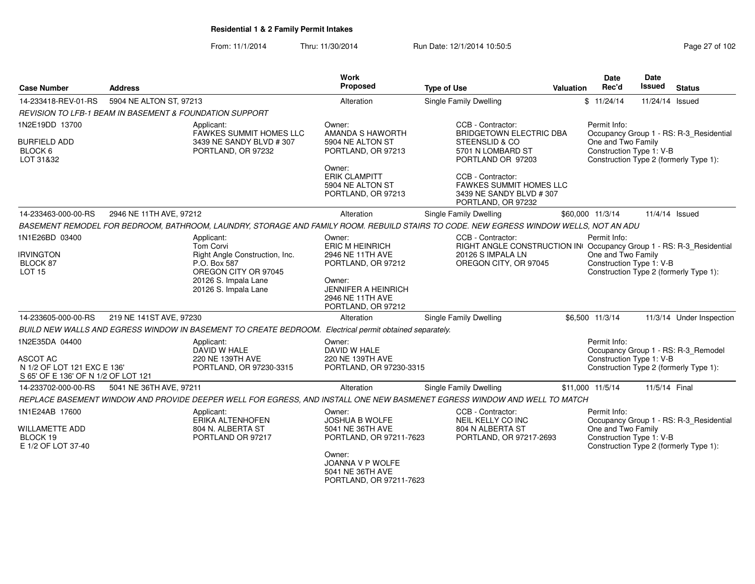**Residential 1 & 2 Family Permit Intakes**

From: 11/1/2014 Thru: 11/30/2014 Run Date: 12/1/2014 10:50:5

| Case Number | Address | Work Proposed | Type of Use | Valuation | Date Rec'd | Date Issued | Status |
|---|---|---|---|---|---|---|---|
| 14-233418-REV-01-RS | 5904 NE ALTON ST, 97213 | Alteration | Single Family Dwelling | $ | 11/24/14 | 11/24/14 | Issued |

*REVISION TO LFB-1 BEAM IN BASEMENT & FOUNDATION SUPPORT*

1N2E19DD 13700
BURFIELD ADD
BLOCK 6
LOT 31&32

Applicant:
FAWKES SUMMIT HOMES LLC
3439 NE SANDY BLVD # 307
PORTLAND, OR 97232

Owner:
AMANDA S HAWORTH
5904 NE ALTON ST
PORTLAND, OR 97213

Owner:
ERIK CLAMPITT
5904 NE ALTON ST
PORTLAND, OR 97213

CCB - Contractor:
BRIDGETOWN ELECTRIC DBA
STEENSLID & CO
5701 N LOMBARD ST
PORTLAND OR 97203

CCB - Contractor:
FAWKES SUMMIT HOMES LLC
3439 NE SANDY BLVD # 307
PORTLAND, OR 97232

Permit Info:
Occupancy Group 1 - RS: R-3_Residential One and Two Family
Construction Type 1: V-B
Construction Type 2 (formerly Type 1):

| Case Number | Address | Work Proposed | Type of Use | Valuation | Date Rec'd | Date Issued | Status |
|---|---|---|---|---|---|---|---|
| 14-233463-000-00-RS | 2946 NE 11TH AVE, 97212 | Alteration | Single Family Dwelling | $60,000 | 11/3/14 | 11/4/14 | Issued |

*BASEMENT REMODEL FOR BEDROOM, BATHROOM, LAUNDRY, STORAGE AND FAMILY ROOM. REBUILD STAIRS TO CODE. NEW EGRESS WINDOW WELLS, NOT AN ADU*

1N1E26BD 03400
IRVINGTON
BLOCK 87
LOT 15

Applicant:
Tom Corvi
Right Angle Construction, Inc.
P.O. Box 587
OREGON CITY OR 97045
20126 S. Impala Lane
20126 S. Impala Lane

Owner:
ERIC M HEINRICH
2946 NE 11TH AVE
PORTLAND, OR 97212

Owner:
JENNIFER A HEINRICH
2946 NE 11TH AVE
PORTLAND, OR 97212

CCB - Contractor:
RIGHT ANGLE CONSTRUCTION IN
20126 S IMPALA LN
OREGON CITY, OR 97045

Permit Info:
Occupancy Group 1 - RS: R-3_Residential One and Two Family
Construction Type 1: V-B
Construction Type 2 (formerly Type 1):

| Case Number | Address | Work Proposed | Type of Use | Valuation | Date Rec'd | Date Issued | Status |
|---|---|---|---|---|---|---|---|
| 14-233605-000-00-RS | 219 NE 141ST AVE, 97230 | Alteration | Single Family Dwelling | $6,500 | 11/3/14 | 11/3/14 | Under Inspection |

*BUILD NEW WALLS AND EGRESS WINDOW IN BASEMENT TO CREATE BEDROOM. Electrical permit obtained separately.*

1N2E35DA 04400
ASCOT AC
N 1/2 OF LOT 121 EXC E 136'
S 65' OF E 136' OF N 1/2 OF LOT 121

Applicant:
DAVID W HALE
220 NE 139TH AVE
PORTLAND, OR 97230-3315

Owner:
DAVID W HALE
220 NE 139TH AVE
PORTLAND, OR 97230-3315

Permit Info:
Occupancy Group 1 - RS: R-3_Remodel
Construction Type 1: V-B
Construction Type 2 (formerly Type 1):

| Case Number | Address | Work Proposed | Type of Use | Valuation | Date Rec'd | Date Issued | Status |
|---|---|---|---|---|---|---|---|
| 14-233702-000-00-RS | 5041 NE 36TH AVE, 97211 | Alteration | Single Family Dwelling | $11,000 | 11/5/14 | 11/5/14 | Final |

*REPLACE BASEMENT WINDOW AND PROVIDE DEEPER WELL FOR EGRESS, AND INSTALL ONE NEW BASMENET EGRESS WINDOW AND WELL TO MATCH*

1N1E24AB 17600
WILLAMETTE ADD
BLOCK 19
E 1/2 OF LOT 37-40

Applicant:
ERIKA ALTENHOFEN
804 N. ALBERTA ST
PORTLAND OR 97217

Owner:
JOSHUA B WOLFE
5041 NE 36TH AVE
PORTLAND, OR 97211-7623

Owner:
JOANNA V P WOLFE
5041 NE 36TH AVE
PORTLAND, OR 97211-7623

CCB - Contractor:
NEIL KELLY CO INC
804 N ALBERTA ST
PORTLAND, OR 97217-2693

Permit Info:
Occupancy Group 1 - RS: R-3_Residential One and Two Family
Construction Type 1: V-B
Construction Type 2 (formerly Type 1):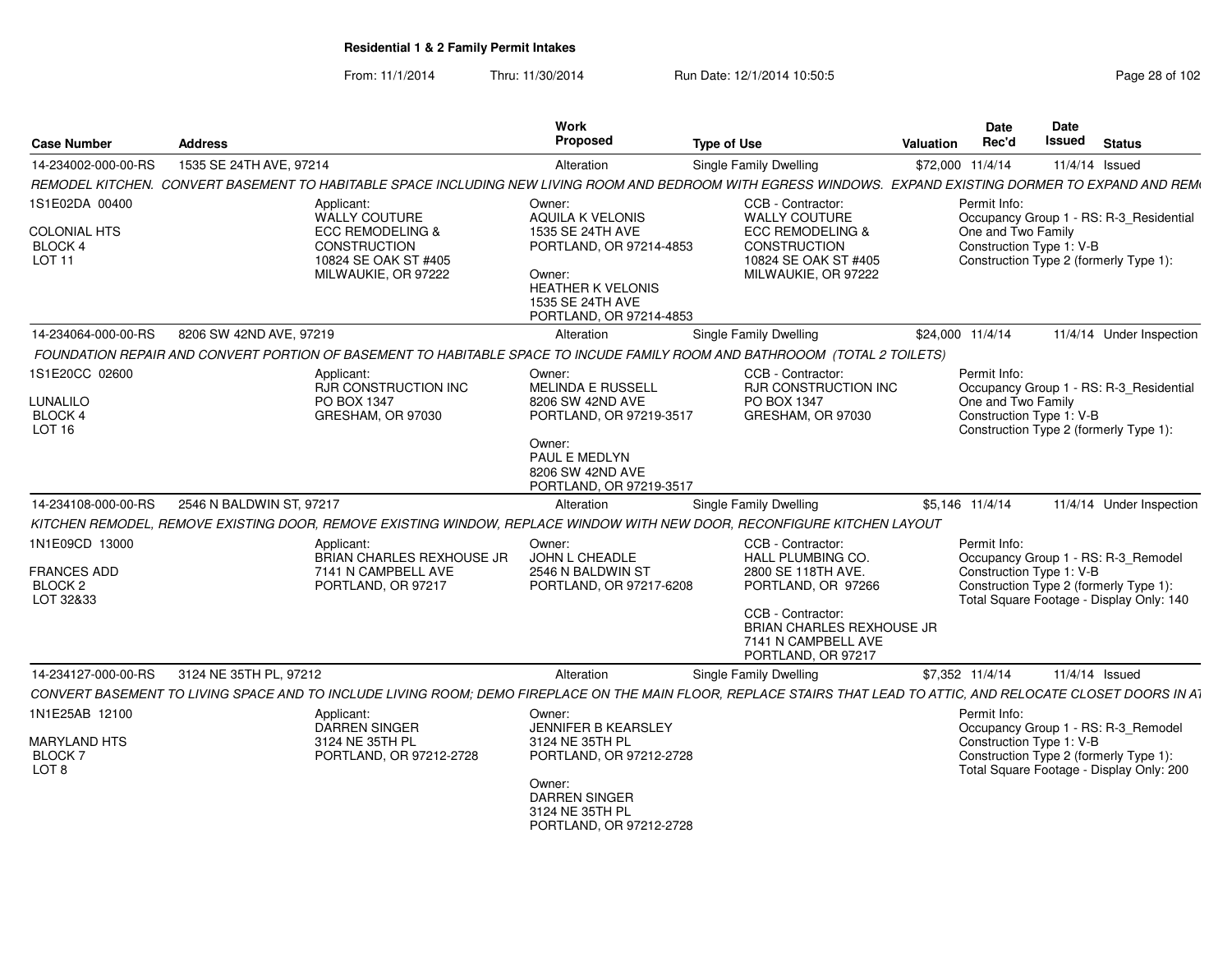**Residential 1 & 2 Family Permit Intakes**

From: 11/1/2014 Thru: 11/30/2014 Run Date: 12/1/2014 10:50:5

| Case Number | Address | Work Proposed | Type of Use | Valuation | Date Rec'd | Date Issued | Status |
|---|---|---|---|---|---|---|---|
| 14-234002-000-00-RS | 1535 SE 24TH AVE, 97214 | Alteration | Single Family Dwelling | $72,000 | 11/4/14 | 11/4/14 | Issued |

REMODEL KITCHEN. CONVERT BASEMENT TO HABITABLE SPACE INCLUDING NEW LIVING ROOM AND BEDROOM WITH EGRESS WINDOWS. EXPAND EXISTING DORMER TO EXPAND AND REM

1S1E02DA 00400
COLONIAL HTS
BLOCK 4
LOT 11

Applicant:
WALLY COUTURE
ECC REMODELING & CONSTRUCTION
10824 SE OAK ST #405
MILWAUKIE, OR 97222

Owner:
AQUILA K VELONIS
1535 SE 24TH AVE
PORTLAND, OR 97214-4853

Owner:
HEATHER K VELONIS
1535 SE 24TH AVE
PORTLAND, OR 97214-4853

CCB - Contractor:
WALLY COUTURE
ECC REMODELING & CONSTRUCTION
10824 SE OAK ST #405
MILWAUKIE, OR 97222

Permit Info:
Occupancy Group 1 - RS: R-3_Residential One and Two Family
Construction Type 1: V-B
Construction Type 2 (formerly Type 1):

| Case Number | Address | Work Proposed | Type of Use | Valuation | Date Rec'd | Date Issued | Status |
|---|---|---|---|---|---|---|---|
| 14-234064-000-00-RS | 8206 SW 42ND AVE, 97219 | Alteration | Single Family Dwelling | $24,000 | 11/4/14 | 11/4/14 | Under Inspection |

FOUNDATION REPAIR AND CONVERT PORTION OF BASEMENT TO HABITABLE SPACE TO INCUDE FAMILY ROOM AND BATHROOOM (TOTAL 2 TOILETS)

1S1E20CC 02600
LUNALILO
BLOCK 4
LOT 16

Applicant:
RJR CONSTRUCTION INC
PO BOX 1347
GRESHAM, OR 97030

Owner:
MELINDA E RUSSELL
8206 SW 42ND AVE
PORTLAND, OR 97219-3517

Owner:
PAUL E MEDLYN
8206 SW 42ND AVE
PORTLAND, OR 97219-3517

CCB - Contractor:
RJR CONSTRUCTION INC
PO BOX 1347
GRESHAM, OR 97030

Permit Info:
Occupancy Group 1 - RS: R-3_Residential One and Two Family
Construction Type 1: V-B
Construction Type 2 (formerly Type 1):

| Case Number | Address | Work Proposed | Type of Use | Valuation | Date Rec'd | Date Issued | Status |
|---|---|---|---|---|---|---|---|
| 14-234108-000-00-RS | 2546 N BALDWIN ST, 97217 | Alteration | Single Family Dwelling | $5,146 | 11/4/14 | 11/4/14 | Under Inspection |

KITCHEN REMODEL, REMOVE EXISTING DOOR, REMOVE EXISTING WINDOW, REPLACE WINDOW WITH NEW DOOR, RECONFIGURE KITCHEN LAYOUT

1N1E09CD 13000
FRANCES ADD
BLOCK 2
LOT 32&33

Applicant:
BRIAN CHARLES REXHOUSE JR
7141 N CAMPBELL AVE
PORTLAND, OR 97217

Owner:
JOHN L CHEADLE
2546 N BALDWIN ST
PORTLAND, OR 97217-6208

CCB - Contractor:
HALL PLUMBING CO.
2800 SE 118TH AVE.
PORTLAND, OR 97266

CCB - Contractor:
BRIAN CHARLES REXHOUSE JR
7141 N CAMPBELL AVE
PORTLAND, OR 97217

Permit Info:
Occupancy Group 1 - RS: R-3_Remodel
Construction Type 1: V-B
Construction Type 2 (formerly Type 1):
Total Square Footage - Display Only: 140

| Case Number | Address | Work Proposed | Type of Use | Valuation | Date Rec'd | Date Issued | Status |
|---|---|---|---|---|---|---|---|
| 14-234127-000-00-RS | 3124 NE 35TH PL, 97212 | Alteration | Single Family Dwelling | $7,352 | 11/4/14 | 11/4/14 | Issued |

CONVERT BASEMENT TO LIVING SPACE AND TO INCLUDE LIVING ROOM; DEMO FIREPLACE ON THE MAIN FLOOR, REPLACE STAIRS THAT LEAD TO ATTIC, AND RELOCATE CLOSET DOORS IN AT

1N1E25AB 12100
MARYLAND HTS
BLOCK 7
LOT 8

Applicant:
DARREN SINGER
3124 NE 35TH PL
PORTLAND, OR 97212-2728

Owner:
JENNIFER B KEARSLEY
3124 NE 35TH PL
PORTLAND, OR 97212-2728

Owner:
DARREN SINGER
3124 NE 35TH PL
PORTLAND, OR 97212-2728

Permit Info:
Occupancy Group 1 - RS: R-3_Remodel
Construction Type 1: V-B
Construction Type 2 (formerly Type 1):
Total Square Footage - Display Only: 200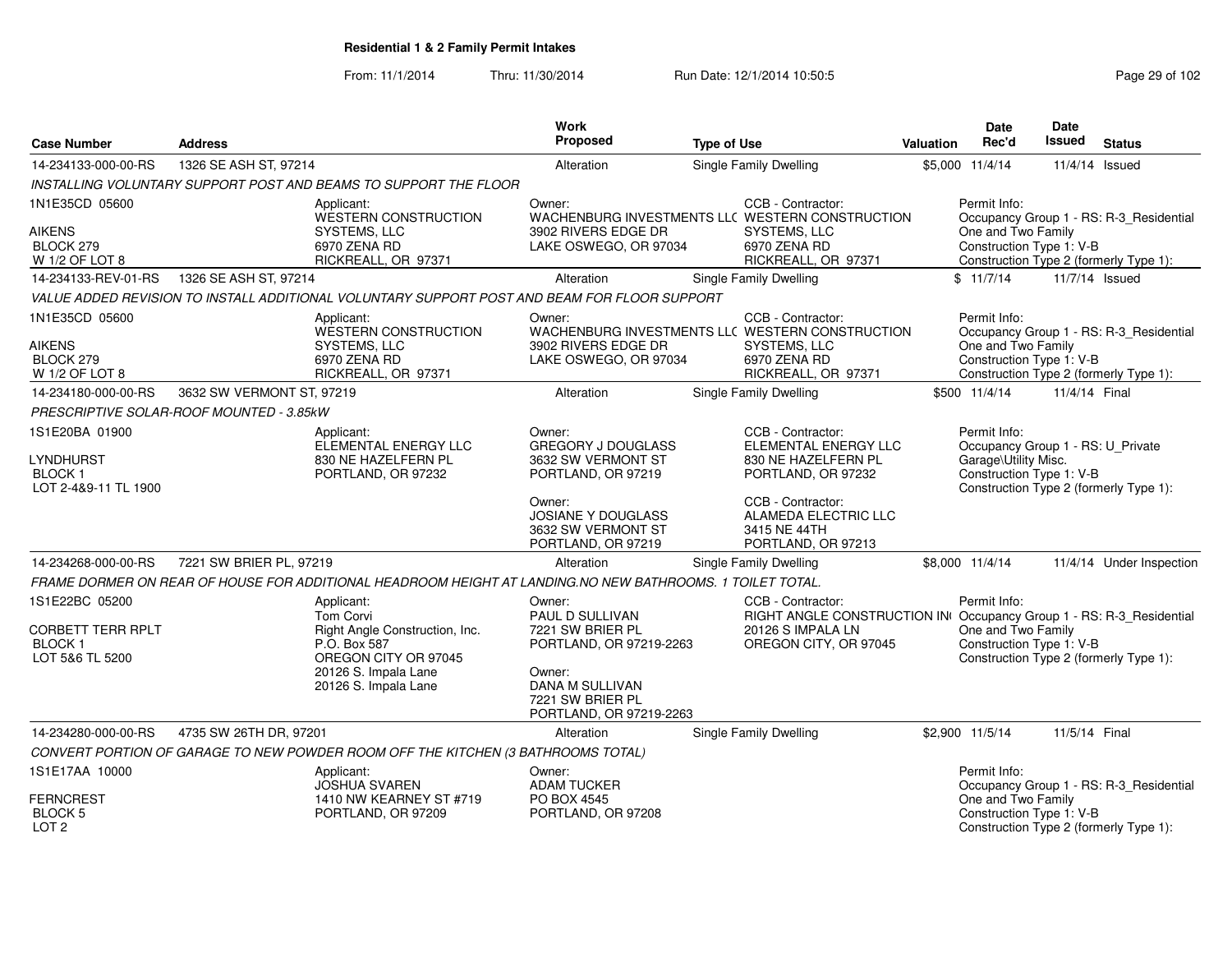# Residential 1 & 2 Family Permit Intakes

From: 11/1/2014 Thru: 11/30/2014 Run Date: 12/1/2014 10:50:5

| Case Number | Address | Work Proposed | Type of Use | Valuation | Date Rec'd | Date Issued | Status |
|---|---|---|---|---|---|---|---|
| 14-234133-000-00-RS | 1326 SE ASH ST, 97214 | Alteration | Single Family Dwelling | $5,000 | 11/4/14 | 11/4/14 | Issued |

INSTALLING VOLUNTARY SUPPORT POST AND BEAMS TO SUPPORT THE FLOOR

1N1E35CD 05600
AIKENS
BLOCK 279
W 1/2 OF LOT 8

Applicant:
WESTERN CONSTRUCTION SYSTEMS, LLC
6970 ZENA RD
RICKREALL, OR 97371

Owner:
WACHENBURG INVESTMENTS LLC
3902 RIVERS EDGE DR
LAKE OSWEGO, OR 97034

CCB - Contractor:
WESTERN CONSTRUCTION SYSTEMS, LLC
6970 ZENA RD
RICKREALL, OR 97371

Permit Info:
Occupancy Group 1 - RS: R-3_Residential One and Two Family
Construction Type 1: V-B
Construction Type 2 (formerly Type 1):

| Case Number | Address | Work Proposed | Type of Use | Valuation | Date Rec'd | Date Issued | Status |
|---|---|---|---|---|---|---|---|
| 14-234133-REV-01-RS | 1326 SE ASH ST, 97214 | Alteration | Single Family Dwelling | $ | 11/7/14 | 11/7/14 | Issued |

VALUE ADDED REVISION TO INSTALL ADDITIONAL VOLUNTARY SUPPORT POST AND BEAM FOR FLOOR SUPPORT

1N1E35CD 05600
AIKENS
BLOCK 279
W 1/2 OF LOT 8

Applicant:
WESTERN CONSTRUCTION SYSTEMS, LLC
6970 ZENA RD
RICKREALL, OR 97371

Owner:
WACHENBURG INVESTMENTS LLC
3902 RIVERS EDGE DR
LAKE OSWEGO, OR 97034

CCB - Contractor:
WESTERN CONSTRUCTION SYSTEMS, LLC
6970 ZENA RD
RICKREALL, OR 97371

Permit Info:
Occupancy Group 1 - RS: R-3_Residential One and Two Family
Construction Type 1: V-B
Construction Type 2 (formerly Type 1):

| Case Number | Address | Work Proposed | Type of Use | Valuation | Date Rec'd | Date Issued | Status |
|---|---|---|---|---|---|---|---|
| 14-234180-000-00-RS | 3632 SW VERMONT ST, 97219 | Alteration | Single Family Dwelling | $500 | 11/4/14 | 11/4/14 | Final |

PRESCRIPTIVE SOLAR-ROOF MOUNTED - 3.85kW

1S1E20BA 01900
LYNDHURST
BLOCK 1
LOT 2-4&9-11 TL 1900

Applicant:
ELEMENTAL ENERGY LLC
830 NE HAZELFERN PL
PORTLAND, OR 97232

Owner:
GREGORY J DOUGLASS
3632 SW VERMONT ST
PORTLAND, OR 97219

Owner:
JOSIANE Y DOUGLASS
3632 SW VERMONT ST
PORTLAND, OR 97219

CCB - Contractor:
ELEMENTAL ENERGY LLC
830 NE HAZELFERN PL
PORTLAND, OR 97232

CCB - Contractor:
ALAMEDA ELECTRIC LLC
3415 NE 44TH
PORTLAND, OR 97213

Permit Info:
Occupancy Group 1 - RS: U_Private Garage\Utility Misc.
Construction Type 1: V-B
Construction Type 2 (formerly Type 1):

| Case Number | Address | Work Proposed | Type of Use | Valuation | Date Rec'd | Date Issued | Status |
|---|---|---|---|---|---|---|---|
| 14-234268-000-00-RS | 7221 SW BRIER PL, 97219 | Alteration | Single Family Dwelling | $8,000 | 11/4/14 | 11/4/14 | Under Inspection |

FRAME DORMER ON REAR OF HOUSE FOR ADDITIONAL HEADROOM HEIGHT AT LANDING.NO NEW BATHROOMS. 1 TOILET TOTAL.

1S1E22BC 05200
CORBETT TERR RPLT
BLOCK 1
LOT 5&6 TL 5200

Applicant:
Tom Corvi
Right Angle Construction, Inc.
P.O. Box 587
OREGON CITY OR 97045
20126 S. Impala Lane
20126 S. Impala Lane

Owner:
PAUL D SULLIVAN
7221 SW BRIER PL
PORTLAND, OR 97219-2263

Owner:
DANA M SULLIVAN
7221 SW BRIER PL
PORTLAND, OR 97219-2263

CCB - Contractor:
RIGHT ANGLE CONSTRUCTION INC
20126 S IMPALA LN
OREGON CITY, OR 97045

Permit Info:
Occupancy Group 1 - RS: R-3_Residential One and Two Family
Construction Type 1: V-B
Construction Type 2 (formerly Type 1):

| Case Number | Address | Work Proposed | Type of Use | Valuation | Date Rec'd | Date Issued | Status |
|---|---|---|---|---|---|---|---|
| 14-234280-000-00-RS | 4735 SW 26TH DR, 97201 | Alteration | Single Family Dwelling | $2,900 | 11/5/14 | 11/5/14 | Final |

CONVERT PORTION OF GARAGE TO NEW POWDER ROOM OFF THE KITCHEN (3 BATHROOMS TOTAL)

1S1E17AA 10000
FERNCREST
BLOCK 5
LOT 2

Applicant:
JOSHUA SVAREN
1410 NW KEARNEY ST #719
PORTLAND, OR 97209

Owner:
ADAM TUCKER
PO BOX 4545
PORTLAND, OR 97208

Permit Info:
Occupancy Group 1 - RS: R-3_Residential One and Two Family
Construction Type 1: V-B
Construction Type 2 (formerly Type 1):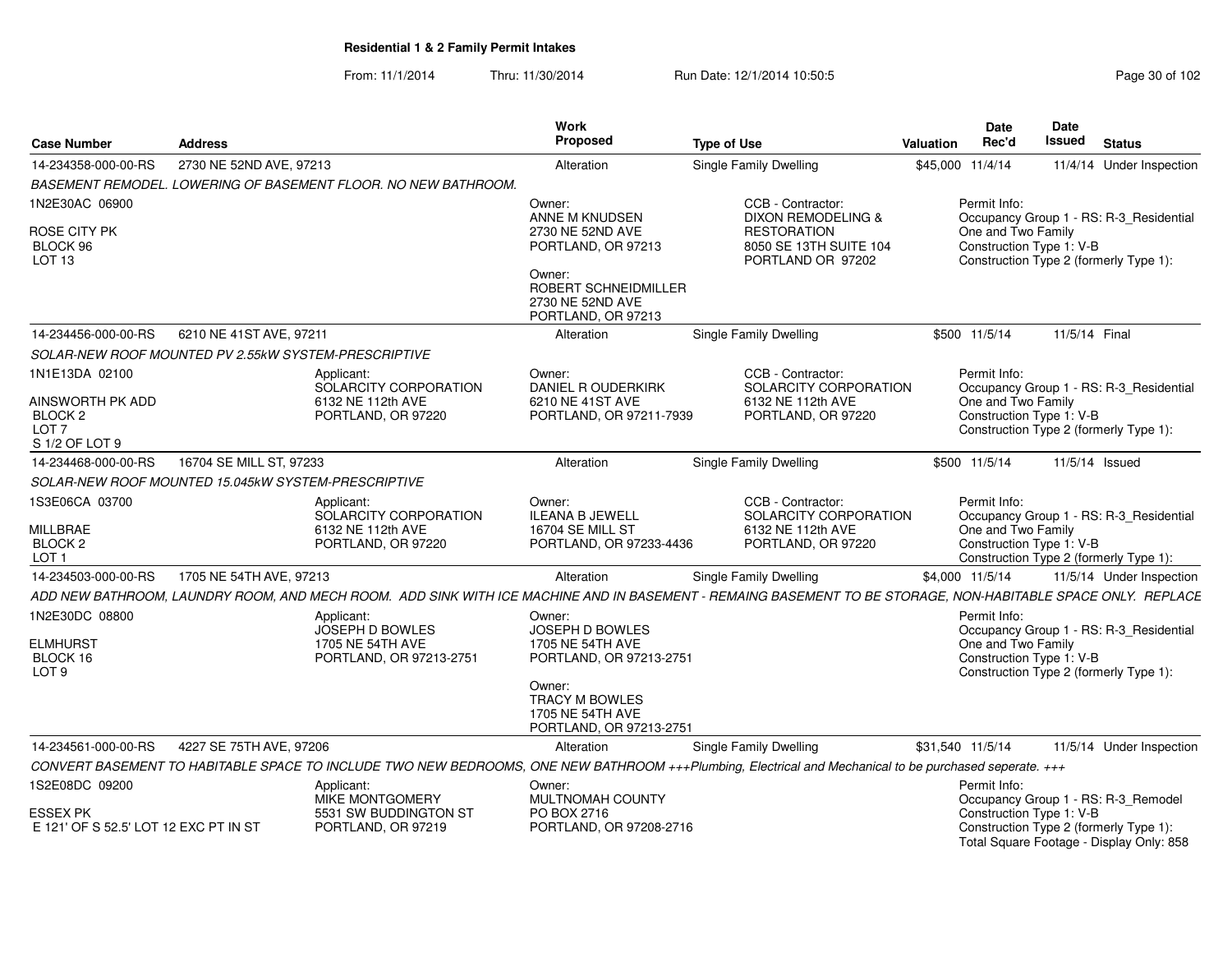## Residential 1 & 2 Family Permit Intakes

From: 11/1/2014 Thru: 11/30/2014 Run Date: 12/1/2014 10:50:5

| Case Number | Address | Work Proposed | Type of Use | Valuation | Date Rec'd | Date Issued | Status |
|---|---|---|---|---|---|---|---|
| 14-234358-000-00-RS | 2730 NE 52ND AVE, 97213 | Alteration | Single Family Dwelling | $45,000 | 11/4/14 | 11/4/14 | Under Inspection |

*BASEMENT REMODEL. LOWERING OF BASEMENT FLOOR. NO NEW BATHROOM.*

1N2E30AC 06900
ROSE CITY PK
BLOCK 96
LOT 13

Owner:
ANNE M KNUDSEN
2730 NE 52ND AVE
PORTLAND, OR 97213

Owner:
ROBERT SCHNEIDMILLER
2730 NE 52ND AVE
PORTLAND, OR 97213

CCB - Contractor:
DIXON REMODELING & RESTORATION
8050 SE 13TH SUITE 104
PORTLAND OR 97202

Permit Info:
Occupancy Group 1 - RS: R-3_Residential One and Two Family
Construction Type 1: V-B
Construction Type 2 (formerly Type 1):

---

| Case Number | Address | Work Proposed | Type of Use | Valuation | Date Rec'd | Date Issued | Status |
|---|---|---|---|---|---|---|---|
| 14-234456-000-00-RS | 6210 NE 41ST AVE, 97211 | Alteration | Single Family Dwelling | $500 | 11/5/14 | 11/5/14 | Final |

*SOLAR-NEW ROOF MOUNTED PV 2.55kW SYSTEM-PRESCRIPTIVE*

1N1E13DA 02100
AINSWORTH PK ADD
BLOCK 2
LOT 7
S 1/2 OF LOT 9

Applicant:
SOLARCITY CORPORATION
6132 NE 112th AVE
PORTLAND, OR 97220

Owner:
DANIEL R OUDERKIRK
6210 NE 41ST AVE
PORTLAND, OR 97211-7939

CCB - Contractor:
SOLARCITY CORPORATION
6132 NE 112th AVE
PORTLAND, OR 97220

Permit Info:
Occupancy Group 1 - RS: R-3_Residential One and Two Family
Construction Type 1: V-B
Construction Type 2 (formerly Type 1):

---

| Case Number | Address | Work Proposed | Type of Use | Valuation | Date Rec'd | Date Issued | Status |
|---|---|---|---|---|---|---|---|
| 14-234468-000-00-RS | 16704 SE MILL ST, 97233 | Alteration | Single Family Dwelling | $500 | 11/5/14 | 11/5/14 | Issued |

*SOLAR-NEW ROOF MOUNTED 15.045kW SYSTEM-PRESCRIPTIVE*

1S3E06CA 03700
MILLBRAE
BLOCK 2
LOT 1

Applicant:
SOLARCITY CORPORATION
6132 NE 112th AVE
PORTLAND, OR 97220

Owner:
ILEANA B JEWELL
16704 SE MILL ST
PORTLAND, OR 97233-4436

CCB - Contractor:
SOLARCITY CORPORATION
6132 NE 112th AVE
PORTLAND, OR 97220

Permit Info:
Occupancy Group 1 - RS: R-3_Residential One and Two Family
Construction Type 1: V-B
Construction Type 2 (formerly Type 1):

---

| Case Number | Address | Work Proposed | Type of Use | Valuation | Date Rec'd | Date Issued | Status |
|---|---|---|---|---|---|---|---|
| 14-234503-000-00-RS | 1705 NE 54TH AVE, 97213 | Alteration | Single Family Dwelling | $4,000 | 11/5/14 | 11/5/14 | Under Inspection |

*ADD NEW BATHROOM, LAUNDRY ROOM, AND MECH ROOM. ADD SINK WITH ICE MACHINE AND IN BASEMENT - REMAING BASEMENT TO BE STORAGE, NON-HABITABLE SPACE ONLY. REPLACE*

1N2E30DC 08800
ELMHURST
BLOCK 16
LOT 9

Applicant:
JOSEPH D BOWLES
1705 NE 54TH AVE
PORTLAND, OR 97213-2751

Owner:
JOSEPH D BOWLES
1705 NE 54TH AVE
PORTLAND, OR 97213-2751

Owner:
TRACY M BOWLES
1705 NE 54TH AVE
PORTLAND, OR 97213-2751

Permit Info:
Occupancy Group 1 - RS: R-3_Residential One and Two Family
Construction Type 1: V-B
Construction Type 2 (formerly Type 1):

---

| Case Number | Address | Work Proposed | Type of Use | Valuation | Date Rec'd | Date Issued | Status |
|---|---|---|---|---|---|---|---|
| 14-234561-000-00-RS | 4227 SE 75TH AVE, 97206 | Alteration | Single Family Dwelling | $31,540 | 11/5/14 | 11/5/14 | Under Inspection |

*CONVERT BASEMENT TO HABITABLE SPACE TO INCLUDE TWO NEW BEDROOMS, ONE NEW BATHROOM +++Plumbing, Electrical and Mechanical to be purchased seperate. +++*

1S2E08DC 09200
ESSEX PK
E 121' OF S 52.5' LOT 12 EXC PT IN ST

Applicant:
MIKE MONTGOMERY
5531 SW BUDDINGTON ST
PORTLAND, OR 97219

Owner:
MULTNOMAH COUNTY
PO BOX 2716
PORTLAND, OR 97208-2716

Permit Info:
Occupancy Group 1 - RS: R-3_Remodel
Construction Type 1: V-B
Construction Type 2 (formerly Type 1):
Total Square Footage - Display Only: 858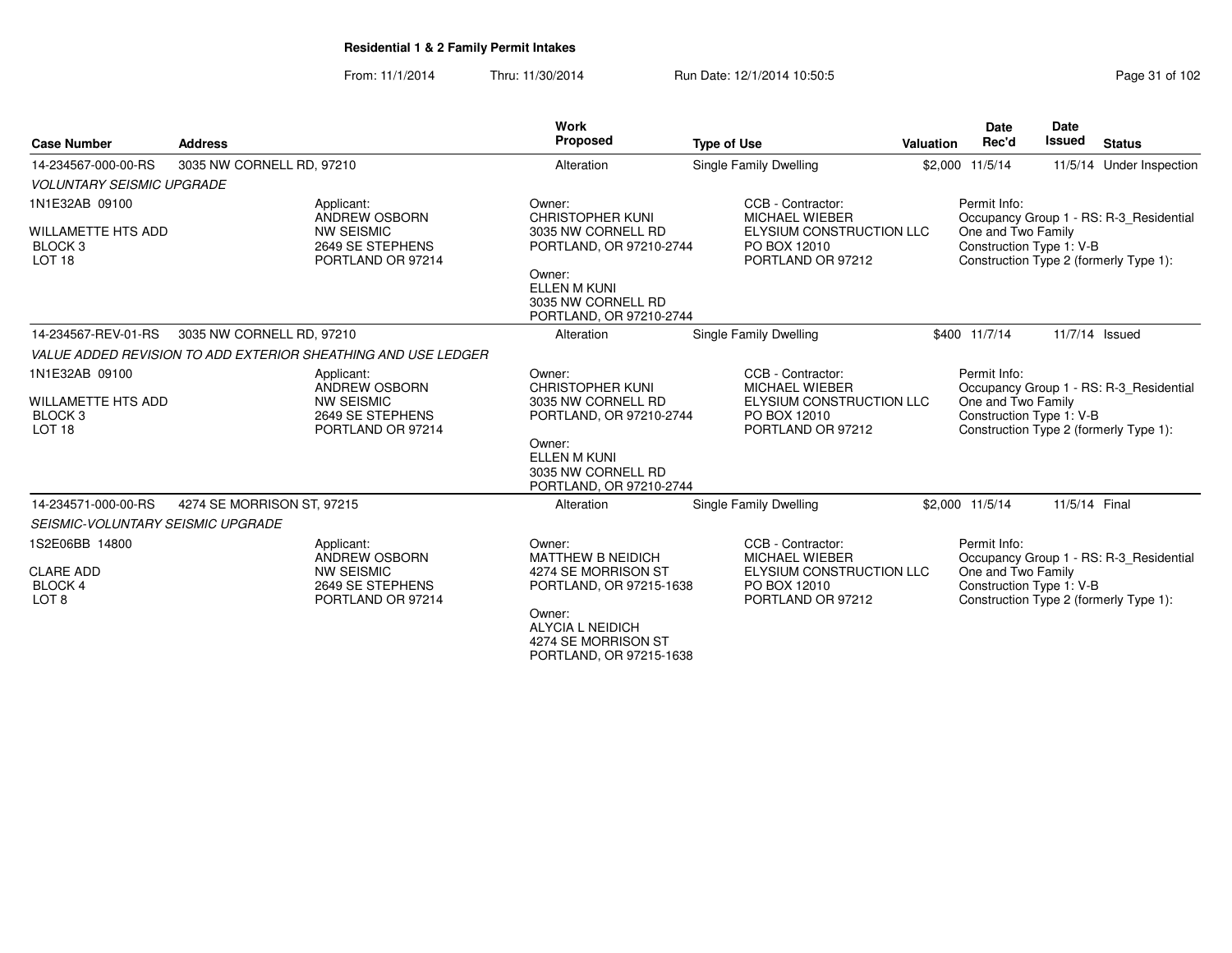**Residential 1 & 2 Family Permit Intakes**

From: 11/1/2014 Thru: 11/30/2014 Run Date: 12/1/2014 10:50:5

| Case Number | Address | Work Proposed | Type of Use | Valuation | Date Rec'd | Date Issued | Status |
|---|---|---|---|---|---|---|---|
| 14-234567-000-00-RS | 3035 NW CORNELL RD, 97210 | Alteration | Single Family Dwelling | $2,000 | 11/5/14 | 11/5/14 | Under Inspection |

*VOLUNTARY SEISMIC UPGRADE*

| Legal | Applicant | Owner | CCB - Contractor | Permit Info |
|---|---|---|---|---|
| 1N1E32AB 09100<br>WILLAMETTE HTS ADD<br>BLOCK 3<br>LOT 18 | Applicant:<br>ANDREW OSBORN<br>NW SEISMIC<br>2649 SE STEPHENS<br>PORTLAND OR 97214 | Owner:<br>CHRISTOPHER KUNI<br>3035 NW CORNELL RD<br>PORTLAND, OR 97210-2744<br>Owner:<br>ELLEN M KUNI<br>3035 NW CORNELL RD<br>PORTLAND, OR 97210-2744 | CCB - Contractor:<br>MICHAEL WIEBER<br>ELYSIUM CONSTRUCTION LLC<br>PO BOX 12010<br>PORTLAND OR 97212 | Permit Info:<br>Occupancy Group 1 - RS: R-3_Residential One and Two Family<br>Construction Type 1: V-B<br>Construction Type 2 (formerly Type 1): |

| Case Number | Address | Work Proposed | Type of Use | Valuation | Date Rec'd | Date Issued | Status |
|---|---|---|---|---|---|---|---|
| 14-234567-REV-01-RS | 3035 NW CORNELL RD, 97210 | Alteration | Single Family Dwelling | $400 | 11/7/14 | 11/7/14 | Issued |

*VALUE ADDED REVISION TO ADD EXTERIOR SHEATHING AND USE LEDGER*

| Legal | Applicant | Owner | CCB - Contractor | Permit Info |
|---|---|---|---|---|
| 1N1E32AB 09100<br>WILLAMETTE HTS ADD<br>BLOCK 3<br>LOT 18 | Applicant:<br>ANDREW OSBORN<br>NW SEISMIC<br>2649 SE STEPHENS<br>PORTLAND OR 97214 | Owner:<br>CHRISTOPHER KUNI<br>3035 NW CORNELL RD<br>PORTLAND, OR 97210-2744<br>Owner:<br>ELLEN M KUNI<br>3035 NW CORNELL RD<br>PORTLAND, OR 97210-2744 | CCB - Contractor:<br>MICHAEL WIEBER<br>ELYSIUM CONSTRUCTION LLC<br>PO BOX 12010<br>PORTLAND OR 97212 | Permit Info:<br>Occupancy Group 1 - RS: R-3_Residential One and Two Family<br>Construction Type 1: V-B<br>Construction Type 2 (formerly Type 1): |

| Case Number | Address | Work Proposed | Type of Use | Valuation | Date Rec'd | Date Issued | Status |
|---|---|---|---|---|---|---|---|
| 14-234571-000-00-RS | 4274 SE MORRISON ST, 97215 | Alteration | Single Family Dwelling | $2,000 | 11/5/14 | 11/5/14 | Final |

*SEISMIC-VOLUNTARY SEISMIC UPGRADE*

| Legal | Applicant | Owner | CCB - Contractor | Permit Info |
|---|---|---|---|---|
| 1S2E06BB 14800<br>CLARE ADD<br>BLOCK 4<br>LOT 8 | Applicant:<br>ANDREW OSBORN<br>NW SEISMIC<br>2649 SE STEPHENS<br>PORTLAND OR 97214 | Owner:<br>MATTHEW B NEIDICH<br>4274 SE MORRISON ST<br>PORTLAND, OR 97215-1638<br>Owner:<br>ALYCIA L NEIDICH<br>4274 SE MORRISON ST<br>PORTLAND, OR 97215-1638 | CCB - Contractor:<br>MICHAEL WIEBER<br>ELYSIUM CONSTRUCTION LLC<br>PO BOX 12010<br>PORTLAND OR 97212 | Permit Info:<br>Occupancy Group 1 - RS: R-3_Residential One and Two Family<br>Construction Type 1: V-B<br>Construction Type 2 (formerly Type 1): |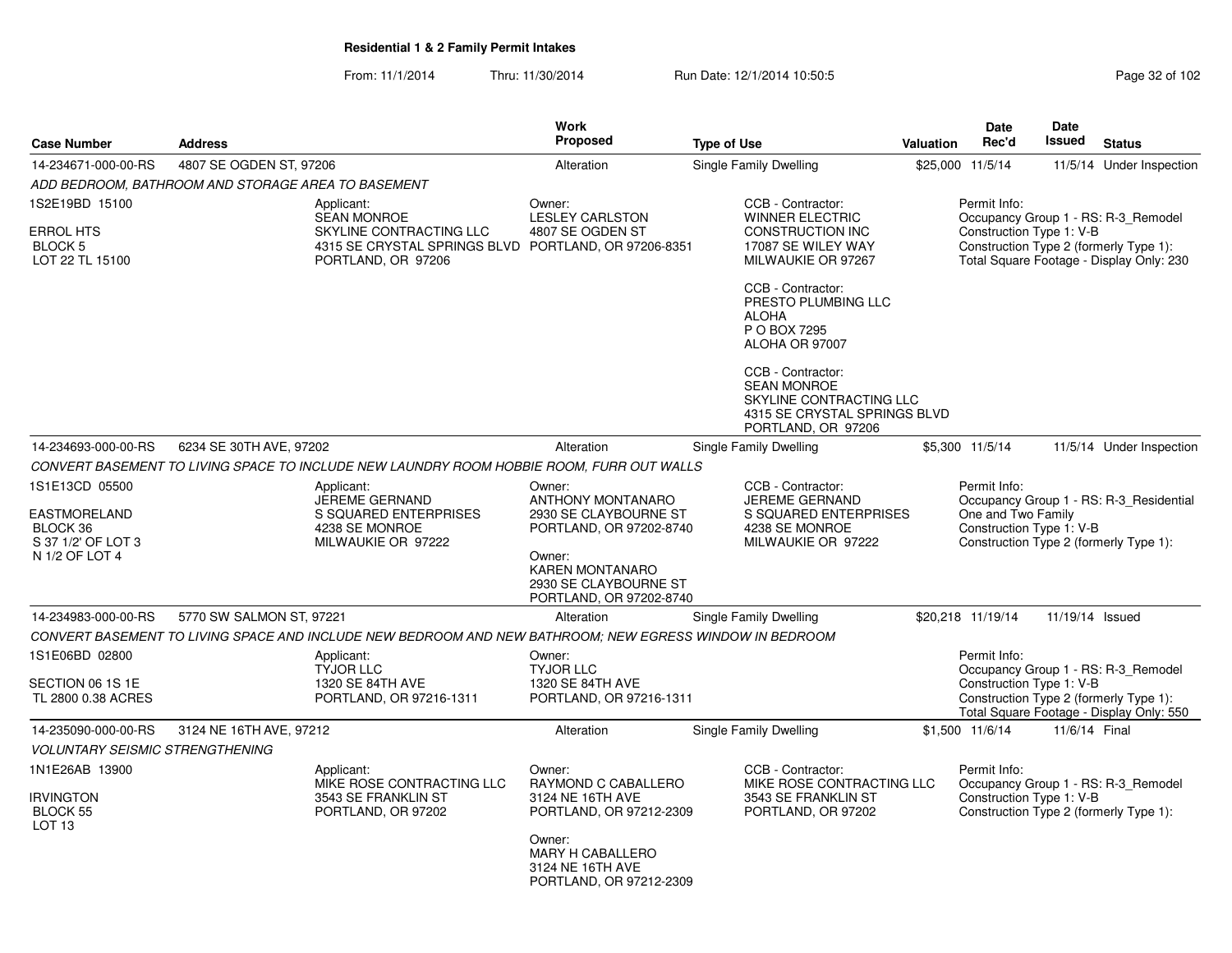# Residential 1 & 2 Family Permit Intakes

From: 11/1/2014 Thru: 11/30/2014 Run Date: 12/1/2014 10:50:5

| Case Number | Address | Work Proposed | Type of Use | Valuation | Date Rec'd | Date Issued | Status |
|---|---|---|---|---|---|---|---|
| 14-234671-000-00-RS | 4807 SE OGDEN ST, 97206 | Alteration | Single Family Dwelling | $25,000 | 11/5/14 | 11/5/14 | Under Inspection |

*ADD BEDROOM, BATHROOM AND STORAGE AREA TO BASEMENT*

1S2E19BD 15100
ERROL HTS
BLOCK 5
LOT 22 TL 15100

Applicant:
SEAN MONROE
SKYLINE CONTRACTING LLC
4315 SE CRYSTAL SPRINGS BLVD
PORTLAND, OR 97206

Owner:
LESLEY CARLSTON
4807 SE OGDEN ST
PORTLAND, OR 97206-8351

CCB - Contractor:
WINNER ELECTRIC CONSTRUCTION INC
17087 SE WILEY WAY
MILWAUKIE OR 97267

CCB - Contractor:
PRESTO PLUMBING LLC
ALOHA
P O BOX 7295
ALOHA OR 97007

CCB - Contractor:
SEAN MONROE
SKYLINE CONTRACTING LLC
4315 SE CRYSTAL SPRINGS BLVD
PORTLAND, OR 97206

Permit Info:
Occupancy Group 1 - RS: R-3_Remodel
Construction Type 1: V-B
Construction Type 2 (formerly Type 1):
Total Square Footage - Display Only: 230

| Case Number | Address | Work Proposed | Type of Use | Valuation | Date Rec'd | Date Issued | Status |
|---|---|---|---|---|---|---|---|
| 14-234693-000-00-RS | 6234 SE 30TH AVE, 97202 | Alteration | Single Family Dwelling | $5,300 | 11/5/14 | 11/5/14 | Under Inspection |

*CONVERT BASEMENT TO LIVING SPACE TO INCLUDE NEW LAUNDRY ROOM HOBBIE ROOM, FURR OUT WALLS*

1S1E13CD 05500
EASTMORELAND
BLOCK 36
S 37 1/2' OF LOT 3
N 1/2 OF LOT 4

Applicant:
JEREME GERNAND
S SQUARED ENTERPRISES
4238 SE MONROE
MILWAUKIE OR 97222

Owner:
ANTHONY MONTANARO
2930 SE CLAYBOURNE ST
PORTLAND, OR 97202-8740

Owner:
KAREN MONTANARO
2930 SE CLAYBOURNE ST
PORTLAND, OR 97202-8740

CCB - Contractor:
JEREME GERNAND
S SQUARED ENTERPRISES
4238 SE MONROE
MILWAUKIE OR 97222

Permit Info:
Occupancy Group 1 - RS: R-3_Residential One and Two Family
Construction Type 1: V-B
Construction Type 2 (formerly Type 1):

| Case Number | Address | Work Proposed | Type of Use | Valuation | Date Rec'd | Date Issued | Status |
|---|---|---|---|---|---|---|---|
| 14-234983-000-00-RS | 5770 SW SALMON ST, 97221 | Alteration | Single Family Dwelling | $20,218 | 11/19/14 | 11/19/14 | Issued |

*CONVERT BASEMENT TO LIVING SPACE AND INCLUDE NEW BEDROOM AND NEW BATHROOM; NEW EGRESS WINDOW IN BEDROOM*

1S1E06BD 02800
SECTION 06 1S 1E
TL 2800 0.38 ACRES

Applicant:
TYJOR LLC
1320 SE 84TH AVE
PORTLAND, OR 97216-1311

Owner:
TYJOR LLC
1320 SE 84TH AVE
PORTLAND, OR 97216-1311

Permit Info:
Occupancy Group 1 - RS: R-3_Remodel
Construction Type 1: V-B
Construction Type 2 (formerly Type 1):
Total Square Footage - Display Only: 550

| Case Number | Address | Work Proposed | Type of Use | Valuation | Date Rec'd | Date Issued | Status |
|---|---|---|---|---|---|---|---|
| 14-235090-000-00-RS | 3124 NE 16TH AVE, 97212 | Alteration | Single Family Dwelling | $1,500 | 11/6/14 | 11/6/14 | Final |

*VOLUNTARY SEISMIC STRENGTHENING*

1N1E26AB 13900
IRVINGTON
BLOCK 55
LOT 13

Applicant:
MIKE ROSE CONTRACTING LLC
3543 SE FRANKLIN ST
PORTLAND, OR 97202

Owner:
RAYMOND C CABALLERO
3124 NE 16TH AVE
PORTLAND, OR 97212-2309

Owner:
MARY H CABALLERO
3124 NE 16TH AVE
PORTLAND, OR 97212-2309

CCB - Contractor:
MIKE ROSE CONTRACTING LLC
3543 SE FRANKLIN ST
PORTLAND, OR 97202

Permit Info:
Occupancy Group 1 - RS: R-3_Remodel
Construction Type 1: V-B
Construction Type 2 (formerly Type 1):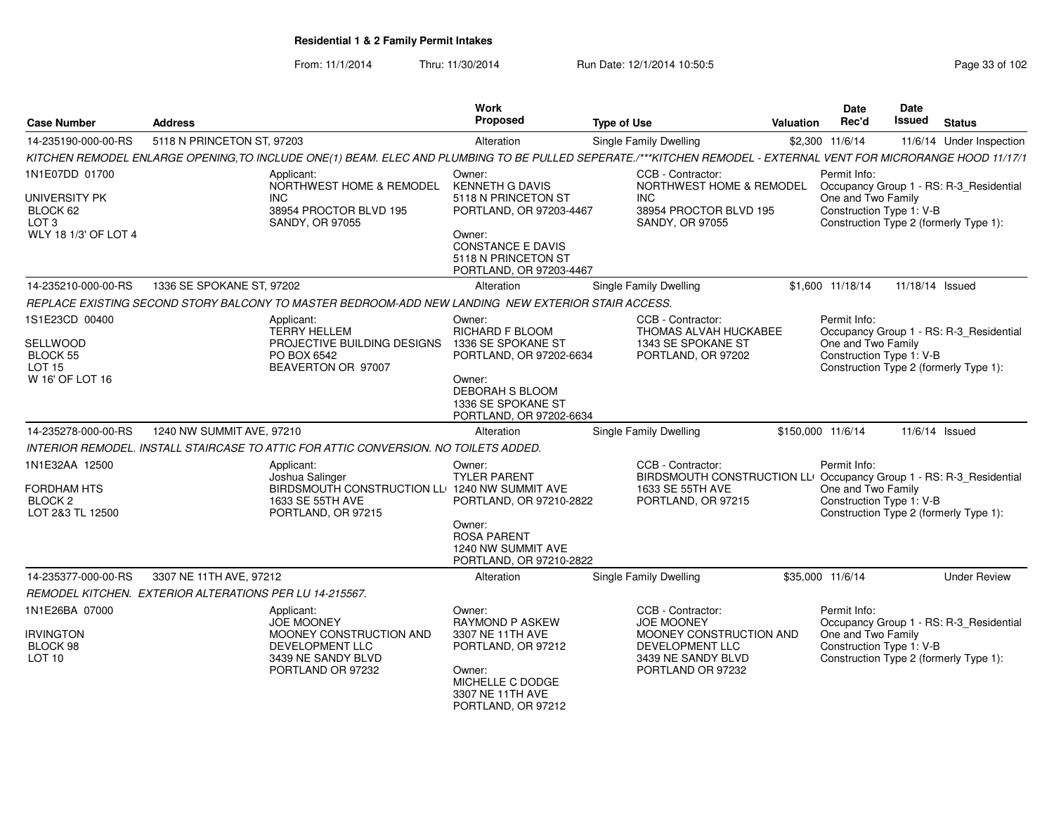**Residential 1 & 2 Family Permit Intakes**

From: 11/1/2014 Thru: 11/30/2014 Run Date: 12/1/2014 10:50:5

| Case Number | Address | Work Proposed | Type of Use | Valuation | Date Rec'd | Date Issued | Status |
|---|---|---|---|---|---|---|---|
| 14-235190-000-00-RS | 5118 N PRINCETON ST, 97203 | Alteration | Single Family Dwelling | $2,300 | 11/6/14 | 11/6/14 | Under Inspection |

KITCHEN REMODEL ENLARGE OPENING,TO INCLUDE ONE(1) BEAM. ELEC AND PLUMBING TO BE PULLED SEPERATE./***KITCHEN REMODEL - EXTERNAL VENT FOR MICRORANGE HOOD 11/17/1

1N1E07DD 01700
UNIVERSITY PK
BLOCK 62
LOT 3
WLY 18 1/3' OF LOT 4

Applicant: NORTHWEST HOME & REMODEL INC, 38954 PROCTOR BLVD 195, SANDY, OR 97055

Owner: KENNETH G DAVIS, 5118 N PRINCETON ST, PORTLAND, OR 97203-4467
Owner: CONSTANCE E DAVIS, 5118 N PRINCETON ST, PORTLAND, OR 97203-4467

CCB - Contractor: NORTHWEST HOME & REMODEL INC, 38954 PROCTOR BLVD 195, SANDY, OR 97055

Permit Info: Occupancy Group 1 - RS: R-3_Residential One and Two Family; Construction Type 1: V-B; Construction Type 2 (formerly Type 1):

| Case Number | Address | Work Proposed | Type of Use | Valuation | Date Rec'd | Date Issued | Status |
|---|---|---|---|---|---|---|---|
| 14-235210-000-00-RS | 1336 SE SPOKANE ST, 97202 | Alteration | Single Family Dwelling | $1,600 | 11/18/14 | 11/18/14 | Issued |

REPLACE EXISTING SECOND STORY BALCONY TO MASTER BEDROOM-ADD NEW LANDING NEW EXTERIOR STAIR ACCESS.

1S1E23CD 00400
SELLWOOD
BLOCK 55
LOT 15
W 16' OF LOT 16

Applicant: TERRY HELLEM, PROJECTIVE BUILDING DESIGNS, PO BOX 6542, BEAVERTON OR 97007

Owner: RICHARD F BLOOM, 1336 SE SPOKANE ST, PORTLAND, OR 97202-6634
Owner: DEBORAH S BLOOM, 1336 SE SPOKANE ST, PORTLAND, OR 97202-6634

CCB - Contractor: THOMAS ALVAH HUCKABEE, 1343 SE SPOKANE ST, PORTLAND, OR 97202

Permit Info: Occupancy Group 1 - RS: R-3_Residential One and Two Family; Construction Type 1: V-B; Construction Type 2 (formerly Type 1):

| Case Number | Address | Work Proposed | Type of Use | Valuation | Date Rec'd | Date Issued | Status |
|---|---|---|---|---|---|---|---|
| 14-235278-000-00-RS | 1240 NW SUMMIT AVE, 97210 | Alteration | Single Family Dwelling | $150,000 | 11/6/14 | 11/6/14 | Issued |

INTERIOR REMODEL. INSTALL STAIRCASE TO ATTIC FOR ATTIC CONVERSION. NO TOILETS ADDED.

1N1E32AA 12500
FORDHAM HTS
BLOCK 2
LOT 2&3 TL 12500

Applicant: Joshua Salinger, BIRDSMOUTH CONSTRUCTION LL(, 1633 SE 55TH AVE, PORTLAND, OR 97215

Owner: TYLER PARENT, 1240 NW SUMMIT AVE, PORTLAND, OR 97210-2822
Owner: ROSA PARENT, 1240 NW SUMMIT AVE, PORTLAND, OR 97210-2822

CCB - Contractor: BIRDSMOUTH CONSTRUCTION LL(, 1633 SE 55TH AVE, PORTLAND, OR 97215

Permit Info: Occupancy Group 1 - RS: R-3_Residential One and Two Family; Construction Type 1: V-B; Construction Type 2 (formerly Type 1):

| Case Number | Address | Work Proposed | Type of Use | Valuation | Date Rec'd | Date Issued | Status |
|---|---|---|---|---|---|---|---|
| 14-235377-000-00-RS | 3307 NE 11TH AVE, 97212 | Alteration | Single Family Dwelling | $35,000 | 11/6/14 | | Under Review |

REMODEL KITCHEN. EXTERIOR ALTERATIONS PER LU 14-215567.

1N1E26BA 07000
IRVINGTON
BLOCK 98
LOT 10

Applicant: JOE MOONEY, MOONEY CONSTRUCTION AND DEVELOPMENT LLC, 3439 NE SANDY BLVD, PORTLAND OR 97232

Owner: RAYMOND P ASKEW, 3307 NE 11TH AVE, PORTLAND, OR 97212
Owner: MICHELLE C DODGE, 3307 NE 11TH AVE, PORTLAND, OR 97212

CCB - Contractor: JOE MOONEY, MOONEY CONSTRUCTION AND DEVELOPMENT LLC, 3439 NE SANDY BLVD, PORTLAND OR 97232

Permit Info: Occupancy Group 1 - RS: R-3_Residential One and Two Family; Construction Type 1: V-B; Construction Type 2 (formerly Type 1):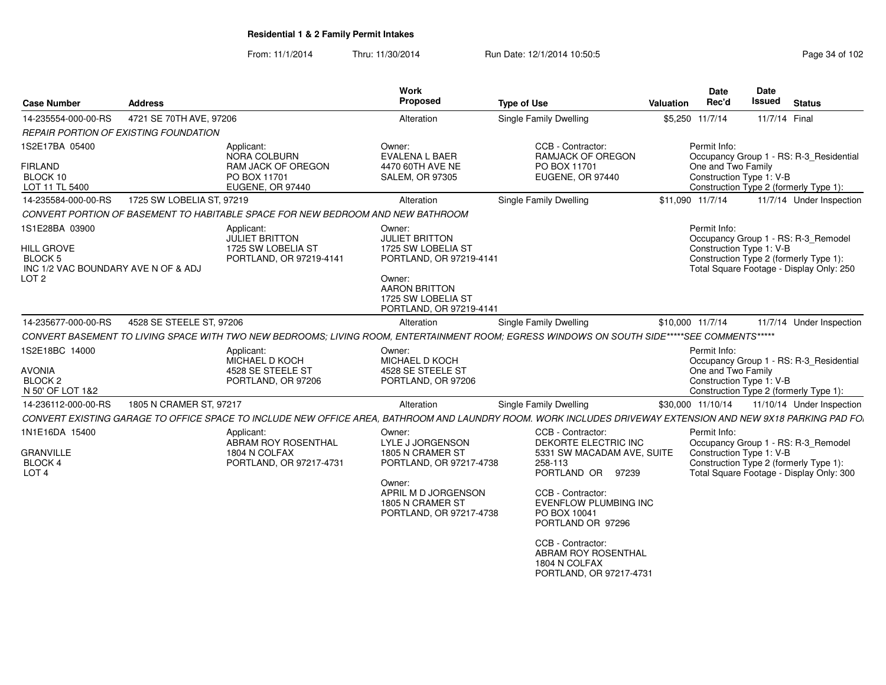**Residential 1 & 2 Family Permit Intakes**

From: 11/1/2014 Thru: 11/30/2014 Run Date: 12/1/2014 10:50:5

| Case Number | Address | Work Proposed | Type of Use | Valuation | Date Rec'd | Date Issued | Status |
|---|---|---|---|---|---|---|---|
| 14-235554-000-00-RS | 4721 SE 70TH AVE, 97206 | Alteration | Single Family Dwelling | $5,250 | 11/7/14 | 11/7/14 | Final |

*REPAIR PORTION OF EXISTING FOUNDATION*

1S2E17BA 05400

FIRLAND
BLOCK 10
LOT 11 TL 5400

Applicant:
NORA COLBURN
RAM JACK OF OREGON
PO BOX 11701
EUGENE, OR 97440

Owner:
EVALENA L BAER
4470 60TH AVE NE
SALEM, OR 97305

CCB - Contractor:
RAMJACK OF OREGON
PO BOX 11701
EUGENE, OR 97440

Permit Info:
Occupancy Group 1 - RS: R-3_Residential One and Two Family
Construction Type 1: V-B
Construction Type 2 (formerly Type 1):

| Case Number | Address | Work Proposed | Type of Use | Valuation | Date Rec'd | Date Issued | Status |
|---|---|---|---|---|---|---|---|
| 14-235584-000-00-RS | 1725 SW LOBELIA ST, 97219 | Alteration | Single Family Dwelling | $11,090 | 11/7/14 | 11/7/14 | Under Inspection |

*CONVERT PORTION OF BASEMENT TO HABITABLE SPACE FOR NEW BEDROOM AND NEW BATHROOM*

1S1E28BA 03900

HILL GROVE
BLOCK 5
INC 1/2 VAC BOUNDARY AVE N OF & ADJ
LOT 2

Applicant:
JULIET BRITTON
1725 SW LOBELIA ST
PORTLAND, OR 97219-4141

Owner:
JULIET BRITTON
1725 SW LOBELIA ST
PORTLAND, OR 97219-4141

Owner:
AARON BRITTON
1725 SW LOBELIA ST
PORTLAND, OR 97219-4141

Permit Info:
Occupancy Group 1 - RS: R-3_Remodel
Construction Type 1: V-B
Construction Type 2 (formerly Type 1):
Total Square Footage - Display Only: 250

| Case Number | Address | Work Proposed | Type of Use | Valuation | Date Rec'd | Date Issued | Status |
|---|---|---|---|---|---|---|---|
| 14-235677-000-00-RS | 4528 SE STEELE ST, 97206 | Alteration | Single Family Dwelling | $10,000 | 11/7/14 | 11/7/14 | Under Inspection |

*CONVERT BASEMENT TO LIVING SPACE WITH TWO NEW BEDROOMS; LIVING ROOM, ENTERTAINMENT ROOM; EGRESS WINDOWS ON SOUTH SIDE*****SEE COMMENTS*****

1S2E18BC 14000

AVONIA
BLOCK 2
N 50' OF LOT 1&2

Applicant:
MICHAEL D KOCH
4528 SE STEELE ST
PORTLAND, OR 97206

Owner:
MICHAEL D KOCH
4528 SE STEELE ST
PORTLAND, OR 97206

Permit Info:
Occupancy Group 1 - RS: R-3_Residential One and Two Family
Construction Type 1: V-B
Construction Type 2 (formerly Type 1):

| Case Number | Address | Work Proposed | Type of Use | Valuation | Date Rec'd | Date Issued | Status |
|---|---|---|---|---|---|---|---|
| 14-236112-000-00-RS | 1805 N CRAMER ST, 97217 | Alteration | Single Family Dwelling | $30,000 | 11/10/14 | 11/10/14 | Under Inspection |

*CONVERT EXISTING GARAGE TO OFFICE SPACE TO INCLUDE NEW OFFICE AREA, BATHROOM AND LAUNDRY ROOM. WORK INCLUDES DRIVEWAY EXTENSION AND NEW 9X18 PARKING PAD FO*

1N1E16DA 15400

GRANVILLE
BLOCK 4
LOT 4

Applicant:
ABRAM ROY ROSENTHAL
1804 N COLFAX
PORTLAND, OR 97217-4731

Owner:
LYLE J JORGENSON
1805 N CRAMER ST
PORTLAND, OR 97217-4738

Owner:
APRIL M D JORGENSON
1805 N CRAMER ST
PORTLAND, OR 97217-4738

CCB - Contractor:
DEKORTE ELECTRIC INC
5331 SW MACADAM AVE, SUITE 258-113
PORTLAND OR 97239

CCB - Contractor:
EVENFLOW PLUMBING INC
PO BOX 10041
PORTLAND OR 97296

CCB - Contractor:
ABRAM ROY ROSENTHAL
1804 N COLFAX
PORTLAND, OR 97217-4731

Permit Info:
Occupancy Group 1 - RS: R-3_Remodel
Construction Type 1: V-B
Construction Type 2 (formerly Type 1):
Total Square Footage - Display Only: 300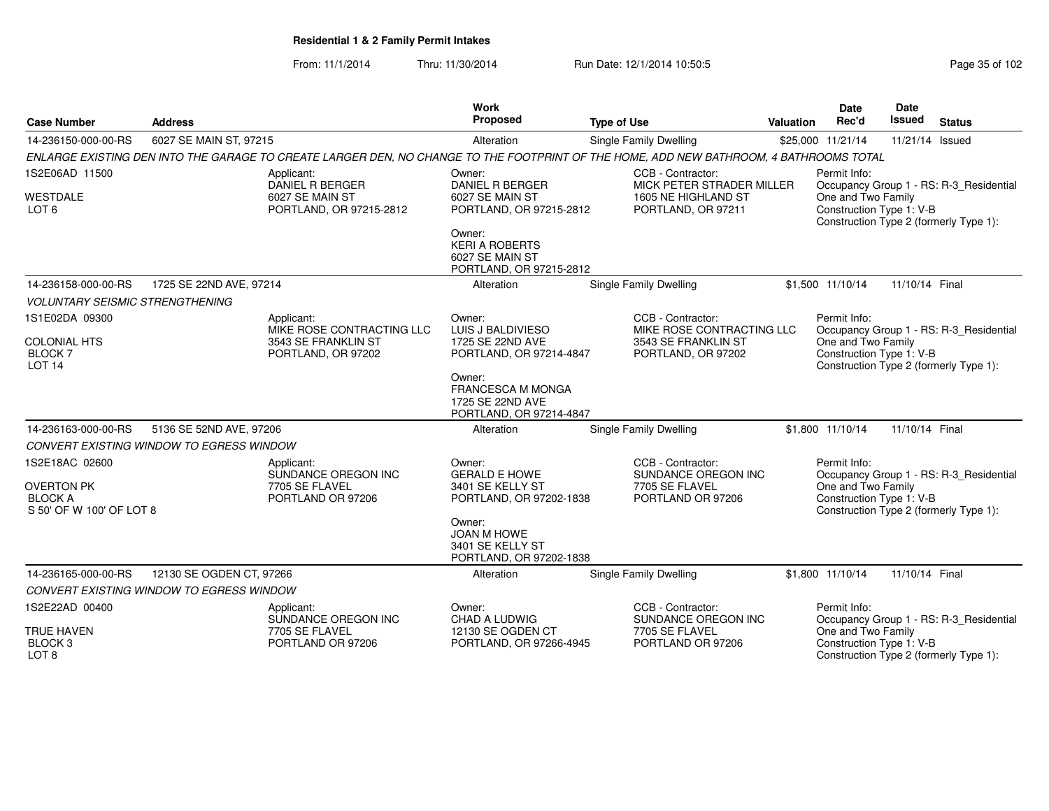**Residential 1 & 2 Family Permit Intakes**

From: 11/1/2014 Thru: 11/30/2014 Run Date: 12/1/2014 10:50:5

| Case Number | Address | Work Proposed | Type of Use | Valuation | Date Rec'd | Date Issued | Status |
|---|---|---|---|---|---|---|---|
| 14-236150-000-00-RS | 6027 SE MAIN ST, 97215 | Alteration | Single Family Dwelling | $25,000 | 11/21/14 | 11/21/14 | Issued |

ENLARGE EXISTING DEN INTO THE GARAGE TO CREATE LARGER DEN, NO CHANGE TO THE FOOTPRINT OF THE HOME, ADD NEW BATHROOM, 4 BATHROOMS TOTAL

1S2E06AD 11500
WESTDALE
LOT 6

Applicant:
DANIEL R BERGER
6027 SE MAIN ST
PORTLAND, OR 97215-2812

Owner:
DANIEL R BERGER
6027 SE MAIN ST
PORTLAND, OR 97215-2812

Owner:
KERI A ROBERTS
6027 SE MAIN ST
PORTLAND, OR 97215-2812

CCB - Contractor:
MICK PETER STRADER MILLER
1605 NE HIGHLAND ST
PORTLAND, OR 97211

Permit Info:
Occupancy Group 1 - RS: R-3_Residential One and Two Family
Construction Type 1: V-B
Construction Type 2 (formerly Type 1):

| Case Number | Address | Work Proposed | Type of Use | Valuation | Date Rec'd | Date Issued | Status |
|---|---|---|---|---|---|---|---|
| 14-236158-000-00-RS | 1725 SE 22ND AVE, 97214 | Alteration | Single Family Dwelling | $1,500 | 11/10/14 | 11/10/14 | Final |

VOLUNTARY SEISMIC STRENGTHENING

1S1E02DA 09300
COLONIAL HTS
BLOCK 7
LOT 14

Applicant:
MIKE ROSE CONTRACTING LLC
3543 SE FRANKLIN ST
PORTLAND, OR 97202

Owner:
LUIS J BALDIVIESO
1725 SE 22ND AVE
PORTLAND, OR 97214-4847

Owner:
FRANCESCA M MONGA
1725 SE 22ND AVE
PORTLAND, OR 97214-4847

CCB - Contractor:
MIKE ROSE CONTRACTING LLC
3543 SE FRANKLIN ST
PORTLAND, OR 97202

Permit Info:
Occupancy Group 1 - RS: R-3_Residential One and Two Family
Construction Type 1: V-B
Construction Type 2 (formerly Type 1):

| Case Number | Address | Work Proposed | Type of Use | Valuation | Date Rec'd | Date Issued | Status |
|---|---|---|---|---|---|---|---|
| 14-236163-000-00-RS | 5136 SE 52ND AVE, 97206 | Alteration | Single Family Dwelling | $1,800 | 11/10/14 | 11/10/14 | Final |

CONVERT EXISTING WINDOW TO EGRESS WINDOW

1S2E18AC 02600
OVERTON PK
BLOCK A
S 50' OF W 100' OF LOT 8

Applicant:
SUNDANCE OREGON INC
7705 SE FLAVEL
PORTLAND OR 97206

Owner:
GERALD E HOWE
3401 SE KELLY ST
PORTLAND, OR 97202-1838

Owner:
JOAN M HOWE
3401 SE KELLY ST
PORTLAND, OR 97202-1838

CCB - Contractor:
SUNDANCE OREGON INC
7705 SE FLAVEL
PORTLAND OR 97206

Permit Info:
Occupancy Group 1 - RS: R-3_Residential One and Two Family
Construction Type 1: V-B
Construction Type 2 (formerly Type 1):

| Case Number | Address | Work Proposed | Type of Use | Valuation | Date Rec'd | Date Issued | Status |
|---|---|---|---|---|---|---|---|
| 14-236165-000-00-RS | 12130 SE OGDEN CT, 97266 | Alteration | Single Family Dwelling | $1,800 | 11/10/14 | 11/10/14 | Final |

CONVERT EXISTING WINDOW TO EGRESS WINDOW

1S2E22AD 00400
TRUE HAVEN
BLOCK 3
LOT 8

Applicant:
SUNDANCE OREGON INC
7705 SE FLAVEL
PORTLAND OR 97206

Owner:
CHAD A LUDWIG
12130 SE OGDEN CT
PORTLAND, OR 97266-4945

CCB - Contractor:
SUNDANCE OREGON INC
7705 SE FLAVEL
PORTLAND OR 97206

Permit Info:
Occupancy Group 1 - RS: R-3_Residential One and Two Family
Construction Type 1: V-B
Construction Type 2 (formerly Type 1):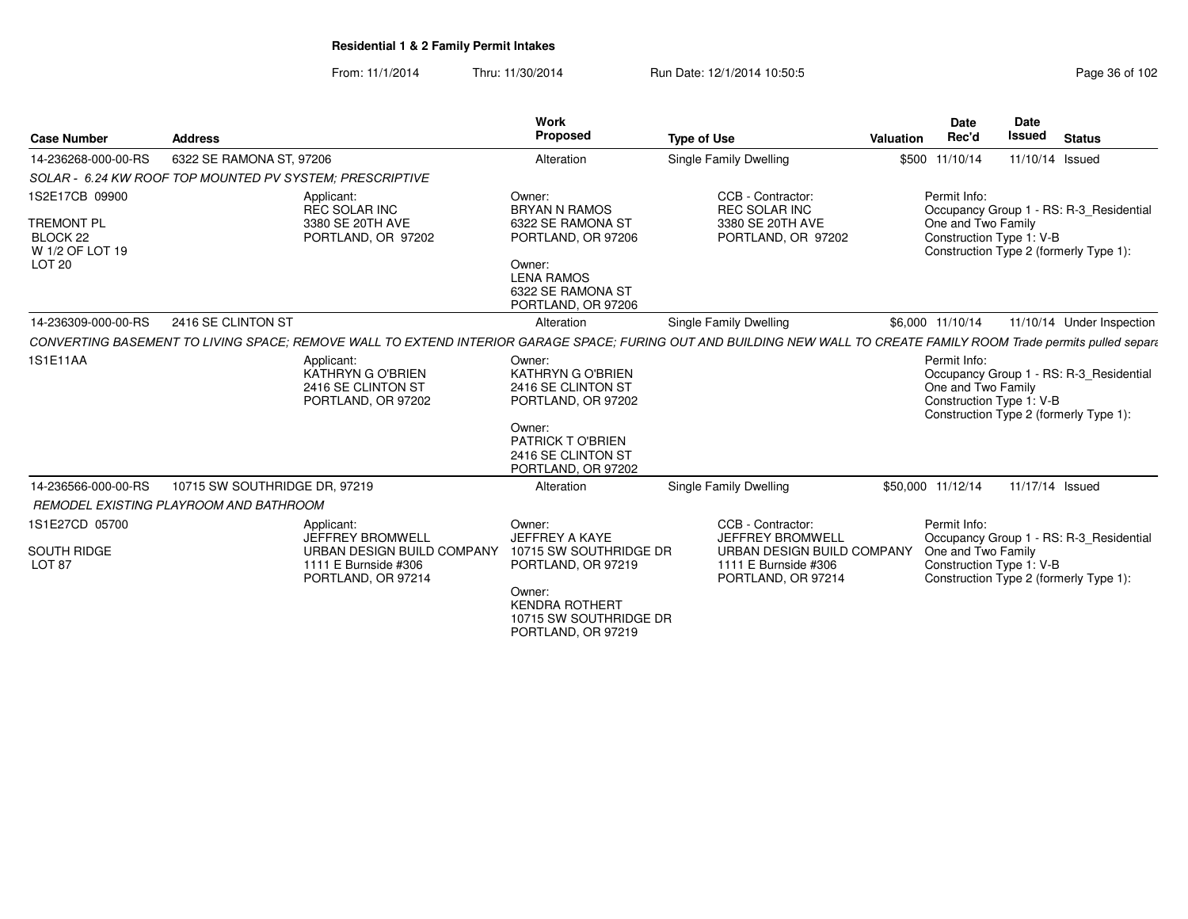**Residential 1 & 2 Family Permit Intakes**

From: 11/1/2014 Thru: 11/30/2014 Run Date: 12/1/2014 10:50:5

| Case Number | Address | Work Proposed | Type of Use | Valuation | Date Rec'd | Date Issued | Status |
|---|---|---|---|---|---|---|---|
| 14-236268-000-00-RS | 6322 SE RAMONA ST, 97206 | Alteration | Single Family Dwelling | $500 | 11/10/14 | 11/10/14 | Issued |

*SOLAR - 6.24 KW ROOF TOP MOUNTED PV SYSTEM; PRESCRIPTIVE*

1S2E17CB 09900
TREMONT PL
BLOCK 22
W 1/2 OF LOT 19
LOT 20

Applicant:
REC SOLAR INC
3380 SE 20TH AVE
PORTLAND, OR 97202

Owner:
BRYAN N RAMOS
6322 SE RAMONA ST
PORTLAND, OR 97206

Owner:
LENA RAMOS
6322 SE RAMONA ST
PORTLAND, OR 97206

CCB - Contractor:
REC SOLAR INC
3380 SE 20TH AVE
PORTLAND, OR 97202

Permit Info:
Occupancy Group 1 - RS: R-3_Residential One and Two Family
Construction Type 1: V-B
Construction Type 2 (formerly Type 1):

| Case Number | Address | Work Proposed | Type of Use | Valuation | Date Rec'd | Date Issued | Status |
|---|---|---|---|---|---|---|---|
| 14-236309-000-00-RS | 2416 SE CLINTON ST | Alteration | Single Family Dwelling | $6,000 | 11/10/14 | 11/10/14 | Under Inspection |

*CONVERTING BASEMENT TO LIVING SPACE; REMOVE WALL TO EXTEND INTERIOR GARAGE SPACE; FURING OUT AND BUILDING NEW WALL TO CREATE FAMILY ROOM Trade permits pulled separa*

1S1E11AA

Applicant:
KATHRYN G O'BRIEN
2416 SE CLINTON ST
PORTLAND, OR 97202

Owner:
KATHRYN G O'BRIEN
2416 SE CLINTON ST
PORTLAND, OR 97202

Owner:
PATRICK T O'BRIEN
2416 SE CLINTON ST
PORTLAND, OR 97202

Permit Info:
Occupancy Group 1 - RS: R-3_Residential One and Two Family
Construction Type 1: V-B
Construction Type 2 (formerly Type 1):

| Case Number | Address | Work Proposed | Type of Use | Valuation | Date Rec'd | Date Issued | Status |
|---|---|---|---|---|---|---|---|
| 14-236566-000-00-RS | 10715 SW SOUTHRIDGE DR, 97219 | Alteration | Single Family Dwelling | $50,000 | 11/12/14 | 11/17/14 | Issued |

*REMODEL EXISTING PLAYROOM AND BATHROOM*

1S1E27CD 05700
SOUTH RIDGE
LOT 87

Applicant:
JEFFREY BROMWELL
URBAN DESIGN BUILD COMPANY
1111 E Burnside #306
PORTLAND, OR 97214

Owner:
JEFFREY A KAYE
10715 SW SOUTHRIDGE DR
PORTLAND, OR 97219

Owner:
KENDRA ROTHERT
10715 SW SOUTHRIDGE DR
PORTLAND, OR 97219

CCB - Contractor:
JEFFREY BROMWELL
URBAN DESIGN BUILD COMPANY
1111 E Burnside #306
PORTLAND, OR 97214

Permit Info:
Occupancy Group 1 - RS: R-3_Residential One and Two Family
Construction Type 1: V-B
Construction Type 2 (formerly Type 1):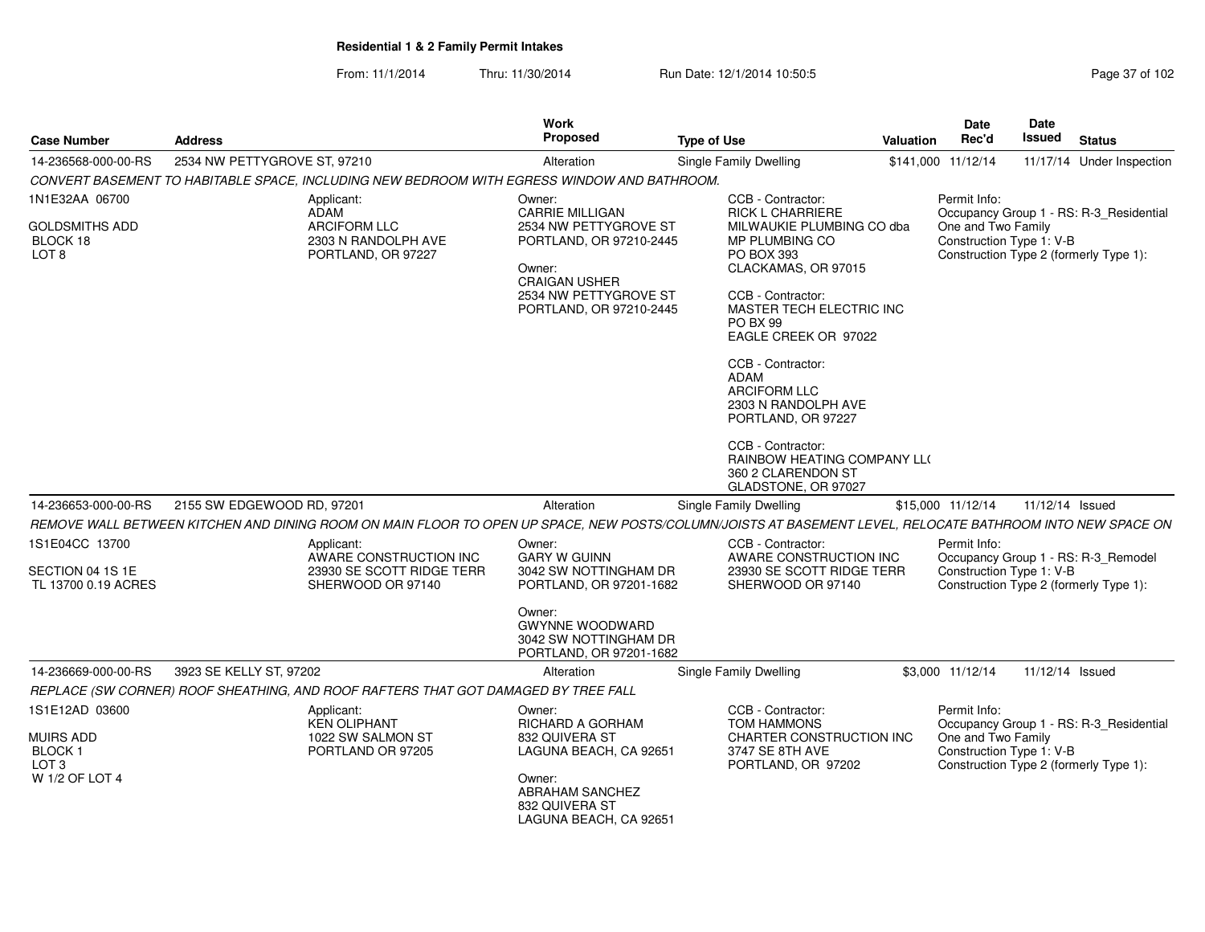# Residential 1 & 2 Family Permit Intakes

From: 11/1/2014 Thru: 11/30/2014 Run Date: 12/1/2014 10:50:5

| Case Number | Address | Work Proposed | Type of Use | Valuation | Date Rec'd | Date Issued | Status |
|---|---|---|---|---|---|---|---|
| 14-236568-000-00-RS | 2534 NW PETTYGROVE ST, 97210 | Alteration | Single Family Dwelling | $141,000 | 11/12/14 | 11/17/14 | Under Inspection |

*CONVERT BASEMENT TO HABITABLE SPACE, INCLUDING NEW BEDROOM WITH EGRESS WINDOW AND BATHROOM.*

1N1E32AA 06700
GOLDSMITHS ADD
BLOCK 18
LOT 8

Applicant:
ADAM
ARCIFORM LLC
2303 N RANDOLPH AVE
PORTLAND, OR 97227

Owner:
CARRIE MILLIGAN
2534 NW PETTYGROVE ST
PORTLAND, OR 97210-2445

Owner:
CRAIGAN USHER
2534 NW PETTYGROVE ST
PORTLAND, OR 97210-2445

CCB - Contractor:
RICK L CHARRIERE
MILWAUKIE PLUMBING CO dba
MP PLUMBING CO
PO BOX 393
CLACKAMAS, OR 97015

CCB - Contractor:
MASTER TECH ELECTRIC INC
PO BX 99
EAGLE CREEK OR 97022

CCB - Contractor:
ADAM
ARCIFORM LLC
2303 N RANDOLPH AVE
PORTLAND, OR 97227

CCB - Contractor:
RAINBOW HEATING COMPANY LL(
360 2 CLARENDON ST
GLADSTONE, OR 97027

Permit Info:
Occupancy Group 1 - RS: R-3_Residential One and Two Family
Construction Type 1: V-B
Construction Type 2 (formerly Type 1):

| Case Number | Address | Work Proposed | Type of Use | Valuation | Date Rec'd | Date Issued | Status |
|---|---|---|---|---|---|---|---|
| 14-236653-000-00-RS | 2155 SW EDGEWOOD RD, 97201 | Alteration | Single Family Dwelling | $15,000 | 11/12/14 | 11/12/14 | Issued |

*REMOVE WALL BETWEEN KITCHEN AND DINING ROOM ON MAIN FLOOR TO OPEN UP SPACE, NEW POSTS/COLUMN/JOISTS AT BASEMENT LEVEL, RELOCATE BATHROOM INTO NEW SPACE ON*

1S1E04CC 13700
SECTION 04 1S 1E
TL 13700 0.19 ACRES

Applicant:
AWARE CONSTRUCTION INC
23930 SE SCOTT RIDGE TERR
SHERWOOD OR 97140

Owner:
GARY W GUINN
3042 SW NOTTINGHAM DR
PORTLAND, OR 97201-1682

Owner:
GWYNNE WOODWARD
3042 SW NOTTINGHAM DR
PORTLAND, OR 97201-1682

CCB - Contractor:
AWARE CONSTRUCTION INC
23930 SE SCOTT RIDGE TERR
SHERWOOD OR 97140

Permit Info:
Occupancy Group 1 - RS: R-3_Remodel
Construction Type 1: V-B
Construction Type 2 (formerly Type 1):

| Case Number | Address | Work Proposed | Type of Use | Valuation | Date Rec'd | Date Issued | Status |
|---|---|---|---|---|---|---|---|
| 14-236669-000-00-RS | 3923 SE KELLY ST, 97202 | Alteration | Single Family Dwelling | $3,000 | 11/12/14 | 11/12/14 | Issued |

*REPLACE (SW CORNER) ROOF SHEATHING, AND ROOF RAFTERS THAT GOT DAMAGED BY TREE FALL*

1S1E12AD 03600
MUIRS ADD
BLOCK 1
LOT 3
W 1/2 OF LOT 4

Applicant:
KEN OLIPHANT
1022 SW SALMON ST
PORTLAND OR 97205

Owner:
RICHARD A GORHAM
832 QUIVERA ST
LAGUNA BEACH, CA 92651

Owner:
ABRAHAM SANCHEZ
832 QUIVERA ST
LAGUNA BEACH, CA 92651

CCB - Contractor:
TOM HAMMONS
CHARTER CONSTRUCTION INC
3747 SE 8TH AVE
PORTLAND, OR 97202

Permit Info:
Occupancy Group 1 - RS: R-3_Residential One and Two Family
Construction Type 1: V-B
Construction Type 2 (formerly Type 1):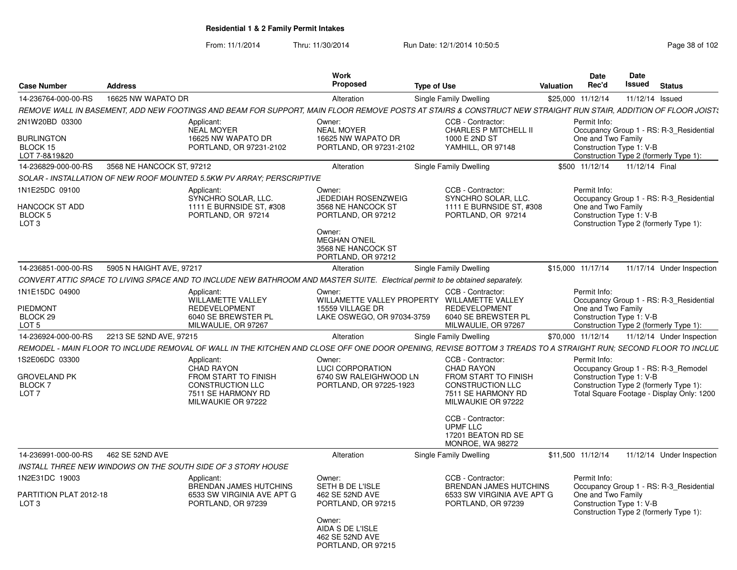## Residential 1 & 2 Family Permit Intakes

From: 11/1/2014 Thru: 11/30/2014 Run Date: 12/1/2014 10:50:5

| Case Number | Address | Work Proposed | Type of Use | Valuation | Date Rec'd | Date Issued | Status |
|---|---|---|---|---|---|---|---|
| 14-236764-000-00-RS | 16625 NW WAPATO DR | Alteration | Single Family Dwelling | $25,000 | 11/12/14 | 11/12/14 | Issued |

*REMOVE WALL IN BASEMENT, ADD NEW FOOTINGS AND BEAM FOR SUPPORT, MAIN FLOOR REMOVE POSTS AT STAIRS & CONSTRUCT NEW STRAIGHT RUN STAIR, ADDITION OF FLOOR JOISTS*

2N1W20BD 03300
BURLINGTON
BLOCK 15
LOT 7-8&19&20

Applicant: NEAL MOYER, 16625 NW WAPATO DR, PORTLAND, OR 97231-2102

Owner: NEAL MOYER, 16625 NW WAPATO DR, PORTLAND, OR 97231-2102

CCB - Contractor: CHARLES P MITCHELL II, 1000 E 2ND ST, YAMHILL, OR 97148

Permit Info: Occupancy Group 1 - RS: R-3_Residential One and Two Family; Construction Type 1: V-B; Construction Type 2 (formerly Type 1):

| Case Number | Address | Work Proposed | Type of Use | Valuation | Date Rec'd | Date Issued | Status |
|---|---|---|---|---|---|---|---|
| 14-236829-000-00-RS | 3568 NE HANCOCK ST, 97212 | Alteration | Single Family Dwelling | $500 | 11/12/14 | 11/12/14 | Final |

*SOLAR - INSTALLATION OF NEW ROOF MOUNTED 5.5KW PV ARRAY; PERSCRIPTIVE*

1N1E25DC 09100
HANCOCK ST ADD
BLOCK 5
LOT 3

Applicant: SYNCHRO SOLAR, LLC., 1111 E BURNSIDE ST, #308, PORTLAND, OR 97214

Owner: JEDEDIAH ROSENZWEIG, 3568 NE HANCOCK ST, PORTLAND, OR 97212

Owner: MEGHAN O'NEIL, 3568 NE HANCOCK ST, PORTLAND, OR 97212

CCB - Contractor: SYNCHRO SOLAR, LLC., 1111 E BURNSIDE ST, #308, PORTLAND, OR 97214

Permit Info: Occupancy Group 1 - RS: R-3_Residential One and Two Family; Construction Type 1: V-B; Construction Type 2 (formerly Type 1):

| Case Number | Address | Work Proposed | Type of Use | Valuation | Date Rec'd | Date Issued | Status |
|---|---|---|---|---|---|---|---|
| 14-236851-000-00-RS | 5905 N HAIGHT AVE, 97217 | Alteration | Single Family Dwelling | $15,000 | 11/17/14 | 11/17/14 | Under Inspection |

*CONVERT ATTIC SPACE TO LIVING SPACE AND TO INCLUDE NEW BATHROOM AND MASTER SUITE. Electrical permit to be obtained separately.*

1N1E15DC 04900
PIEDMONT
BLOCK 29
LOT 5

Applicant: WILLAMETTE VALLEY REDEVELOPMENT, 6040 SE BREWSTER PL, MILWAULIE, OR 97267

Owner: WILLAMETTE VALLEY PROPERTY, 15559 VILLAGE DR, LAKE OSWEGO, OR 97034-3759

CCB - Contractor: WILLAMETTE VALLEY REDEVELOPMENT, 6040 SE BREWSTER PL, MILWAULIE, OR 97267

Permit Info: Occupancy Group 1 - RS: R-3_Residential One and Two Family; Construction Type 1: V-B; Construction Type 2 (formerly Type 1):

| Case Number | Address | Work Proposed | Type of Use | Valuation | Date Rec'd | Date Issued | Status |
|---|---|---|---|---|---|---|---|
| 14-236924-000-00-RS | 2213 SE 52ND AVE, 97215 | Alteration | Single Family Dwelling | $70,000 | 11/12/14 | 11/12/14 | Under Inspection |

*REMODEL - MAIN FLOOR TO INCLUDE REMOVAL OF WALL IN THE KITCHEN AND CLOSE OFF ONE DOOR OPENING, REVISE BOTTOM 3 TREADS TO A STRAIGHT RUN; SECOND FLOOR TO INCLUD*

1S2E06DC 03300
GROVELAND PK
BLOCK 7
LOT 7

Applicant: CHAD RAYON, FROM START TO FINISH CONSTRUCTION LLC, 7511 SE HARMONY RD, MILWAUKIE OR 97222

Owner: LUCI CORPORATION, 6740 SW RALEIGHWOOD LN, PORTLAND, OR 97225-1923

CCB - Contractor: CHAD RAYON, FROM START TO FINISH CONSTRUCTION LLC, 7511 SE HARMONY RD, MILWAUKIE OR 97222

CCB - Contractor: UPMF LLC, 17201 BEATON RD SE, MONROE, WA 98272

Permit Info: Occupancy Group 1 - RS: R-3_Remodel; Construction Type 1: V-B; Construction Type 2 (formerly Type 1):; Total Square Footage - Display Only: 1200

| Case Number | Address | Work Proposed | Type of Use | Valuation | Date Rec'd | Date Issued | Status |
|---|---|---|---|---|---|---|---|
| 14-236991-000-00-RS | 462 SE 52ND AVE | Alteration | Single Family Dwelling | $11,500 | 11/12/14 | 11/12/14 | Under Inspection |

*INSTALL THREE NEW WINDOWS ON THE SOUTH SIDE OF 3 STORY HOUSE*

1N2E31DC 19003
PARTITION PLAT 2012-18
LOT 3

Applicant: BRENDAN JAMES HUTCHINS, 6533 SW VIRGINIA AVE APT G, PORTLAND, OR 97239

Owner: SETH B DE L'ISLE, 462 SE 52ND AVE, PORTLAND, OR 97215

Owner: AIDA S DE L'ISLE, 462 SE 52ND AVE, PORTLAND, OR 97215

CCB - Contractor: BRENDAN JAMES HUTCHINS, 6533 SW VIRGINIA AVE APT G, PORTLAND, OR 97239

Permit Info: Occupancy Group 1 - RS: R-3_Residential One and Two Family; Construction Type 1: V-B; Construction Type 2 (formerly Type 1):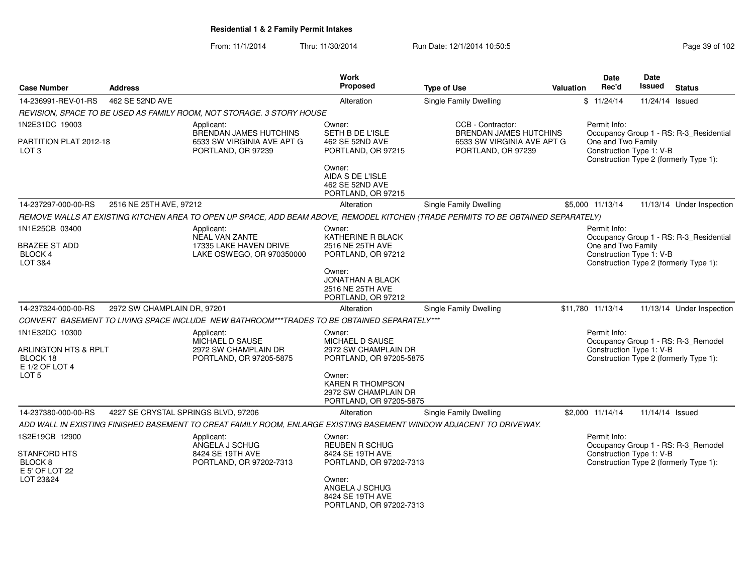## Residential 1 & 2 Family Permit Intakes

From: 11/1/2014 Thru: 11/30/2014 Run Date: 12/1/2014 10:50:5

| Case Number | Address | Work Proposed | Type of Use | Valuation | Date Rec'd | Date Issued | Status |
|---|---|---|---|---|---|---|---|
| 14-236991-REV-01-RS | 462 SE 52ND AVE | Alteration | Single Family Dwelling | $ | 11/24/14 | 11/24/14 | Issued |

*REVISION, SPACE TO BE USED AS FAMILY ROOM, NOT STORAGE. 3 STORY HOUSE*

1N2E31DC 19003
PARTITION PLAT 2012-18
LOT 3

Applicant:
BRENDAN JAMES HUTCHINS
6533 SW VIRGINIA AVE APT G
PORTLAND, OR 97239

Owner:
SETH B DE L'ISLE
462 SE 52ND AVE
PORTLAND, OR 97215

Owner:
AIDA S DE L'ISLE
462 SE 52ND AVE
PORTLAND, OR 97215

CCB - Contractor:
BRENDAN JAMES HUTCHINS
6533 SW VIRGINIA AVE APT G
PORTLAND, OR 97239

Permit Info:
Occupancy Group 1 - RS: R-3_Residential One and Two Family
Construction Type 1: V-B
Construction Type 2 (formerly Type 1):

| Case Number | Address | Work Proposed | Type of Use | Valuation | Date Rec'd | Date Issued | Status |
|---|---|---|---|---|---|---|---|
| 14-237297-000-00-RS | 2516 NE 25TH AVE, 97212 | Alteration | Single Family Dwelling | $5,000 | 11/13/14 | 11/13/14 | Under Inspection |

*REMOVE WALLS AT EXISTING KITCHEN AREA TO OPEN UP SPACE, ADD BEAM ABOVE, REMODEL KITCHEN (TRADE PERMITS TO BE OBTAINED SEPARATELY)*

1N1E25CB 03400
BRAZEE ST ADD
BLOCK 4
LOT 3&4

Applicant:
NEAL VAN ZANTE
17335 LAKE HAVEN DRIVE
LAKE OSWEGO, OR 970350000

Owner:
KATHERINE R BLACK
2516 NE 25TH AVE
PORTLAND, OR 97212

Owner:
JONATHAN A BLACK
2516 NE 25TH AVE
PORTLAND, OR 97212

Permit Info:
Occupancy Group 1 - RS: R-3_Residential One and Two Family
Construction Type 1: V-B
Construction Type 2 (formerly Type 1):

| Case Number | Address | Work Proposed | Type of Use | Valuation | Date Rec'd | Date Issued | Status |
|---|---|---|---|---|---|---|---|
| 14-237324-000-00-RS | 2972 SW CHAMPLAIN DR, 97201 | Alteration | Single Family Dwelling | $11,780 | 11/13/14 | 11/13/14 | Under Inspection |

*CONVERT BASEMENT TO LIVING SPACE INCLUDE NEW BATHROOM***TRADES TO BE OBTAINED SEPARATELY****

1N1E32DC 10300
ARLINGTON HTS & RPLT
BLOCK 18
E 1/2 OF LOT 4
LOT 5

Applicant:
MICHAEL D SAUSE
2972 SW CHAMPLAIN DR
PORTLAND, OR 97205-5875

Owner:
MICHAEL D SAUSE
2972 SW CHAMPLAIN DR
PORTLAND, OR 97205-5875

Owner:
KAREN R THOMPSON
2972 SW CHAMPLAIN DR
PORTLAND, OR 97205-5875

Permit Info:
Occupancy Group 1 - RS: R-3_Remodel
Construction Type 1: V-B
Construction Type 2 (formerly Type 1):

| Case Number | Address | Work Proposed | Type of Use | Valuation | Date Rec'd | Date Issued | Status |
|---|---|---|---|---|---|---|---|
| 14-237380-000-00-RS | 4227 SE CRYSTAL SPRINGS BLVD, 97206 | Alteration | Single Family Dwelling | $2,000 | 11/14/14 | 11/14/14 | Issued |

*ADD WALL IN EXISTING FINISHED BASEMENT TO CREAT FAMILY ROOM, ENLARGE EXISTING BASEMENT WINDOW ADJACENT TO DRIVEWAY.*

1S2E19CB 12900
STANFORD HTS
BLOCK 8
E 5' OF LOT 22
LOT 23&24

Applicant:
ANGELA J SCHUG
8424 SE 19TH AVE
PORTLAND, OR 97202-7313

Owner:
REUBEN R SCHUG
8424 SE 19TH AVE
PORTLAND, OR 97202-7313

Owner:
ANGELA J SCHUG
8424 SE 19TH AVE
PORTLAND, OR 97202-7313

Permit Info:
Occupancy Group 1 - RS: R-3_Remodel
Construction Type 1: V-B
Construction Type 2 (formerly Type 1):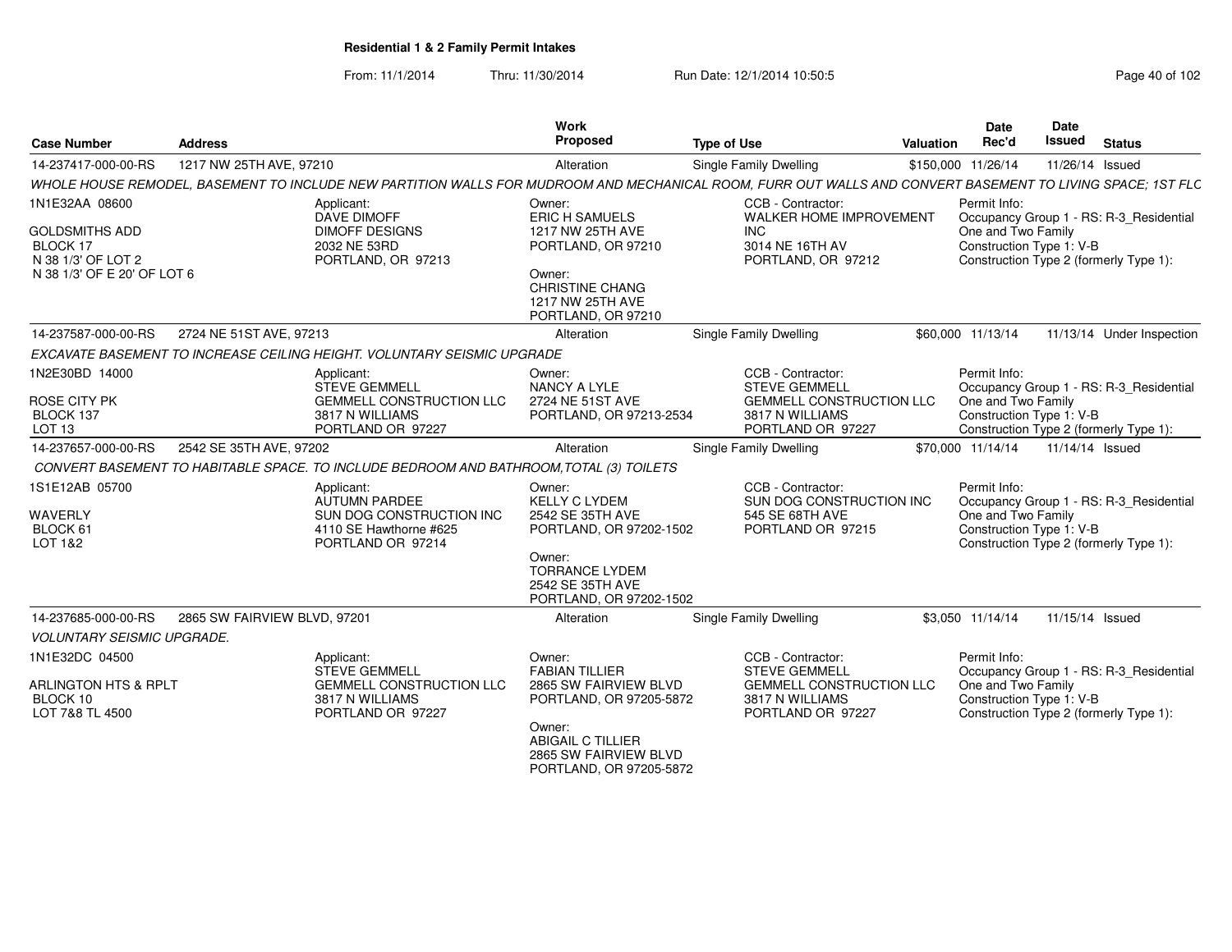**Residential 1 & 2 Family Permit Intakes**

From: 11/1/2014 Thru: 11/30/2014 Run Date: 12/1/2014 10:50:5

| Case Number | Address | Work Proposed | Type of Use | Valuation | Date Rec'd | Date Issued | Status |
|---|---|---|---|---|---|---|---|
| 14-237417-000-00-RS | 1217 NW 25TH AVE, 97210 | Alteration | Single Family Dwelling | $150,000 | 11/26/14 | 11/26/14 | Issued |

*WHOLE HOUSE REMODEL, BASEMENT TO INCLUDE NEW PARTITION WALLS FOR MUDROOM AND MECHANICAL ROOM, FURR OUT WALLS AND CONVERT BASEMENT TO LIVING SPACE; 1ST FLC*

1N1E32AA 08600
GOLDSMITHS ADD
BLOCK 17
N 38 1/3' OF LOT 2
N 38 1/3' OF E 20' OF LOT 6

Applicant: DAVE DIMOFF, DIMOFF DESIGNS, 2032 NE 53RD, PORTLAND, OR 97213

Owner: ERIC H SAMUELS, 1217 NW 25TH AVE, PORTLAND, OR 97210
Owner: CHRISTINE CHANG, 1217 NW 25TH AVE, PORTLAND, OR 97210

CCB - Contractor: WALKER HOME IMPROVEMENT INC, 3014 NE 16TH AV, PORTLAND, OR 97212

Permit Info: Occupancy Group 1 - RS: R-3_Residential One and Two Family; Construction Type 1: V-B; Construction Type 2 (formerly Type 1):

| Case Number | Address | Work Proposed | Type of Use | Valuation | Date Rec'd | Date Issued | Status |
|---|---|---|---|---|---|---|---|
| 14-237587-000-00-RS | 2724 NE 51ST AVE, 97213 | Alteration | Single Family Dwelling | $60,000 | 11/13/14 | 11/13/14 | Under Inspection |

*EXCAVATE BASEMENT TO INCREASE CEILING HEIGHT. VOLUNTARY SEISMIC UPGRADE*

1N2E30BD 14000
ROSE CITY PK
BLOCK 137
LOT 13

Applicant: STEVE GEMMELL, GEMMELL CONSTRUCTION LLC, 3817 N WILLIAMS, PORTLAND OR 97227

Owner: NANCY A LYLE, 2724 NE 51ST AVE, PORTLAND, OR 97213-2534

CCB - Contractor: STEVE GEMMELL, GEMMELL CONSTRUCTION LLC, 3817 N WILLIAMS, PORTLAND OR 97227

Permit Info: Occupancy Group 1 - RS: R-3_Residential One and Two Family; Construction Type 1: V-B; Construction Type 2 (formerly Type 1):

| Case Number | Address | Work Proposed | Type of Use | Valuation | Date Rec'd | Date Issued | Status |
|---|---|---|---|---|---|---|---|
| 14-237657-000-00-RS | 2542 SE 35TH AVE, 97202 | Alteration | Single Family Dwelling | $70,000 | 11/14/14 | 11/14/14 | Issued |

*CONVERT BASEMENT TO HABITABLE SPACE. TO INCLUDE BEDROOM AND BATHROOM,TOTAL (3) TOILETS*

1S1E12AB 05700
WAVERLY
BLOCK 61
LOT 1&2

Applicant: AUTUMN PARDEE, SUN DOG CONSTRUCTION INC, 4110 SE Hawthorne #625, PORTLAND OR 97214

Owner: KELLY C LYDEM, 2542 SE 35TH AVE, PORTLAND, OR 97202-1502
Owner: TORRANCE LYDEM, 2542 SE 35TH AVE, PORTLAND, OR 97202-1502

CCB - Contractor: SUN DOG CONSTRUCTION INC, 545 SE 68TH AVE, PORTLAND OR 97215

Permit Info: Occupancy Group 1 - RS: R-3_Residential One and Two Family; Construction Type 1: V-B; Construction Type 2 (formerly Type 1):

| Case Number | Address | Work Proposed | Type of Use | Valuation | Date Rec'd | Date Issued | Status |
|---|---|---|---|---|---|---|---|
| 14-237685-000-00-RS | 2865 SW FAIRVIEW BLVD, 97201 | Alteration | Single Family Dwelling | $3,050 | 11/14/14 | 11/15/14 | Issued |

*VOLUNTARY SEISMIC UPGRADE.*

1N1E32DC 04500
ARLINGTON HTS & RPLT
BLOCK 10
LOT 7&8 TL 4500

Applicant: STEVE GEMMELL, GEMMELL CONSTRUCTION LLC, 3817 N WILLIAMS, PORTLAND OR 97227

Owner: FABIAN TILLIER, 2865 SW FAIRVIEW BLVD, PORTLAND, OR 97205-5872
Owner: ABIGAIL C TILLIER, 2865 SW FAIRVIEW BLVD, PORTLAND, OR 97205-5872

CCB - Contractor: STEVE GEMMELL, GEMMELL CONSTRUCTION LLC, 3817 N WILLIAMS, PORTLAND OR 97227

Permit Info: Occupancy Group 1 - RS: R-3_Residential One and Two Family; Construction Type 1: V-B; Construction Type 2 (formerly Type 1):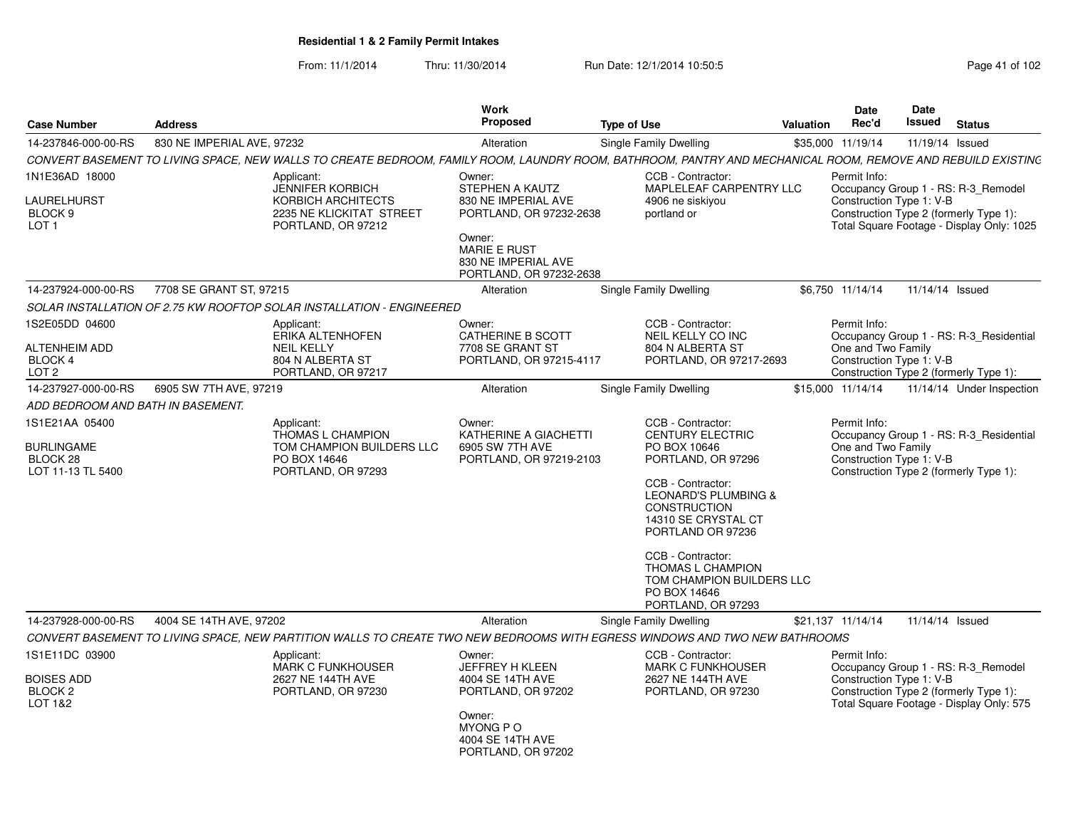**Residential 1 & 2 Family Permit Intakes**

From: 11/1/2014 Thru: 11/30/2014 Run Date: 12/1/2014 10:50:5

| Case Number | Address | Work Proposed | Type of Use | Valuation | Date Rec'd | Date Issued | Status |
|---|---|---|---|---|---|---|---|
| 14-237846-000-00-RS | 830 NE IMPERIAL AVE, 97232 | Alteration | Single Family Dwelling | $35,000 | 11/19/14 | 11/19/14 | Issued |

CONVERT BASEMENT TO LIVING SPACE, NEW WALLS TO CREATE BEDROOM, FAMILY ROOM, LAUNDRY ROOM, BATHROOM, PANTRY AND MECHANICAL ROOM, REMOVE AND REBUILD EXISTING

1N1E36AD 18000
LAURELHURST
BLOCK 9
LOT 1

Applicant:
JENNIFER KORBICH
KORBICH ARCHITECTS
2235 NE KLICKITAT STREET
PORTLAND, OR 97212

Owner:
STEPHEN A KAUTZ
830 NE IMPERIAL AVE
PORTLAND, OR 97232-2638

Owner:
MARIE E RUST
830 NE IMPERIAL AVE
PORTLAND, OR 97232-2638

CCB - Contractor:
MAPLELEAF CARPENTRY LLC
4906 ne siskiyou
portland or

Permit Info:
Occupancy Group 1 - RS: R-3_Remodel
Construction Type 1: V-B
Construction Type 2 (formerly Type 1):
Total Square Footage - Display Only: 1025

| Case Number | Address | Work Proposed | Type of Use | Valuation | Date Rec'd | Date Issued | Status |
|---|---|---|---|---|---|---|---|
| 14-237924-000-00-RS | 7708 SE GRANT ST, 97215 | Alteration | Single Family Dwelling | $6,750 | 11/14/14 | 11/14/14 | Issued |

SOLAR INSTALLATION OF 2.75 KW ROOFTOP SOLAR INSTALLATION - ENGINEERED

1S2E05DD 04600
ALTENHEIM ADD
BLOCK 4
LOT 2

Applicant:
ERIKA ALTENHOFEN
NEIL KELLY
804 N ALBERTA ST
PORTLAND, OR 97217

Owner:
CATHERINE B SCOTT
7708 SE GRANT ST
PORTLAND, OR 97215-4117

CCB - Contractor:
NEIL KELLY CO INC
804 N ALBERTA ST
PORTLAND, OR 97217-2693

Permit Info:
Occupancy Group 1 - RS: R-3_Residential One and Two Family
Construction Type 1: V-B
Construction Type 2 (formerly Type 1):

| Case Number | Address | Work Proposed | Type of Use | Valuation | Date Rec'd | Date Issued | Status |
|---|---|---|---|---|---|---|---|
| 14-237927-000-00-RS | 6905 SW 7TH AVE, 97219 | Alteration | Single Family Dwelling | $15,000 | 11/14/14 | 11/14/14 | Under Inspection |

ADD BEDROOM AND BATH IN BASEMENT.

1S1E21AA 05400
BURLINGAME
BLOCK 28
LOT 11-13 TL 5400

Applicant:
THOMAS L CHAMPION
TOM CHAMPION BUILDERS LLC
PO BOX 14646
PORTLAND, OR 97293

Owner:
KATHERINE A GIACHETTI
6905 SW 7TH AVE
PORTLAND, OR 97219-2103

CCB - Contractor:
CENTURY ELECTRIC
PO BOX 10646
PORTLAND, OR 97296

CCB - Contractor:
LEONARD'S PLUMBING & CONSTRUCTION
14310 SE CRYSTAL CT
PORTLAND OR 97236

CCB - Contractor:
THOMAS L CHAMPION
TOM CHAMPION BUILDERS LLC
PO BOX 14646
PORTLAND, OR 97293

Permit Info:
Occupancy Group 1 - RS: R-3_Residential One and Two Family
Construction Type 1: V-B
Construction Type 2 (formerly Type 1):

| Case Number | Address | Work Proposed | Type of Use | Valuation | Date Rec'd | Date Issued | Status |
|---|---|---|---|---|---|---|---|
| 14-237928-000-00-RS | 4004 SE 14TH AVE, 97202 | Alteration | Single Family Dwelling | $21,137 | 11/14/14 | 11/14/14 | Issued |

CONVERT BASEMENT TO LIVING SPACE, NEW PARTITION WALLS TO CREATE TWO NEW BEDROOMS WITH EGRESS WINDOWS AND TWO NEW BATHROOMS

1S1E11DC 03900
BOISES ADD
BLOCK 2
LOT 1&2

Applicant:
MARK C FUNKHOUSER
2627 NE 144TH AVE
PORTLAND, OR 97230

Owner:
JEFFREY H KLEEN
4004 SE 14TH AVE
PORTLAND, OR 97202

Owner:
MYONG P O
4004 SE 14TH AVE
PORTLAND, OR 97202

CCB - Contractor:
MARK C FUNKHOUSER
2627 NE 144TH AVE
PORTLAND, OR 97230

Permit Info:
Occupancy Group 1 - RS: R-3_Remodel
Construction Type 1: V-B
Construction Type 2 (formerly Type 1):
Total Square Footage - Display Only: 575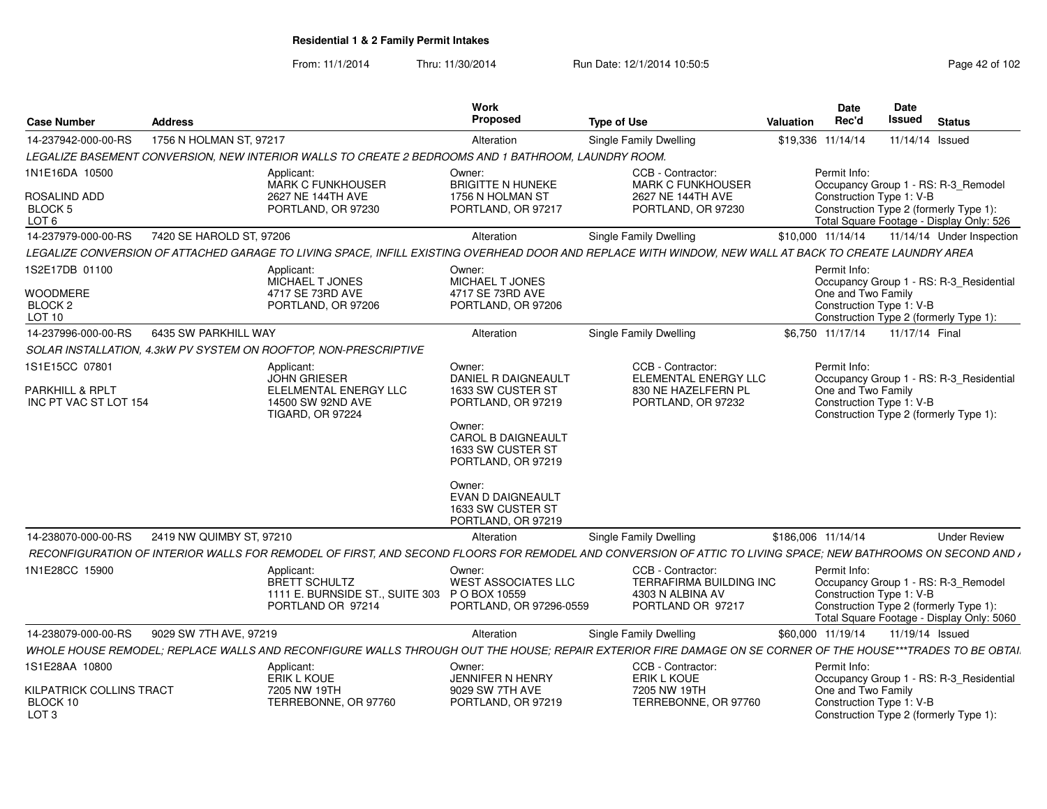**Residential 1 & 2 Family Permit Intakes**

From: 11/1/2014 Thru: 11/30/2014 Run Date: 12/1/2014 10:50:5

| Case Number | Address | Work Proposed | Type of Use | Valuation | Date Rec'd | Date Issued | Status |
|---|---|---|---|---|---|---|---|
| 14-237942-000-00-RS | 1756 N HOLMAN ST, 97217 | Alteration | Single Family Dwelling | $19,336 | 11/14/14 | 11/14/14 | Issued |

LEGALIZE BASEMENT CONVERSION, NEW INTERIOR WALLS TO CREATE 2 BEDROOMS AND 1 BATHROOM, LAUNDRY ROOM.

1N1E16DA 10500
ROSALIND ADD
BLOCK 5
LOT 6

Applicant: MARK C FUNKHOUSER, 2627 NE 144TH AVE, PORTLAND, OR 97230

Owner: BRIGITTE N HUNEKE, 1756 N HOLMAN ST, PORTLAND, OR 97217

CCB - Contractor: MARK C FUNKHOUSER, 2627 NE 144TH AVE, PORTLAND, OR 97230

Permit Info: Occupancy Group 1 - RS: R-3_Remodel; Construction Type 1: V-B; Construction Type 2 (formerly Type 1):; Total Square Footage - Display Only: 526

| Case Number | Address | Work Proposed | Type of Use | Valuation | Date Rec'd | Date Issued | Status |
|---|---|---|---|---|---|---|---|
| 14-237979-000-00-RS | 7420 SE HAROLD ST, 97206 | Alteration | Single Family Dwelling | $10,000 | 11/14/14 | 11/14/14 | Under Inspection |

LEGALIZE CONVERSION OF ATTACHED GARAGE TO LIVING SPACE, INFILL EXISTING OVERHEAD DOOR AND REPLACE WITH WINDOW, NEW WALL AT BACK TO CREATE LAUNDRY AREA

1S2E17DB 01100
WOODMERE
BLOCK 2
LOT 10

Applicant: MICHAEL T JONES, 4717 SE 73RD AVE, PORTLAND, OR 97206

Owner: MICHAEL T JONES, 4717 SE 73RD AVE, PORTLAND, OR 97206

Permit Info: Occupancy Group 1 - RS: R-3_Residential One and Two Family; Construction Type 1: V-B; Construction Type 2 (formerly Type 1):

| Case Number | Address | Work Proposed | Type of Use | Valuation | Date Rec'd | Date Issued | Status |
|---|---|---|---|---|---|---|---|
| 14-237996-000-00-RS | 6435 SW PARKHILL WAY | Alteration | Single Family Dwelling | $6,750 | 11/17/14 | 11/17/14 | Final |

SOLAR INSTALLATION, 4.3kW PV SYSTEM ON ROOFTOP, NON-PRESCRIPTIVE

1S1E15CC 07801
PARKHILL & RPLT
INC PT VAC ST LOT 154

Applicant: JOHN GRIESER, ELELMENTAL ENERGY LLC, 14500 SW 92ND AVE, TIGARD, OR 97224

Owner: DANIEL R DAIGNEAULT, 1633 SW CUSTER ST, PORTLAND, OR 97219

Owner: CAROL B DAIGNEAULT, 1633 SW CUSTER ST, PORTLAND, OR 97219

Owner: EVAN D DAIGNEAULT, 1633 SW CUSTER ST, PORTLAND, OR 97219

CCB - Contractor: ELEMENTAL ENERGY LLC, 830 NE HAZELFERN PL, PORTLAND, OR 97232

Permit Info: Occupancy Group 1 - RS: R-3_Residential One and Two Family; Construction Type 1: V-B; Construction Type 2 (formerly Type 1):

| Case Number | Address | Work Proposed | Type of Use | Valuation | Date Rec'd | Date Issued | Status |
|---|---|---|---|---|---|---|---|
| 14-238070-000-00-RS | 2419 NW QUIMBY ST, 97210 | Alteration | Single Family Dwelling | $186,006 | 11/14/14 | | Under Review |

RECONFIGURATION OF INTERIOR WALLS FOR REMODEL OF FIRST, AND SECOND FLOORS FOR REMODEL AND CONVERSION OF ATTIC TO LIVING SPACE; NEW BATHROOMS ON SECOND AND A

1N1E28CC 15900

Applicant: BRETT SCHULTZ, 1111 E. BURNSIDE ST., SUITE 303, PORTLAND OR 97214

Owner: WEST ASSOCIATES LLC, P O BOX 10559, PORTLAND, OR 97296-0559

CCB - Contractor: TERRAFIRMA BUILDING INC, 4303 N ALBINA AV, PORTLAND OR 97217

Permit Info: Occupancy Group 1 - RS: R-3_Remodel; Construction Type 1: V-B; Construction Type 2 (formerly Type 1):; Total Square Footage - Display Only: 5060

| Case Number | Address | Work Proposed | Type of Use | Valuation | Date Rec'd | Date Issued | Status |
|---|---|---|---|---|---|---|---|
| 14-238079-000-00-RS | 9029 SW 7TH AVE, 97219 | Alteration | Single Family Dwelling | $60,000 | 11/19/14 | 11/19/14 | Issued |

WHOLE HOUSE REMODEL; REPLACE WALLS AND RECONFIGURE WALLS THROUGH OUT THE HOUSE; REPAIR EXTERIOR FIRE DAMAGE ON SE CORNER OF THE HOUSE***TRADES TO BE OBTAI

1S1E28AA 10800
KILPATRICK COLLINS TRACT
BLOCK 10
LOT 3

Applicant: ERIK L KOUE, 7205 NW 19TH, TERREBONNE, OR 97760

Owner: JENNIFER N HENRY, 9029 SW 7TH AVE, PORTLAND, OR 97219

CCB - Contractor: ERIK L KOUE, 7205 NW 19TH, TERREBONNE, OR 97760

Permit Info: Occupancy Group 1 - RS: R-3_Residential One and Two Family; Construction Type 1: V-B; Construction Type 2 (formerly Type 1):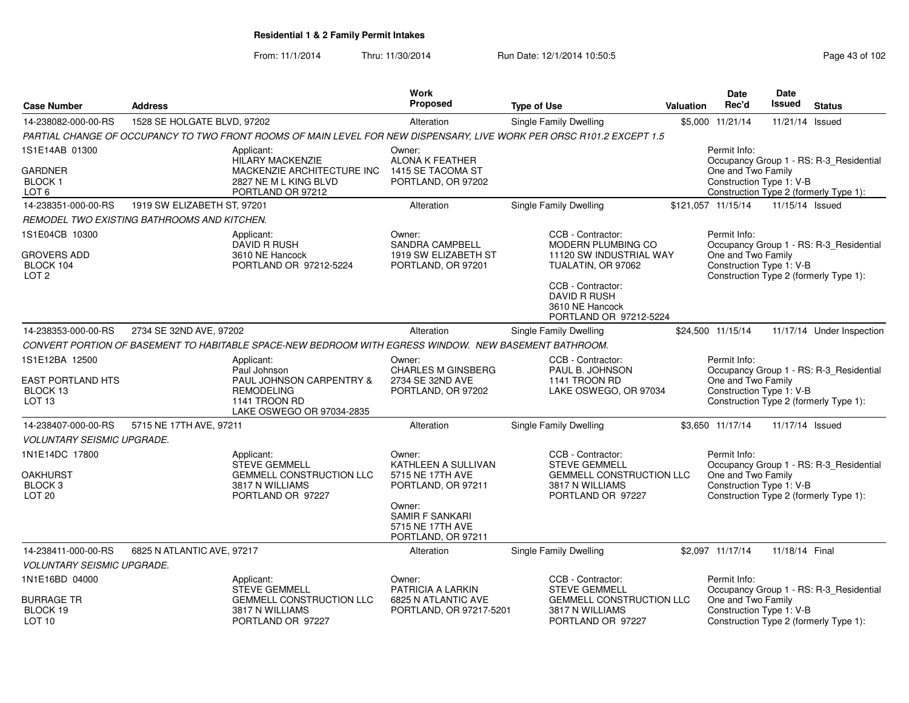# Residential 1 & 2 Family Permit Intakes

From: 11/1/2014 Thru: 11/30/2014 Run Date: 12/1/2014 10:50:5

| Case Number | Address | Work Proposed | Type of Use | Valuation | Date Rec'd | Date Issued | Status |
|---|---|---|---|---|---|---|---|
| 14-238082-000-00-RS | 1528 SE HOLGATE BLVD, 97202 | Alteration | Single Family Dwelling | $5,000 | 11/21/14 | 11/21/14 | Issued |

*PARTIAL CHANGE OF OCCUPANCY TO TWO FRONT ROOMS OF MAIN LEVEL FOR NEW DISPENSARY, LIVE WORK PER ORSC R101.2 EXCEPT 1.5*

1S1E14AB 01300
GARDNER
BLOCK 1
LOT 6

Applicant: HILARY MACKENZIE, MACKENZIE ARCHITECTURE INC, 2827 NE M L KING BLVD, PORTLAND OR 97212

Owner: ALONA K FEATHER, 1415 SE TACOMA ST, PORTLAND, OR 97202

Permit Info: Occupancy Group 1 - RS: R-3_Residential One and Two Family; Construction Type 1: V-B; Construction Type 2 (formerly Type 1):

| Case Number | Address | Work Proposed | Type of Use | Valuation | Date Rec'd | Date Issued | Status |
|---|---|---|---|---|---|---|---|
| 14-238351-000-00-RS | 1919 SW ELIZABETH ST, 97201 | Alteration | Single Family Dwelling | $121,057 | 11/15/14 | 11/15/14 | Issued |

*REMODEL TWO EXISTING BATHROOMS AND KITCHEN.*

1S1E04CB 10300
GROVERS ADD
BLOCK 104
LOT 2

Applicant: DAVID R RUSH, 3610 NE Hancock, PORTLAND OR 97212-5224

Owner: SANDRA CAMPBELL, 1919 SW ELIZABETH ST, PORTLAND, OR 97201

CCB - Contractor: MODERN PLUMBING CO, 11120 SW INDUSTRIAL WAY, TUALATIN, OR 97062

CCB - Contractor: DAVID R RUSH, 3610 NE Hancock, PORTLAND OR 97212-5224

Permit Info: Occupancy Group 1 - RS: R-3_Residential One and Two Family; Construction Type 1: V-B; Construction Type 2 (formerly Type 1):

| Case Number | Address | Work Proposed | Type of Use | Valuation | Date Rec'd | Date Issued | Status |
|---|---|---|---|---|---|---|---|
| 14-238353-000-00-RS | 2734 SE 32ND AVE, 97202 | Alteration | Single Family Dwelling | $24,500 | 11/15/14 | 11/17/14 | Under Inspection |

*CONVERT PORTION OF BASEMENT TO HABITABLE SPACE-NEW BEDROOM WITH EGRESS WINDOW. NEW BASEMENT BATHROOM.*

1S1E12BA 12500
EAST PORTLAND HTS
BLOCK 13
LOT 13

Applicant: Paul Johnson, PAUL JOHNSON CARPENTRY & REMODELING, 1141 TROON RD, LAKE OSWEGO OR 97034-2835

Owner: CHARLES M GINSBERG, 2734 SE 32ND AVE, PORTLAND, OR 97202

CCB - Contractor: PAUL B. JOHNSON, 1141 TROON RD, LAKE OSWEGO, OR 97034

Permit Info: Occupancy Group 1 - RS: R-3_Residential One and Two Family; Construction Type 1: V-B; Construction Type 2 (formerly Type 1):

| Case Number | Address | Work Proposed | Type of Use | Valuation | Date Rec'd | Date Issued | Status |
|---|---|---|---|---|---|---|---|
| 14-238407-000-00-RS | 5715 NE 17TH AVE, 97211 | Alteration | Single Family Dwelling | $3,650 | 11/17/14 | 11/17/14 | Issued |

*VOLUNTARY SEISMIC UPGRADE.*

1N1E14DC 17800
OAKHURST
BLOCK 3
LOT 20

Applicant: STEVE GEMMELL, GEMMELL CONSTRUCTION LLC, 3817 N WILLIAMS, PORTLAND OR 97227

Owner: KATHLEEN A SULLIVAN, 5715 NE 17TH AVE, PORTLAND, OR 97211

Owner: SAMIR F SANKARI, 5715 NE 17TH AVE, PORTLAND, OR 97211

CCB - Contractor: STEVE GEMMELL, GEMMELL CONSTRUCTION LLC, 3817 N WILLIAMS, PORTLAND OR 97227

Permit Info: Occupancy Group 1 - RS: R-3_Residential One and Two Family; Construction Type 1: V-B; Construction Type 2 (formerly Type 1):

| Case Number | Address | Work Proposed | Type of Use | Valuation | Date Rec'd | Date Issued | Status |
|---|---|---|---|---|---|---|---|
| 14-238411-000-00-RS | 6825 N ATLANTIC AVE, 97217 | Alteration | Single Family Dwelling | $2,097 | 11/17/14 | 11/18/14 | Final |

*VOLUNTARY SEISMIC UPGRADE.*

1N1E16BD 04000
BURRAGE TR
BLOCK 19
LOT 10

Applicant: STEVE GEMMELL, GEMMELL CONSTRUCTION LLC, 3817 N WILLIAMS, PORTLAND OR 97227

Owner: PATRICIA A LARKIN, 6825 N ATLANTIC AVE, PORTLAND, OR 97217-5201

CCB - Contractor: STEVE GEMMELL, GEMMELL CONSTRUCTION LLC, 3817 N WILLIAMS, PORTLAND OR 97227

Permit Info: Occupancy Group 1 - RS: R-3_Residential One and Two Family; Construction Type 1: V-B; Construction Type 2 (formerly Type 1):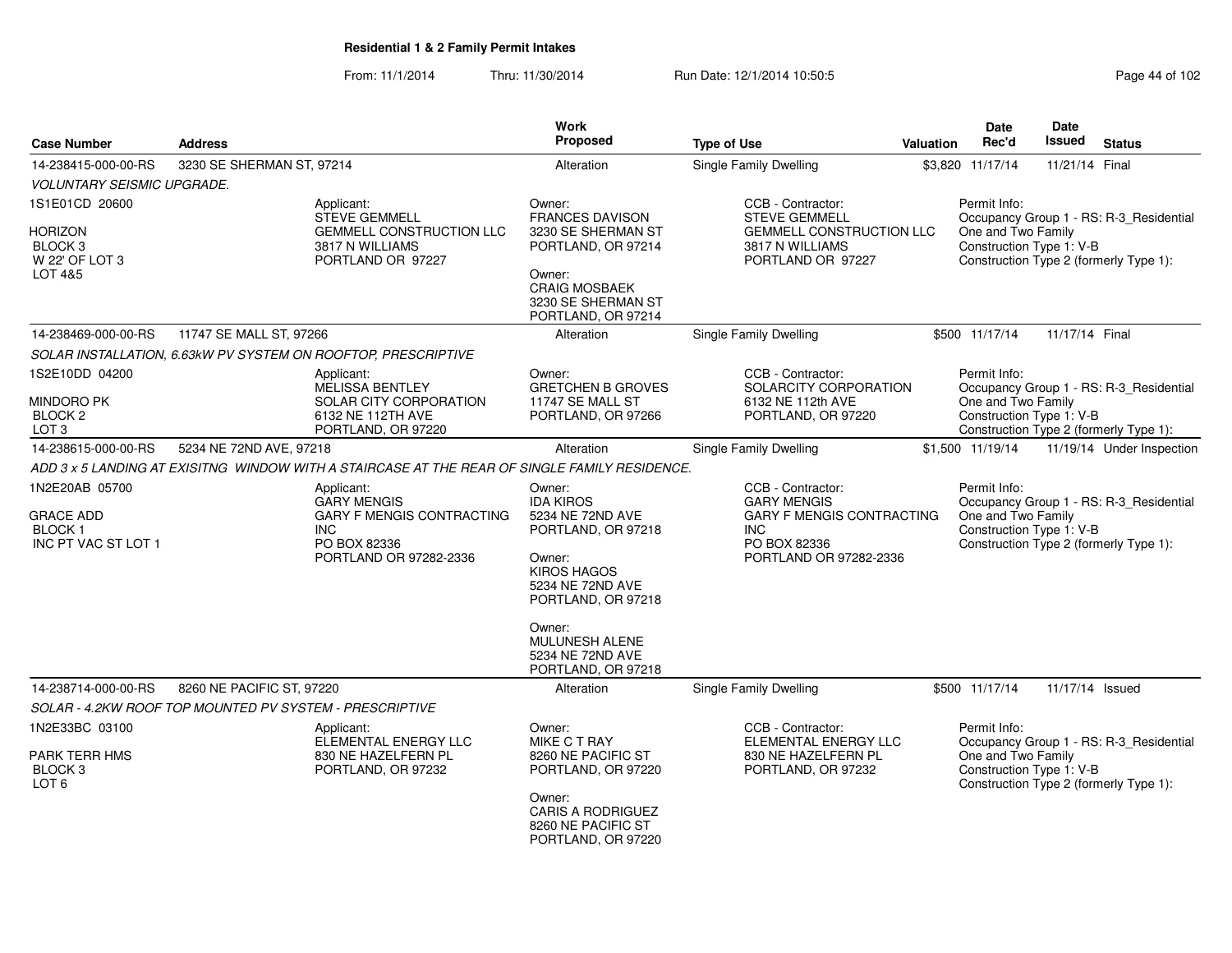**Residential 1 & 2 Family Permit Intakes**

From: 11/1/2014 Thru: 11/30/2014 Run Date: 12/1/2014 10:50:5

| Case Number | Address | Work Proposed | Type of Use | Valuation | Date Rec'd | Date Issued | Status |
|---|---|---|---|---|---|---|---|
| 14-238415-000-00-RS | 3230 SE SHERMAN ST, 97214 | Alteration | Single Family Dwelling | $3,820 | 11/17/14 | 11/21/14 | Final |
| 14-238469-000-00-RS | 11747 SE MALL ST, 97266 | Alteration | Single Family Dwelling | $500 | 11/17/14 | 11/17/14 | Final |
| 14-238615-000-00-RS | 5234 NE 72ND AVE, 97218 | Alteration | Single Family Dwelling | $1,500 | 11/19/14 | 11/19/14 | Under Inspection |
| 14-238714-000-00-RS | 8260 NE PACIFIC ST, 97220 | Alteration | Single Family Dwelling | $500 | 11/17/14 | 11/17/14 | Issued |

**14-238415-000-00-RS** — *VOLUNTARY SEISMIC UPGRADE.*

- 1S1E01CD 20600 — HORIZON, BLOCK 3, W 22' OF LOT 3, LOT 4&5
- Applicant: STEVE GEMMELL, GEMMELL CONSTRUCTION LLC, 3817 N WILLIAMS, PORTLAND OR 97227
- Owner: FRANCES DAVISON, 3230 SE SHERMAN ST, PORTLAND, OR 97214
- Owner: CRAIG MOSBAEK, 3230 SE SHERMAN ST, PORTLAND, OR 97214
- CCB - Contractor: STEVE GEMMELL, GEMMELL CONSTRUCTION LLC, 3817 N WILLIAMS, PORTLAND OR 97227
- Permit Info: Occupancy Group 1 - RS: R-3_Residential One and Two Family; Construction Type 1: V-B; Construction Type 2 (formerly Type 1):

**14-238469-000-00-RS** — *SOLAR INSTALLATION, 6.63kW PV SYSTEM ON ROOFTOP, PRESCRIPTIVE*

- 1S2E10DD 04200 — MINDORO PK, BLOCK 2, LOT 3
- Applicant: MELISSA BENTLEY, SOLAR CITY CORPORATION, 6132 NE 112TH AVE, PORTLAND, OR 97220
- Owner: GRETCHEN B GROVES, 11747 SE MALL ST, PORTLAND, OR 97266
- CCB - Contractor: SOLARCITY CORPORATION, 6132 NE 112th AVE, PORTLAND, OR 97220
- Permit Info: Occupancy Group 1 - RS: R-3_Residential One and Two Family; Construction Type 1: V-B; Construction Type 2 (formerly Type 1):

**14-238615-000-00-RS** — *ADD 3 x 5 LANDING AT EXISITNG WINDOW WITH A STAIRCASE AT THE REAR OF SINGLE FAMILY RESIDENCE.*

- 1N2E20AB 05700 — GRACE ADD, BLOCK 1, INC PT VAC ST LOT 1
- Applicant: GARY MENGIS, GARY F MENGIS CONTRACTING INC, PO BOX 82336, PORTLAND OR 97282-2336
- Owner: IDA KIROS, 5234 NE 72ND AVE, PORTLAND, OR 97218
- Owner: KIROS HAGOS, 5234 NE 72ND AVE, PORTLAND, OR 97218
- Owner: MULUNESH ALENE, 5234 NE 72ND AVE, PORTLAND, OR 97218
- CCB - Contractor: GARY MENGIS, GARY F MENGIS CONTRACTING INC, PO BOX 82336, PORTLAND OR 97282-2336
- Permit Info: Occupancy Group 1 - RS: R-3_Residential One and Two Family; Construction Type 1: V-B; Construction Type 2 (formerly Type 1):

**14-238714-000-00-RS** — *SOLAR - 4.2KW ROOF TOP MOUNTED PV SYSTEM - PRESCRIPTIVE*

- 1N2E33BC 03100 — PARK TERR HMS, BLOCK 3, LOT 6
- Applicant: ELEMENTAL ENERGY LLC, 830 NE HAZELFERN PL, PORTLAND, OR 97232
- Owner: MIKE C T RAY, 8260 NE PACIFIC ST, PORTLAND, OR 97220
- Owner: CARIS A RODRIGUEZ, 8260 NE PACIFIC ST, PORTLAND, OR 97220
- CCB - Contractor: ELEMENTAL ENERGY LLC, 830 NE HAZELFERN PL, PORTLAND, OR 97232
- Permit Info: Occupancy Group 1 - RS: R-3_Residential One and Two Family; Construction Type 1: V-B; Construction Type 2 (formerly Type 1):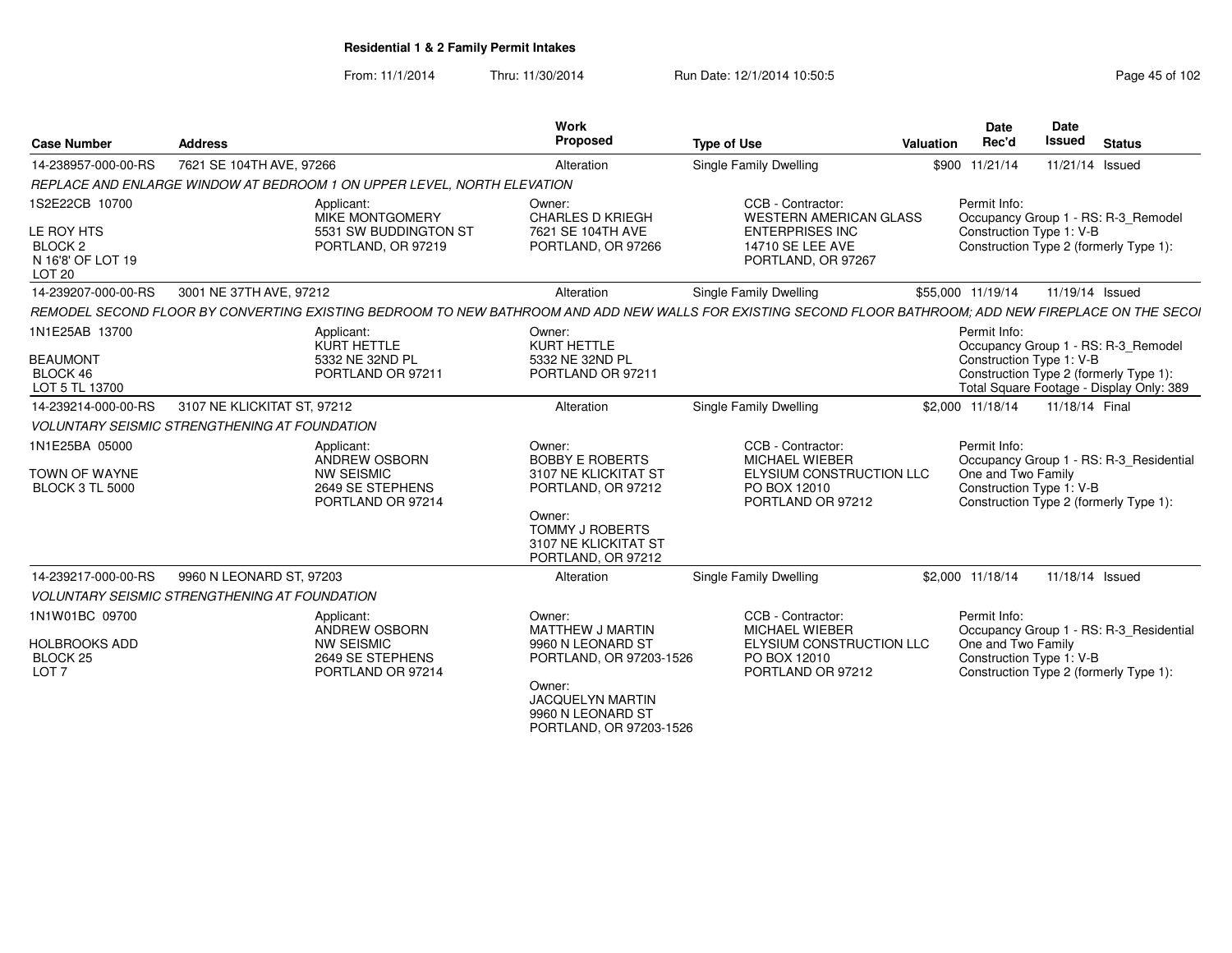**Residential 1 & 2 Family Permit Intakes**

From: 11/1/2014 Thru: 11/30/2014 Run Date: 12/1/2014 10:50:5

| Case Number | Address | Work Proposed | Type of Use | Valuation | Date Rec'd | Date Issued | Status |
|---|---|---|---|---|---|---|---|
| 14-238957-000-00-RS | 7621 SE 104TH AVE, 97266 | Alteration | Single Family Dwelling | $900 | 11/21/14 | 11/21/14 | Issued |

REPLACE AND ENLARGE WINDOW AT BEDROOM 1 ON UPPER LEVEL, NORTH ELEVATION

1S2E22CB 10700
LE ROY HTS
BLOCK 2
N 16'8' OF LOT 19
LOT 20

Applicant: MIKE MONTGOMERY, 5531 SW BUDDINGTON ST, PORTLAND, OR 97219

Owner: CHARLES D KRIEGH, 7621 SE 104TH AVE, PORTLAND, OR 97266

CCB - Contractor: WESTERN AMERICAN GLASS ENTERPRISES INC, 14710 SE LEE AVE, PORTLAND, OR 97267

Permit Info:
Occupancy Group 1 - RS: R-3_Remodel
Construction Type 1: V-B
Construction Type 2 (formerly Type 1):

| Case Number | Address | Work Proposed | Type of Use | Valuation | Date Rec'd | Date Issued | Status |
|---|---|---|---|---|---|---|---|
| 14-239207-000-00-RS | 3001 NE 37TH AVE, 97212 | Alteration | Single Family Dwelling | $55,000 | 11/19/14 | 11/19/14 | Issued |

REMODEL SECOND FLOOR BY CONVERTING EXISTING BEDROOM TO NEW BATHROOM AND ADD NEW WALLS FOR EXISTING SECOND FLOOR BATHROOM; ADD NEW FIREPLACE ON THE SECOI

1N1E25AB 13700
BEAUMONT
BLOCK 46
LOT 5 TL 13700

Applicant: KURT HETTLE, 5332 NE 32ND PL, PORTLAND OR 97211

Owner: KURT HETTLE, 5332 NE 32ND PL, PORTLAND OR 97211

Permit Info:
Occupancy Group 1 - RS: R-3_Remodel
Construction Type 1: V-B
Construction Type 2 (formerly Type 1):
Total Square Footage - Display Only: 389

| Case Number | Address | Work Proposed | Type of Use | Valuation | Date Rec'd | Date Issued | Status |
|---|---|---|---|---|---|---|---|
| 14-239214-000-00-RS | 3107 NE KLICKITAT ST, 97212 | Alteration | Single Family Dwelling | $2,000 | 11/18/14 | 11/18/14 | Final |

VOLUNTARY SEISMIC STRENGTHENING AT FOUNDATION

1N1E25BA 05000
TOWN OF WAYNE
BLOCK 3 TL 5000

Applicant: ANDREW OSBORN, NW SEISMIC, 2649 SE STEPHENS, PORTLAND OR 97214

Owner: BOBBY E ROBERTS, 3107 NE KLICKITAT ST, PORTLAND, OR 97212

Owner: TOMMY J ROBERTS, 3107 NE KLICKITAT ST, PORTLAND, OR 97212

CCB - Contractor: MICHAEL WIEBER, ELYSIUM CONSTRUCTION LLC, PO BOX 12010, PORTLAND OR 97212

Permit Info:
Occupancy Group 1 - RS: R-3_Residential One and Two Family
Construction Type 1: V-B
Construction Type 2 (formerly Type 1):

| Case Number | Address | Work Proposed | Type of Use | Valuation | Date Rec'd | Date Issued | Status |
|---|---|---|---|---|---|---|---|
| 14-239217-000-00-RS | 9960 N LEONARD ST, 97203 | Alteration | Single Family Dwelling | $2,000 | 11/18/14 | 11/18/14 | Issued |

VOLUNTARY SEISMIC STRENGTHENING AT FOUNDATION

1N1W01BC 09700
HOLBROOKS ADD
BLOCK 25
LOT 7

Applicant: ANDREW OSBORN, NW SEISMIC, 2649 SE STEPHENS, PORTLAND OR 97214

Owner: MATTHEW J MARTIN, 9960 N LEONARD ST, PORTLAND, OR 97203-1526

Owner: JACQUELYN MARTIN, 9960 N LEONARD ST, PORTLAND, OR 97203-1526

CCB - Contractor: MICHAEL WIEBER, ELYSIUM CONSTRUCTION LLC, PO BOX 12010, PORTLAND OR 97212

Permit Info:
Occupancy Group 1 - RS: R-3_Residential One and Two Family
Construction Type 1: V-B
Construction Type 2 (formerly Type 1):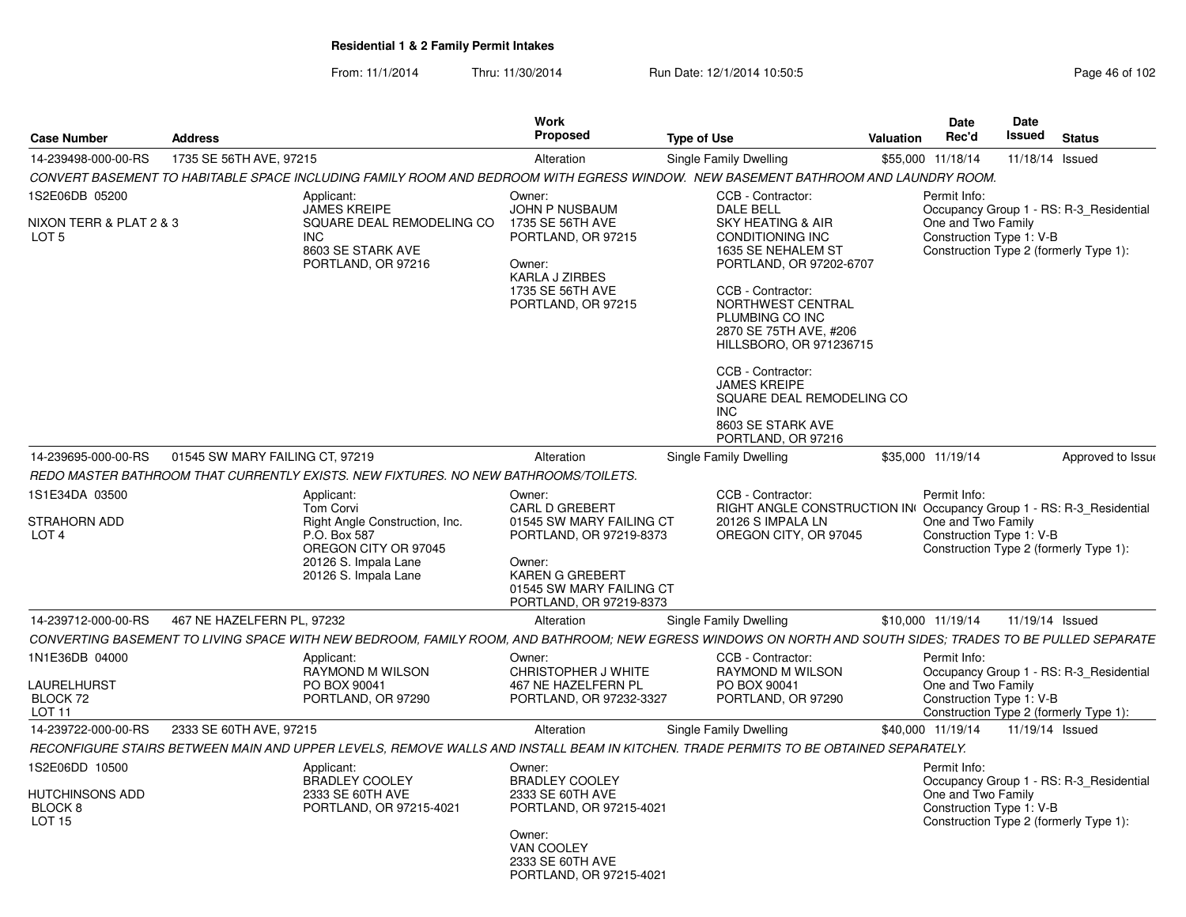# Residential 1 & 2 Family Permit Intakes

From: 11/1/2014 Thru: 11/30/2014 Run Date: 12/1/2014 10:50:5

| Case Number | Address | Work Proposed | Type of Use | Valuation | Date Rec'd | Date Issued | Status |
|---|---|---|---|---|---|---|---|
| 14-239498-000-00-RS | 1735 SE 56TH AVE, 97215 | Alteration | Single Family Dwelling | $55,000 | 11/18/14 | 11/18/14 | Issued |

*CONVERT BASEMENT TO HABITABLE SPACE INCLUDING FAMILY ROOM AND BEDROOM WITH EGRESS WINDOW. NEW BASEMENT BATHROOM AND LAUNDRY ROOM.*

1S2E06DB 05200
NIXON TERR & PLAT 2 & 3
LOT 5

Applicant:
JAMES KREIPE
SQUARE DEAL REMODELING CO INC
8603 SE STARK AVE
PORTLAND, OR 97216

Owner:
JOHN P NUSBAUM
1735 SE 56TH AVE
PORTLAND, OR 97215

Owner:
KARLA J ZIRBES
1735 SE 56TH AVE
PORTLAND, OR 97215

CCB - Contractor:
DALE BELL
SKY HEATING & AIR CONDITIONING INC
1635 SE NEHALEM ST
PORTLAND, OR 97202-6707

CCB - Contractor:
NORTHWEST CENTRAL PLUMBING CO INC
2870 SE 75TH AVE, #206
HILLSBORO, OR 971236715

CCB - Contractor:
JAMES KREIPE
SQUARE DEAL REMODELING CO INC
8603 SE STARK AVE
PORTLAND, OR 97216

Permit Info:
Occupancy Group 1 - RS: R-3_Residential One and Two Family
Construction Type 1: V-B
Construction Type 2 (formerly Type 1):

---

| Case Number | Address | Work Proposed | Type of Use | Valuation | Date Rec'd | Date Issued | Status |
|---|---|---|---|---|---|---|---|
| 14-239695-000-00-RS | 01545 SW MARY FAILING CT, 97219 | Alteration | Single Family Dwelling | $35,000 | 11/19/14 | | Approved to Issue |

*REDO MASTER BATHROOM THAT CURRENTLY EXISTS. NEW FIXTURES. NO NEW BATHROOMS/TOILETS.*

1S1E34DA 03500
STRAHORN ADD
LOT 4

Applicant:
Tom Corvi
Right Angle Construction, Inc.
P.O. Box 587
OREGON CITY OR 97045
20126 S. Impala Lane
20126 S. Impala Lane

Owner:
CARL D GREBERT
01545 SW MARY FAILING CT
PORTLAND, OR 97219-8373

Owner:
KAREN G GREBERT
01545 SW MARY FAILING CT
PORTLAND, OR 97219-8373

CCB - Contractor:
RIGHT ANGLE CONSTRUCTION INC
20126 S IMPALA LN
OREGON CITY, OR 97045

Permit Info:
Occupancy Group 1 - RS: R-3_Residential One and Two Family
Construction Type 1: V-B
Construction Type 2 (formerly Type 1):

---

| Case Number | Address | Work Proposed | Type of Use | Valuation | Date Rec'd | Date Issued | Status |
|---|---|---|---|---|---|---|---|
| 14-239712-000-00-RS | 467 NE HAZELFERN PL, 97232 | Alteration | Single Family Dwelling | $10,000 | 11/19/14 | 11/19/14 | Issued |

*CONVERTING BASEMENT TO LIVING SPACE WITH NEW BEDROOM, FAMILY ROOM, AND BATHROOM; NEW EGRESS WINDOWS ON NORTH AND SOUTH SIDES; TRADES TO BE PULLED SEPARATE*

1N1E36DB 04000
LAURELHURST
BLOCK 72
LOT 11

Applicant:
RAYMOND M WILSON
PO BOX 90041
PORTLAND, OR 97290

Owner:
CHRISTOPHER J WHITE
467 NE HAZELFERN PL
PORTLAND, OR 97232-3327

CCB - Contractor:
RAYMOND M WILSON
PO BOX 90041
PORTLAND, OR 97290

Permit Info:
Occupancy Group 1 - RS: R-3_Residential One and Two Family
Construction Type 1: V-B
Construction Type 2 (formerly Type 1):

---

| Case Number | Address | Work Proposed | Type of Use | Valuation | Date Rec'd | Date Issued | Status |
|---|---|---|---|---|---|---|---|
| 14-239722-000-00-RS | 2333 SE 60TH AVE, 97215 | Alteration | Single Family Dwelling | $40,000 | 11/19/14 | 11/19/14 | Issued |

*RECONFIGURE STAIRS BETWEEN MAIN AND UPPER LEVELS, REMOVE WALLS AND INSTALL BEAM IN KITCHEN. TRADE PERMITS TO BE OBTAINED SEPARATELY.*

1S2E06DD 10500
HUTCHINSONS ADD
BLOCK 8
LOT 15

Applicant:
BRADLEY COOLEY
2333 SE 60TH AVE
PORTLAND, OR 97215-4021

Owner:
BRADLEY COOLEY
2333 SE 60TH AVE
PORTLAND, OR 97215-4021

Owner:
VAN COOLEY
2333 SE 60TH AVE
PORTLAND, OR 97215-4021

Permit Info:
Occupancy Group 1 - RS: R-3_Residential One and Two Family
Construction Type 1: V-B
Construction Type 2 (formerly Type 1):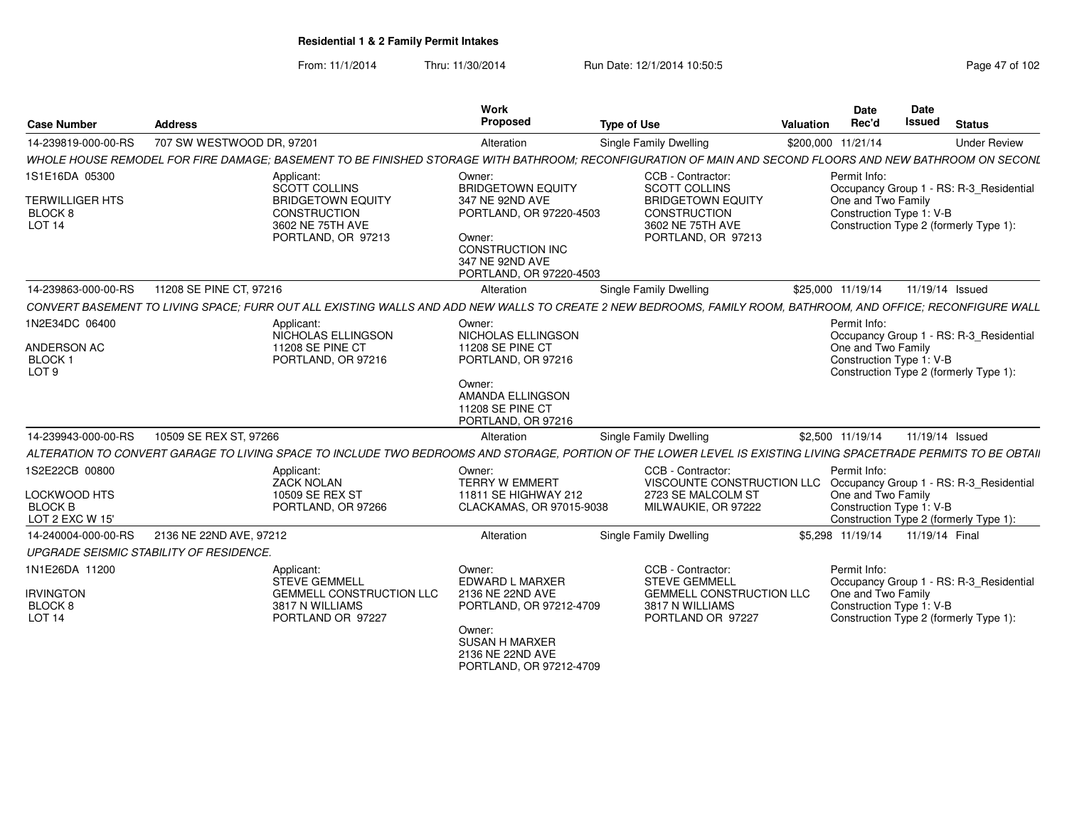**Residential 1 & 2 Family Permit Intakes**

From: 11/1/2014 Thru: 11/30/2014 Run Date: 12/1/2014 10:50:5

| Case Number | Address | Work Proposed | Type of Use | Valuation | Date Rec'd | Date Issued | Status |
|---|---|---|---|---|---|---|---|
| 14-239819-000-00-RS | 707 SW WESTWOOD DR, 97201 | Alteration | Single Family Dwelling | $200,000 | 11/21/14 | | Under Review |

WHOLE HOUSE REMODEL FOR FIRE DAMAGE; BASEMENT TO BE FINISHED STORAGE WITH BATHROOM; RECONFIGURATION OF MAIN AND SECOND FLOORS AND NEW BATHROOM ON SECONI

1S1E16DA 05300
TERWILLIGER HTS
BLOCK 8
LOT 14

Applicant:
SCOTT COLLINS
BRIDGETOWN EQUITY
CONSTRUCTION
3602 NE 75TH AVE
PORTLAND, OR 97213

Owner:
BRIDGETOWN EQUITY
347 NE 92ND AVE
PORTLAND, OR 97220-4503

Owner:
CONSTRUCTION INC
347 NE 92ND AVE
PORTLAND, OR 97220-4503

CCB - Contractor:
SCOTT COLLINS
BRIDGETOWN EQUITY
CONSTRUCTION
3602 NE 75TH AVE
PORTLAND, OR 97213

Permit Info:
Occupancy Group 1 - RS: R-3_Residential
One and Two Family
Construction Type 1: V-B
Construction Type 2 (formerly Type 1):

| Case Number | Address | Work Proposed | Type of Use | Valuation | Date Rec'd | Date Issued | Status |
|---|---|---|---|---|---|---|---|
| 14-239863-000-00-RS | 11208 SE PINE CT, 97216 | Alteration | Single Family Dwelling | $25,000 | 11/19/14 | 11/19/14 | Issued |

CONVERT BASEMENT TO LIVING SPACE; FURR OUT ALL EXISTING WALLS AND ADD NEW WALLS TO CREATE 2 NEW BEDROOMS, FAMILY ROOM, BATHROOM, AND OFFICE; RECONFIGURE WALL

1N2E34DC 06400
ANDERSON AC
BLOCK 1
LOT 9

Applicant:
NICHOLAS ELLINGSON
11208 SE PINE CT
PORTLAND, OR 97216

Owner:
NICHOLAS ELLINGSON
11208 SE PINE CT
PORTLAND, OR 97216

Owner:
AMANDA ELLINGSON
11208 SE PINE CT
PORTLAND, OR 97216

Permit Info:
Occupancy Group 1 - RS: R-3_Residential
One and Two Family
Construction Type 1: V-B
Construction Type 2 (formerly Type 1):

| Case Number | Address | Work Proposed | Type of Use | Valuation | Date Rec'd | Date Issued | Status |
|---|---|---|---|---|---|---|---|
| 14-239943-000-00-RS | 10509 SE REX ST, 97266 | Alteration | Single Family Dwelling | $2,500 | 11/19/14 | 11/19/14 | Issued |

ALTERATION TO CONVERT GARAGE TO LIVING SPACE TO INCLUDE TWO BEDROOMS AND STORAGE, PORTION OF THE LOWER LEVEL IS EXISTING LIVING SPACETRADE PERMITS TO BE OBTAII

1S2E22CB 00800
LOCKWOOD HTS
BLOCK B
LOT 2 EXC W 15'

Applicant:
ZACK NOLAN
10509 SE REX ST
PORTLAND, OR 97266

Owner:
TERRY W EMMERT
11811 SE HIGHWAY 212
CLACKAMAS, OR 97015-9038

CCB - Contractor:
VISCOUNTE CONSTRUCTION LLC
2723 SE MALCOLM ST
MILWAUKIE, OR 97222

Permit Info:
Occupancy Group 1 - RS: R-3_Residential
One and Two Family
Construction Type 1: V-B
Construction Type 2 (formerly Type 1):

| Case Number | Address | Work Proposed | Type of Use | Valuation | Date Rec'd | Date Issued | Status |
|---|---|---|---|---|---|---|---|
| 14-240004-000-00-RS | 2136 NE 22ND AVE, 97212 | Alteration | Single Family Dwelling | $5,298 | 11/19/14 | 11/19/14 | Final |

UPGRADE SEISMIC STABILITY OF RESIDENCE.

1N1E26DA 11200
IRVINGTON
BLOCK 8
LOT 14

Applicant:
STEVE GEMMELL
GEMMELL CONSTRUCTION LLC
3817 N WILLIAMS
PORTLAND OR 97227

Owner:
EDWARD L MARXER
2136 NE 22ND AVE
PORTLAND, OR 97212-4709

Owner:
SUSAN H MARXER
2136 NE 22ND AVE
PORTLAND, OR 97212-4709

CCB - Contractor:
STEVE GEMMELL
GEMMELL CONSTRUCTION LLC
3817 N WILLIAMS
PORTLAND OR 97227

Permit Info:
Occupancy Group 1 - RS: R-3_Residential
One and Two Family
Construction Type 1: V-B
Construction Type 2 (formerly Type 1):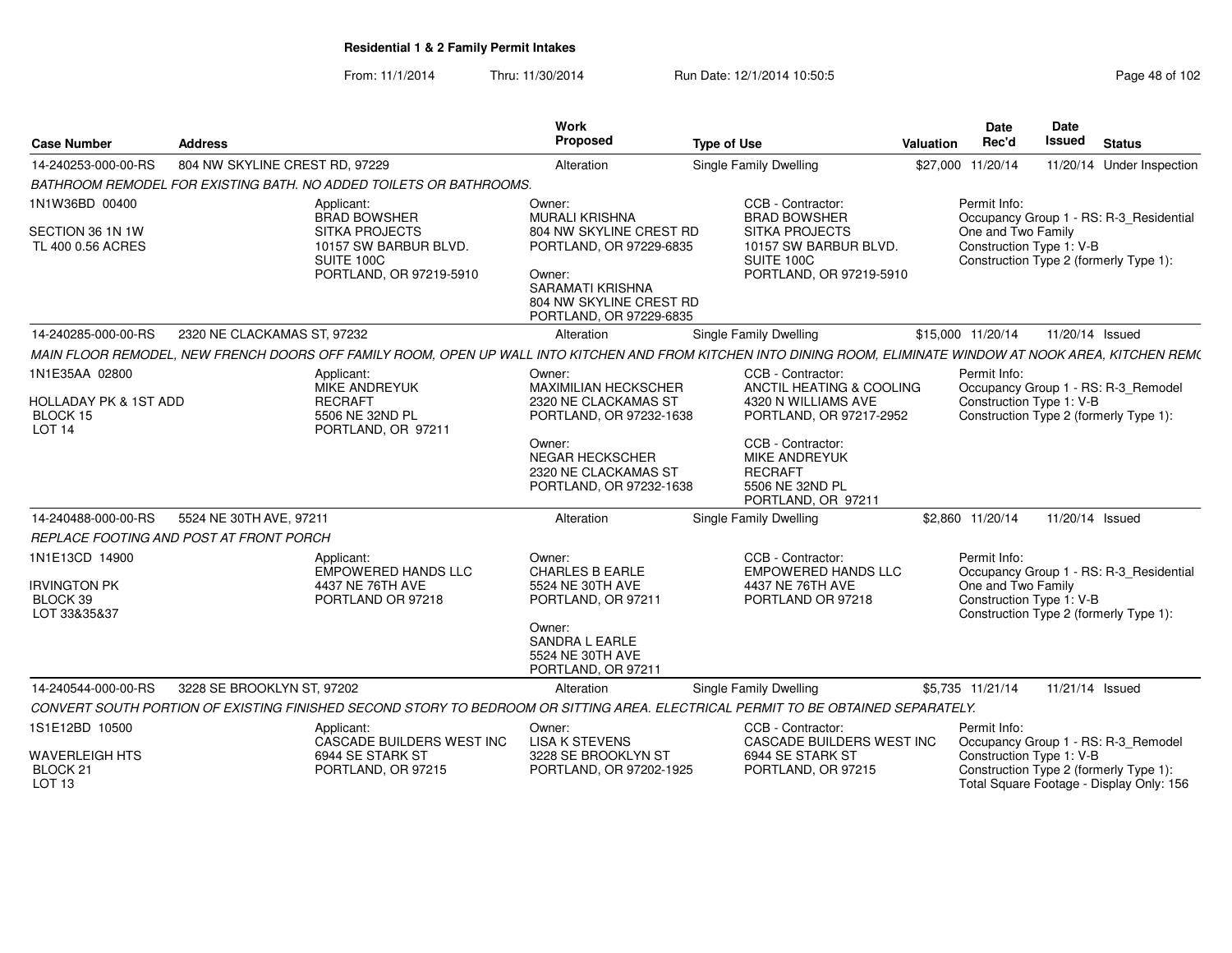**Residential 1 & 2 Family Permit Intakes**

From: 11/1/2014 Thru: 11/30/2014 Run Date: 12/1/2014 10:50:5

| Case Number | Address | Work Proposed | Type of Use | Valuation | Date Rec'd | Date Issued | Status |
|---|---|---|---|---|---|---|---|
| 14-240253-000-00-RS | 804 NW SKYLINE CREST RD, 97229 | Alteration | Single Family Dwelling | $27,000 | 11/20/14 | 11/20/14 | Under Inspection |

BATHROOM REMODEL FOR EXISTING BATH. NO ADDED TOILETS OR BATHROOMS.

1N1W36BD 00400
SECTION 36 1N 1W
TL 400 0.56 ACRES

Applicant:
BRAD BOWSHER
SITKA PROJECTS
10157 SW BARBUR BLVD.
SUITE 100C
PORTLAND, OR 97219-5910

Owner:
MURALI KRISHNA
804 NW SKYLINE CREST RD
PORTLAND, OR 97229-6835

Owner:
SARAMATI KRISHNA
804 NW SKYLINE CREST RD
PORTLAND, OR 97229-6835

CCB - Contractor:
BRAD BOWSHER
SITKA PROJECTS
10157 SW BARBUR BLVD.
SUITE 100C
PORTLAND, OR 97219-5910

Permit Info:
Occupancy Group 1 - RS: R-3_Residential One and Two Family
Construction Type 1: V-B
Construction Type 2 (formerly Type 1):

| Case Number | Address | Work Proposed | Type of Use | Valuation | Date Rec'd | Date Issued | Status |
|---|---|---|---|---|---|---|---|
| 14-240285-000-00-RS | 2320 NE CLACKAMAS ST, 97232 | Alteration | Single Family Dwelling | $15,000 | 11/20/14 | 11/20/14 | Issued |

MAIN FLOOR REMODEL, NEW FRENCH DOORS OFF FAMILY ROOM, OPEN UP WALL INTO KITCHEN AND FROM KITCHEN INTO DINING ROOM, ELIMINATE WINDOW AT NOOK AREA, KITCHEN REM(

1N1E35AA 02800
HOLLADAY PK & 1ST ADD
BLOCK 15
LOT 14

Applicant:
MIKE ANDREYUK
RECRAFT
5506 NE 32ND PL
PORTLAND, OR 97211

Owner:
MAXIMILIAN HECKSCHER
2320 NE CLACKAMAS ST
PORTLAND, OR 97232-1638

Owner:
NEGAR HECKSCHER
2320 NE CLACKAMAS ST
PORTLAND, OR 97232-1638

CCB - Contractor:
ANCTIL HEATING & COOLING
4320 N WILLIAMS AVE
PORTLAND, OR 97217-2952

CCB - Contractor:
MIKE ANDREYUK
RECRAFT
5506 NE 32ND PL
PORTLAND, OR 97211

Permit Info:
Occupancy Group 1 - RS: R-3_Remodel
Construction Type 1: V-B
Construction Type 2 (formerly Type 1):

| Case Number | Address | Work Proposed | Type of Use | Valuation | Date Rec'd | Date Issued | Status |
|---|---|---|---|---|---|---|---|
| 14-240488-000-00-RS | 5524 NE 30TH AVE, 97211 | Alteration | Single Family Dwelling | $2,860 | 11/20/14 | 11/20/14 | Issued |

REPLACE FOOTING AND POST AT FRONT PORCH

1N1E13CD 14900
IRVINGTON PK
BLOCK 39
LOT 33&35&37

Applicant:
EMPOWERED HANDS LLC
4437 NE 76TH AVE
PORTLAND OR 97218

Owner:
CHARLES B EARLE
5524 NE 30TH AVE
PORTLAND, OR 97211

Owner:
SANDRA L EARLE
5524 NE 30TH AVE
PORTLAND, OR 97211

CCB - Contractor:
EMPOWERED HANDS LLC
4437 NE 76TH AVE
PORTLAND OR 97218

Permit Info:
Occupancy Group 1 - RS: R-3_Residential One and Two Family
Construction Type 1: V-B
Construction Type 2 (formerly Type 1):

| Case Number | Address | Work Proposed | Type of Use | Valuation | Date Rec'd | Date Issued | Status |
|---|---|---|---|---|---|---|---|
| 14-240544-000-00-RS | 3228 SE BROOKLYN ST, 97202 | Alteration | Single Family Dwelling | $5,735 | 11/21/14 | 11/21/14 | Issued |

CONVERT SOUTH PORTION OF EXISTING FINISHED SECOND STORY TO BEDROOM OR SITTING AREA. ELECTRICAL PERMIT TO BE OBTAINED SEPARATELY.

1S1E12BD 10500
WAVERLEIGH HTS
BLOCK 21
LOT 13

Applicant:
CASCADE BUILDERS WEST INC
6944 SE STARK ST
PORTLAND, OR 97215

Owner:
LISA K STEVENS
3228 SE BROOKLYN ST
PORTLAND, OR 97202-1925

CCB - Contractor:
CASCADE BUILDERS WEST INC
6944 SE STARK ST
PORTLAND, OR 97215

Permit Info:
Occupancy Group 1 - RS: R-3_Remodel
Construction Type 1: V-B
Construction Type 2 (formerly Type 1):
Total Square Footage - Display Only: 156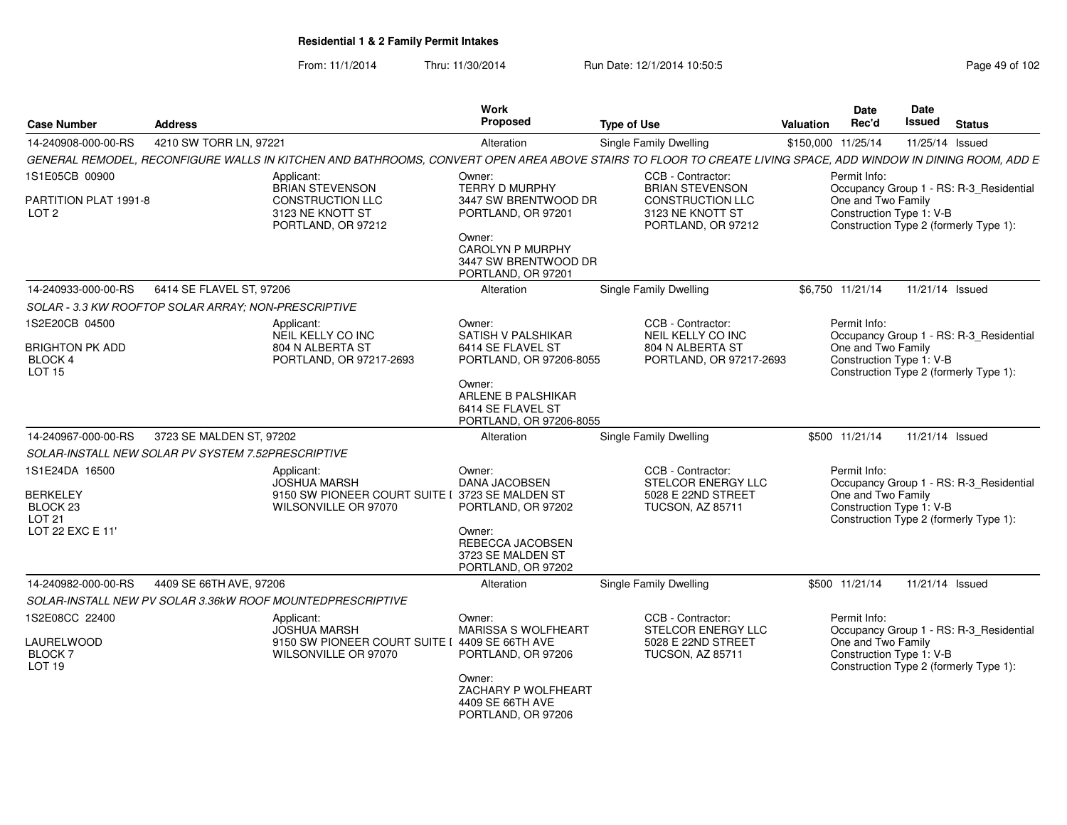**Residential 1 & 2 Family Permit Intakes**

From: 11/1/2014 Thru: 11/30/2014 Run Date: 12/1/2014 10:50:5

| Case Number | Address | Work Proposed | Type of Use | Valuation | Date Rec'd | Date Issued | Status |
|---|---|---|---|---|---|---|---|
| 14-240908-000-00-RS | 4210 SW TORR LN, 97221 | Alteration | Single Family Dwelling | $150,000 | 11/25/14 | 11/25/14 | Issued |

*GENERAL REMODEL, RECONFIGURE WALLS IN KITCHEN AND BATHROOMS, CONVERT OPEN AREA ABOVE STAIRS TO FLOOR TO CREATE LIVING SPACE, ADD WINDOW IN DINING ROOM, ADD E*

1S1E05CB 00900
PARTITION PLAT 1991-8
LOT 2

Applicant: BRIAN STEVENSON, CONSTRUCTION LLC, 3123 NE KNOTT ST, PORTLAND, OR 97212

Owner: TERRY D MURPHY, 3447 SW BRENTWOOD DR, PORTLAND, OR 97201
Owner: CAROLYN P MURPHY, 3447 SW BRENTWOOD DR, PORTLAND, OR 97201

CCB - Contractor: BRIAN STEVENSON, CONSTRUCTION LLC, 3123 NE KNOTT ST, PORTLAND, OR 97212

Permit Info: Occupancy Group 1 - RS: R-3_Residential One and Two Family; Construction Type 1: V-B; Construction Type 2 (formerly Type 1):

| Case Number | Address | Work Proposed | Type of Use | Valuation | Date Rec'd | Date Issued | Status |
|---|---|---|---|---|---|---|---|
| 14-240933-000-00-RS | 6414 SE FLAVEL ST, 97206 | Alteration | Single Family Dwelling | $6,750 | 11/21/14 | 11/21/14 | Issued |

*SOLAR - 3.3 KW ROOFTOP SOLAR ARRAY; NON-PRESCRIPTIVE*

1S2E20CB 04500
BRIGHTON PK ADD
BLOCK 4
LOT 15

Applicant: NEIL KELLY CO INC, 804 N ALBERTA ST, PORTLAND, OR 97217-2693

Owner: SATISH V PALSHIKAR, 6414 SE FLAVEL ST, PORTLAND, OR 97206-8055
Owner: ARLENE B PALSHIKAR, 6414 SE FLAVEL ST, PORTLAND, OR 97206-8055

CCB - Contractor: NEIL KELLY CO INC, 804 N ALBERTA ST, PORTLAND, OR 97217-2693

Permit Info: Occupancy Group 1 - RS: R-3_Residential One and Two Family; Construction Type 1: V-B; Construction Type 2 (formerly Type 1):

| Case Number | Address | Work Proposed | Type of Use | Valuation | Date Rec'd | Date Issued | Status |
|---|---|---|---|---|---|---|---|
| 14-240967-000-00-RS | 3723 SE MALDEN ST, 97202 | Alteration | Single Family Dwelling | $500 | 11/21/14 | 11/21/14 | Issued |

*SOLAR-INSTALL NEW SOLAR PV SYSTEM 7.52PRESCRIPTIVE*

1S1E24DA 16500
BERKELEY
BLOCK 23
LOT 21
LOT 22 EXC E 11'

Applicant: JOSHUA MARSH, 9150 SW PIONEER COURT SUITE I, WILSONVILLE OR 97070

Owner: DANA JACOBSEN, 3723 SE MALDEN ST, PORTLAND, OR 97202
Owner: REBECCA JACOBSEN, 3723 SE MALDEN ST, PORTLAND, OR 97202

CCB - Contractor: STELCOR ENERGY LLC, 5028 E 22ND STREET, TUCSON, AZ 85711

Permit Info: Occupancy Group 1 - RS: R-3_Residential One and Two Family; Construction Type 1: V-B; Construction Type 2 (formerly Type 1):

| Case Number | Address | Work Proposed | Type of Use | Valuation | Date Rec'd | Date Issued | Status |
|---|---|---|---|---|---|---|---|
| 14-240982-000-00-RS | 4409 SE 66TH AVE, 97206 | Alteration | Single Family Dwelling | $500 | 11/21/14 | 11/21/14 | Issued |

*SOLAR-INSTALL NEW PV SOLAR 3.36kW ROOF MOUNTEDPRESCRIPTIVE*

1S2E08CC 22400
LAURELWOOD
BLOCK 7
LOT 19

Applicant: JOSHUA MARSH, 9150 SW PIONEER COURT SUITE I, WILSONVILLE OR 97070

Owner: MARISSA S WOLFHEART, 4409 SE 66TH AVE, PORTLAND, OR 97206
Owner: ZACHARY P WOLFHEART, 4409 SE 66TH AVE, PORTLAND, OR 97206

CCB - Contractor: STELCOR ENERGY LLC, 5028 E 22ND STREET, TUCSON, AZ 85711

Permit Info: Occupancy Group 1 - RS: R-3_Residential One and Two Family; Construction Type 1: V-B; Construction Type 2 (formerly Type 1):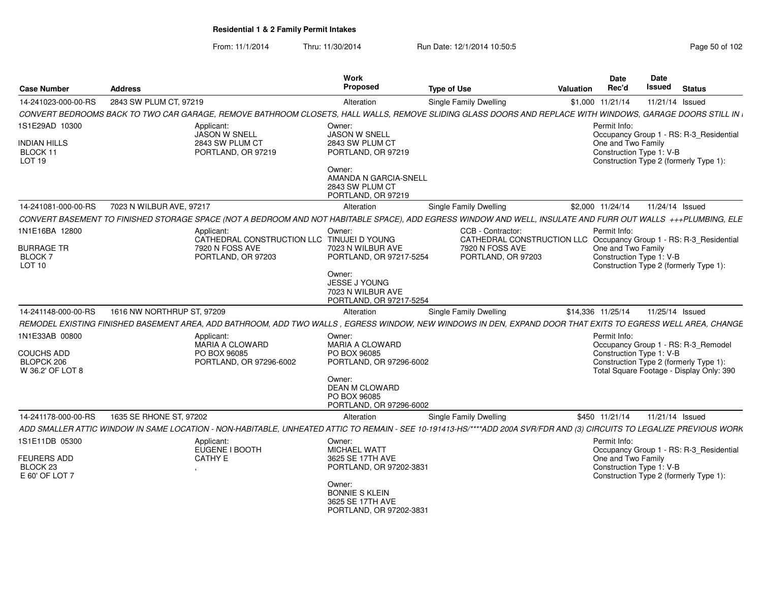**Residential 1 & 2 Family Permit Intakes**

From: 11/1/2014 Thru: 11/30/2014 Run Date: 12/1/2014 10:50:5

| Case Number | Address | Work Proposed | Type of Use | Valuation | Date Rec'd | Date Issued | Status |
|---|---|---|---|---|---|---|---|
| 14-241023-000-00-RS | 2843 SW PLUM CT, 97219 | Alteration | Single Family Dwelling | $1,000 | 11/21/14 | 11/21/14 | Issued |

*CONVERT BEDROOMS BACK TO TWO CAR GARAGE, REMOVE BATHROOM CLOSETS, HALL WALLS, REMOVE SLIDING GLASS DOORS AND REPLACE WITH WINDOWS, GARAGE DOORS STILL IN*

1S1E29AD 10300
INDIAN HILLS
BLOCK 11
LOT 19

Applicant:
JASON W SNELL
2843 SW PLUM CT
PORTLAND, OR 97219

Owner:
JASON W SNELL
2843 SW PLUM CT
PORTLAND, OR 97219

Owner:
AMANDA N GARCIA-SNELL
2843 SW PLUM CT
PORTLAND, OR 97219

Permit Info:
Occupancy Group 1 - RS: R-3_Residential One and Two Family
Construction Type 1: V-B
Construction Type 2 (formerly Type 1):

| Case Number | Address | Work Proposed | Type of Use | Valuation | Date Rec'd | Date Issued | Status |
|---|---|---|---|---|---|---|---|
| 14-241081-000-00-RS | 7023 N WILBUR AVE, 97217 | Alteration | Single Family Dwelling | $2,000 | 11/24/14 | 11/24/14 | Issued |

*CONVERT BASEMENT TO FINISHED STORAGE SPACE (NOT A BEDROOM AND NOT HABITABLE SPACE), ADD EGRESS WINDOW AND WELL, INSULATE AND FURR OUT WALLS +++PLUMBING, ELE*

1N1E16BA 12800
BURRAGE TR
BLOCK 7
LOT 10

Applicant:
CATHEDRAL CONSTRUCTION LLC
7920 N FOSS AVE
PORTLAND, OR 97203

Owner:
TINUJEI D YOUNG
7023 N WILBUR AVE
PORTLAND, OR 97217-5254

Owner:
JESSE J YOUNG
7023 N WILBUR AVE
PORTLAND, OR 97217-5254

CCB - Contractor:
CATHEDRAL CONSTRUCTION LLC
7920 N FOSS AVE
PORTLAND, OR 97203

Permit Info:
Occupancy Group 1 - RS: R-3_Residential One and Two Family
Construction Type 1: V-B
Construction Type 2 (formerly Type 1):

| Case Number | Address | Work Proposed | Type of Use | Valuation | Date Rec'd | Date Issued | Status |
|---|---|---|---|---|---|---|---|
| 14-241148-000-00-RS | 1616 NW NORTHRUP ST, 97209 | Alteration | Single Family Dwelling | $14,336 | 11/25/14 | 11/25/14 | Issued |

*REMODEL EXISTING FINISHED BASEMENT AREA, ADD BATHROOM, ADD TWO WALLS , EGRESS WINDOW, NEW WINDOWS IN DEN, EXPAND DOOR THAT EXITS TO EGRESS WELL AREA, CHANGE*

1N1E33AB 00800
COUCHS ADD
BLOPCK 206
W 36.2' OF LOT 8

Applicant:
MARIA A CLOWARD
PO BOX 96085
PORTLAND, OR 97296-6002

Owner:
MARIA A CLOWARD
PO BOX 96085
PORTLAND, OR 97296-6002

Owner:
DEAN M CLOWARD
PO BOX 96085
PORTLAND, OR 97296-6002

Permit Info:
Occupancy Group 1 - RS: R-3_Remodel
Construction Type 1: V-B
Construction Type 2 (formerly Type 1):
Total Square Footage - Display Only: 390

| Case Number | Address | Work Proposed | Type of Use | Valuation | Date Rec'd | Date Issued | Status |
|---|---|---|---|---|---|---|---|
| 14-241178-000-00-RS | 1635 SE RHONE ST, 97202 | Alteration | Single Family Dwelling | $450 | 11/21/14 | 11/21/14 | Issued |

*ADD SMALLER ATTIC WINDOW IN SAME LOCATION - NON-HABITABLE, UNHEATED ATTIC TO REMAIN - SEE 10-191413-HS/****ADD 200A SVR/FDR AND (3) CIRCUITS TO LEGALIZE PREVIOUS WORK*

1S1E11DB 05300
FEURERS ADD
BLOCK 23
E 60' OF LOT 7

Applicant:
EUGENE I BOOTH
CATHY E
,

Owner:
MICHAEL WATT
3625 SE 17TH AVE
PORTLAND, OR 97202-3831

Owner:
BONNIE S KLEIN
3625 SE 17TH AVE
PORTLAND, OR 97202-3831

Permit Info:
Occupancy Group 1 - RS: R-3_Residential One and Two Family
Construction Type 1: V-B
Construction Type 2 (formerly Type 1):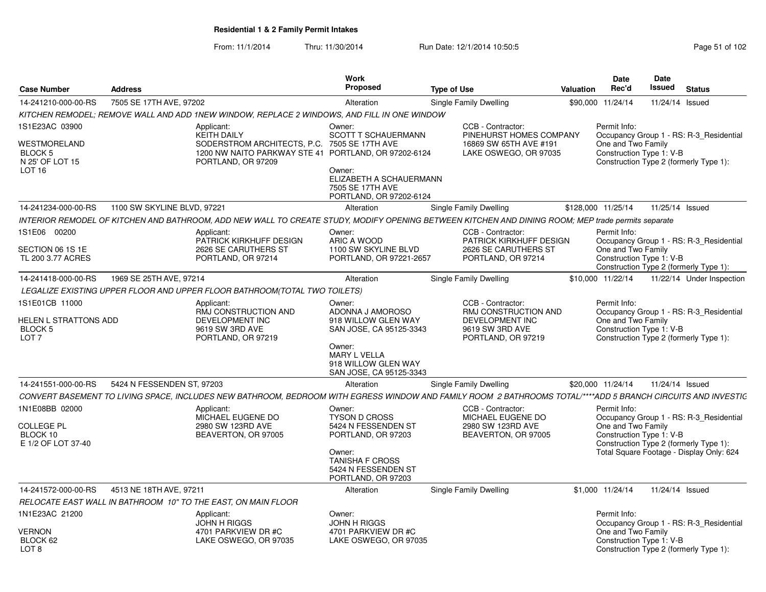# Residential 1 & 2 Family Permit Intakes

From: 11/1/2014 Thru: 11/30/2014 Run Date: 12/1/2014 10:50:5

| Case Number | Address | Work Proposed | Type of Use | Valuation | Date Rec'd | Date Issued | Status |
|---|---|---|---|---|---|---|---|
| 14-241210-000-00-RS | 7505 SE 17TH AVE, 97202 | Alteration | Single Family Dwelling | $90,000 | 11/24/14 | 11/24/14 | Issued |

*KITCHEN REMODEL; REMOVE WALL AND ADD 1NEW WINDOW, REPLACE 2 WINDOWS, AND FILL IN ONE WINDOW*

1S1E23AC 03900
WESTMORELAND
BLOCK 5
N 25' OF LOT 15
LOT 16

Applicant:
KEITH DAILY
SODERSTROM ARCHITECTS, P.C.
1200 NW NAITO PARKWAY STE 41
PORTLAND, OR 97209

Owner:
SCOTT T SCHAUERMANN
7505 SE 17TH AVE
PORTLAND, OR 97202-6124

Owner:
ELIZABETH A SCHAUERMANN
7505 SE 17TH AVE
PORTLAND, OR 97202-6124

CCB - Contractor:
PINEHURST HOMES COMPANY
16869 SW 65TH AVE #191
LAKE OSWEGO, OR 97035

Permit Info:
Occupancy Group 1 - RS: R-3_Residential One and Two Family
Construction Type 1: V-B
Construction Type 2 (formerly Type 1):

---

| Case Number | Address | Work Proposed | Type of Use | Valuation | Date Rec'd | Date Issued | Status |
|---|---|---|---|---|---|---|---|
| 14-241234-000-00-RS | 1100 SW SKYLINE BLVD, 97221 | Alteration | Single Family Dwelling | $128,000 | 11/25/14 | 11/25/14 | Issued |

*INTERIOR REMODEL OF KITCHEN AND BATHROOM, ADD NEW WALL TO CREATE STUDY, MODIFY OPENING BETWEEN KITCHEN AND DINING ROOM; MEP trade permits separate*

1S1E06 00200
SECTION 06 1S 1E
TL 200 3.77 ACRES

Applicant:
PATRICK KIRKHUFF DESIGN
2626 SE CARUTHERS ST
PORTLAND, OR 97214

Owner:
ARIC A WOOD
1100 SW SKYLINE BLVD
PORTLAND, OR 97221-2657

CCB - Contractor:
PATRICK KIRKHUFF DESIGN
2626 SE CARUTHERS ST
PORTLAND, OR 97214

Permit Info:
Occupancy Group 1 - RS: R-3_Residential One and Two Family
Construction Type 1: V-B
Construction Type 2 (formerly Type 1):

---

| Case Number | Address | Work Proposed | Type of Use | Valuation | Date Rec'd | Date Issued | Status |
|---|---|---|---|---|---|---|---|
| 14-241418-000-00-RS | 1969 SE 25TH AVE, 97214 | Alteration | Single Family Dwelling | $10,000 | 11/22/14 | 11/22/14 | Under Inspection |

*LEGALIZE EXISTING UPPER FLOOR AND UPPER FLOOR BATHROOM(TOTAL TWO TOILETS)*

1S1E01CB 11000
HELEN L STRATTONS ADD
BLOCK 5
LOT 7

Applicant:
RMJ CONSTRUCTION AND DEVELOPMENT INC
9619 SW 3RD AVE
PORTLAND, OR 97219

Owner:
ADONNA J AMOROSO
918 WILLOW GLEN WAY
SAN JOSE, CA 95125-3343

Owner:
MARY L VELLA
918 WILLOW GLEN WAY
SAN JOSE, CA 95125-3343

CCB - Contractor:
RMJ CONSTRUCTION AND DEVELOPMENT INC
9619 SW 3RD AVE
PORTLAND, OR 97219

Permit Info:
Occupancy Group 1 - RS: R-3_Residential One and Two Family
Construction Type 1: V-B
Construction Type 2 (formerly Type 1):

---

| Case Number | Address | Work Proposed | Type of Use | Valuation | Date Rec'd | Date Issued | Status |
|---|---|---|---|---|---|---|---|
| 14-241551-000-00-RS | 5424 N FESSENDEN ST, 97203 | Alteration | Single Family Dwelling | $20,000 | 11/24/14 | 11/24/14 | Issued |

*CONVERT BASEMENT TO LIVING SPACE, INCLUDES NEW BATHROOM, BEDROOM WITH EGRESS WINDOW AND FAMILY ROOM 2 BATHROOMS TOTAL/****ADD 5 BRANCH CIRCUITS AND INVESTIG*

1N1E08BB 02000
COLLEGE PL
BLOCK 10
E 1/2 OF LOT 37-40

Applicant:
MICHAEL EUGENE DO
2980 SW 123RD AVE
BEAVERTON, OR 97005

Owner:
TYSON D CROSS
5424 N FESSENDEN ST
PORTLAND, OR 97203

Owner:
TANISHA F CROSS
5424 N FESSENDEN ST
PORTLAND, OR 97203

CCB - Contractor:
MICHAEL EUGENE DO
2980 SW 123RD AVE
BEAVERTON, OR 97005

Permit Info:
Occupancy Group 1 - RS: R-3_Residential One and Two Family
Construction Type 1: V-B
Construction Type 2 (formerly Type 1):
Total Square Footage - Display Only: 624

---

| Case Number | Address | Work Proposed | Type of Use | Valuation | Date Rec'd | Date Issued | Status |
|---|---|---|---|---|---|---|---|
| 14-241572-000-00-RS | 4513 NE 18TH AVE, 97211 | Alteration | Single Family Dwelling | $1,000 | 11/24/14 | 11/24/14 | Issued |

*RELOCATE EAST WALL IN BATHROOM 10" TO THE EAST, ON MAIN FLOOR*

1N1E23AC 21200
VERNON
BLOCK 62
LOT 8

Applicant:
JOHN H RIGGS
4701 PARKVIEW DR #C
LAKE OSWEGO, OR 97035

Owner:
JOHN H RIGGS
4701 PARKVIEW DR #C
LAKE OSWEGO, OR 97035

Permit Info:
Occupancy Group 1 - RS: R-3_Residential One and Two Family
Construction Type 1: V-B
Construction Type 2 (formerly Type 1):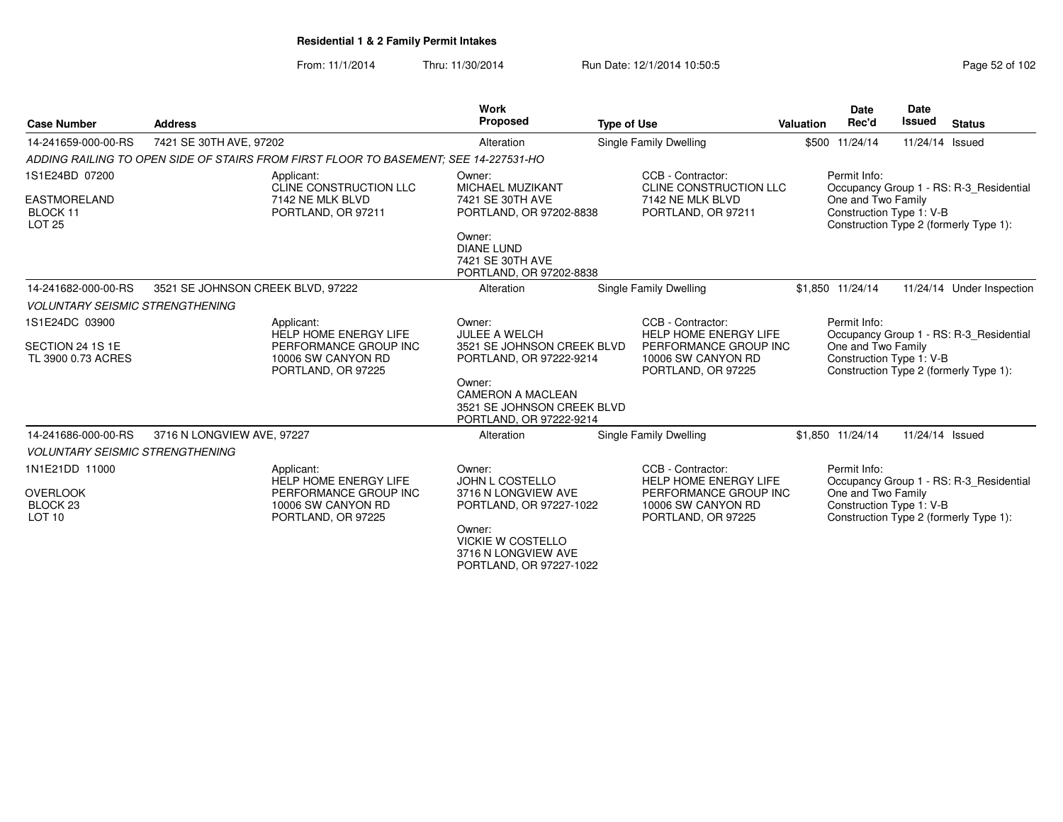**Residential 1 & 2 Family Permit Intakes**

From: 11/1/2014 Thru: 11/30/2014 Run Date: 12/1/2014 10:50:5

| Case Number | Address | Work Proposed | Type of Use | Valuation | Date Rec'd | Date Issued | Status |
|---|---|---|---|---|---|---|---|
| 14-241659-000-00-RS | 7421 SE 30TH AVE, 97202 | Alteration | Single Family Dwelling | $500 | 11/24/14 | 11/24/14 | Issued |

*ADDING RAILING TO OPEN SIDE OF STAIRS FROM FIRST FLOOR TO BASEMENT; SEE 14-227531-HO*

1S1E24BD 07200
EASTMORELAND
BLOCK 11
LOT 25

Applicant:
CLINE CONSTRUCTION LLC
7142 NE MLK BLVD
PORTLAND, OR 97211

Owner:
MICHAEL MUZIKANT
7421 SE 30TH AVE
PORTLAND, OR 97202-8838

Owner:
DIANE LUND
7421 SE 30TH AVE
PORTLAND, OR 97202-8838

CCB - Contractor:
CLINE CONSTRUCTION LLC
7142 NE MLK BLVD
PORTLAND, OR 97211

Permit Info:
Occupancy Group 1 - RS: R-3_Residential One and Two Family
Construction Type 1: V-B
Construction Type 2 (formerly Type 1):

| Case Number | Address | Work Proposed | Type of Use | Valuation | Date Rec'd | Date Issued | Status |
|---|---|---|---|---|---|---|---|
| 14-241682-000-00-RS | 3521 SE JOHNSON CREEK BLVD, 97222 | Alteration | Single Family Dwelling | $1,850 | 11/24/14 | 11/24/14 | Under Inspection |

*VOLUNTARY SEISMIC STRENGTHENING*

1S1E24DC 03900
SECTION 24 1S 1E
TL 3900 0.73 ACRES

Applicant:
HELP HOME ENERGY LIFE PERFORMANCE GROUP INC
10006 SW CANYON RD
PORTLAND, OR 97225

Owner:
JULEE A WELCH
3521 SE JOHNSON CREEK BLVD
PORTLAND, OR 97222-9214

Owner:
CAMERON A MACLEAN
3521 SE JOHNSON CREEK BLVD
PORTLAND, OR 97222-9214

CCB - Contractor:
HELP HOME ENERGY LIFE PERFORMANCE GROUP INC
10006 SW CANYON RD
PORTLAND, OR 97225

Permit Info:
Occupancy Group 1 - RS: R-3_Residential One and Two Family
Construction Type 1: V-B
Construction Type 2 (formerly Type 1):

| Case Number | Address | Work Proposed | Type of Use | Valuation | Date Rec'd | Date Issued | Status |
|---|---|---|---|---|---|---|---|
| 14-241686-000-00-RS | 3716 N LONGVIEW AVE, 97227 | Alteration | Single Family Dwelling | $1,850 | 11/24/14 | 11/24/14 | Issued |

*VOLUNTARY SEISMIC STRENGTHENING*

1N1E21DD 11000
OVERLOOK
BLOCK 23
LOT 10

Applicant:
HELP HOME ENERGY LIFE PERFORMANCE GROUP INC
10006 SW CANYON RD
PORTLAND, OR 97225

Owner:
JOHN L COSTELLO
3716 N LONGVIEW AVE
PORTLAND, OR 97227-1022

Owner:
VICKIE W COSTELLO
3716 N LONGVIEW AVE
PORTLAND, OR 97227-1022

CCB - Contractor:
HELP HOME ENERGY LIFE PERFORMANCE GROUP INC
10006 SW CANYON RD
PORTLAND, OR 97225

Permit Info:
Occupancy Group 1 - RS: R-3_Residential One and Two Family
Construction Type 1: V-B
Construction Type 2 (formerly Type 1):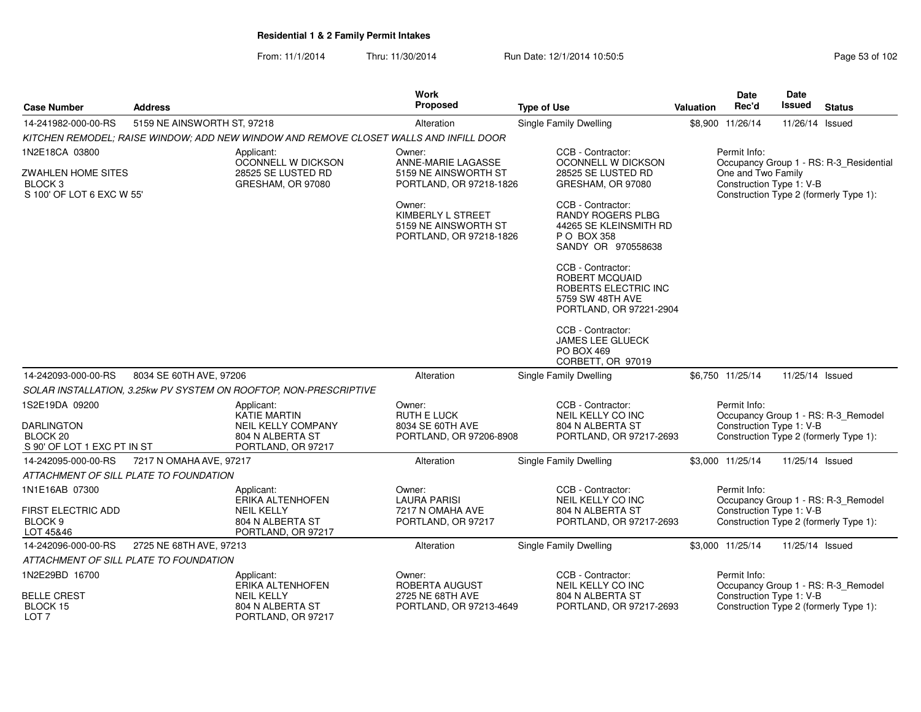## Residential 1 & 2 Family Permit Intakes

From: 11/1/2014 Thru: 11/30/2014 Run Date: 12/1/2014 10:50:5

| Case Number | Address | Work Proposed | Type of Use | Valuation | Date Rec'd | Date Issued | Status |
|---|---|---|---|---|---|---|---|
| 14-241982-000-00-RS | 5159 NE AINSWORTH ST, 97218 | Alteration | Single Family Dwelling | $8,900 | 11/26/14 | 11/26/14 | Issued |

*KITCHEN REMODEL; RAISE WINDOW; ADD NEW WINDOW AND REMOVE CLOSET WALLS AND INFILL DOOR*

1N2E18CA 03800
ZWAHLEN HOME SITES
BLOCK 3
S 100' OF LOT 6 EXC W 55'

Applicant:
OCONNELL W DICKSON
28525 SE LUSTED RD
GRESHAM, OR 97080

Owner:
ANNE-MARIE LAGASSE
5159 NE AINSWORTH ST
PORTLAND, OR 97218-1826

Owner:
KIMBERLY L STREET
5159 NE AINSWORTH ST
PORTLAND, OR 97218-1826

CCB - Contractor:
OCONNELL W DICKSON
28525 SE LUSTED RD
GRESHAM, OR 97080

CCB - Contractor:
RANDY ROGERS PLBG
44265 SE KLEINSMITH RD
P O BOX 358
SANDY OR 970558638

CCB - Contractor:
ROBERT MCQUAID
ROBERTS ELECTRIC INC
5759 SW 48TH AVE
PORTLAND, OR 97221-2904

CCB - Contractor:
JAMES LEE GLUECK
PO BOX 469
CORBETT, OR 97019

Permit Info:
Occupancy Group 1 - RS: R-3_Residential One and Two Family
Construction Type 1: V-B
Construction Type 2 (formerly Type 1):

| Case Number | Address | Work Proposed | Type of Use | Valuation | Date Rec'd | Date Issued | Status |
|---|---|---|---|---|---|---|---|
| 14-242093-000-00-RS | 8034 SE 60TH AVE, 97206 | Alteration | Single Family Dwelling | $6,750 | 11/25/14 | 11/25/14 | Issued |

*SOLAR INSTALLATION, 3.25kw PV SYSTEM ON ROOFTOP, NON-PRESCRIPTIVE*

1S2E19DA 09200
DARLINGTON
BLOCK 20
S 90' OF LOT 1 EXC PT IN ST

Applicant:
KATIE MARTIN
NEIL KELLY COMPANY
804 N ALBERTA ST
PORTLAND, OR 97217

Owner:
RUTH E LUCK
8034 SE 60TH AVE
PORTLAND, OR 97206-8908

CCB - Contractor:
NEIL KELLY CO INC
804 N ALBERTA ST
PORTLAND, OR 97217-2693

Permit Info:
Occupancy Group 1 - RS: R-3_Remodel
Construction Type 1: V-B
Construction Type 2 (formerly Type 1):

| Case Number | Address | Work Proposed | Type of Use | Valuation | Date Rec'd | Date Issued | Status |
|---|---|---|---|---|---|---|---|
| 14-242095-000-00-RS | 7217 N OMAHA AVE, 97217 | Alteration | Single Family Dwelling | $3,000 | 11/25/14 | 11/25/14 | Issued |

*ATTACHMENT OF SILL PLATE TO FOUNDATION*

1N1E16AB 07300
FIRST ELECTRIC ADD
BLOCK 9
LOT 45&46

Applicant:
ERIKA ALTENHOFEN
NEIL KELLY
804 N ALBERTA ST
PORTLAND, OR 97217

Owner:
LAURA PARISI
7217 N OMAHA AVE
PORTLAND, OR 97217

CCB - Contractor:
NEIL KELLY CO INC
804 N ALBERTA ST
PORTLAND, OR 97217-2693

Permit Info:
Occupancy Group 1 - RS: R-3_Remodel
Construction Type 1: V-B
Construction Type 2 (formerly Type 1):

| Case Number | Address | Work Proposed | Type of Use | Valuation | Date Rec'd | Date Issued | Status |
|---|---|---|---|---|---|---|---|
| 14-242096-000-00-RS | 2725 NE 68TH AVE, 97213 | Alteration | Single Family Dwelling | $3,000 | 11/25/14 | 11/25/14 | Issued |

*ATTACHMENT OF SILL PLATE TO FOUNDATION*

1N2E29BD 16700
BELLE CREST
BLOCK 15
LOT 7

Applicant:
ERIKA ALTENHOFEN
NEIL KELLY
804 N ALBERTA ST
PORTLAND, OR 97217

Owner:
ROBERTA AUGUST
2725 NE 68TH AVE
PORTLAND, OR 97213-4649

CCB - Contractor:
NEIL KELLY CO INC
804 N ALBERTA ST
PORTLAND, OR 97217-2693

Permit Info:
Occupancy Group 1 - RS: R-3_Remodel
Construction Type 1: V-B
Construction Type 2 (formerly Type 1):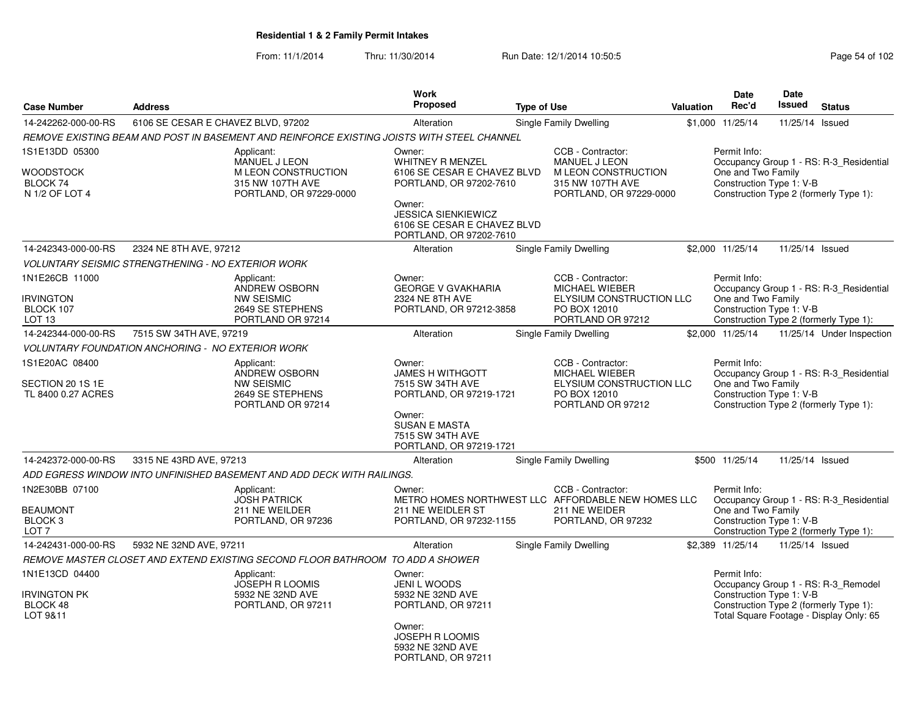## Residential 1 & 2 Family Permit Intakes

From: 11/1/2014 Thru: 11/30/2014 Run Date: 12/1/2014 10:50:5

| Case Number | Address | Work Proposed | Type of Use | Valuation | Date Rec'd | Date Issued | Status |
|---|---|---|---|---|---|---|---|
| 14-242262-000-00-RS | 6106 SE CESAR E CHAVEZ BLVD, 97202 | Alteration | Single Family Dwelling | $1,000 | 11/25/14 | 11/25/14 | Issued |

*REMOVE EXISTING BEAM AND POST IN BASEMENT AND REINFORCE EXISTING JOISTS WITH STEEL CHANNEL*

1S1E13DD 05300
WOODSTOCK
BLOCK 74
N 1/2 OF LOT 4

Applicant:
MANUEL J LEON
M LEON CONSTRUCTION
315 NW 107TH AVE
PORTLAND, OR 97229-0000

Owner:
WHITNEY R MENZEL
6106 SE CESAR E CHAVEZ BLVD
PORTLAND, OR 97202-7610

Owner:
JESSICA SIENKIEWICZ
6106 SE CESAR E CHAVEZ BLVD
PORTLAND, OR 97202-7610

CCB - Contractor:
MANUEL J LEON
M LEON CONSTRUCTION
315 NW 107TH AVE
PORTLAND, OR 97229-0000

Permit Info:
Occupancy Group 1 - RS: R-3_Residential One and Two Family
Construction Type 1: V-B
Construction Type 2 (formerly Type 1):

| Case Number | Address | Work Proposed | Type of Use | Valuation | Date Rec'd | Date Issued | Status |
|---|---|---|---|---|---|---|---|
| 14-242343-000-00-RS | 2324 NE 8TH AVE, 97212 | Alteration | Single Family Dwelling | $2,000 | 11/25/14 | 11/25/14 | Issued |

*VOLUNTARY SEISMIC STRENGTHENING - NO EXTERIOR WORK*

1N1E26CB 11000
IRVINGTON
BLOCK 107
LOT 13

Applicant:
ANDREW OSBORN
NW SEISMIC
2649 SE STEPHENS
PORTLAND OR 97214

Owner:
GEORGE V GVAKHARIA
2324 NE 8TH AVE
PORTLAND, OR 97212-3858

CCB - Contractor:
MICHAEL WIEBER
ELYSIUM CONSTRUCTION LLC
PO BOX 12010
PORTLAND OR 97212

Permit Info:
Occupancy Group 1 - RS: R-3_Residential One and Two Family
Construction Type 1: V-B
Construction Type 2 (formerly Type 1):

| Case Number | Address | Work Proposed | Type of Use | Valuation | Date Rec'd | Date Issued | Status |
|---|---|---|---|---|---|---|---|
| 14-242344-000-00-RS | 7515 SW 34TH AVE, 97219 | Alteration | Single Family Dwelling | $2,000 | 11/25/14 | 11/25/14 | Under Inspection |

*VOLUNTARY FOUNDATION ANCHORING - NO EXTERIOR WORK*

1S1E20AC 08400
SECTION 20 1S 1E
TL 8400 0.27 ACRES

Applicant:
ANDREW OSBORN
NW SEISMIC
2649 SE STEPHENS
PORTLAND OR 97214

Owner:
JAMES H WITHGOTT
7515 SW 34TH AVE
PORTLAND, OR 97219-1721

Owner:
SUSAN E MASTA
7515 SW 34TH AVE
PORTLAND, OR 97219-1721

CCB - Contractor:
MICHAEL WIEBER
ELYSIUM CONSTRUCTION LLC
PO BOX 12010
PORTLAND OR 97212

Permit Info:
Occupancy Group 1 - RS: R-3_Residential One and Two Family
Construction Type 1: V-B
Construction Type 2 (formerly Type 1):

| Case Number | Address | Work Proposed | Type of Use | Valuation | Date Rec'd | Date Issued | Status |
|---|---|---|---|---|---|---|---|
| 14-242372-000-00-RS | 3315 NE 43RD AVE, 97213 | Alteration | Single Family Dwelling | $500 | 11/25/14 | 11/25/14 | Issued |

*ADD EGRESS WINDOW INTO UNFINISHED BASEMENT AND ADD DECK WITH RAILINGS.*

1N2E30BB 07100
BEAUMONT
BLOCK 3
LOT 7

Applicant:
JOSH PATRICK
211 NE WEILDER
PORTLAND, OR 97236

Owner:
METRO HOMES NORTHWEST LLC
211 NE WEIDLER ST
PORTLAND, OR 97232-1155

CCB - Contractor:
AFFORDABLE NEW HOMES LLC
211 NE WEIDER
PORTLAND, OR 97232

Permit Info:
Occupancy Group 1 - RS: R-3_Residential One and Two Family
Construction Type 1: V-B
Construction Type 2 (formerly Type 1):

| Case Number | Address | Work Proposed | Type of Use | Valuation | Date Rec'd | Date Issued | Status |
|---|---|---|---|---|---|---|---|
| 14-242431-000-00-RS | 5932 NE 32ND AVE, 97211 | Alteration | Single Family Dwelling | $2,389 | 11/25/14 | 11/25/14 | Issued |

*REMOVE MASTER CLOSET AND EXTEND EXISTING SECOND FLOOR BATHROOM TO ADD A SHOWER*

1N1E13CD 04400
IRVINGTON PK
BLOCK 48
LOT 9&11

Applicant:
JOSEPH R LOOMIS
5932 NE 32ND AVE
PORTLAND, OR 97211

Owner:
JENI L WOODS
5932 NE 32ND AVE
PORTLAND, OR 97211

Owner:
JOSEPH R LOOMIS
5932 NE 32ND AVE
PORTLAND, OR 97211

Permit Info:
Occupancy Group 1 - RS: R-3_Remodel
Construction Type 1: V-B
Construction Type 2 (formerly Type 1):
Total Square Footage - Display Only: 65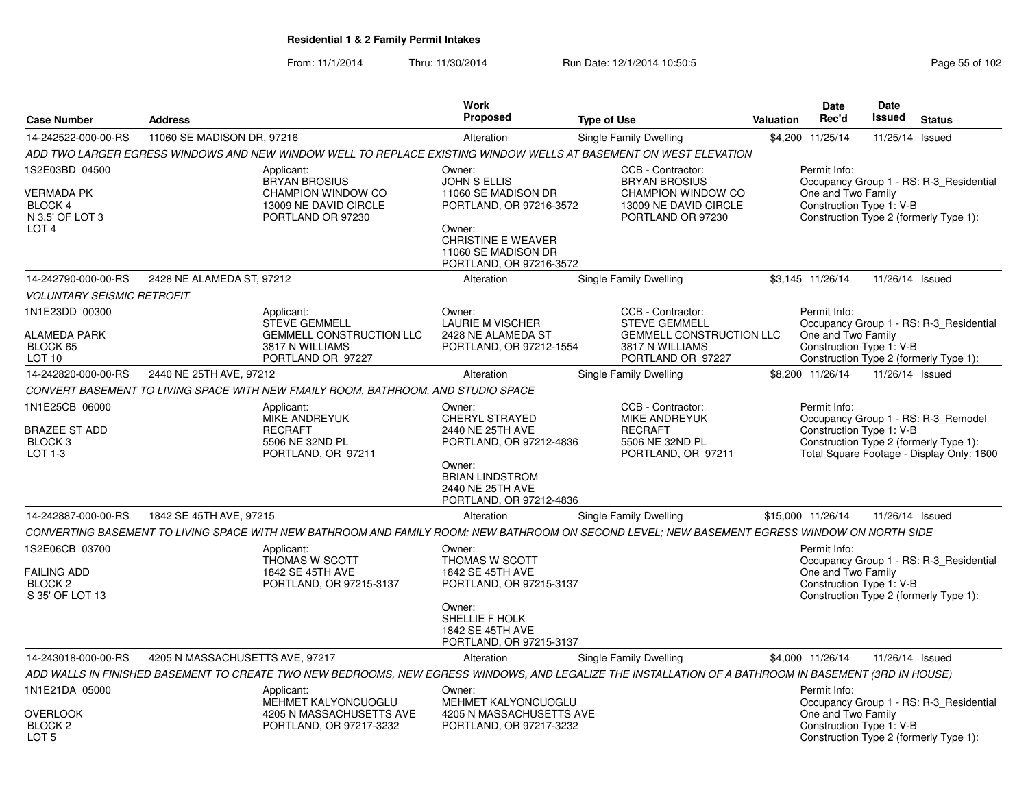**Residential 1 & 2 Family Permit Intakes**

From: 11/1/2014 Thru: 11/30/2014 Run Date: 12/1/2014 10:50:5

| Case Number | Address | Work Proposed | Type of Use | Valuation | Date Rec'd | Date Issued | Status |
|---|---|---|---|---|---|---|---|
| 14-242522-000-00-RS | 11060 SE MADISON DR, 97216 | Alteration | Single Family Dwelling | $4,200 | 11/25/14 | 11/25/14 | Issued |

*ADD TWO LARGER EGRESS WINDOWS AND NEW WINDOW WELL TO REPLACE EXISTING WINDOW WELLS AT BASEMENT ON WEST ELEVATION*

1S2E03BD 04500
VERMADA PK
BLOCK 4
N 3.5' OF LOT 3
LOT 4

Applicant: BRYAN BROSIUS, CHAMPION WINDOW CO, 13009 NE DAVID CIRCLE, PORTLAND OR 97230

Owner: JOHN S ELLIS, 11060 SE MADISON DR, PORTLAND, OR 97216-3572

Owner: CHRISTINE E WEAVER, 11060 SE MADISON DR, PORTLAND, OR 97216-3572

CCB - Contractor: BRYAN BROSIUS, CHAMPION WINDOW CO, 13009 NE DAVID CIRCLE, PORTLAND OR 97230

Permit Info:
Occupancy Group 1 - RS: R-3_Residential One and Two Family
Construction Type 1: V-B
Construction Type 2 (formerly Type 1):

| Case Number | Address | Work Proposed | Type of Use | Valuation | Date Rec'd | Date Issued | Status |
|---|---|---|---|---|---|---|---|
| 14-242790-000-00-RS | 2428 NE ALAMEDA ST, 97212 | Alteration | Single Family Dwelling | $3,145 | 11/26/14 | 11/26/14 | Issued |

*VOLUNTARY SEISMIC RETROFIT*

1N1E23DD 00300
ALAMEDA PARK
BLOCK 65
LOT 10

Applicant: STEVE GEMMELL, GEMMELL CONSTRUCTION LLC, 3817 N WILLIAMS, PORTLAND OR 97227

Owner: LAURIE M VISCHER, 2428 NE ALAMEDA ST, PORTLAND, OR 97212-1554

CCB - Contractor: STEVE GEMMELL, GEMMELL CONSTRUCTION LLC, 3817 N WILLIAMS, PORTLAND OR 97227

Permit Info:
Occupancy Group 1 - RS: R-3_Residential One and Two Family
Construction Type 1: V-B
Construction Type 2 (formerly Type 1):

| Case Number | Address | Work Proposed | Type of Use | Valuation | Date Rec'd | Date Issued | Status |
|---|---|---|---|---|---|---|---|
| 14-242820-000-00-RS | 2440 NE 25TH AVE, 97212 | Alteration | Single Family Dwelling | $8,200 | 11/26/14 | 11/26/14 | Issued |

*CONVERT BASEMENT TO LIVING SPACE WITH NEW FMAILY ROOM, BATHROOM, AND STUDIO SPACE*

1N1E25CB 06000
BRAZEE ST ADD
BLOCK 3
LOT 1-3

Applicant: MIKE ANDREYUK, RECRAFT, 5506 NE 32ND PL, PORTLAND, OR 97211

Owner: CHERYL STRAYED, 2440 NE 25TH AVE, PORTLAND, OR 97212-4836

Owner: BRIAN LINDSTROM, 2440 NE 25TH AVE, PORTLAND, OR 97212-4836

CCB - Contractor: MIKE ANDREYUK, RECRAFT, 5506 NE 32ND PL, PORTLAND, OR 97211

Permit Info:
Occupancy Group 1 - RS: R-3_Remodel
Construction Type 1: V-B
Construction Type 2 (formerly Type 1):
Total Square Footage - Display Only: 1600

| Case Number | Address | Work Proposed | Type of Use | Valuation | Date Rec'd | Date Issued | Status |
|---|---|---|---|---|---|---|---|
| 14-242887-000-00-RS | 1842 SE 45TH AVE, 97215 | Alteration | Single Family Dwelling | $15,000 | 11/26/14 | 11/26/14 | Issued |

*CONVERTING BASEMENT TO LIVING SPACE WITH NEW BATHROOM AND FAMILY ROOM; NEW BATHROOM ON SECOND LEVEL; NEW BASEMENT EGRESS WINDOW ON NORTH SIDE*

1S2E06CB 03700
FAILING ADD
BLOCK 2
S 35' OF LOT 13

Applicant: THOMAS W SCOTT, 1842 SE 45TH AVE, PORTLAND, OR 97215-3137

Owner: THOMAS W SCOTT, 1842 SE 45TH AVE, PORTLAND, OR 97215-3137

Owner: SHELLIE F HOLK, 1842 SE 45TH AVE, PORTLAND, OR 97215-3137

Permit Info:
Occupancy Group 1 - RS: R-3_Residential One and Two Family
Construction Type 1: V-B
Construction Type 2 (formerly Type 1):

| Case Number | Address | Work Proposed | Type of Use | Valuation | Date Rec'd | Date Issued | Status |
|---|---|---|---|---|---|---|---|
| 14-243018-000-00-RS | 4205 N MASSACHUSETTS AVE, 97217 | Alteration | Single Family Dwelling | $4,000 | 11/26/14 | 11/26/14 | Issued |

*ADD WALLS IN FINISHED BASEMENT TO CREATE TWO NEW BEDROOMS, NEW EGRESS WINDOWS, AND LEGALIZE THE INSTALLATION OF A BATHROOM IN BASEMENT (3RD IN HOUSE)*

1N1E21DA 05000
OVERLOOK
BLOCK 2
LOT 5

Applicant: MEHMET KALYONCUOGLU, 4205 N MASSACHUSETTS AVE, PORTLAND, OR 97217-3232

Owner: MEHMET KALYONCUOGLU, 4205 N MASSACHUSETTS AVE, PORTLAND, OR 97217-3232

Permit Info:
Occupancy Group 1 - RS: R-3_Residential One and Two Family
Construction Type 1: V-B
Construction Type 2 (formerly Type 1):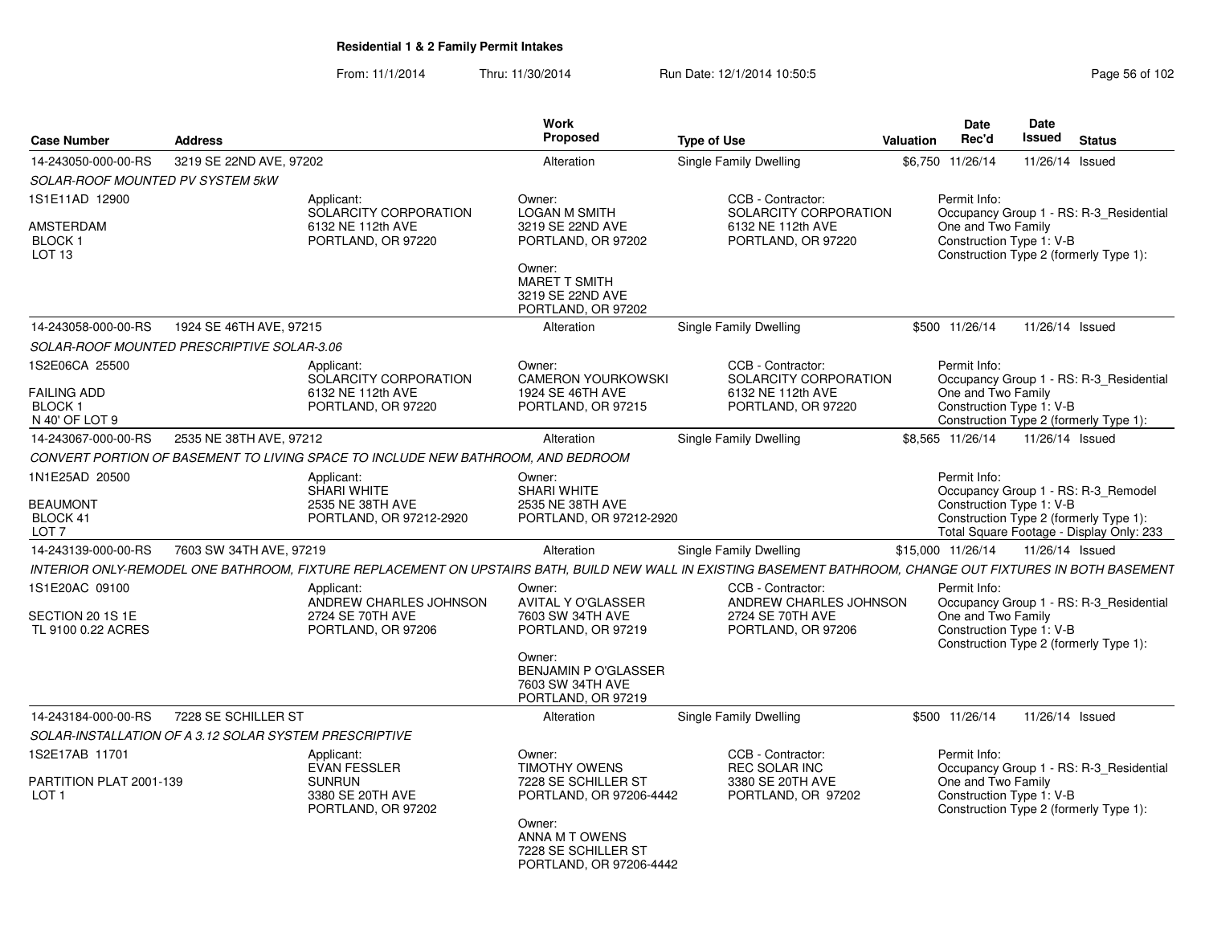**Residential 1 & 2 Family Permit Intakes**

From: 11/1/2014 Thru: 11/30/2014 Run Date: 12/1/2014 10:50:5

| Case Number | Address | Work Proposed | Type of Use | Valuation | Date Rec'd | Date Issued | Status |
|---|---|---|---|---|---|---|---|
| 14-243050-000-00-RS | 3219 SE 22ND AVE, 97202 | Alteration | Single Family Dwelling | $6,750 | 11/26/14 | 11/26/14 | Issued |

*SOLAR-ROOF MOUNTED PV SYSTEM 5kW*

1S1E11AD 12900
AMSTERDAM
BLOCK 1
LOT 13

Applicant:
SOLARCITY CORPORATION
6132 NE 112th AVE
PORTLAND, OR 97220

Owner:
LOGAN M SMITH
3219 SE 22ND AVE
PORTLAND, OR 97202

Owner:
MARET T SMITH
3219 SE 22ND AVE
PORTLAND, OR 97202

CCB - Contractor:
SOLARCITY CORPORATION
6132 NE 112th AVE
PORTLAND, OR 97220

Permit Info:
Occupancy Group 1 - RS: R-3_Residential One and Two Family
Construction Type 1: V-B
Construction Type 2 (formerly Type 1):

| Case Number | Address | Work Proposed | Type of Use | Valuation | Date Rec'd | Date Issued | Status |
|---|---|---|---|---|---|---|---|
| 14-243058-000-00-RS | 1924 SE 46TH AVE, 97215 | Alteration | Single Family Dwelling | $500 | 11/26/14 | 11/26/14 | Issued |

*SOLAR-ROOF MOUNTED PRESCRIPTIVE SOLAR-3.06*

1S2E06CA 25500
FAILING ADD
BLOCK 1
N 40' OF LOT 9

Applicant:
SOLARCITY CORPORATION
6132 NE 112th AVE
PORTLAND, OR 97220

Owner:
CAMERON YOURKOWSKI
1924 SE 46TH AVE
PORTLAND, OR 97215

CCB - Contractor:
SOLARCITY CORPORATION
6132 NE 112th AVE
PORTLAND, OR 97220

Permit Info:
Occupancy Group 1 - RS: R-3_Residential One and Two Family
Construction Type 1: V-B
Construction Type 2 (formerly Type 1):

| Case Number | Address | Work Proposed | Type of Use | Valuation | Date Rec'd | Date Issued | Status |
|---|---|---|---|---|---|---|---|
| 14-243067-000-00-RS | 2535 NE 38TH AVE, 97212 | Alteration | Single Family Dwelling | $8,565 | 11/26/14 | 11/26/14 | Issued |

*CONVERT PORTION OF BASEMENT TO LIVING SPACE TO INCLUDE NEW BATHROOM, AND BEDROOM*

1N1E25AD 20500
BEAUMONT
BLOCK 41
LOT 7

Applicant:
SHARI WHITE
2535 NE 38TH AVE
PORTLAND, OR 97212-2920

Owner:
SHARI WHITE
2535 NE 38TH AVE
PORTLAND, OR 97212-2920

Permit Info:
Occupancy Group 1 - RS: R-3_Remodel
Construction Type 1: V-B
Construction Type 2 (formerly Type 1):
Total Square Footage - Display Only: 233

| Case Number | Address | Work Proposed | Type of Use | Valuation | Date Rec'd | Date Issued | Status |
|---|---|---|---|---|---|---|---|
| 14-243139-000-00-RS | 7603 SW 34TH AVE, 97219 | Alteration | Single Family Dwelling | $15,000 | 11/26/14 | 11/26/14 | Issued |

*INTERIOR ONLY-REMODEL ONE BATHROOM, FIXTURE REPLACEMENT ON UPSTAIRS BATH, BUILD NEW WALL IN EXISTING BASEMENT BATHROOM, CHANGE OUT FIXTURES IN BOTH BASEMENT*

1S1E20AC 09100
SECTION 20 1S 1E
TL 9100 0.22 ACRES

Applicant:
ANDREW CHARLES JOHNSON
2724 SE 70TH AVE
PORTLAND, OR 97206

Owner:
AVITAL Y O'GLASSER
7603 SW 34TH AVE
PORTLAND, OR 97219

Owner:
BENJAMIN P O'GLASSER
7603 SW 34TH AVE
PORTLAND, OR 97219

CCB - Contractor:
ANDREW CHARLES JOHNSON
2724 SE 70TH AVE
PORTLAND, OR 97206

Permit Info:
Occupancy Group 1 - RS: R-3_Residential One and Two Family
Construction Type 1: V-B
Construction Type 2 (formerly Type 1):

| Case Number | Address | Work Proposed | Type of Use | Valuation | Date Rec'd | Date Issued | Status |
|---|---|---|---|---|---|---|---|
| 14-243184-000-00-RS | 7228 SE SCHILLER ST | Alteration | Single Family Dwelling | $500 | 11/26/14 | 11/26/14 | Issued |

*SOLAR-INSTALLATION OF A 3.12 SOLAR SYSTEM PRESCRIPTIVE*

1S2E17AB 11701
PARTITION PLAT 2001-139
LOT 1

Applicant:
EVAN FESSLER
SUNRUN
3380 SE 20TH AVE
PORTLAND, OR 97202

Owner:
TIMOTHY OWENS
7228 SE SCHILLER ST
PORTLAND, OR 97206-4442

Owner:
ANNA M T OWENS
7228 SE SCHILLER ST
PORTLAND, OR 97206-4442

CCB - Contractor:
REC SOLAR INC
3380 SE 20TH AVE
PORTLAND, OR 97202

Permit Info:
Occupancy Group 1 - RS: R-3_Residential One and Two Family
Construction Type 1: V-B
Construction Type 2 (formerly Type 1):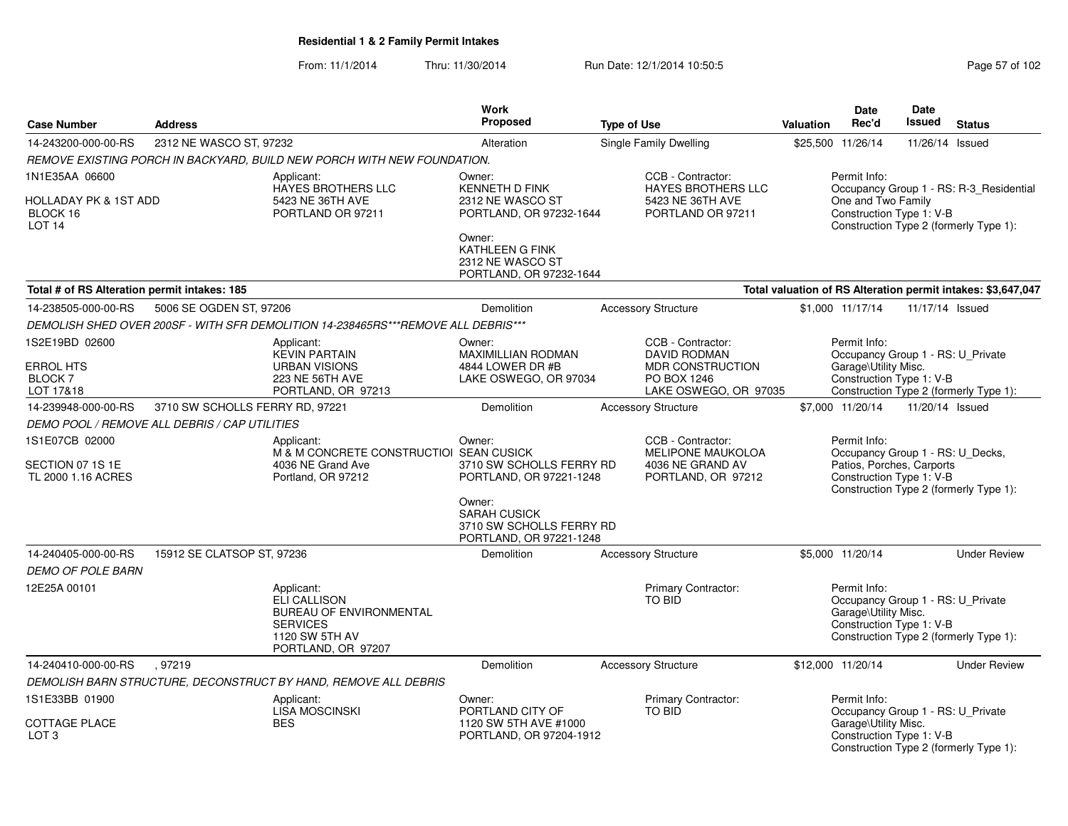# Residential 1 & 2 Family Permit Intakes

From: 11/1/2014 Thru: 11/30/2014 Run Date: 12/1/2014 10:50:5

| Case Number | Address | Work Proposed | Type of Use | Valuation | Date Rec'd | Date Issued | Status |
|---|---|---|---|---|---|---|---|
| 14-243200-000-00-RS | 2312 NE WASCO ST, 97232 | Alteration | Single Family Dwelling | $25,500 | 11/26/14 | 11/26/14 | Issued |

*REMOVE EXISTING PORCH IN BACKYARD, BUILD NEW PORCH WITH NEW FOUNDATION.*

1N1E35AA 06600

HOLLADAY PK & 1ST ADD
BLOCK 16
LOT 14

Applicant:
HAYES BROTHERS LLC
5423 NE 36TH AVE
PORTLAND OR 97211

Owner:
KENNETH D FINK
2312 NE WASCO ST
PORTLAND, OR 97232-1644

Owner:
KATHLEEN G FINK
2312 NE WASCO ST
PORTLAND, OR 97232-1644

CCB - Contractor:
HAYES BROTHERS LLC
5423 NE 36TH AVE
PORTLAND OR 97211

Permit Info:
Occupancy Group 1 - RS: R-3_Residential One and Two Family
Construction Type 1: V-B
Construction Type 2 (formerly Type 1):

**Total # of RS Alteration permit intakes: 185**

**Total valuation of RS Alteration permit intakes: $3,647,047**

| Case Number | Address | Work Proposed | Type of Use | Valuation | Date Rec'd | Date Issued | Status |
|---|---|---|---|---|---|---|---|
| 14-238505-000-00-RS | 5006 SE OGDEN ST, 97206 | Demolition | Accessory Structure | $1,000 | 11/17/14 | 11/17/14 | Issued |

*DEMOLISH SHED OVER 200SF - WITH SFR DEMOLITION 14-238465RS***REMOVE ALL DEBRIS****

1S2E19BD 02600

ERROL HTS
BLOCK 7
LOT 17&18

Applicant:
KEVIN PARTAIN
URBAN VISIONS
223 NE 56TH AVE
PORTLAND, OR 97213

Owner:
MAXIMILLIAN RODMAN
4844 LOWER DR #B
LAKE OSWEGO, OR 97034

CCB - Contractor:
DAVID RODMAN
MDR CONSTRUCTION
PO BOX 1246
LAKE OSWEGO, OR 97035

Permit Info:
Occupancy Group 1 - RS: U_Private Garage\Utility Misc.
Construction Type 1: V-B
Construction Type 2 (formerly Type 1):

| Case Number | Address | Work Proposed | Type of Use | Valuation | Date Rec'd | Date Issued | Status |
|---|---|---|---|---|---|---|---|
| 14-239948-000-00-RS | 3710 SW SCHOLLS FERRY RD, 97221 | Demolition | Accessory Structure | $7,000 | 11/20/14 | 11/20/14 | Issued |

*DEMO POOL / REMOVE ALL DEBRIS / CAP UTILITIES*

1S1E07CB 02000

SECTION 07 1S 1E
TL 2000 1.16 ACRES

Applicant:
M & M CONCRETE CONSTRUCTIOI
4036 NE Grand Ave
Portland, OR 97212

Owner:
SEAN CUSICK
3710 SW SCHOLLS FERRY RD
PORTLAND, OR 97221-1248

Owner:
SARAH CUSICK
3710 SW SCHOLLS FERRY RD
PORTLAND, OR 97221-1248

CCB - Contractor:
MELIPONE MAUKOLOA
4036 NE GRAND AV
PORTLAND, OR 97212

Permit Info:
Occupancy Group 1 - RS: U_Decks, Patios, Porches, Carports
Construction Type 1: V-B
Construction Type 2 (formerly Type 1):

| Case Number | Address | Work Proposed | Type of Use | Valuation | Date Rec'd | Date Issued | Status |
|---|---|---|---|---|---|---|---|
| 14-240405-000-00-RS | 15912 SE CLATSOP ST, 97236 | Demolition | Accessory Structure | $5,000 | 11/20/14 | | Under Review |

*DEMO OF POLE BARN*

12E25A 00101

Applicant:
ELI CALLISON
BUREAU OF ENVIRONMENTAL SERVICES
1120 SW 5TH AV
PORTLAND, OR 97207

Primary Contractor:
TO BID

Permit Info:
Occupancy Group 1 - RS: U_Private Garage\Utility Misc.
Construction Type 1: V-B
Construction Type 2 (formerly Type 1):

| Case Number | Address | Work Proposed | Type of Use | Valuation | Date Rec'd | Date Issued | Status |
|---|---|---|---|---|---|---|---|
| 14-240410-000-00-RS | , 97219 | Demolition | Accessory Structure | $12,000 | 11/20/14 | | Under Review |

*DEMOLISH BARN STRUCTURE, DECONSTRUCT BY HAND, REMOVE ALL DEBRIS*

1S1E33BB 01900

COTTAGE PLACE
LOT 3

Applicant:
LISA MOSCINSKI
BES

Owner:
PORTLAND CITY OF
1120 SW 5TH AVE #1000
PORTLAND, OR 97204-1912

Primary Contractor:
TO BID

Permit Info:
Occupancy Group 1 - RS: U_Private Garage\Utility Misc.
Construction Type 1: V-B
Construction Type 2 (formerly Type 1):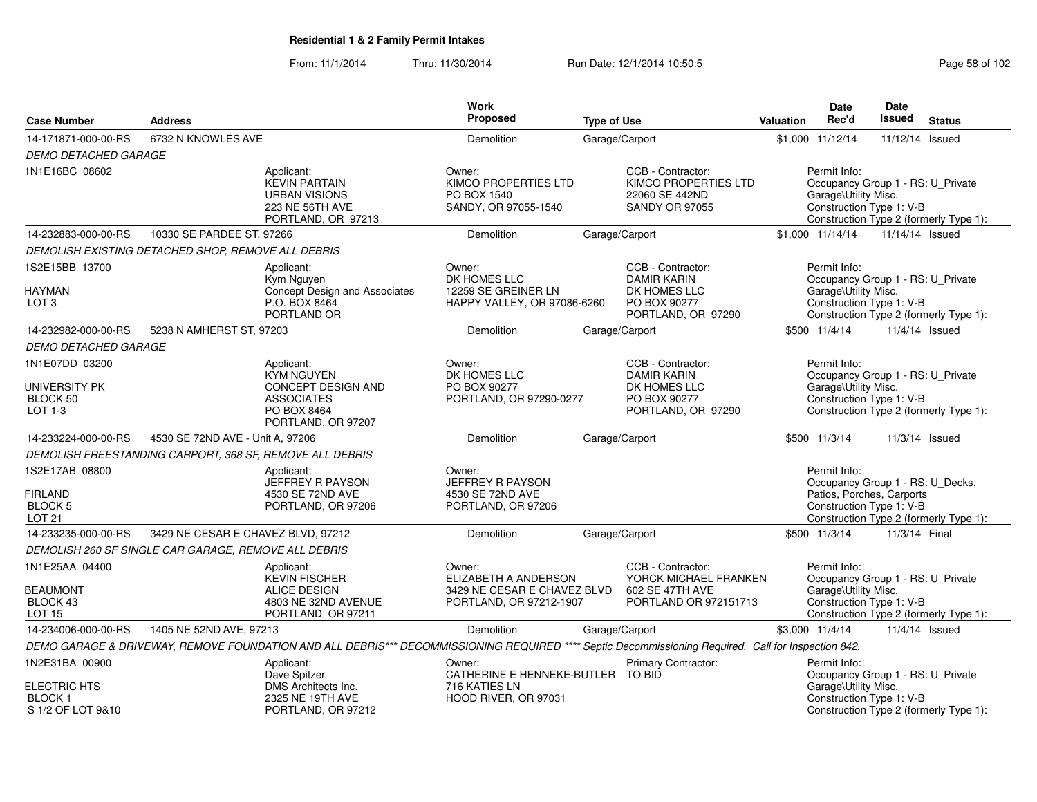# Residential 1 & 2 Family Permit Intakes

From: 11/1/2014 Thru: 11/30/2014 Run Date: 12/1/2014 10:50:5

| Case Number | Address | Work Proposed | Type of Use | Valuation | Date Rec'd | Date Issued | Status |
|---|---|---|---|---|---|---|---|
| 14-171871-000-00-RS | 6732 N KNOWLES AVE | Demolition | Garage/Carport | $1,000 | 11/12/14 | 11/12/14 | Issued |

*DEMO DETACHED GARAGE*

1N1E16BC 08602

Applicant: KEVIN PARTAIN, URBAN VISIONS, 223 NE 56TH AVE, PORTLAND, OR 97213
Owner: KIMCO PROPERTIES LTD, PO BOX 1540, SANDY, OR 97055-1540
CCB - Contractor: KIMCO PROPERTIES LTD, 22060 SE 442ND, SANDY OR 97055
Permit Info: Occupancy Group 1 - RS: U_Private Garage\Utility Misc. Construction Type 1: V-B Construction Type 2 (formerly Type 1):

| Case Number | Address | Work Proposed | Type of Use | Valuation | Date Rec'd | Date Issued | Status |
|---|---|---|---|---|---|---|---|
| 14-232883-000-00-RS | 10330 SE PARDEE ST, 97266 | Demolition | Garage/Carport | $1,000 | 11/14/14 | 11/14/14 | Issued |

*DEMOLISH EXISTING DETACHED SHOP, REMOVE ALL DEBRIS*

1S2E15BB 13700
HAYMAN
LOT 3

Applicant: Kym Nguyen, Concept Design and Associates, P.O. BOX 8464, PORTLAND OR
Owner: DK HOMES LLC, 12259 SE GREINER LN, HAPPY VALLEY, OR 97086-6260
CCB - Contractor: DAMIR KARIN, DK HOMES LLC, PO BOX 90277, PORTLAND, OR 97290
Permit Info: Occupancy Group 1 - RS: U_Private Garage\Utility Misc. Construction Type 1: V-B Construction Type 2 (formerly Type 1):

| Case Number | Address | Work Proposed | Type of Use | Valuation | Date Rec'd | Date Issued | Status |
|---|---|---|---|---|---|---|---|
| 14-232982-000-00-RS | 5238 N AMHERST ST, 97203 | Demolition | Garage/Carport | $500 | 11/4/14 | 11/4/14 | Issued |

*DEMO DETACHED GARAGE*

1N1E07DD 03200
UNIVERSITY PK
BLOCK 50
LOT 1-3

Applicant: KYM NGUYEN, CONCEPT DESIGN AND ASSOCIATES, PO BOX 8464, PORTLAND, OR 97207
Owner: DK HOMES LLC, PO BOX 90277, PORTLAND, OR 97290-0277
CCB - Contractor: DAMIR KARIN, DK HOMES LLC, PO BOX 90277, PORTLAND, OR 97290
Permit Info: Occupancy Group 1 - RS: U_Private Garage\Utility Misc. Construction Type 1: V-B Construction Type 2 (formerly Type 1):

| Case Number | Address | Work Proposed | Type of Use | Valuation | Date Rec'd | Date Issued | Status |
|---|---|---|---|---|---|---|---|
| 14-233224-000-00-RS | 4530 SE 72ND AVE - Unit A, 97206 | Demolition | Garage/Carport | $500 | 11/3/14 | 11/3/14 | Issued |

*DEMOLISH FREESTANDING CARPORT, 368 SF, REMOVE ALL DEBRIS*

1S2E17AB 08800
FIRLAND
BLOCK 5
LOT 21

Applicant: JEFFREY R PAYSON, 4530 SE 72ND AVE, PORTLAND, OR 97206
Owner: JEFFREY R PAYSON, 4530 SE 72ND AVE, PORTLAND, OR 97206
Permit Info: Occupancy Group 1 - RS: U_Decks, Patios, Porches, Carports Construction Type 1: V-B Construction Type 2 (formerly Type 1):

| Case Number | Address | Work Proposed | Type of Use | Valuation | Date Rec'd | Date Issued | Status |
|---|---|---|---|---|---|---|---|
| 14-233235-000-00-RS | 3429 NE CESAR E CHAVEZ BLVD, 97212 | Demolition | Garage/Carport | $500 | 11/3/14 | 11/3/14 | Final |

*DEMOLISH 260 SF SINGLE CAR GARAGE, REMOVE ALL DEBRIS*

1N1E25AA 04400
BEAUMONT
BLOCK 43
LOT 15

Applicant: KEVIN FISCHER, ALICE DESIGN, 4803 NE 32ND AVENUE, PORTLAND OR 97211
Owner: ELIZABETH A ANDERSON, 3429 NE CESAR E CHAVEZ BLVD, PORTLAND, OR 97212-1907
CCB - Contractor: YORCK MICHAEL FRANKEN, 602 SE 47TH AVE, PORTLAND OR 972151713
Permit Info: Occupancy Group 1 - RS: U_Private Garage\Utility Misc. Construction Type 1: V-B Construction Type 2 (formerly Type 1):

| Case Number | Address | Work Proposed | Type of Use | Valuation | Date Rec'd | Date Issued | Status |
|---|---|---|---|---|---|---|---|
| 14-234006-000-00-RS | 1405 NE 52ND AVE, 97213 | Demolition | Garage/Carport | $3,000 | 11/4/14 | 11/4/14 | Issued |

*DEMO GARAGE & DRIVEWAY, REMOVE FOUNDATION AND ALL DEBRIS*** DECOMMISSIONING REQUIRED **** Septic Decommissioning Required. Call for Inspection 842.*

1N2E31BA 00900
ELECTRIC HTS
BLOCK 1
S 1/2 OF LOT 9&10

Applicant: Dave Spitzer, DMS Architects Inc., 2325 NE 19TH AVE, PORTLAND, OR 97212
Owner: CATHERINE E HENNEKE-BUTLER, 716 KATIES LN, HOOD RIVER, OR 97031
Primary Contractor: TO BID
Permit Info: Occupancy Group 1 - RS: U_Private Garage\Utility Misc. Construction Type 1: V-B Construction Type 2 (formerly Type 1):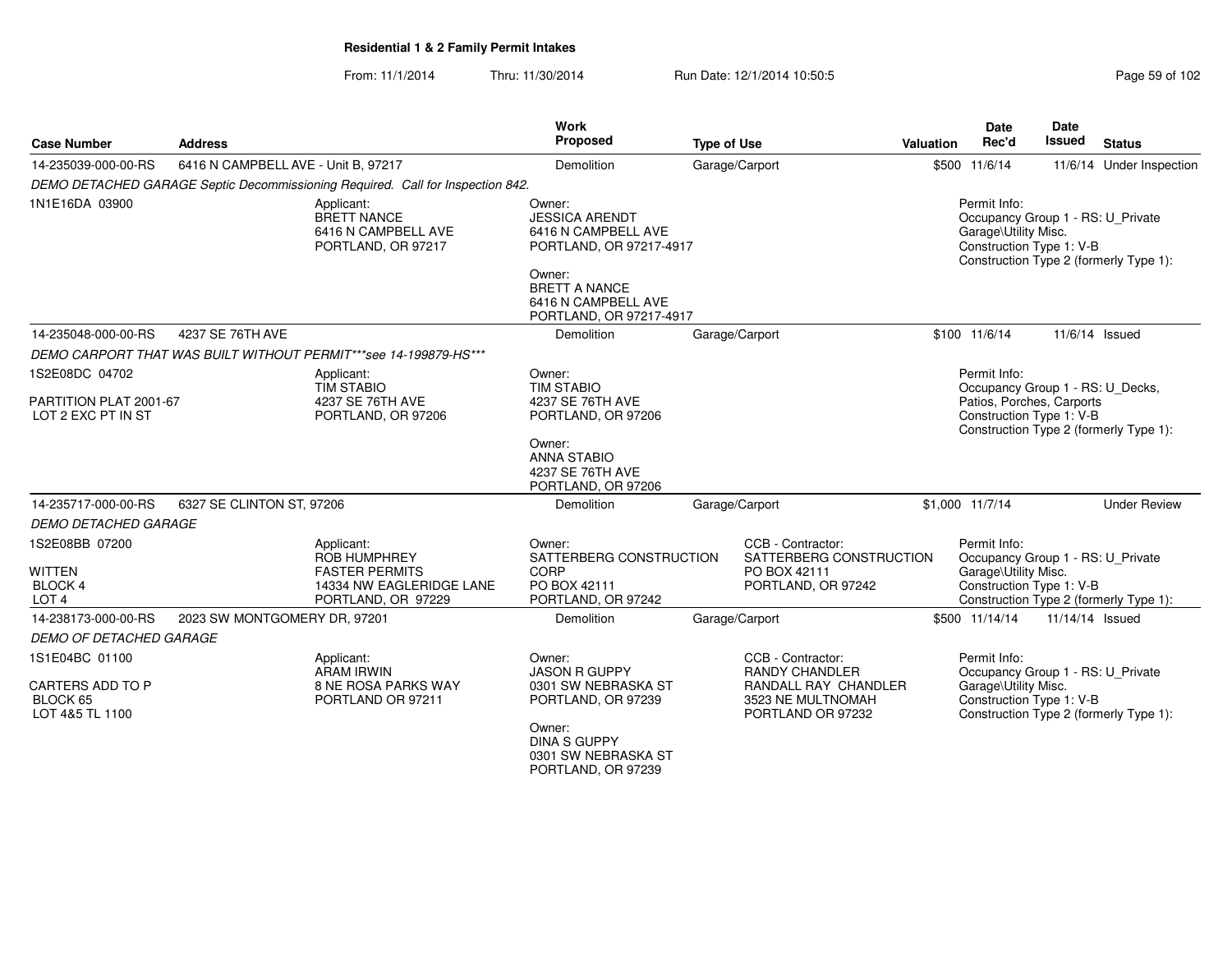**Residential 1 & 2 Family Permit Intakes**

From: 11/1/2014 Thru: 11/30/2014 Run Date: 12/1/2014 10:50:5

| Case Number | Address | Work Proposed | Type of Use | Valuation | Date Rec'd | Date Issued | Status |
|---|---|---|---|---|---|---|---|
| 14-235039-000-00-RS | 6416 N CAMPBELL AVE - Unit B, 97217 | Demolition | Garage/Carport | $500 | 11/6/14 | 11/6/14 | Under Inspection |

*DEMO DETACHED GARAGE Septic Decommissioning Required. Call for Inspection 842.*

1N1E16DA 03900

Applicant: BRETT NANCE, 6416 N CAMPBELL AVE, PORTLAND, OR 97217

Owner: JESSICA ARENDT, 6416 N CAMPBELL AVE, PORTLAND, OR 97217-4917

Owner: BRETT A NANCE, 6416 N CAMPBELL AVE, PORTLAND, OR 97217-4917

Permit Info: Occupancy Group 1 - RS: U_Private Garage\Utility Misc. Construction Type 1: V-B Construction Type 2 (formerly Type 1):

| Case Number | Address | Work Proposed | Type of Use | Valuation | Date Rec'd | Date Issued | Status |
|---|---|---|---|---|---|---|---|
| 14-235048-000-00-RS | 4237 SE 76TH AVE | Demolition | Garage/Carport | $100 | 11/6/14 | 11/6/14 | Issued |

*DEMO CARPORT THAT WAS BUILT WITHOUT PERMIT***see 14-199879-HS****

1S2E08DC 04702

PARTITION PLAT 2001-67 LOT 2 EXC PT IN ST

Applicant: TIM STABIO, 4237 SE 76TH AVE, PORTLAND, OR 97206

Owner: TIM STABIO, 4237 SE 76TH AVE, PORTLAND, OR 97206

Owner: ANNA STABIO, 4237 SE 76TH AVE, PORTLAND, OR 97206

Permit Info: Occupancy Group 1 - RS: U_Decks, Patios, Porches, Carports Construction Type 1: V-B Construction Type 2 (formerly Type 1):

| Case Number | Address | Work Proposed | Type of Use | Valuation | Date Rec'd | Date Issued | Status |
|---|---|---|---|---|---|---|---|
| 14-235717-000-00-RS | 6327 SE CLINTON ST, 97206 | Demolition | Garage/Carport | $1,000 | 11/7/14 | | Under Review |

*DEMO DETACHED GARAGE*

1S2E08BB 07200

WITTEN BLOCK 4 LOT 4

Applicant: ROB HUMPHREY, FASTER PERMITS, 14334 NW EAGLERIDGE LANE, PORTLAND, OR 97229

Owner: SATTERBERG CONSTRUCTION CORP, PO BOX 42111, PORTLAND, OR 97242

CCB - Contractor: SATTERBERG CONSTRUCTION, PO BOX 42111, PORTLAND, OR 97242

Permit Info: Occupancy Group 1 - RS: U_Private Garage\Utility Misc. Construction Type 1: V-B Construction Type 2 (formerly Type 1):

| Case Number | Address | Work Proposed | Type of Use | Valuation | Date Rec'd | Date Issued | Status |
|---|---|---|---|---|---|---|---|
| 14-238173-000-00-RS | 2023 SW MONTGOMERY DR, 97201 | Demolition | Garage/Carport | $500 | 11/14/14 | 11/14/14 | Issued |

*DEMO OF DETACHED GARAGE*

1S1E04BC 01100

CARTERS ADD TO P BLOCK 65 LOT 4&5 TL 1100

Applicant: ARAM IRWIN, 8 NE ROSA PARKS WAY, PORTLAND OR 97211

Owner: JASON R GUPPY, 0301 SW NEBRASKA ST, PORTLAND, OR 97239

Owner: DINA S GUPPY, 0301 SW NEBRASKA ST, PORTLAND, OR 97239

CCB - Contractor: RANDY CHANDLER, RANDALL RAY CHANDLER, 3523 NE MULTNOMAH, PORTLAND OR 97232

Permit Info: Occupancy Group 1 - RS: U_Private Garage\Utility Misc. Construction Type 1: V-B Construction Type 2 (formerly Type 1):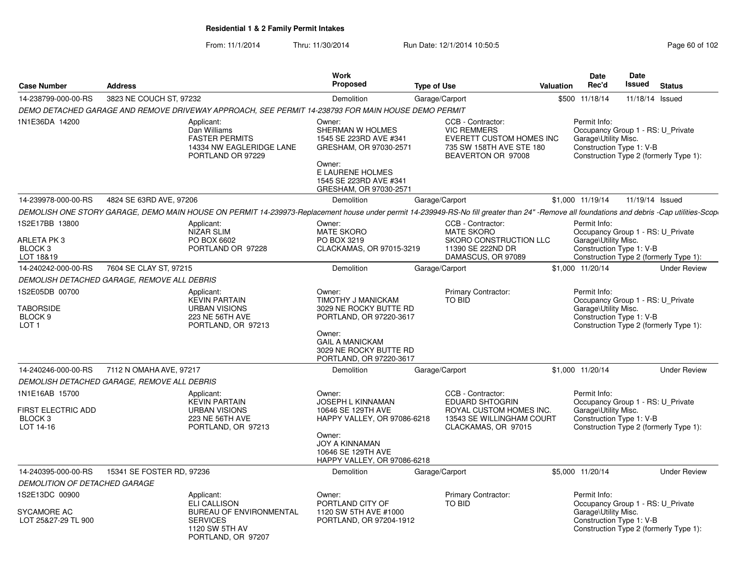# Residential 1 & 2 Family Permit Intakes

From: 11/1/2014 Thru: 11/30/2014 Run Date: 12/1/2014 10:50:5

| Case Number | Address | Work Proposed | Type of Use | Valuation | Date Rec'd | Date Issued | Status |
|---|---|---|---|---|---|---|---|
| 14-238799-000-00-RS | 3823 NE COUCH ST, 97232 | Demolition | Garage/Carport | $500 | 11/18/14 | 11/18/14 | Issued |

*DEMO DETACHED GARAGE AND REMOVE DRIVEWAY APPROACH, SEE PERMIT 14-238793 FOR MAIN HOUSE DEMO PERMIT*

1N1E36DA 14200

Applicant:
Dan Williams
FASTER PERMITS
14334 NW EAGLERIDGE LANE
PORTLAND OR 97229

Owner:
SHERMAN W HOLMES
1545 SE 223RD AVE #341
GRESHAM, OR 97030-2571

Owner:
E LAURENE HOLMES
1545 SE 223RD AVE #341
GRESHAM, OR 97030-2571

CCB - Contractor:
VIC REMMERS
EVERETT CUSTOM HOMES INC
735 SW 158TH AVE STE 180
BEAVERTON OR 97008

Permit Info:
Occupancy Group 1 - RS: U_Private Garage\Utility Misc.
Construction Type 1: V-B
Construction Type 2 (formerly Type 1):

---

| Case Number | Address | Work Proposed | Type of Use | Valuation | Date Rec'd | Date Issued | Status |
|---|---|---|---|---|---|---|---|
| 14-239978-000-00-RS | 4824 SE 63RD AVE, 97206 | Demolition | Garage/Carport | $1,000 | 11/19/14 | 11/19/14 | Issued |

*DEMOLISH ONE STORY GARAGE, DEMO MAIN HOUSE ON PERMIT 14-239973-Replacement house under permit 14-239949-RS-No fill greater than 24" -Remove all foundations and debris -Cap utilities-Scop*

1S2E17BB 13800
ARLETA PK 3
BLOCK 3
LOT 18&19

Applicant:
NIZAR SLIM
PO BOX 6602
PORTLAND OR 97228

Owner:
MATE SKORO
PO BOX 3219
CLACKAMAS, OR 97015-3219

CCB - Contractor:
MATE SKORO
SKORO CONSTRUCTION LLC
11390 SE 222ND DR
DAMASCUS, OR 97089

Permit Info:
Occupancy Group 1 - RS: U_Private Garage\Utility Misc.
Construction Type 1: V-B
Construction Type 2 (formerly Type 1):

---

| Case Number | Address | Work Proposed | Type of Use | Valuation | Date Rec'd | Date Issued | Status |
|---|---|---|---|---|---|---|---|
| 14-240242-000-00-RS | 7604 SE CLAY ST, 97215 | Demolition | Garage/Carport | $1,000 | 11/20/14 | | Under Review |

*DEMOLISH DETACHED GARAGE, REMOVE ALL DEBRIS*

1S2E05DB 00700
TABORSIDE
BLOCK 9
LOT 1

Applicant:
KEVIN PARTAIN
URBAN VISIONS
223 NE 56TH AVE
PORTLAND, OR 97213

Owner:
TIMOTHY J MANICKAM
3029 NE ROCKY BUTTE RD
PORTLAND, OR 97220-3617

Owner:
GAIL A MANICKAM
3029 NE ROCKY BUTTE RD
PORTLAND, OR 97220-3617

Primary Contractor:
TO BID

Permit Info:
Occupancy Group 1 - RS: U_Private Garage\Utility Misc.
Construction Type 1: V-B
Construction Type 2 (formerly Type 1):

---

| Case Number | Address | Work Proposed | Type of Use | Valuation | Date Rec'd | Date Issued | Status |
|---|---|---|---|---|---|---|---|
| 14-240246-000-00-RS | 7112 N OMAHA AVE, 97217 | Demolition | Garage/Carport | $1,000 | 11/20/14 | | Under Review |

*DEMOLISH DETACHED GARAGE, REMOVE ALL DEBRIS*

1N1E16AB 15700
FIRST ELECTRIC ADD
BLOCK 3
LOT 14-16

Applicant:
KEVIN PARTAIN
URBAN VISIONS
223 NE 56TH AVE
PORTLAND, OR 97213

Owner:
JOSEPH L KINNAMAN
10646 SE 129TH AVE
HAPPY VALLEY, OR 97086-6218

Owner:
JOY A KINNAMAN
10646 SE 129TH AVE
HAPPY VALLEY, OR 97086-6218

CCB - Contractor:
EDUARD SHTOGRIN
ROYAL CUSTOM HOMES INC.
13543 SE WILLINGHAM COURT
CLACKAMAS, OR 97015

Permit Info:
Occupancy Group 1 - RS: U_Private Garage\Utility Misc.
Construction Type 1: V-B
Construction Type 2 (formerly Type 1):

---

| Case Number | Address | Work Proposed | Type of Use | Valuation | Date Rec'd | Date Issued | Status |
|---|---|---|---|---|---|---|---|
| 14-240395-000-00-RS | 15341 SE FOSTER RD, 97236 | Demolition | Garage/Carport | $5,000 | 11/20/14 | | Under Review |

*DEMOLITION OF DETACHED GARAGE*

1S2E13DC 00900
SYCAMORE AC
LOT 25&27-29 TL 900

Applicant:
ELI CALLISON
BUREAU OF ENVIRONMENTAL SERVICES
1120 SW 5TH AV
PORTLAND, OR 97207

Owner:
PORTLAND CITY OF
1120 SW 5TH AVE #1000
PORTLAND, OR 97204-1912

Primary Contractor:
TO BID

Permit Info:
Occupancy Group 1 - RS: U_Private Garage\Utility Misc.
Construction Type 1: V-B
Construction Type 2 (formerly Type 1):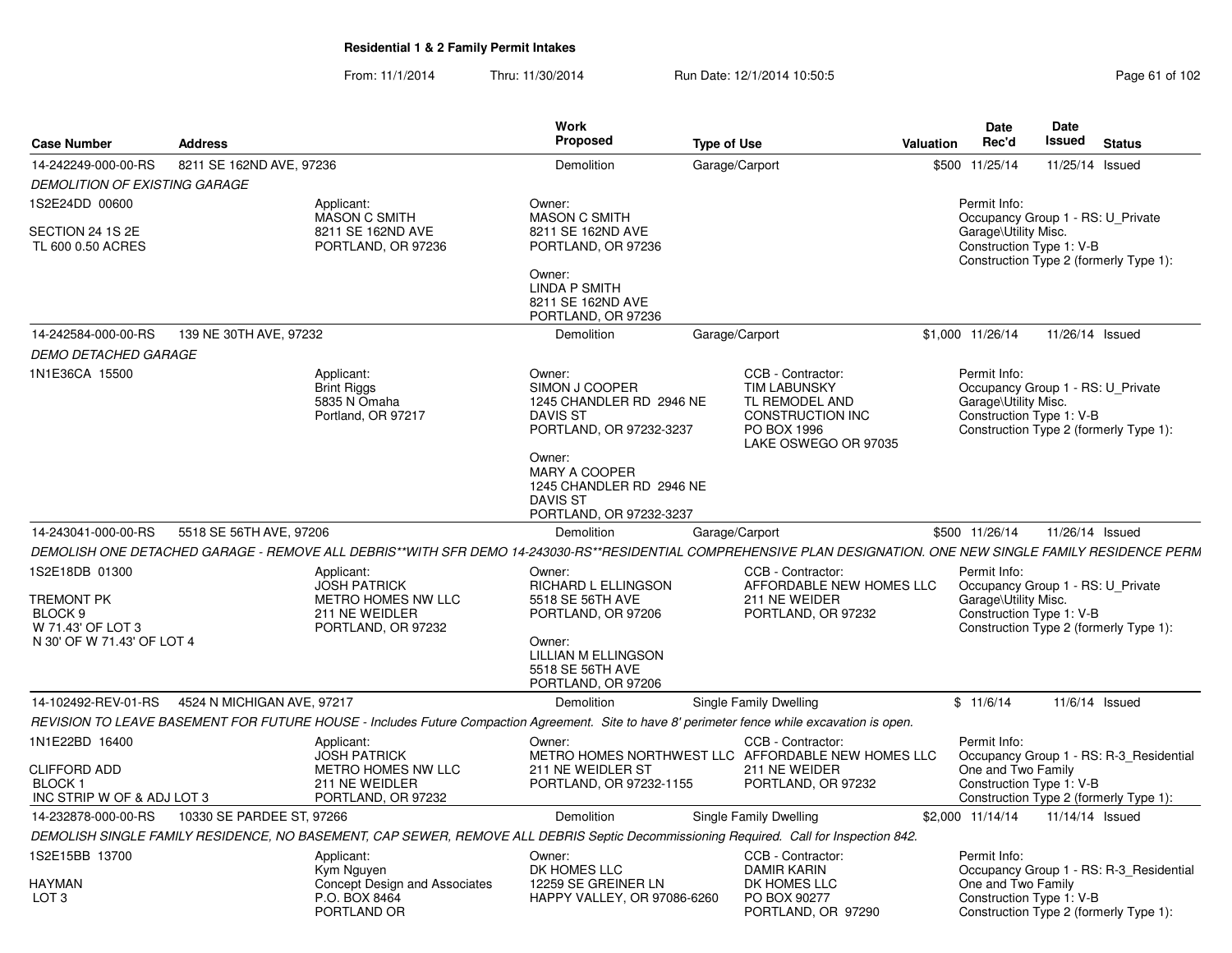**Residential 1 & 2 Family Permit Intakes**

From: 11/1/2014 Thru: 11/30/2014 Run Date: 12/1/2014 10:50:5

| Case Number | Address | Work Proposed | Type of Use | Valuation | Date Rec'd | Date Issued | Status |
|---|---|---|---|---|---|---|---|
| 14-242249-000-00-RS | 8211 SE 162ND AVE, 97236 | Demolition | Garage/Carport | $500 | 11/25/14 | 11/25/14 | Issued |

*DEMOLITION OF EXISTING GARAGE*

1S2E24DD 00600

SECTION 24 1S 2E
TL 600 0.50 ACRES

Applicant:
MASON C SMITH
8211 SE 162ND AVE
PORTLAND, OR 97236

Owner:
MASON C SMITH
8211 SE 162ND AVE
PORTLAND, OR 97236

Owner:
LINDA P SMITH
8211 SE 162ND AVE
PORTLAND, OR 97236

Permit Info:
Occupancy Group 1 - RS: U_Private Garage\Utility Misc.
Construction Type 1: V-B
Construction Type 2 (formerly Type 1):

---

| Case Number | Address | Work Proposed | Type of Use | Valuation | Date Rec'd | Date Issued | Status |
|---|---|---|---|---|---|---|---|
| 14-242584-000-00-RS | 139 NE 30TH AVE, 97232 | Demolition | Garage/Carport | $1,000 | 11/26/14 | 11/26/14 | Issued |

*DEMO DETACHED GARAGE*

1N1E36CA 15500

Applicant:
Brint Riggs
5835 N Omaha
Portland, OR 97217

Owner:
SIMON J COOPER
1245 CHANDLER RD 2946 NE DAVIS ST
PORTLAND, OR 97232-3237

Owner:
MARY A COOPER
1245 CHANDLER RD 2946 NE DAVIS ST
PORTLAND, OR 97232-3237

CCB - Contractor:
TIM LABUNSKY
TL REMODEL AND CONSTRUCTION INC
PO BOX 1996
LAKE OSWEGO OR 97035

Permit Info:
Occupancy Group 1 - RS: U_Private Garage\Utility Misc.
Construction Type 1: V-B
Construction Type 2 (formerly Type 1):

---

| Case Number | Address | Work Proposed | Type of Use | Valuation | Date Rec'd | Date Issued | Status |
|---|---|---|---|---|---|---|---|
| 14-243041-000-00-RS | 5518 SE 56TH AVE, 97206 | Demolition | Garage/Carport | $500 | 11/26/14 | 11/26/14 | Issued |

*DEMOLISH ONE DETACHED GARAGE - REMOVE ALL DEBRIS**WITH SFR DEMO 14-243030-RS**RESIDENTIAL COMPREHENSIVE PLAN DESIGNATION. ONE NEW SINGLE FAMILY RESIDENCE PERM*

1S2E18DB 01300

TREMONT PK
BLOCK 9
W 71.43' OF LOT 3
N 30' OF W 71.43' OF LOT 4

Applicant:
JOSH PATRICK
METRO HOMES NW LLC
211 NE WEIDLER
PORTLAND, OR 97232

Owner:
RICHARD L ELLINGSON
5518 SE 56TH AVE
PORTLAND, OR 97206

Owner:
LILLIAN M ELLINGSON
5518 SE 56TH AVE
PORTLAND, OR 97206

CCB - Contractor:
AFFORDABLE NEW HOMES LLC
211 NE WEIDER
PORTLAND, OR 97232

Permit Info:
Occupancy Group 1 - RS: U_Private Garage\Utility Misc.
Construction Type 1: V-B
Construction Type 2 (formerly Type 1):

---

| Case Number | Address | Work Proposed | Type of Use | Valuation | Date Rec'd | Date Issued | Status |
|---|---|---|---|---|---|---|---|
| 14-102492-REV-01-RS | 4524 N MICHIGAN AVE, 97217 | Demolition | Single Family Dwelling | $ | 11/6/14 | 11/6/14 | Issued |

*REVISION TO LEAVE BASEMENT FOR FUTURE HOUSE - Includes Future Compaction Agreement. Site to have 8' perimeter fence while excavation is open.*

1N1E22BD 16400

CLIFFORD ADD
BLOCK 1
INC STRIP W OF & ADJ LOT 3

Applicant:
JOSH PATRICK
METRO HOMES NW LLC
211 NE WEIDLER
PORTLAND, OR 97232

Owner:
METRO HOMES NORTHWEST LLC
211 NE WEIDLER ST
PORTLAND, OR 97232-1155

CCB - Contractor:
AFFORDABLE NEW HOMES LLC
211 NE WEIDER
PORTLAND, OR 97232

Permit Info:
Occupancy Group 1 - RS: R-3_Residential One and Two Family
Construction Type 1: V-B
Construction Type 2 (formerly Type 1):

---

| Case Number | Address | Work Proposed | Type of Use | Valuation | Date Rec'd | Date Issued | Status |
|---|---|---|---|---|---|---|---|
| 14-232878-000-00-RS | 10330 SE PARDEE ST, 97266 | Demolition | Single Family Dwelling | $2,000 | 11/14/14 | 11/14/14 | Issued |

*DEMOLISH SINGLE FAMILY RESIDENCE, NO BASEMENT, CAP SEWER, REMOVE ALL DEBRIS Septic Decommissioning Required. Call for Inspection 842.*

1S2E15BB 13700

HAYMAN
LOT 3

Applicant:
Kym Nguyen
Concept Design and Associates
P.O. BOX 8464
PORTLAND OR

Owner:
DK HOMES LLC
12259 SE GREINER LN
HAPPY VALLEY, OR 97086-6260

CCB - Contractor:
DAMIR KARIN
DK HOMES LLC
PO BOX 90277
PORTLAND, OR 97290

Permit Info:
Occupancy Group 1 - RS: R-3_Residential One and Two Family
Construction Type 1: V-B
Construction Type 2 (formerly Type 1):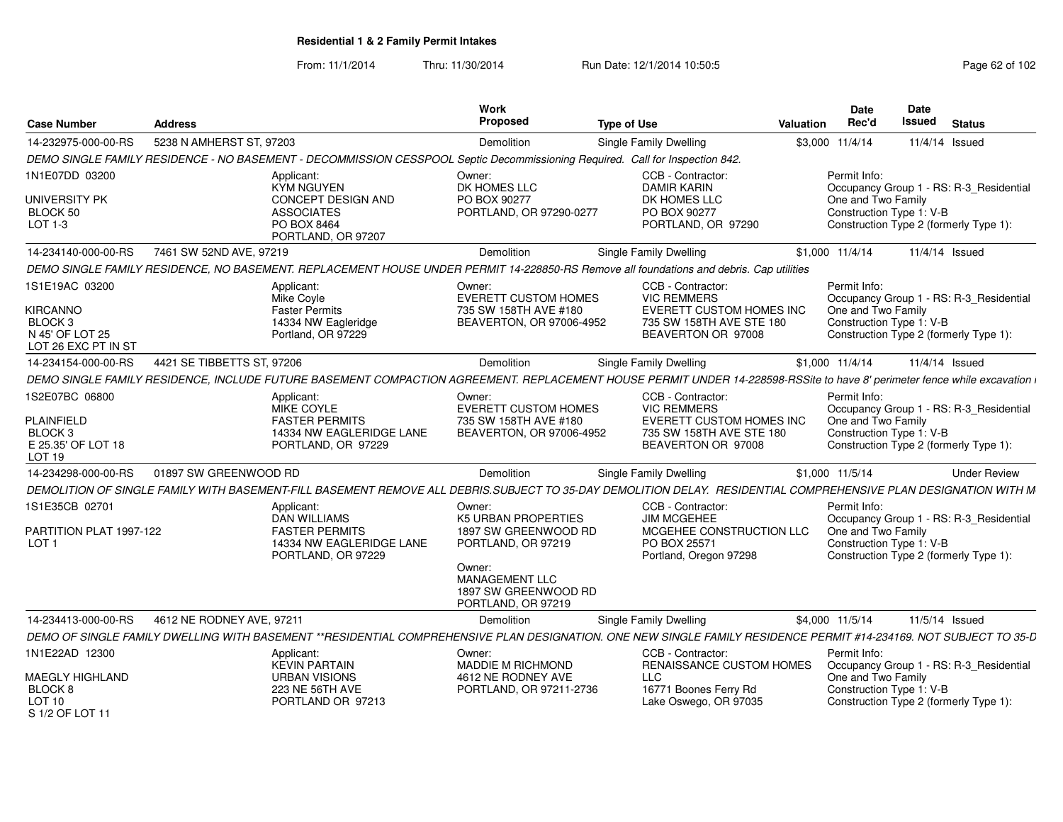## Residential 1 & 2 Family Permit Intakes

From: 11/1/2014 Thru: 11/30/2014 Run Date: 12/1/2014 10:50:5

| Case Number | Address | Work Proposed | Type of Use | Valuation | Date Rec'd | Date Issued | Status |
|---|---|---|---|---|---|---|---|
| 14-232975-000-00-RS | 5238 N AMHERST ST, 97203 | Demolition | Single Family Dwelling | $3,000 | 11/4/14 | 11/4/14 | Issued |
| 14-234140-000-00-RS | 7461 SW 52ND AVE, 97219 | Demolition | Single Family Dwelling | $1,000 | 11/4/14 | 11/4/14 | Issued |
| 14-234154-000-00-RS | 4421 SE TIBBETTS ST, 97206 | Demolition | Single Family Dwelling | $1,000 | 11/4/14 | 11/4/14 | Issued |
| 14-234298-000-00-RS | 01897 SW GREENWOOD RD | Demolition | Single Family Dwelling | $1,000 | 11/5/14 | | Under Review |
| 14-234413-000-00-RS | 4612 NE RODNEY AVE, 97211 | Demolition | Single Family Dwelling | $4,000 | 11/5/14 | 11/5/14 | Issued |

**14-232975-000-00-RS** — 5238 N AMHERST ST, 97203

DEMO SINGLE FAMILY RESIDENCE - NO BASEMENT - DECOMMISSION CESSPOOL Septic Decommissioning Required. Call for Inspection 842.

- 1N1E07DD 03200, UNIVERSITY PK, BLOCK 50, LOT 1-3
- Applicant: KYM NGUYEN, CONCEPT DESIGN AND ASSOCIATES, PO BOX 8464, PORTLAND, OR 97207
- Owner: DK HOMES LLC, PO BOX 90277, PORTLAND, OR 97290-0277
- CCB - Contractor: DAMIR KARIN, DK HOMES LLC, PO BOX 90277, PORTLAND, OR 97290
- Permit Info: Occupancy Group 1 - RS: R-3_Residential One and Two Family; Construction Type 1: V-B; Construction Type 2 (formerly Type 1):

**14-234140-000-00-RS** — 7461 SW 52ND AVE, 97219

DEMO SINGLE FAMILY RESIDENCE, NO BASEMENT. REPLACEMENT HOUSE UNDER PERMIT 14-228850-RS Remove all foundations and debris. Cap utilities

- 1S1E19AC 03200, KIRCANNO, BLOCK 3, N 45' OF LOT 25, LOT 26 EXC PT IN ST
- Applicant: Mike Coyle, Faster Permits, 14334 NW Eagleridge, Portland, OR 97229
- Owner: EVERETT CUSTOM HOMES, 735 SW 158TH AVE #180, BEAVERTON, OR 97006-4952
- CCB - Contractor: VIC REMMERS, EVERETT CUSTOM HOMES INC, 735 SW 158TH AVE STE 180, BEAVERTON OR 97008
- Permit Info: Occupancy Group 1 - RS: R-3_Residential One and Two Family; Construction Type 1: V-B; Construction Type 2 (formerly Type 1):

**14-234154-000-00-RS** — 4421 SE TIBBETTS ST, 97206

DEMO SINGLE FAMILY RESIDENCE, INCLUDE FUTURE BASEMENT COMPACTION AGREEMENT. REPLACEMENT HOUSE PERMIT UNDER 14-228598-RSSite to have 8' perimeter fence while excavation i

- 1S2E07BC 06800, PLAINFIELD, BLOCK 3, E 25.35' OF LOT 18, LOT 19
- Applicant: MIKE COYLE, FASTER PERMITS, 14334 NW EAGLERIDGE LANE, PORTLAND, OR 97229
- Owner: EVERETT CUSTOM HOMES, 735 SW 158TH AVE #180, BEAVERTON, OR 97006-4952
- CCB - Contractor: VIC REMMERS, EVERETT CUSTOM HOMES INC, 735 SW 158TH AVE STE 180, BEAVERTON OR 97008
- Permit Info: Occupancy Group 1 - RS: R-3_Residential One and Two Family; Construction Type 1: V-B; Construction Type 2 (formerly Type 1):

**14-234298-000-00-RS** — 01897 SW GREENWOOD RD

DEMOLITION OF SINGLE FAMILY WITH BASEMENT-FILL BASEMENT REMOVE ALL DEBRIS.SUBJECT TO 35-DAY DEMOLITION DELAY. RESIDENTIAL COMPREHENSIVE PLAN DESIGNATION WITH M

- 1S1E35CB 02701, PARTITION PLAT 1997-122, LOT 1
- Applicant: DAN WILLIAMS, FASTER PERMITS, 14334 NW EAGLERIDGE LANE, PORTLAND, OR 97229
- Owner: K5 URBAN PROPERTIES, 1897 SW GREENWOOD RD, PORTLAND, OR 97219
- Owner: MANAGEMENT LLC, 1897 SW GREENWOOD RD, PORTLAND, OR 97219
- CCB - Contractor: JIM MCGEHEE, MCGEHEE CONSTRUCTION LLC, PO BOX 25571, Portland, Oregon 97298
- Permit Info: Occupancy Group 1 - RS: R-3_Residential One and Two Family; Construction Type 1: V-B; Construction Type 2 (formerly Type 1):

**14-234413-000-00-RS** — 4612 NE RODNEY AVE, 97211

DEMO OF SINGLE FAMILY DWELLING WITH BASEMENT **RESIDENTIAL COMPREHENSIVE PLAN DESIGNATION. ONE NEW SINGLE FAMILY RESIDENCE PERMIT #14-234169. NOT SUBJECT TO 35-D

- 1N1E22AD 12300, MAEGLY HIGHLAND, BLOCK 8, LOT 10, S 1/2 OF LOT 11
- Applicant: KEVIN PARTAIN, URBAN VISIONS, 223 NE 56TH AVE, PORTLAND OR 97213
- Owner: MADDIE M RICHMOND, 4612 NE RODNEY AVE, PORTLAND, OR 97211-2736
- CCB - Contractor: RENAISSANCE CUSTOM HOMES LLC, 16771 Boones Ferry Rd, Lake Oswego, OR 97035
- Permit Info: Occupancy Group 1 - RS: R-3_Residential One and Two Family; Construction Type 1: V-B; Construction Type 2 (formerly Type 1):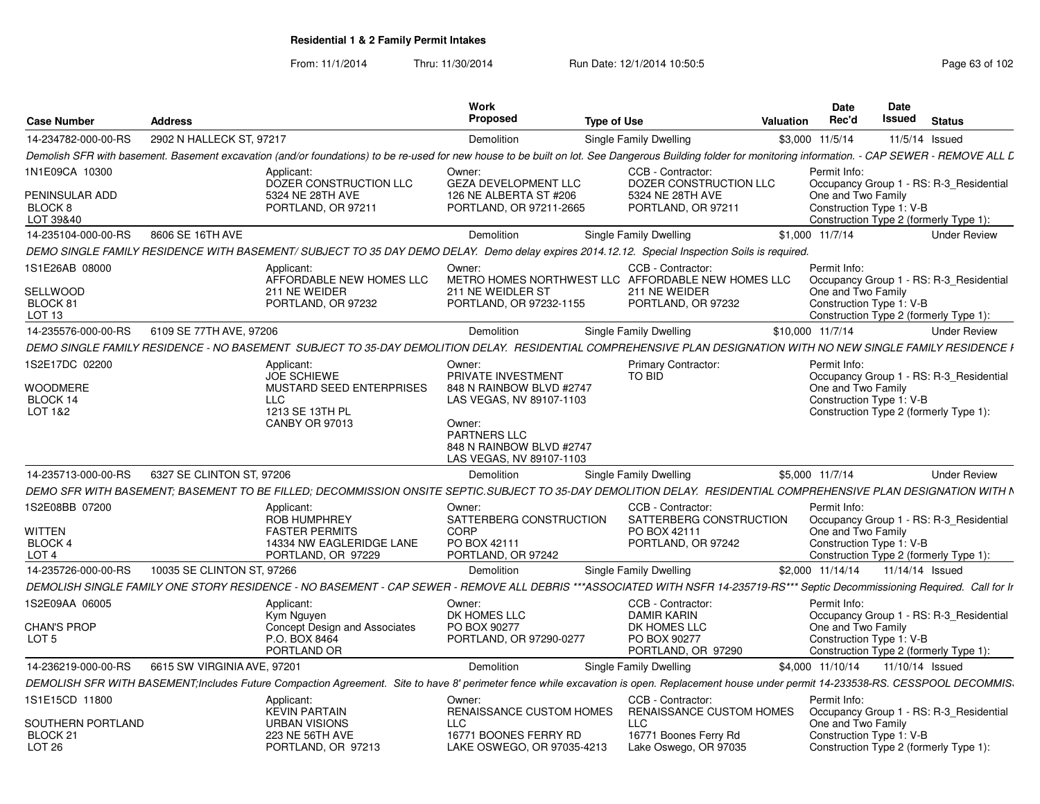## Residential 1 & 2 Family Permit Intakes

From: 11/1/2014 Thru: 11/30/2014 Run Date: 12/1/2014 10:50:5

| Case Number | Address | Work Proposed | Type of Use | Valuation | Date Rec'd | Date Issued | Status |
|---|---|---|---|---|---|---|---|
| 14-234782-000-00-RS | 2902 N HALLECK ST, 97217 | Demolition | Single Family Dwelling | $3,000 | 11/5/14 | 11/5/14 | Issued |

*Demolish SFR with basement. Basement excavation (and/or foundations) to be re-used for new house to be built on lot. See Dangerous Building folder for monitoring information. - CAP SEWER - REMOVE ALL D*

1N1E09CA 10300
PENINSULAR ADD
BLOCK 8
LOT 39&40

Applicant: DOZER CONSTRUCTION LLC, 5324 NE 28TH AVE, PORTLAND, OR 97211

Owner: GEZA DEVELOPMENT LLC, 126 NE ALBERTA ST #206, PORTLAND, OR 97211-2665

CCB - Contractor: DOZER CONSTRUCTION LLC, 5324 NE 28TH AVE, PORTLAND, OR 97211

Permit Info: Occupancy Group 1 - RS: R-3_Residential One and Two Family; Construction Type 1: V-B; Construction Type 2 (formerly Type 1):

| Case Number | Address | Work Proposed | Type of Use | Valuation | Date Rec'd | Date Issued | Status |
|---|---|---|---|---|---|---|---|
| 14-235104-000-00-RS | 8606 SE 16TH AVE | Demolition | Single Family Dwelling | $1,000 | 11/7/14 | | Under Review |

*DEMO SINGLE FAMILY RESIDENCE WITH BASEMENT/ SUBJECT TO 35 DAY DEMO DELAY. Demo delay expires 2014.12.12. Special Inspection Soils is required.*

1S1E26AB 08000
SELLWOOD
BLOCK 81
LOT 13

Applicant: AFFORDABLE NEW HOMES LLC, 211 NE WEIDER, PORTLAND, OR 97232

Owner: METRO HOMES NORTHWEST LLC, 211 NE WEIDLER ST, PORTLAND, OR 97232-1155

CCB - Contractor: AFFORDABLE NEW HOMES LLC, 211 NE WEIDER, PORTLAND, OR 97232

Permit Info: Occupancy Group 1 - RS: R-3_Residential One and Two Family; Construction Type 1: V-B; Construction Type 2 (formerly Type 1):

| Case Number | Address | Work Proposed | Type of Use | Valuation | Date Rec'd | Date Issued | Status |
|---|---|---|---|---|---|---|---|
| 14-235576-000-00-RS | 6109 SE 77TH AVE, 97206 | Demolition | Single Family Dwelling | $10,000 | 11/7/14 | | Under Review |

*DEMO SINGLE FAMILY RESIDENCE - NO BASEMENT SUBJECT TO 35-DAY DEMOLITION DELAY. RESIDENTIAL COMPREHENSIVE PLAN DESIGNATION WITH NO NEW SINGLE FAMILY RESIDENCE F*

1S2E17DC 02200
WOODMERE
BLOCK 14
LOT 1&2

Applicant: JOE SCHIEWE, MUSTARD SEED ENTERPRISES LLC, 1213 SE 13TH PL, CANBY OR 97013

Owner: PRIVATE INVESTMENT, 848 N RAINBOW BLVD #2747, LAS VEGAS, NV 89107-1103

Owner: PARTNERS LLC, 848 N RAINBOW BLVD #2747, LAS VEGAS, NV 89107-1103

Primary Contractor: TO BID

Permit Info: Occupancy Group 1 - RS: R-3_Residential One and Two Family; Construction Type 1: V-B; Construction Type 2 (formerly Type 1):

| Case Number | Address | Work Proposed | Type of Use | Valuation | Date Rec'd | Date Issued | Status |
|---|---|---|---|---|---|---|---|
| 14-235713-000-00-RS | 6327 SE CLINTON ST, 97206 | Demolition | Single Family Dwelling | $5,000 | 11/7/14 | | Under Review |

*DEMO SFR WITH BASEMENT; BASEMENT TO BE FILLED; DECOMMISSION ONSITE SEPTIC.SUBJECT TO 35-DAY DEMOLITION DELAY. RESIDENTIAL COMPREHENSIVE PLAN DESIGNATION WITH N*

1S2E08BB 07200
WITTEN
BLOCK 4
LOT 4

Applicant: ROB HUMPHREY, FASTER PERMITS, 14334 NW EAGLERIDGE LANE, PORTLAND, OR 97229

Owner: SATTERBERG CONSTRUCTION CORP, PO BOX 42111, PORTLAND, OR 97242

CCB - Contractor: SATTERBERG CONSTRUCTION, PO BOX 42111, PORTLAND, OR 97242

Permit Info: Occupancy Group 1 - RS: R-3_Residential One and Two Family; Construction Type 1: V-B; Construction Type 2 (formerly Type 1):

| Case Number | Address | Work Proposed | Type of Use | Valuation | Date Rec'd | Date Issued | Status |
|---|---|---|---|---|---|---|---|
| 14-235726-000-00-RS | 10035 SE CLINTON ST, 97266 | Demolition | Single Family Dwelling | $2,000 | 11/14/14 | 11/14/14 | Issued |

*DEMOLISH SINGLE FAMILY ONE STORY RESIDENCE - NO BASEMENT - CAP SEWER - REMOVE ALL DEBRIS \*\*\*ASSOCIATED WITH NSFR 14-235719-RS\*\*\* Septic Decommissioning Required. Call for Ir*

1S2E09AA 06005
CHAN'S PROP
LOT 5

Applicant: Kym Nguyen, Concept Design and Associates, P.O. BOX 8464, PORTLAND OR

Owner: DK HOMES LLC, PO BOX 90277, PORTLAND, OR 97290-0277

CCB - Contractor: DAMIR KARIN, DK HOMES LLC, PO BOX 90277, PORTLAND, OR 97290

Permit Info: Occupancy Group 1 - RS: R-3_Residential One and Two Family; Construction Type 1: V-B; Construction Type 2 (formerly Type 1):

| Case Number | Address | Work Proposed | Type of Use | Valuation | Date Rec'd | Date Issued | Status |
|---|---|---|---|---|---|---|---|
| 14-236219-000-00-RS | 6615 SW VIRGINIA AVE, 97201 | Demolition | Single Family Dwelling | $4,000 | 11/10/14 | 11/10/14 | Issued |

*DEMOLISH SFR WITH BASEMENT;Includes Future Compaction Agreement. Site to have 8' perimeter fence while excavation is open. Replacement house under permit 14-233538-RS. CESSPOOL DECOMMIS.*

1S1E15CD 11800
SOUTHERN PORTLAND
BLOCK 21
LOT 26

Applicant: KEVIN PARTAIN, URBAN VISIONS, 223 NE 56TH AVE, PORTLAND, OR 97213

Owner: RENAISSANCE CUSTOM HOMES LLC, 16771 BOONES FERRY RD, LAKE OSWEGO, OR 97035-4213

CCB - Contractor: RENAISSANCE CUSTOM HOMES LLC, 16771 Boones Ferry Rd, Lake Oswego, OR 97035

Permit Info: Occupancy Group 1 - RS: R-3_Residential One and Two Family; Construction Type 1: V-B; Construction Type 2 (formerly Type 1):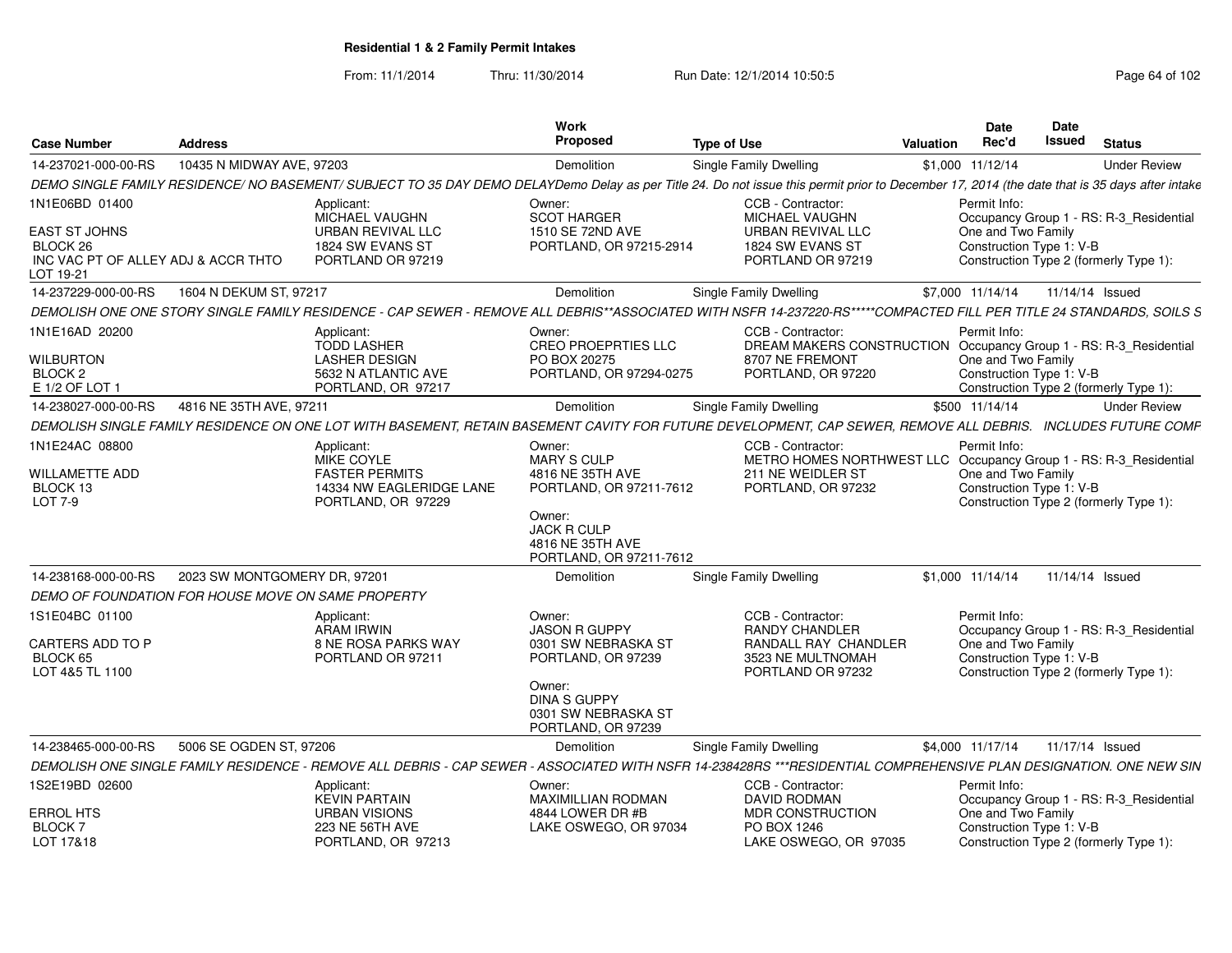## Residential 1 & 2 Family Permit Intakes

From: 11/1/2014 Thru: 11/30/2014 Run Date: 12/1/2014 10:50:5

| Case Number | Address | Work Proposed | Type of Use | Valuation | Date Rec'd | Date Issued | Status |
|---|---|---|---|---|---|---|---|
| 14-237021-000-00-RS | 10435 N MIDWAY AVE, 97203 | Demolition | Single Family Dwelling | $1,000 | 11/12/14 | | Under Review |

DEMO SINGLE FAMILY RESIDENCE/ NO BASEMENT/ SUBJECT TO 35 DAY DEMO DELAYDemo Delay as per Title 24. Do not issue this permit prior to December 17, 2014 (the date that is 35 days after intake

1N1E06BD 01400
EAST ST JOHNS
BLOCK 26
INC VAC PT OF ALLEY ADJ & ACCR THTO
LOT 19-21

Applicant: MICHAEL VAUGHN, URBAN REVIVAL LLC, 1824 SW EVANS ST, PORTLAND OR 97219

Owner: SCOT HARGER, 1510 SE 72ND AVE, PORTLAND, OR 97215-2914

CCB - Contractor: MICHAEL VAUGHN, URBAN REVIVAL LLC, 1824 SW EVANS ST, PORTLAND OR 97219

Permit Info: Occupancy Group 1 - RS: R-3_Residential One and Two Family; Construction Type 1: V-B; Construction Type 2 (formerly Type 1):

| Case Number | Address | Work Proposed | Type of Use | Valuation | Date Rec'd | Date Issued | Status |
|---|---|---|---|---|---|---|---|
| 14-237229-000-00-RS | 1604 N DEKUM ST, 97217 | Demolition | Single Family Dwelling | $7,000 | 11/14/14 | 11/14/14 | Issued |

DEMOLISH ONE ONE STORY SINGLE FAMILY RESIDENCE - CAP SEWER - REMOVE ALL DEBRIS**ASSOCIATED WITH NSFR 14-237220-RS*****COMPACTED FILL PER TITLE 24 STANDARDS, SOILS S

1N1E16AD 20200
WILBURTON
BLOCK 2
E 1/2 OF LOT 1

Applicant: TODD LASHER, LASHER DESIGN, 5632 N ATLANTIC AVE, PORTLAND, OR 97217

Owner: CREO PROEPRTIES LLC, PO BOX 20275, PORTLAND, OR 97294-0275

CCB - Contractor: DREAM MAKERS CONSTRUCTION, 8707 NE FREMONT, PORTLAND, OR 97220

Permit Info: Occupancy Group 1 - RS: R-3_Residential One and Two Family; Construction Type 1: V-B; Construction Type 2 (formerly Type 1):

| Case Number | Address | Work Proposed | Type of Use | Valuation | Date Rec'd | Date Issued | Status |
|---|---|---|---|---|---|---|---|
| 14-238027-000-00-RS | 4816 NE 35TH AVE, 97211 | Demolition | Single Family Dwelling | $500 | 11/14/14 | | Under Review |

DEMOLISH SINGLE FAMILY RESIDENCE ON ONE LOT WITH BASEMENT, RETAIN BASEMENT CAVITY FOR FUTURE DEVELOPMENT, CAP SEWER, REMOVE ALL DEBRIS. INCLUDES FUTURE COMP

1N1E24AC 08800
WILLAMETTE ADD
BLOCK 13
LOT 7-9

Applicant: MIKE COYLE, FASTER PERMITS, 14334 NW EAGLERIDGE LANE, PORTLAND, OR 97229

Owner: MARY S CULP, 4816 NE 35TH AVE, PORTLAND, OR 97211-7612

Owner: JACK R CULP, 4816 NE 35TH AVE, PORTLAND, OR 97211-7612

CCB - Contractor: METRO HOMES NORTHWEST LLC, 211 NE WEIDLER ST, PORTLAND, OR 97232

Permit Info: Occupancy Group 1 - RS: R-3_Residential One and Two Family; Construction Type 1: V-B; Construction Type 2 (formerly Type 1):

| Case Number | Address | Work Proposed | Type of Use | Valuation | Date Rec'd | Date Issued | Status |
|---|---|---|---|---|---|---|---|
| 14-238168-000-00-RS | 2023 SW MONTGOMERY DR, 97201 | Demolition | Single Family Dwelling | $1,000 | 11/14/14 | 11/14/14 | Issued |

DEMO OF FOUNDATION FOR HOUSE MOVE ON SAME PROPERTY

1S1E04BC 01100
CARTERS ADD TO P
BLOCK 65
LOT 4&5 TL 1100

Applicant: ARAM IRWIN, 8 NE ROSA PARKS WAY, PORTLAND OR 97211

Owner: JASON R GUPPY, 0301 SW NEBRASKA ST, PORTLAND, OR 97239

Owner: DINA S GUPPY, 0301 SW NEBRASKA ST, PORTLAND, OR 97239

CCB - Contractor: RANDY CHANDLER, RANDALL RAY CHANDLER, 3523 NE MULTNOMAH, PORTLAND OR 97232

Permit Info: Occupancy Group 1 - RS: R-3_Residential One and Two Family; Construction Type 1: V-B; Construction Type 2 (formerly Type 1):

| Case Number | Address | Work Proposed | Type of Use | Valuation | Date Rec'd | Date Issued | Status |
|---|---|---|---|---|---|---|---|
| 14-238465-000-00-RS | 5006 SE OGDEN ST, 97206 | Demolition | Single Family Dwelling | $4,000 | 11/17/14 | 11/17/14 | Issued |

DEMOLISH ONE SINGLE FAMILY RESIDENCE - REMOVE ALL DEBRIS - CAP SEWER - ASSOCIATED WITH NSFR 14-238428RS ***RESIDENTIAL COMPREHENSIVE PLAN DESIGNATION. ONE NEW SIN

1S2E19BD 02600
ERROL HTS
BLOCK 7
LOT 17&18

Applicant: KEVIN PARTAIN, URBAN VISIONS, 223 NE 56TH AVE, PORTLAND, OR 97213

Owner: MAXIMILLIAN RODMAN, 4844 LOWER DR #B, LAKE OSWEGO, OR 97034

CCB - Contractor: DAVID RODMAN, MDR CONSTRUCTION, PO BOX 1246, LAKE OSWEGO, OR 97035

Permit Info: Occupancy Group 1 - RS: R-3_Residential One and Two Family; Construction Type 1: V-B; Construction Type 2 (formerly Type 1):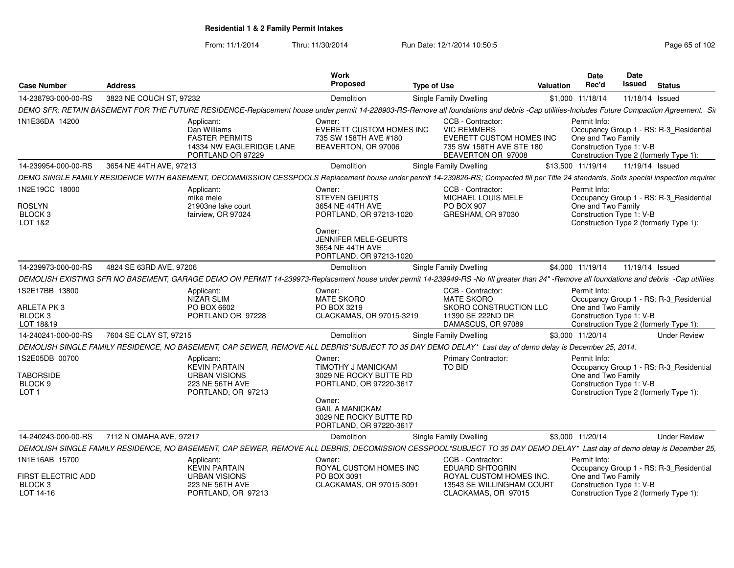## Residential 1 & 2 Family Permit Intakes

From: 11/1/2014 Thru: 11/30/2014 Run Date: 12/1/2014 10:50:5

| Case Number | Address | Work Proposed | Type of Use | Valuation | Date Rec'd | Date Issued | Status |
|---|---|---|---|---|---|---|---|
| 14-238793-000-00-RS | 3823 NE COUCH ST, 97232 | Demolition | Single Family Dwelling | $1,000 | 11/18/14 | 11/18/14 | Issued |

DEMO SFR; RETAIN BASEMENT FOR THE FUTURE RESIDENCE-Replacement house under permit 14-228903-RS-Remove all foundations and debris -Cap utilities-Includes Future Compaction Agreement. Sit

- 1N1E36DA 14200
- Applicant: Dan Williams, FASTER PERMITS, 14334 NW EAGLERIDGE LANE, PORTLAND OR 97229
- Owner: EVERETT CUSTOM HOMES INC, 735 SW 158TH AVE #180, BEAVERTON, OR 97006
- CCB - Contractor: VIC REMMERS, EVERETT CUSTOM HOMES INC, 735 SW 158TH AVE STE 180, BEAVERTON OR 97008
- Permit Info: Occupancy Group 1 - RS: R-3_Residential One and Two Family; Construction Type 1: V-B; Construction Type 2 (formerly Type 1):

| Case Number | Address | Work Proposed | Type of Use | Valuation | Date Rec'd | Date Issued | Status |
|---|---|---|---|---|---|---|---|
| 14-239954-000-00-RS | 3654 NE 44TH AVE, 97213 | Demolition | Single Family Dwelling | $13,500 | 11/19/14 | 11/19/14 | Issued |

DEMO SINGLE FAMILY RESIDENCE WITH BASEMENT, DECOMMISSION CESSPOOLS Replacement house under permit 14-239826-RS; Compacted fill per Title 24 standards, Soils special inspection requirec

- 1N2E19CC 18000, ROSLYN, BLOCK 3, LOT 1&2
- Applicant: mike mele, 21903ne lake court, fairview, OR 97024
- Owner: STEVEN GEURTS, 3654 NE 44TH AVE, PORTLAND, OR 97213-1020
- Owner: JENNIFER MELE-GEURTS, 3654 NE 44TH AVE, PORTLAND, OR 97213-1020
- CCB - Contractor: MICHAEL LOUIS MELE, PO BOX 907, GRESHAM, OR 97030
- Permit Info: Occupancy Group 1 - RS: R-3_Residential One and Two Family; Construction Type 1: V-B; Construction Type 2 (formerly Type 1):

| Case Number | Address | Work Proposed | Type of Use | Valuation | Date Rec'd | Date Issued | Status |
|---|---|---|---|---|---|---|---|
| 14-239973-000-00-RS | 4824 SE 63RD AVE, 97206 | Demolition | Single Family Dwelling | $4,000 | 11/19/14 | 11/19/14 | Issued |

DEMOLISH EXISTING SFR NO BASEMENT, GARAGE DEMO ON PERMIT 14-239973-Replacement house under permit 14-239949-RS -No fill greater than 24" -Remove all foundations and debris -Cap utilities

- 1S2E17BB 13800, ARLETA PK 3, BLOCK 3, LOT 18&19
- Applicant: NIZAR SLIM, PO BOX 6602, PORTLAND OR 97228
- Owner: MATE SKORO, PO BOX 3219, CLACKAMAS, OR 97015-3219
- CCB - Contractor: MATE SKORO, SKORO CONSTRUCTION LLC, 11390 SE 222ND DR, DAMASCUS, OR 97089
- Permit Info: Occupancy Group 1 - RS: R-3_Residential One and Two Family; Construction Type 1: V-B; Construction Type 2 (formerly Type 1):

| Case Number | Address | Work Proposed | Type of Use | Valuation | Date Rec'd | Date Issued | Status |
|---|---|---|---|---|---|---|---|
| 14-240241-000-00-RS | 7604 SE CLAY ST, 97215 | Demolition | Single Family Dwelling | $3,000 | 11/20/14 | | Under Review |

DEMOLISH SINGLE FAMILY RESIDENCE, NO BASEMENT, CAP SEWER, REMOVE ALL DEBRIS*SUBJECT TO 35 DAY DEMO DELAY* Last day of demo delay is December 25, 2014.

- 1S2E05DB 00700, TABORSIDE, BLOCK 9, LOT 1
- Applicant: KEVIN PARTAIN, URBAN VISIONS, 223 NE 56TH AVE, PORTLAND, OR 97213
- Owner: TIMOTHY J MANICKAM, 3029 NE ROCKY BUTTE RD, PORTLAND, OR 97220-3617
- Owner: GAIL A MANICKAM, 3029 NE ROCKY BUTTE RD, PORTLAND, OR 97220-3617
- Primary Contractor: TO BID
- Permit Info: Occupancy Group 1 - RS: R-3_Residential One and Two Family; Construction Type 1: V-B; Construction Type 2 (formerly Type 1):

| Case Number | Address | Work Proposed | Type of Use | Valuation | Date Rec'd | Date Issued | Status |
|---|---|---|---|---|---|---|---|
| 14-240243-000-00-RS | 7112 N OMAHA AVE, 97217 | Demolition | Single Family Dwelling | $3,000 | 11/20/14 | | Under Review |

DEMOLISH SINGLE FAMILY RESIDENCE, NO BASEMENT, CAP SEWER, REMOVE ALL DEBRIS, DECOMISSION CESSPOOL*SUBJECT TO 35 DAY DEMO DELAY* Last day of demo delay is December 25,

- 1N1E16AB 15700, FIRST ELECTRIC ADD, BLOCK 3, LOT 14-16
- Applicant: KEVIN PARTAIN, URBAN VISIONS, 223 NE 56TH AVE, PORTLAND, OR 97213
- Owner: ROYAL CUSTOM HOMES INC, PO BOX 3091, CLACKAMAS, OR 97015-3091
- CCB - Contractor: EDUARD SHTOGRIN, ROYAL CUSTOM HOMES INC., 13543 SE WILLINGHAM COURT, CLACKAMAS, OR 97015
- Permit Info: Occupancy Group 1 - RS: R-3_Residential One and Two Family; Construction Type 1: V-B; Construction Type 2 (formerly Type 1):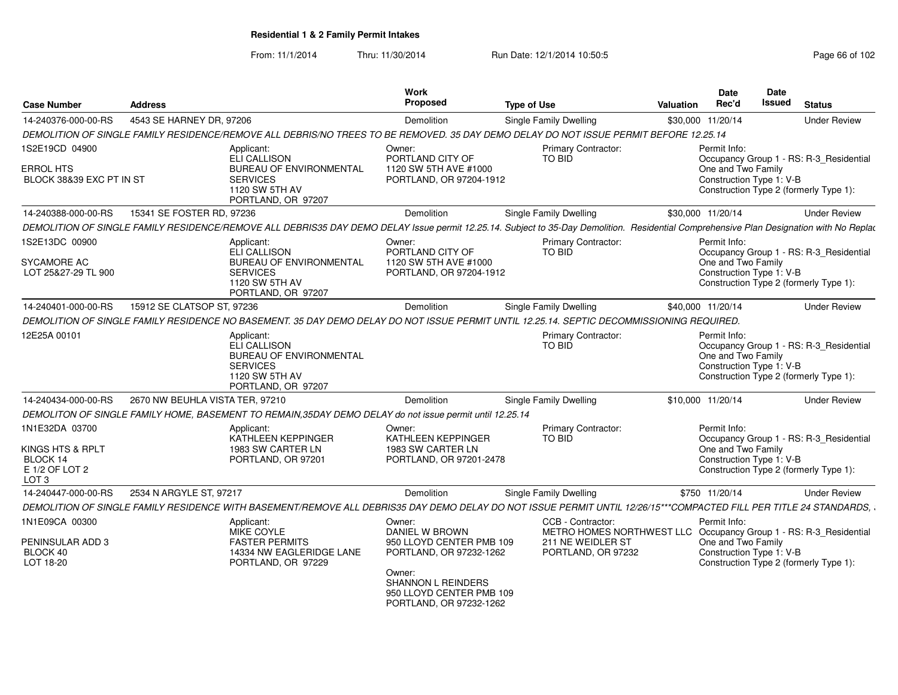**Residential 1 & 2 Family Permit Intakes**

From: 11/1/2014 Thru: 11/30/2014 Run Date: 12/1/2014 10:50:5

| Case Number | Address | Work Proposed | Type of Use | Valuation | Date Rec'd | Date Issued | Status |
|---|---|---|---|---|---|---|---|
| 14-240376-000-00-RS | 4543 SE HARNEY DR, 97206 | Demolition | Single Family Dwelling | $30,000 | 11/20/14 | | Under Review |

*DEMOLITION OF SINGLE FAMILY RESIDENCE/REMOVE ALL DEBRIS/NO TREES TO BE REMOVED. 35 DAY DEMO DELAY DO NOT ISSUE PERMIT BEFORE 12.25.14*

1S2E19CD 04900
ERROL HTS
BLOCK 38&39 EXC PT IN ST

Applicant: ELI CALLISON, BUREAU OF ENVIRONMENTAL SERVICES, 1120 SW 5TH AV, PORTLAND, OR 97207
Owner: PORTLAND CITY OF, 1120 SW 5TH AVE #1000, PORTLAND, OR 97204-1912
Primary Contractor: TO BID
Permit Info: Occupancy Group 1 - RS: R-3_Residential One and Two Family; Construction Type 1: V-B; Construction Type 2 (formerly Type 1):

| Case Number | Address | Work Proposed | Type of Use | Valuation | Date Rec'd | Date Issued | Status |
|---|---|---|---|---|---|---|---|
| 14-240388-000-00-RS | 15341 SE FOSTER RD, 97236 | Demolition | Single Family Dwelling | $30,000 | 11/20/14 | | Under Review |

*DEMOLITION OF SINGLE FAMILY RESIDENCE/REMOVE ALL DEBRIS35 DAY DEMO DELAY Issue permit 12.25.14. Subject to 35-Day Demolition. Residential Comprehensive Plan Designation with No Replac*

1S2E13DC 00900
SYCAMORE AC
LOT 25&27-29 TL 900

Applicant: ELI CALLISON, BUREAU OF ENVIRONMENTAL SERVICES, 1120 SW 5TH AV, PORTLAND, OR 97207
Owner: PORTLAND CITY OF, 1120 SW 5TH AVE #1000, PORTLAND, OR 97204-1912
Primary Contractor: TO BID
Permit Info: Occupancy Group 1 - RS: R-3_Residential One and Two Family; Construction Type 1: V-B; Construction Type 2 (formerly Type 1):

| Case Number | Address | Work Proposed | Type of Use | Valuation | Date Rec'd | Date Issued | Status |
|---|---|---|---|---|---|---|---|
| 14-240401-000-00-RS | 15912 SE CLATSOP ST, 97236 | Demolition | Single Family Dwelling | $40,000 | 11/20/14 | | Under Review |

*DEMOLITION OF SINGLE FAMILY RESIDENCE NO BASEMENT. 35 DAY DEMO DELAY DO NOT ISSUE PERMIT UNTIL 12.25.14. SEPTIC DECOMMISSIONING REQUIRED.*

12E25A 00101

Applicant: ELI CALLISON, BUREAU OF ENVIRONMENTAL SERVICES, 1120 SW 5TH AV, PORTLAND, OR 97207
Primary Contractor: TO BID
Permit Info: Occupancy Group 1 - RS: R-3_Residential One and Two Family; Construction Type 1: V-B; Construction Type 2 (formerly Type 1):

| Case Number | Address | Work Proposed | Type of Use | Valuation | Date Rec'd | Date Issued | Status |
|---|---|---|---|---|---|---|---|
| 14-240434-000-00-RS | 2670 NW BEUHLA VISTA TER, 97210 | Demolition | Single Family Dwelling | $10,000 | 11/20/14 | | Under Review |

*DEMOLITON OF SINGLE FAMILY HOME, BASEMENT TO REMAIN,35DAY DEMO DELAY do not issue permit until 12.25.14*

1N1E32DA 03700
KINGS HTS & RPLT
BLOCK 14
E 1/2 OF LOT 2
LOT 3

Applicant: KATHLEEN KEPPINGER, 1983 SW CARTER LN, PORTLAND, OR 97201
Owner: KATHLEEN KEPPINGER, 1983 SW CARTER LN, PORTLAND, OR 97201-2478
Primary Contractor: TO BID
Permit Info: Occupancy Group 1 - RS: R-3_Residential One and Two Family; Construction Type 1: V-B; Construction Type 2 (formerly Type 1):

| Case Number | Address | Work Proposed | Type of Use | Valuation | Date Rec'd | Date Issued | Status |
|---|---|---|---|---|---|---|---|
| 14-240447-000-00-RS | 2534 N ARGYLE ST, 97217 | Demolition | Single Family Dwelling | $750 | 11/20/14 | | Under Review |

*DEMOLITION OF SINGLE FAMILY RESIDENCE WITH BASEMENT/REMOVE ALL DEBRIS35 DAY DEMO DELAY DO NOT ISSUE PERMIT UNTIL 12/26/15***COMPACTED FILL PER TITLE 24 STANDARDS, .*

1N1E09CA 00300
PENINSULAR ADD 3
BLOCK 40
LOT 18-20

Applicant: MIKE COYLE, FASTER PERMITS, 14334 NW EAGLERIDGE LANE, PORTLAND, OR 97229
Owner: DANIEL W BROWN, 950 LLOYD CENTER PMB 109, PORTLAND, OR 97232-1262
Owner: SHANNON L REINDERS, 950 LLOYD CENTER PMB 109, PORTLAND, OR 97232-1262
CCB - Contractor: METRO HOMES NORTHWEST LLC, 211 NE WEIDLER ST, PORTLAND, OR 97232
Permit Info: Occupancy Group 1 - RS: R-3_Residential One and Two Family; Construction Type 1: V-B; Construction Type 2 (formerly Type 1):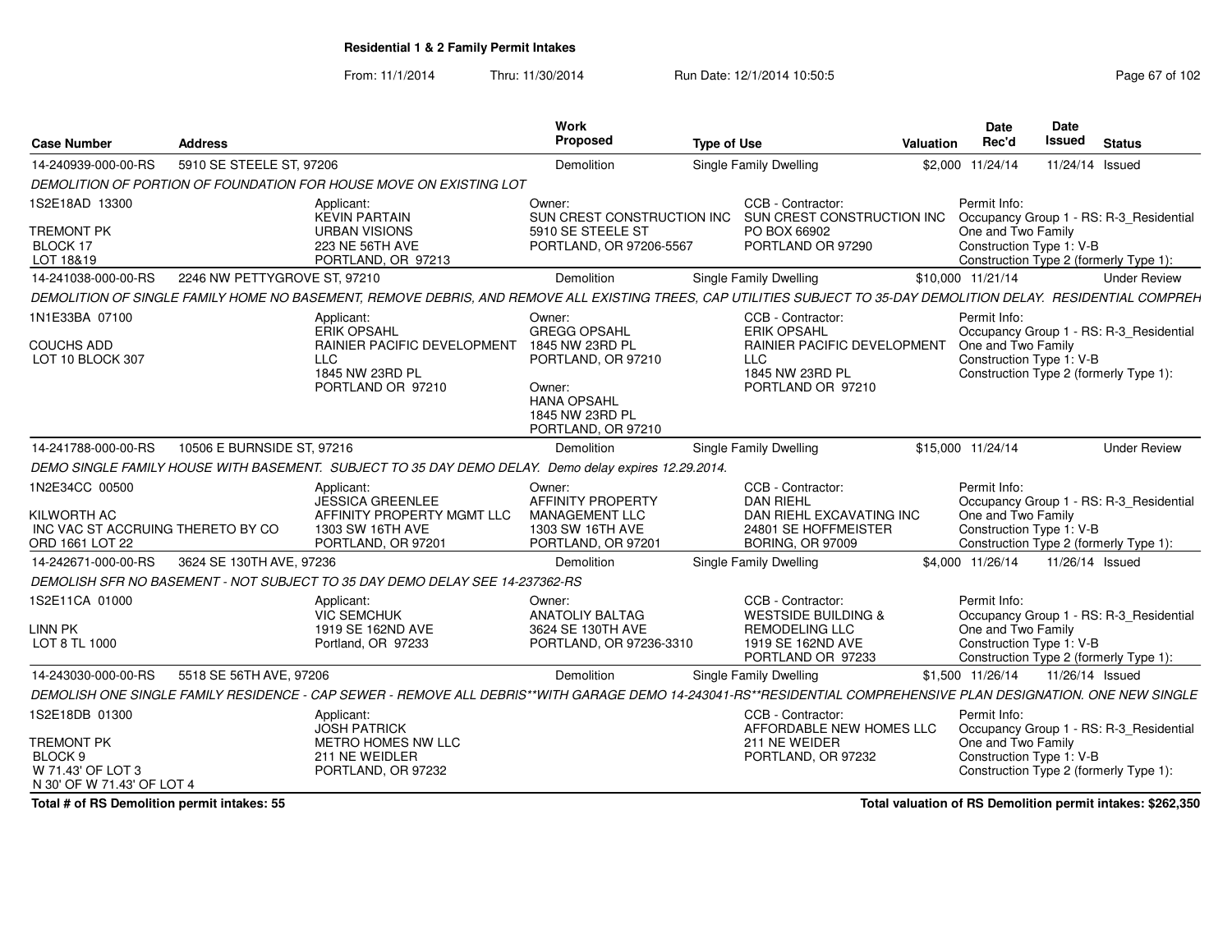# Residential 1 & 2 Family Permit Intakes

From: 11/1/2014 Thru: 11/30/2014 Run Date: 12/1/2014 10:50:5

| Case Number | Address | Work Proposed | Type of Use | Valuation | Date Rec'd | Date Issued | Status |
|---|---|---|---|---|---|---|---|
| 14-240939-000-00-RS | 5910 SE STEELE ST, 97206 | Demolition | Single Family Dwelling | $2,000 | 11/24/14 | 11/24/14 | Issued |

*DEMOLITION OF PORTION OF FOUNDATION FOR HOUSE MOVE ON EXISTING LOT*

1S2E18AD 13300
TREMONT PK
BLOCK 17
LOT 18&19

Applicant: KEVIN PARTAIN, URBAN VISIONS, 223 NE 56TH AVE, PORTLAND, OR 97213

Owner: SUN CREST CONSTRUCTION INC, 5910 SE STEELE ST, PORTLAND, OR 97206-5567

CCB - Contractor: SUN CREST CONSTRUCTION INC, PO BOX 66902, PORTLAND OR 97290

Permit Info: Occupancy Group 1 - RS: R-3_Residential One and Two Family; Construction Type 1: V-B; Construction Type 2 (formerly Type 1):

| Case Number | Address | Work Proposed | Type of Use | Valuation | Date Rec'd | Date Issued | Status |
|---|---|---|---|---|---|---|---|
| 14-241038-000-00-RS | 2246 NW PETTYGROVE ST, 97210 | Demolition | Single Family Dwelling | $10,000 | 11/21/14 | | Under Review |

*DEMOLITION OF SINGLE FAMILY HOME NO BASEMENT, REMOVE DEBRIS, AND REMOVE ALL EXISTING TREES, CAP UTILITIES SUBJECT TO 35-DAY DEMOLITION DELAY. RESIDENTIAL COMPREH*

1N1E33BA 07100
COUCHS ADD
LOT 10 BLOCK 307

Applicant: ERIK OPSAHL, RAINIER PACIFIC DEVELOPMENT LLC, 1845 NW 23RD PL, PORTLAND OR 97210

Owner: GREGG OPSAHL, 1845 NW 23RD PL, PORTLAND, OR 97210

Owner: HANA OPSAHL, 1845 NW 23RD PL, PORTLAND, OR 97210

CCB - Contractor: ERIK OPSAHL, RAINIER PACIFIC DEVELOPMENT LLC, 1845 NW 23RD PL, PORTLAND OR 97210

Permit Info: Occupancy Group 1 - RS: R-3_Residential One and Two Family; Construction Type 1: V-B; Construction Type 2 (formerly Type 1):

| Case Number | Address | Work Proposed | Type of Use | Valuation | Date Rec'd | Date Issued | Status |
|---|---|---|---|---|---|---|---|
| 14-241788-000-00-RS | 10506 E BURNSIDE ST, 97216 | Demolition | Single Family Dwelling | $15,000 | 11/24/14 | | Under Review |

*DEMO SINGLE FAMILY HOUSE WITH BASEMENT. SUBJECT TO 35 DAY DEMO DELAY. Demo delay expires 12.29.2014.*

1N2E34CC 00500
KILWORTH AC
INC VAC ST ACCRUING THERETO BY CO
ORD 1661 LOT 22

Applicant: JESSICA GREENLEE, AFFINITY PROPERTY MGMT LLC, 1303 SW 16TH AVE, PORTLAND, OR 97201

Owner: AFFINITY PROPERTY MANAGEMENT LLC, 1303 SW 16TH AVE, PORTLAND, OR 97201

CCB - Contractor: DAN RIEHL, DAN RIEHL EXCAVATING INC, 24801 SE HOFFMEISTER, BORING, OR 97009

Permit Info: Occupancy Group 1 - RS: R-3_Residential One and Two Family; Construction Type 1: V-B; Construction Type 2 (formerly Type 1):

| Case Number | Address | Work Proposed | Type of Use | Valuation | Date Rec'd | Date Issued | Status |
|---|---|---|---|---|---|---|---|
| 14-242671-000-00-RS | 3624 SE 130TH AVE, 97236 | Demolition | Single Family Dwelling | $4,000 | 11/26/14 | 11/26/14 | Issued |

*DEMOLISH SFR NO BASEMENT - NOT SUBJECT TO 35 DAY DEMO DELAY SEE 14-237362-RS*

1S2E11CA 01000
LINN PK
LOT 8 TL 1000

Applicant: VIC SEMCHUK, 1919 SE 162ND AVE, Portland, OR 97233

Owner: ANATOLIY BALTAG, 3624 SE 130TH AVE, PORTLAND, OR 97236-3310

CCB - Contractor: WESTSIDE BUILDING & REMODELING LLC, 1919 SE 162ND AVE, PORTLAND OR 97233

Permit Info: Occupancy Group 1 - RS: R-3_Residential One and Two Family; Construction Type 1: V-B; Construction Type 2 (formerly Type 1):

| Case Number | Address | Work Proposed | Type of Use | Valuation | Date Rec'd | Date Issued | Status |
|---|---|---|---|---|---|---|---|
| 14-243030-000-00-RS | 5518 SE 56TH AVE, 97206 | Demolition | Single Family Dwelling | $1,500 | 11/26/14 | 11/26/14 | Issued |

*DEMOLISH ONE SINGLE FAMILY RESIDENCE - CAP SEWER - REMOVE ALL DEBRIS**WITH GARAGE DEMO 14-243041-RS**RESIDENTIAL COMPREHENSIVE PLAN DESIGNATION. ONE NEW SINGLE*

1S2E18DB 01300
TREMONT PK
BLOCK 9
W 71.43' OF LOT 3
N 30' OF W 71.43' OF LOT 4

Applicant: JOSH PATRICK, METRO HOMES NW LLC, 211 NE WEIDLER, PORTLAND, OR 97232

CCB - Contractor: AFFORDABLE NEW HOMES LLC, 211 NE WEIDER, PORTLAND, OR 97232

Permit Info: Occupancy Group 1 - RS: R-3_Residential One and Two Family; Construction Type 1: V-B; Construction Type 2 (formerly Type 1):

**Total # of RS Demolition permit intakes: 55**

**Total valuation of RS Demolition permit intakes: $262,350**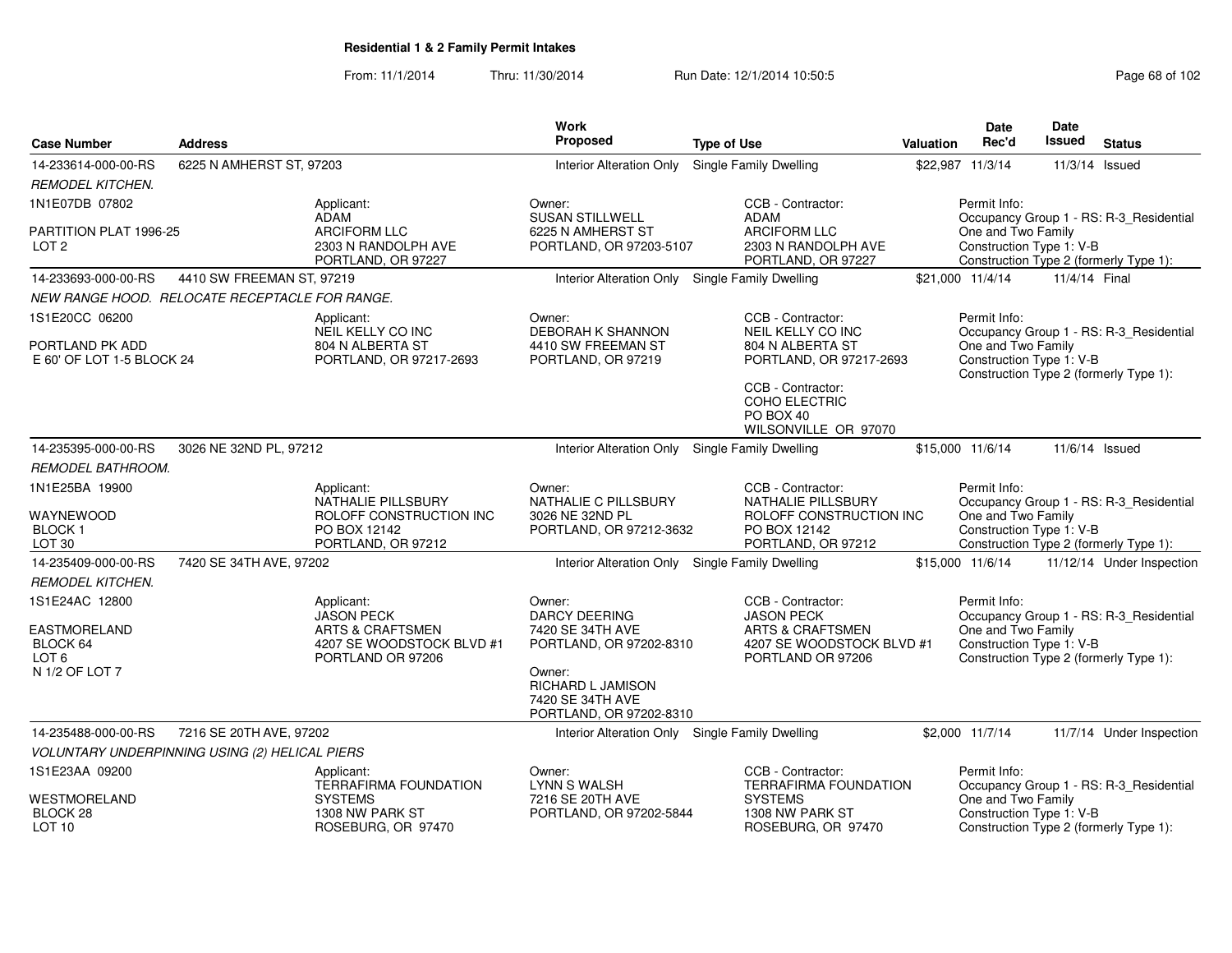## Residential 1 & 2 Family Permit Intakes

From: 11/1/2014 Thru: 11/30/2014 Run Date: 12/1/2014 10:50:5

| Case Number | Address | Work Proposed | Type of Use | Valuation | Date Rec'd | Date Issued | Status |
|---|---|---|---|---|---|---|---|
| 14-233614-000-00-RS | 6225 N AMHERST ST, 97203 | Interior Alteration Only | Single Family Dwelling | $22,987 | 11/3/14 | 11/3/14 | Issued |

*REMODEL KITCHEN.*

1N1E07DB 07802
PARTITION PLAT 1996-25
LOT 2

Applicant: ADAM, ARCIFORM LLC, 2303 N RANDOLPH AVE, PORTLAND, OR 97227

Owner: SUSAN STILLWELL, 6225 N AMHERST ST, PORTLAND, OR 97203-5107

CCB - Contractor: ADAM, ARCIFORM LLC, 2303 N RANDOLPH AVE, PORTLAND, OR 97227

Permit Info: Occupancy Group 1 - RS: R-3_Residential One and Two Family; Construction Type 1: V-B; Construction Type 2 (formerly Type 1):

| Case Number | Address | Work Proposed | Type of Use | Valuation | Date Rec'd | Date Issued | Status |
|---|---|---|---|---|---|---|---|
| 14-233693-000-00-RS | 4410 SW FREEMAN ST, 97219 | Interior Alteration Only | Single Family Dwelling | $21,000 | 11/4/14 | 11/4/14 | Final |

*NEW RANGE HOOD. RELOCATE RECEPTACLE FOR RANGE.*

1S1E20CC 06200
PORTLAND PK ADD
E 60' OF LOT 1-5 BLOCK 24

Applicant: NEIL KELLY CO INC, 804 N ALBERTA ST, PORTLAND, OR 97217-2693

Owner: DEBORAH K SHANNON, 4410 SW FREEMAN ST, PORTLAND, OR 97219

CCB - Contractor: NEIL KELLY CO INC, 804 N ALBERTA ST, PORTLAND, OR 97217-2693

CCB - Contractor: COHO ELECTRIC, PO BOX 40, WILSONVILLE OR 97070

Permit Info: Occupancy Group 1 - RS: R-3_Residential One and Two Family; Construction Type 1: V-B; Construction Type 2 (formerly Type 1):

| Case Number | Address | Work Proposed | Type of Use | Valuation | Date Rec'd | Date Issued | Status |
|---|---|---|---|---|---|---|---|
| 14-235395-000-00-RS | 3026 NE 32ND PL, 97212 | Interior Alteration Only | Single Family Dwelling | $15,000 | 11/6/14 | 11/6/14 | Issued |

*REMODEL BATHROOM.*

1N1E25BA 19900
WAYNEWOOD
BLOCK 1
LOT 30

Applicant: NATHALIE PILLSBURY, ROLOFF CONSTRUCTION INC, PO BOX 12142, PORTLAND, OR 97212

Owner: NATHALIE C PILLSBURY, 3026 NE 32ND PL, PORTLAND, OR 97212-3632

CCB - Contractor: NATHALIE PILLSBURY, ROLOFF CONSTRUCTION INC, PO BOX 12142, PORTLAND, OR 97212

Permit Info: Occupancy Group 1 - RS: R-3_Residential One and Two Family; Construction Type 1: V-B; Construction Type 2 (formerly Type 1):

| Case Number | Address | Work Proposed | Type of Use | Valuation | Date Rec'd | Date Issued | Status |
|---|---|---|---|---|---|---|---|
| 14-235409-000-00-RS | 7420 SE 34TH AVE, 97202 | Interior Alteration Only | Single Family Dwelling | $15,000 | 11/6/14 | 11/12/14 | Under Inspection |

*REMODEL KITCHEN.*

1S1E24AC 12800
EASTMORELAND
BLOCK 64
LOT 6
N 1/2 OF LOT 7

Applicant: JASON PECK, ARTS & CRAFTSMEN, 4207 SE WOODSTOCK BLVD #1, PORTLAND OR 97206

Owner: DARCY DEERING, 7420 SE 34TH AVE, PORTLAND, OR 97202-8310

Owner: RICHARD L JAMISON, 7420 SE 34TH AVE, PORTLAND, OR 97202-8310

CCB - Contractor: JASON PECK, ARTS & CRAFTSMEN, 4207 SE WOODSTOCK BLVD #1, PORTLAND OR 97206

Permit Info: Occupancy Group 1 - RS: R-3_Residential One and Two Family; Construction Type 1: V-B; Construction Type 2 (formerly Type 1):

| Case Number | Address | Work Proposed | Type of Use | Valuation | Date Rec'd | Date Issued | Status |
|---|---|---|---|---|---|---|---|
| 14-235488-000-00-RS | 7216 SE 20TH AVE, 97202 | Interior Alteration Only | Single Family Dwelling | $2,000 | 11/7/14 | 11/7/14 | Under Inspection |

*VOLUNTARY UNDERPINNING USING (2) HELICAL PIERS*

1S1E23AA 09200
WESTMORELAND
BLOCK 28
LOT 10

Applicant: TERRAFIRMA FOUNDATION SYSTEMS, 1308 NW PARK ST, ROSEBURG, OR 97470

Owner: LYNN S WALSH, 7216 SE 20TH AVE, PORTLAND, OR 97202-5844

CCB - Contractor: TERRAFIRMA FOUNDATION SYSTEMS, 1308 NW PARK ST, ROSEBURG, OR 97470

Permit Info: Occupancy Group 1 - RS: R-3_Residential One and Two Family; Construction Type 1: V-B; Construction Type 2 (formerly Type 1):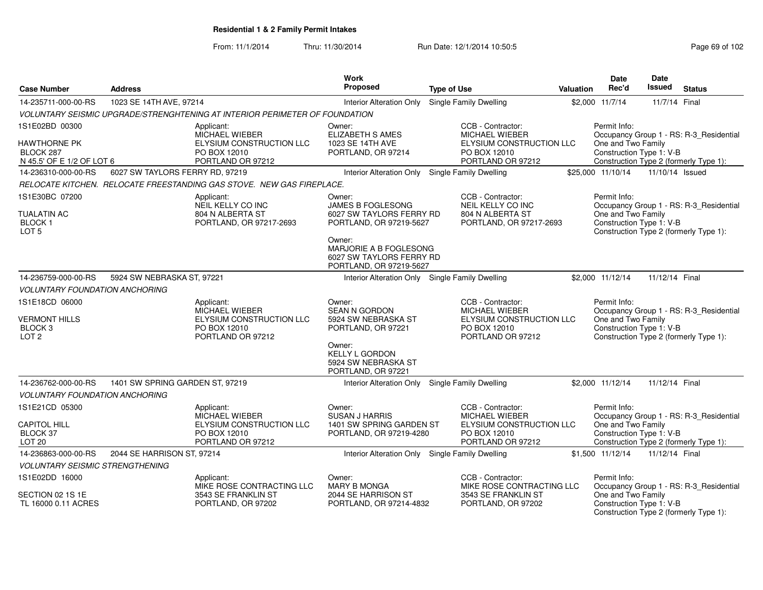## Residential 1 & 2 Family Permit Intakes

From: 11/1/2014 Thru: 11/30/2014 Run Date: 12/1/2014 10:50:5

| Case Number | Address | Work Proposed | Type of Use | Valuation | Date Rec'd | Date Issued | Status |
|---|---|---|---|---|---|---|---|
| 14-235711-000-00-RS | 1023 SE 14TH AVE, 97214 | Interior Alteration Only | Single Family Dwelling | $2,000 | 11/7/14 | 11/7/14 | Final |

VOLUNTARY SEISMIC UPGRADE/STRENGHTENING AT INTERIOR PERIMETER OF FOUNDATION

1S1E02BD 00300
HAWTHORNE PK
BLOCK 287
N 45.5' OF E 1/2 OF LOT 6

Applicant:
MICHAEL WIEBER
ELYSIUM CONSTRUCTION LLC
PO BOX 12010
PORTLAND OR 97212

Owner:
ELIZABETH S AMES
1023 SE 14TH AVE
PORTLAND, OR 97214

CCB - Contractor:
MICHAEL WIEBER
ELYSIUM CONSTRUCTION LLC
PO BOX 12010
PORTLAND OR 97212

Permit Info:
Occupancy Group 1 - RS: R-3_Residential One and Two Family
Construction Type 1: V-B
Construction Type 2 (formerly Type 1):

| Case Number | Address | Work Proposed | Type of Use | Valuation | Date Rec'd | Date Issued | Status |
|---|---|---|---|---|---|---|---|
| 14-236310-000-00-RS | 6027 SW TAYLORS FERRY RD, 97219 | Interior Alteration Only | Single Family Dwelling | $25,000 | 11/10/14 | 11/10/14 | Issued |

RELOCATE KITCHEN. RELOCATE FREESTANDING GAS STOVE. NEW GAS FIREPLACE.

1S1E30BC 07200
TUALATIN AC
BLOCK 1
LOT 5

Applicant:
NEIL KELLY CO INC
804 N ALBERTA ST
PORTLAND, OR 97217-2693

Owner:
JAMES B FOGLESONG
6027 SW TAYLORS FERRY RD
PORTLAND, OR 97219-5627

Owner:
MARJORIE A B FOGLESONG
6027 SW TAYLORS FERRY RD
PORTLAND, OR 97219-5627

CCB - Contractor:
NEIL KELLY CO INC
804 N ALBERTA ST
PORTLAND, OR 97217-2693

Permit Info:
Occupancy Group 1 - RS: R-3_Residential One and Two Family
Construction Type 1: V-B
Construction Type 2 (formerly Type 1):

| Case Number | Address | Work Proposed | Type of Use | Valuation | Date Rec'd | Date Issued | Status |
|---|---|---|---|---|---|---|---|
| 14-236759-000-00-RS | 5924 SW NEBRASKA ST, 97221 | Interior Alteration Only | Single Family Dwelling | $2,000 | 11/12/14 | 11/12/14 | Final |

VOLUNTARY FOUNDATION ANCHORING

1S1E18CD 06000
VERMONT HILLS
BLOCK 3
LOT 2

Applicant:
MICHAEL WIEBER
ELYSIUM CONSTRUCTION LLC
PO BOX 12010
PORTLAND OR 97212

Owner:
SEAN N GORDON
5924 SW NEBRASKA ST
PORTLAND, OR 97221

Owner:
KELLY L GORDON
5924 SW NEBRASKA ST
PORTLAND, OR 97221

CCB - Contractor:
MICHAEL WIEBER
ELYSIUM CONSTRUCTION LLC
PO BOX 12010
PORTLAND OR 97212

Permit Info:
Occupancy Group 1 - RS: R-3_Residential One and Two Family
Construction Type 1: V-B
Construction Type 2 (formerly Type 1):

| Case Number | Address | Work Proposed | Type of Use | Valuation | Date Rec'd | Date Issued | Status |
|---|---|---|---|---|---|---|---|
| 14-236762-000-00-RS | 1401 SW SPRING GARDEN ST, 97219 | Interior Alteration Only | Single Family Dwelling | $2,000 | 11/12/14 | 11/12/14 | Final |

VOLUNTARY FOUNDATION ANCHORING

1S1E21CD 05300
CAPITOL HILL
BLOCK 37
LOT 20

Applicant:
MICHAEL WIEBER
ELYSIUM CONSTRUCTION LLC
PO BOX 12010
PORTLAND OR 97212

Owner:
SUSAN J HARRIS
1401 SW SPRING GARDEN ST
PORTLAND, OR 97219-4280

CCB - Contractor:
MICHAEL WIEBER
ELYSIUM CONSTRUCTION LLC
PO BOX 12010
PORTLAND OR 97212

Permit Info:
Occupancy Group 1 - RS: R-3_Residential One and Two Family
Construction Type 1: V-B
Construction Type 2 (formerly Type 1):

| Case Number | Address | Work Proposed | Type of Use | Valuation | Date Rec'd | Date Issued | Status |
|---|---|---|---|---|---|---|---|
| 14-236863-000-00-RS | 2044 SE HARRISON ST, 97214 | Interior Alteration Only | Single Family Dwelling | $1,500 | 11/12/14 | 11/12/14 | Final |

VOLUNTARY SEISMIC STRENGTHENING

1S1E02DD 16000
SECTION 02 1S 1E
TL 16000 0.11 ACRES

Applicant:
MIKE ROSE CONTRACTING LLC
3543 SE FRANKLIN ST
PORTLAND, OR 97202

Owner:
MARY B MONGA
2044 SE HARRISON ST
PORTLAND, OR 97214-4832

CCB - Contractor:
MIKE ROSE CONTRACTING LLC
3543 SE FRANKLIN ST
PORTLAND, OR 97202

Permit Info:
Occupancy Group 1 - RS: R-3_Residential One and Two Family
Construction Type 1: V-B
Construction Type 2 (formerly Type 1):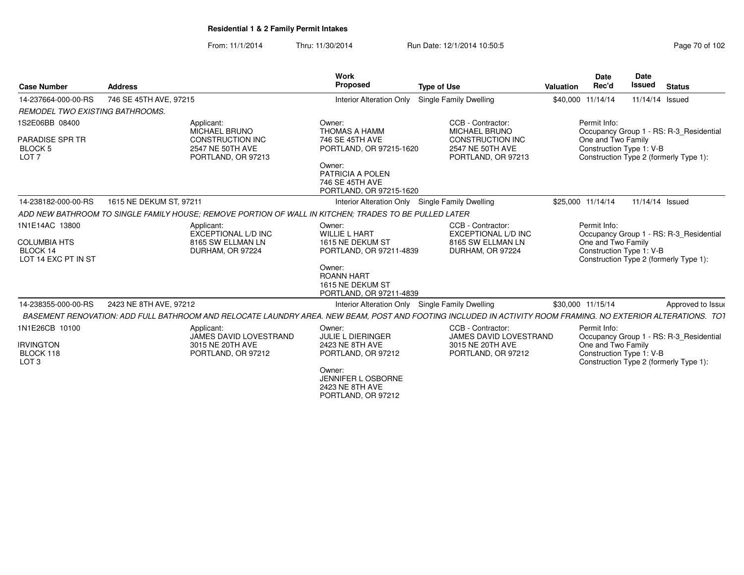**Residential 1 & 2 Family Permit Intakes**

From: 11/1/2014 Thru: 11/30/2014 Run Date: 12/1/2014 10:50:5

| Case Number | Address | Work Proposed | Type of Use | Valuation | Date Rec'd | Date Issued | Status |
|---|---|---|---|---|---|---|---|
| 14-237664-000-00-RS | 746 SE 45TH AVE, 97215 | Interior Alteration Only | Single Family Dwelling | $40,000 | 11/14/14 | 11/14/14 | Issued |

*REMODEL TWO EXISTING BATHROOMS.*

1S2E06BB 08400

PARADISE SPR TR
BLOCK 5
LOT 7

Applicant:
MICHAEL BRUNO
CONSTRUCTION INC
2547 NE 50TH AVE
PORTLAND, OR 97213

Owner:
THOMAS A HAMM
746 SE 45TH AVE
PORTLAND, OR 97215-1620

Owner:
PATRICIA A POLEN
746 SE 45TH AVE
PORTLAND, OR 97215-1620

CCB - Contractor:
MICHAEL BRUNO
CONSTRUCTION INC
2547 NE 50TH AVE
PORTLAND, OR 97213

Permit Info:
Occupancy Group 1 - RS: R-3_Residential One and Two Family
Construction Type 1: V-B
Construction Type 2 (formerly Type 1):

| Case Number | Address | Work Proposed | Type of Use | Valuation | Date Rec'd | Date Issued | Status |
|---|---|---|---|---|---|---|---|
| 14-238182-000-00-RS | 1615 NE DEKUM ST, 97211 | Interior Alteration Only | Single Family Dwelling | $25,000 | 11/14/14 | 11/14/14 | Issued |

*ADD NEW BATHROOM TO SINGLE FAMILY HOUSE; REMOVE PORTION OF WALL IN KITCHEN; TRADES TO BE PULLED LATER*

1N1E14AC 13800

COLUMBIA HTS
BLOCK 14
LOT 14 EXC PT IN ST

Applicant:
EXCEPTIONAL L/D INC
8165 SW ELLMAN LN
DURHAM, OR 97224

Owner:
WILLIE L HART
1615 NE DEKUM ST
PORTLAND, OR 97211-4839

Owner:
ROANN HART
1615 NE DEKUM ST
PORTLAND, OR 97211-4839

CCB - Contractor:
EXCEPTIONAL L/D INC
8165 SW ELLMAN LN
DURHAM, OR 97224

Permit Info:
Occupancy Group 1 - RS: R-3_Residential One and Two Family
Construction Type 1: V-B
Construction Type 2 (formerly Type 1):

| Case Number | Address | Work Proposed | Type of Use | Valuation | Date Rec'd | Date Issued | Status |
|---|---|---|---|---|---|---|---|
| 14-238355-000-00-RS | 2423 NE 8TH AVE, 97212 | Interior Alteration Only | Single Family Dwelling | $30,000 | 11/15/14 | | Approved to Issue |

*BASEMENT RENOVATION: ADD FULL BATHROOM AND RELOCATE LAUNDRY AREA. NEW BEAM, POST AND FOOTING INCLUDED IN ACTIVITY ROOM FRAMING. NO EXTERIOR ALTERATIONS. TOT*

1N1E26CB 10100

IRVINGTON
BLOCK 118
LOT 3

Applicant:
JAMES DAVID LOVESTRAND
3015 NE 20TH AVE
PORTLAND, OR 97212

Owner:
JULIE L DIERINGER
2423 NE 8TH AVE
PORTLAND, OR 97212

Owner:
JENNIFER L OSBORNE
2423 NE 8TH AVE
PORTLAND, OR 97212

CCB - Contractor:
JAMES DAVID LOVESTRAND
3015 NE 20TH AVE
PORTLAND, OR 97212

Permit Info:
Occupancy Group 1 - RS: R-3_Residential One and Two Family
Construction Type 1: V-B
Construction Type 2 (formerly Type 1):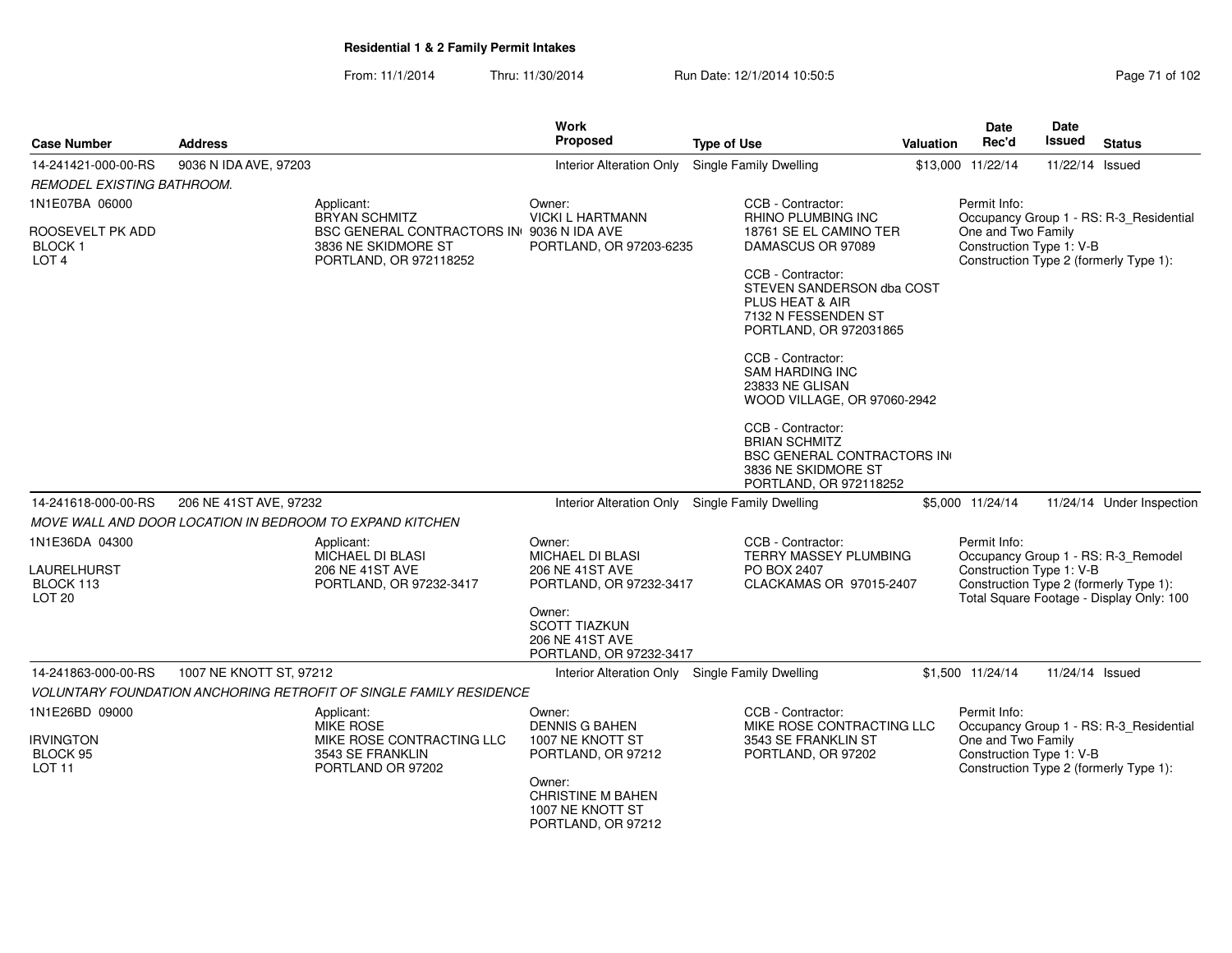# Residential 1 & 2 Family Permit Intakes

From: 11/1/2014 Thru: 11/30/2014 Run Date: 12/1/2014 10:50:5

| Case Number | Address | Work Proposed | Type of Use | Valuation | Date Rec'd | Date Issued | Status |
|---|---|---|---|---|---|---|---|
| 14-241421-000-00-RS | 9036 N IDA AVE, 97203 | Interior Alteration Only | Single Family Dwelling | $13,000 | 11/22/14 | 11/22/14 | Issued |

*REMODEL EXISTING BATHROOM.*

1N1E07BA 06000

ROOSEVELT PK ADD
BLOCK 1
LOT 4

Applicant:
BRYAN SCHMITZ
BSC GENERAL CONTRACTORS IN
3836 NE SKIDMORE ST
PORTLAND, OR 972118252

Owner:
VICKI L HARTMANN
9036 N IDA AVE
PORTLAND, OR 97203-6235

CCB - Contractor:
RHINO PLUMBING INC
18761 SE EL CAMINO TER
DAMASCUS OR 97089

CCB - Contractor:
STEVEN SANDERSON dba COST PLUS HEAT & AIR
7132 N FESSENDEN ST
PORTLAND, OR 972031865

CCB - Contractor:
SAM HARDING INC
23833 NE GLISAN
WOOD VILLAGE, OR 97060-2942

CCB - Contractor:
BRIAN SCHMITZ
BSC GENERAL CONTRACTORS IN
3836 NE SKIDMORE ST
PORTLAND, OR 972118252

Permit Info:
Occupancy Group 1 - RS: R-3_Residential One and Two Family
Construction Type 1: V-B
Construction Type 2 (formerly Type 1):

| Case Number | Address | Work Proposed | Type of Use | Valuation | Date Rec'd | Date Issued | Status |
|---|---|---|---|---|---|---|---|
| 14-241618-000-00-RS | 206 NE 41ST AVE, 97232 | Interior Alteration Only | Single Family Dwelling | $5,000 | 11/24/14 | 11/24/14 | Under Inspection |

*MOVE WALL AND DOOR LOCATION IN BEDROOM TO EXPAND KITCHEN*

1N1E36DA 04300

LAURELHURST
BLOCK 113
LOT 20

Applicant:
MICHAEL DI BLASI
206 NE 41ST AVE
PORTLAND, OR 97232-3417

Owner:
MICHAEL DI BLASI
206 NE 41ST AVE
PORTLAND, OR 97232-3417

Owner:
SCOTT TIAZKUN
206 NE 41ST AVE
PORTLAND, OR 97232-3417

CCB - Contractor:
TERRY MASSEY PLUMBING
PO BOX 2407
CLACKAMAS OR 97015-2407

Permit Info:
Occupancy Group 1 - RS: R-3_Remodel
Construction Type 1: V-B
Construction Type 2 (formerly Type 1):
Total Square Footage - Display Only: 100

| Case Number | Address | Work Proposed | Type of Use | Valuation | Date Rec'd | Date Issued | Status |
|---|---|---|---|---|---|---|---|
| 14-241863-000-00-RS | 1007 NE KNOTT ST, 97212 | Interior Alteration Only | Single Family Dwelling | $1,500 | 11/24/14 | 11/24/14 | Issued |

*VOLUNTARY FOUNDATION ANCHORING RETROFIT OF SINGLE FAMILY RESIDENCE*

1N1E26BD 09000

IRVINGTON
BLOCK 95
LOT 11

Applicant:
MIKE ROSE
MIKE ROSE CONTRACTING LLC
3543 SE FRANKLIN
PORTLAND OR 97202

Owner:
DENNIS G BAHEN
1007 NE KNOTT ST
PORTLAND, OR 97212

Owner:
CHRISTINE M BAHEN
1007 NE KNOTT ST
PORTLAND, OR 97212

CCB - Contractor:
MIKE ROSE CONTRACTING LLC
3543 SE FRANKLIN ST
PORTLAND, OR 97202

Permit Info:
Occupancy Group 1 - RS: R-3_Residential One and Two Family
Construction Type 1: V-B
Construction Type 2 (formerly Type 1):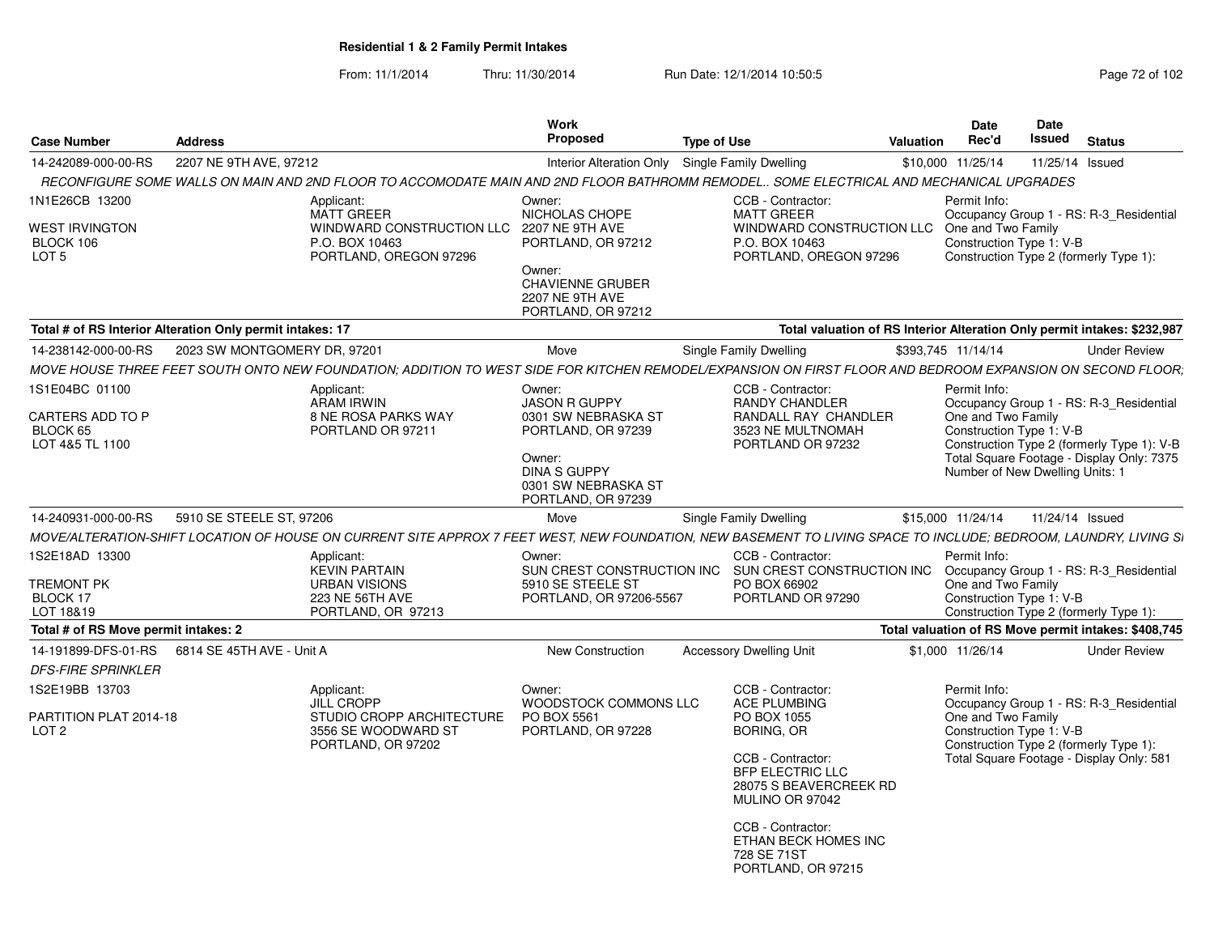**Residential 1 & 2 Family Permit Intakes**

From: 11/1/2014 Thru: 11/30/2014 Run Date: 12/1/2014 10:50:5

| Case Number | Address | Work Proposed | Type of Use | Valuation | Date Rec'd | Date Issued | Status |
|---|---|---|---|---|---|---|---|
| 14-242089-000-00-RS | 2207 NE 9TH AVE, 97212 | Interior Alteration Only | Single Family Dwelling | $10,000 | 11/25/14 | 11/25/14 | Issued |

*RECONFIGURE SOME WALLS ON MAIN AND 2ND FLOOR TO ACCOMODATE MAIN AND 2ND FLOOR BATHROMM REMODEL.. SOME ELECTRICAL AND MECHANICAL UPGRADES*

1N1E26CB 13200
WEST IRVINGTON
BLOCK 106
LOT 5

Applicant:
MATT GREER
WINDWARD CONSTRUCTION LLC
P.O. BOX 10463
PORTLAND, OREGON 97296

Owner:
NICHOLAS CHOPE
2207 NE 9TH AVE
PORTLAND, OR 97212

Owner:
CHAVIENNE GRUBER
2207 NE 9TH AVE
PORTLAND, OR 97212

CCB - Contractor:
MATT GREER
WINDWARD CONSTRUCTION LLC
P.O. BOX 10463
PORTLAND, OREGON 97296

Permit Info:
Occupancy Group 1 - RS: R-3_Residential One and Two Family
Construction Type 1: V-B
Construction Type 2 (formerly Type 1):

**Total # of RS Interior Alteration Only permit intakes: 17** — **Total valuation of RS Interior Alteration Only permit intakes: $232,987**

| Case Number | Address | Work Proposed | Type of Use | Valuation | Date Rec'd | Date Issued | Status |
|---|---|---|---|---|---|---|---|
| 14-238142-000-00-RS | 2023 SW MONTGOMERY DR, 97201 | Move | Single Family Dwelling | $393,745 | 11/14/14 | | Under Review |

*MOVE HOUSE THREE FEET SOUTH ONTO NEW FOUNDATION; ADDITION TO WEST SIDE FOR KITCHEN REMODEL/EXPANSION ON FIRST FLOOR AND BEDROOM EXPANSION ON SECOND FLOOR;*

1S1E04BC 01100
CARTERS ADD TO P
BLOCK 65
LOT 4&5 TL 1100

Applicant:
ARAM IRWIN
8 NE ROSA PARKS WAY
PORTLAND OR 97211

Owner:
JASON R GUPPY
0301 SW NEBRASKA ST
PORTLAND, OR 97239

Owner:
DINA S GUPPY
0301 SW NEBRASKA ST
PORTLAND, OR 97239

CCB - Contractor:
RANDY CHANDLER
RANDALL RAY CHANDLER
3523 NE MULTNOMAH
PORTLAND OR 97232

Permit Info:
Occupancy Group 1 - RS: R-3_Residential One and Two Family
Construction Type 1: V-B
Construction Type 2 (formerly Type 1): V-B
Total Square Footage - Display Only: 7375
Number of New Dwelling Units: 1

| Case Number | Address | Work Proposed | Type of Use | Valuation | Date Rec'd | Date Issued | Status |
|---|---|---|---|---|---|---|---|
| 14-240931-000-00-RS | 5910 SE STEELE ST, 97206 | Move | Single Family Dwelling | $15,000 | 11/24/14 | 11/24/14 | Issued |

*MOVE/ALTERATION-SHIFT LOCATION OF HOUSE ON CURRENT SITE APPROX 7 FEET WEST, NEW FOUNDATION, NEW BASEMENT TO LIVING SPACE TO INCLUDE; BEDROOM, LAUNDRY, LIVING SI*

1S2E18AD 13300
TREMONT PK
BLOCK 17
LOT 18&19

Applicant:
KEVIN PARTAIN
URBAN VISIONS
223 NE 56TH AVE
PORTLAND, OR 97213

Owner:
SUN CREST CONSTRUCTION INC
5910 SE STEELE ST
PORTLAND, OR 97206-5567

CCB - Contractor:
SUN CREST CONSTRUCTION INC
PO BOX 66902
PORTLAND OR 97290

Permit Info:
Occupancy Group 1 - RS: R-3_Residential One and Two Family
Construction Type 1: V-B
Construction Type 2 (formerly Type 1):

**Total # of RS Move permit intakes: 2** — **Total valuation of RS Move permit intakes: $408,745**

| Case Number | Address | Work Proposed | Type of Use | Valuation | Date Rec'd | Date Issued | Status |
|---|---|---|---|---|---|---|---|
| 14-191899-DFS-01-RS | 6814 SE 45TH AVE - Unit A | New Construction | Accessory Dwelling Unit | $1,000 | 11/26/14 | | Under Review |

*DFS-FIRE SPRINKLER*

1S2E19BB 13703
PARTITION PLAT 2014-18
LOT 2

Applicant:
JILL CROPP
STUDIO CROPP ARCHITECTURE
3556 SE WOODWARD ST
PORTLAND, OR 97202

Owner:
WOODSTOCK COMMONS LLC
PO BOX 5561
PORTLAND, OR 97228

CCB - Contractor:
ACE PLUMBING
PO BOX 1055
BORING, OR

CCB - Contractor:
BFP ELECTRIC LLC
28075 S BEAVERCREEK RD
MULINO OR 97042

CCB - Contractor:
ETHAN BECK HOMES INC
728 SE 71ST
PORTLAND, OR 97215

Permit Info:
Occupancy Group 1 - RS: R-3_Residential One and Two Family
Construction Type 1: V-B
Construction Type 2 (formerly Type 1):
Total Square Footage - Display Only: 581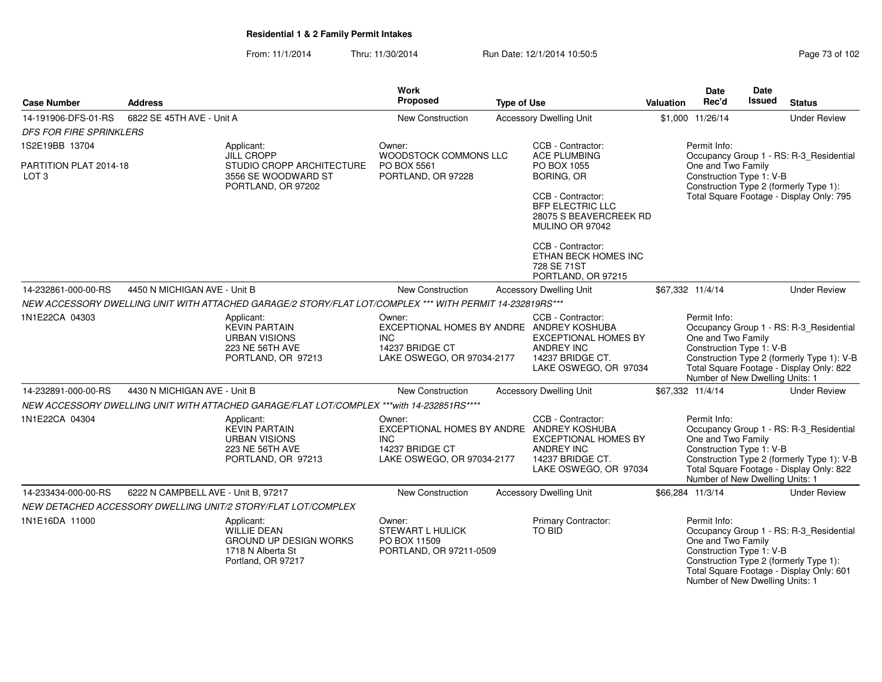# Residential 1 & 2 Family Permit Intakes

From: 11/1/2014 Thru: 11/30/2014 Run Date: 12/1/2014 10:50:5

| Case Number | Address | Work Proposed | Type of Use | Valuation | Date Rec'd | Date Issued | Status |
|---|---|---|---|---|---|---|---|
| 14-191906-DFS-01-RS | 6822 SE 45TH AVE - Unit A | New Construction | Accessory Dwelling Unit | $1,000 | 11/26/14 | | Under Review |

*DFS FOR FIRE SPRINKLERS*

1S2E19BB 13704

PARTITION PLAT 2014-18
LOT 3

Applicant:
JILL CROPP
STUDIO CROPP ARCHITECTURE
3556 SE WOODWARD ST
PORTLAND, OR 97202

Owner:
WOODSTOCK COMMONS LLC
PO BOX 5561
PORTLAND, OR 97228

CCB - Contractor:
ACE PLUMBING
PO BOX 1055
BORING, OR

CCB - Contractor:
BFP ELECTRIC LLC
28075 S BEAVERCREEK RD
MULINO OR 97042

CCB - Contractor:
ETHAN BECK HOMES INC
728 SE 71ST
PORTLAND, OR 97215

Permit Info:
Occupancy Group 1 - RS: R-3_Residential One and Two Family
Construction Type 1: V-B
Construction Type 2 (formerly Type 1):
Total Square Footage - Display Only: 795

| Case Number | Address | Work Proposed | Type of Use | Valuation | Date Rec'd | Date Issued | Status |
|---|---|---|---|---|---|---|---|
| 14-232861-000-00-RS | 4450 N MICHIGAN AVE - Unit B | New Construction | Accessory Dwelling Unit | $67,332 | 11/4/14 | | Under Review |

*NEW ACCESSORY DWELLING UNIT WITH ATTACHED GARAGE/2 STORY/FLAT LOT/COMPLEX *** WITH PERMIT 14-232819RS****

1N1E22CA 04303

Applicant:
KEVIN PARTAIN
URBAN VISIONS
223 NE 56TH AVE
PORTLAND, OR 97213

Owner:
EXCEPTIONAL HOMES BY ANDRE INC
14237 BRIDGE CT
LAKE OSWEGO, OR 97034-2177

CCB - Contractor:
ANDREY KOSHUBA
EXCEPTIONAL HOMES BY ANDREY INC
14237 BRIDGE CT.
LAKE OSWEGO, OR 97034

Permit Info:
Occupancy Group 1 - RS: R-3_Residential One and Two Family
Construction Type 1: V-B
Construction Type 2 (formerly Type 1): V-B
Total Square Footage - Display Only: 822
Number of New Dwelling Units: 1

| Case Number | Address | Work Proposed | Type of Use | Valuation | Date Rec'd | Date Issued | Status |
|---|---|---|---|---|---|---|---|
| 14-232891-000-00-RS | 4430 N MICHIGAN AVE - Unit B | New Construction | Accessory Dwelling Unit | $67,332 | 11/4/14 | | Under Review |

*NEW ACCESSORY DWELLING UNIT WITH ATTACHED GARAGE/FLAT LOT/COMPLEX ***with 14-232851RS*****

1N1E22CA 04304

Applicant:
KEVIN PARTAIN
URBAN VISIONS
223 NE 56TH AVE
PORTLAND, OR 97213

Owner:
EXCEPTIONAL HOMES BY ANDRE INC
14237 BRIDGE CT
LAKE OSWEGO, OR 97034-2177

CCB - Contractor:
ANDREY KOSHUBA
EXCEPTIONAL HOMES BY ANDREY INC
14237 BRIDGE CT.
LAKE OSWEGO, OR 97034

Permit Info:
Occupancy Group 1 - RS: R-3_Residential One and Two Family
Construction Type 1: V-B
Construction Type 2 (formerly Type 1): V-B
Total Square Footage - Display Only: 822
Number of New Dwelling Units: 1

| Case Number | Address | Work Proposed | Type of Use | Valuation | Date Rec'd | Date Issued | Status |
|---|---|---|---|---|---|---|---|
| 14-233434-000-00-RS | 6222 N CAMPBELL AVE - Unit B, 97217 | New Construction | Accessory Dwelling Unit | $66,284 | 11/3/14 | | Under Review |

*NEW DETACHED ACCESSORY DWELLING UNIT/2 STORY/FLAT LOT/COMPLEX*

1N1E16DA 11000

Applicant:
WILLIE DEAN
GROUND UP DESIGN WORKS
1718 N Alberta St
Portland, OR 97217

Owner:
STEWART L HULICK
PO BOX 11509
PORTLAND, OR 97211-0509

Primary Contractor:
TO BID

Permit Info:
Occupancy Group 1 - RS: R-3_Residential One and Two Family
Construction Type 1: V-B
Construction Type 2 (formerly Type 1):
Total Square Footage - Display Only: 601
Number of New Dwelling Units: 1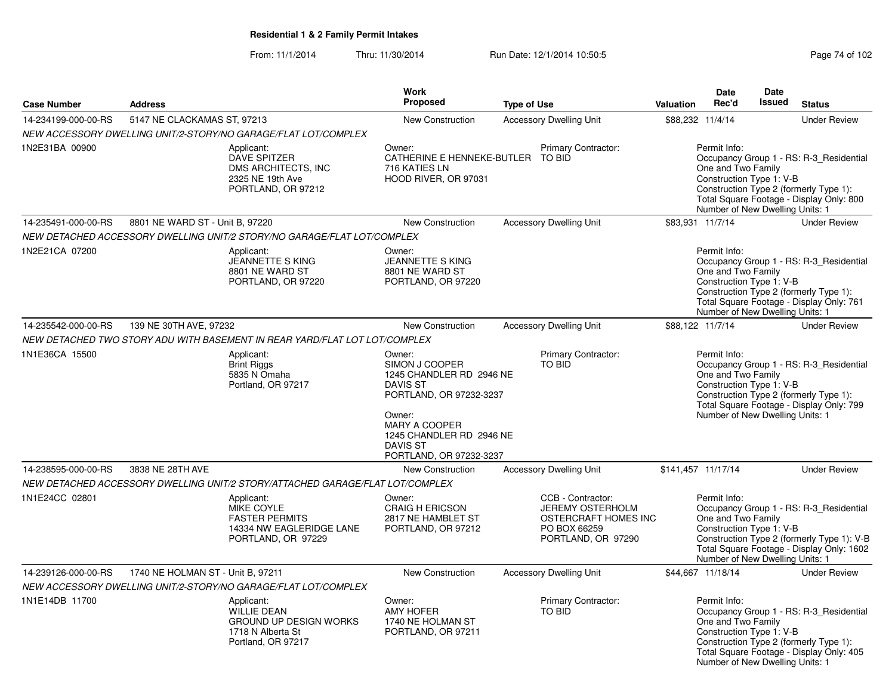## Residential 1 & 2 Family Permit Intakes

From: 11/1/2014 Thru: 11/30/2014 Run Date: 12/1/2014 10:50:5

| Case Number | Address | Work Proposed | Type of Use | Valuation | Date Rec'd | Date Issued | Status |
|---|---|---|---|---|---|---|---|
| 14-234199-000-00-RS | 5147 NE CLACKAMAS ST, 97213 | New Construction | Accessory Dwelling Unit | $88,232 | 11/4/14 | | Under Review |
| NEW ACCESSORY DWELLING UNIT/2-STORY/NO GARAGE/FLAT LOT/COMPLEX | | | | | | | |
| 1N2E31BA 00900 | Applicant: DAVE SPITZER DMS ARCHITECTS, INC 2325 NE 19th Ave PORTLAND, OR 97212 | Owner: CATHERINE E HENNEKE-BUTLER 716 KATIES LN HOOD RIVER, OR 97031 | Primary Contractor: TO BID | Permit Info: Occupancy Group 1 - RS: R-3_Residential One and Two Family Construction Type 1: V-B Construction Type 2 (formerly Type 1): Total Square Footage - Display Only: 800 Number of New Dwelling Units: 1 | | | |
| 14-235491-000-00-RS | 8801 NE WARD ST - Unit B, 97220 | New Construction | Accessory Dwelling Unit | $83,931 | 11/7/14 | | Under Review |
| NEW DETACHED ACCESSORY DWELLING UNIT/2 STORY/NO GARAGE/FLAT LOT/COMPLEX | | | | | | | |
| 1N2E21CA 07200 | Applicant: JEANNETTE S KING 8801 NE WARD ST PORTLAND, OR 97220 | Owner: JEANNETTE S KING 8801 NE WARD ST PORTLAND, OR 97220 | | Permit Info: Occupancy Group 1 - RS: R-3_Residential One and Two Family Construction Type 1: V-B Construction Type 2 (formerly Type 1): Total Square Footage - Display Only: 761 Number of New Dwelling Units: 1 | | | |
| 14-235542-000-00-RS | 139 NE 30TH AVE, 97232 | New Construction | Accessory Dwelling Unit | $88,122 | 11/7/14 | | Under Review |
| NEW DETACHED TWO STORY ADU WITH BASEMENT IN REAR YARD/FLAT LOT LOT/COMPLEX | | | | | | | |
| 1N1E36CA 15500 | Applicant: Brint Riggs 5835 N Omaha Portland, OR 97217 | Owner: SIMON J COOPER 1245 CHANDLER RD 2946 NE DAVIS ST PORTLAND, OR 97232-3237 Owner: MARY A COOPER 1245 CHANDLER RD 2946 NE DAVIS ST PORTLAND, OR 97232-3237 | Primary Contractor: TO BID | Permit Info: Occupancy Group 1 - RS: R-3_Residential One and Two Family Construction Type 1: V-B Construction Type 2 (formerly Type 1): Total Square Footage - Display Only: 799 Number of New Dwelling Units: 1 | | | |
| 14-238595-000-00-RS | 3838 NE 28TH AVE | New Construction | Accessory Dwelling Unit | $141,457 | 11/17/14 | | Under Review |
| NEW DETACHED ACCESSORY DWELLING UNIT/2 STORY/ATTACHED GARAGE/FLAT LOT/COMPLEX | | | | | | | |
| 1N1E24CC 02801 | Applicant: MIKE COYLE FASTER PERMITS 14334 NW EAGLERIDGE LANE PORTLAND, OR 97229 | Owner: CRAIG H ERICSON 2817 NE HAMBLET ST PORTLAND, OR 97212 | CCB - Contractor: JEREMY OSTERHOLM OSTERCRAFT HOMES INC PO BOX 66259 PORTLAND, OR 97290 | Permit Info: Occupancy Group 1 - RS: R-3_Residential One and Two Family Construction Type 1: V-B Construction Type 2 (formerly Type 1): V-B Total Square Footage - Display Only: 1602 Number of New Dwelling Units: 1 | | | |
| 14-239126-000-00-RS | 1740 NE HOLMAN ST - Unit B, 97211 | New Construction | Accessory Dwelling Unit | $44,667 | 11/18/14 | | Under Review |
| NEW ACCESSORY DWELLING UNIT/2-STORY/NO GARAGE/FLAT LOT/COMPLEX | | | | | | | |
| 1N1E14DB 11700 | Applicant: WILLIE DEAN GROUND UP DESIGN WORKS 1718 N Alberta St Portland, OR 97217 | Owner: AMY HOFER 1740 NE HOLMAN ST PORTLAND, OR 97211 | Primary Contractor: TO BID | Permit Info: Occupancy Group 1 - RS: R-3_Residential One and Two Family Construction Type 1: V-B Construction Type 2 (formerly Type 1): Total Square Footage - Display Only: 405 Number of New Dwelling Units: 1 | | | |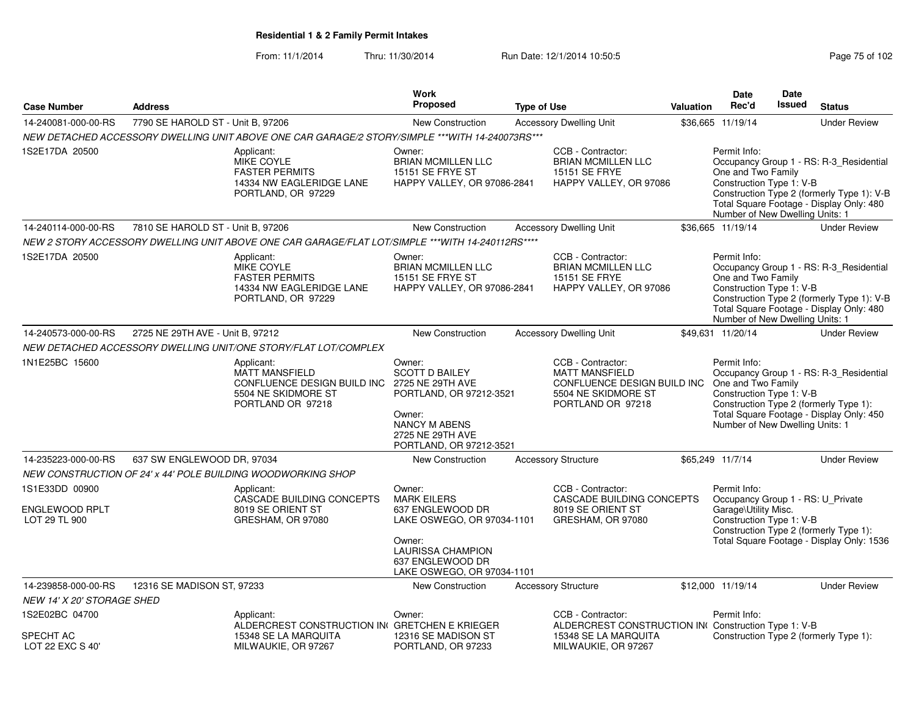**Residential 1 & 2 Family Permit Intakes**

From: 11/1/2014 Thru: 11/30/2014 Run Date: 12/1/2014 10:50:5

| Case Number | Address | Work Proposed | Type of Use | Valuation | Date Rec'd | Date Issued | Status |
|---|---|---|---|---|---|---|---|
| 14-240081-000-00-RS | 7790 SE HAROLD ST - Unit B, 97206 | New Construction | Accessory Dwelling Unit | $36,665 | 11/19/14 | | Under Review |

*NEW DETACHED ACCESSORY DWELLING UNIT ABOVE ONE CAR GARAGE/2 STORY/SIMPLE ***WITH 14-240073RS****

1S2E17DA 20500

Applicant: MIKE COYLE, FASTER PERMITS, 14334 NW EAGLERIDGE LANE, PORTLAND, OR 97229

Owner: BRIAN MCMILLEN LLC, 15151 SE FRYE ST, HAPPY VALLEY, OR 97086-2841

CCB - Contractor: BRIAN MCMILLEN LLC, 15151 SE FRYE, HAPPY VALLEY, OR 97086

Permit Info: Occupancy Group 1 - RS: R-3_Residential One and Two Family; Construction Type 1: V-B; Construction Type 2 (formerly Type 1): V-B; Total Square Footage - Display Only: 480; Number of New Dwelling Units: 1

| Case Number | Address | Work Proposed | Type of Use | Valuation | Date Rec'd | Date Issued | Status |
|---|---|---|---|---|---|---|---|
| 14-240114-000-00-RS | 7810 SE HAROLD ST - Unit B, 97206 | New Construction | Accessory Dwelling Unit | $36,665 | 11/19/14 | | Under Review |

*NEW 2 STORY ACCESSORY DWELLING UNIT ABOVE ONE CAR GARAGE/FLAT LOT/SIMPLE ***WITH 14-240112RS*****

1S2E17DA 20500

Applicant: MIKE COYLE, FASTER PERMITS, 14334 NW EAGLERIDGE LANE, PORTLAND, OR 97229

Owner: BRIAN MCMILLEN LLC, 15151 SE FRYE ST, HAPPY VALLEY, OR 97086-2841

CCB - Contractor: BRIAN MCMILLEN LLC, 15151 SE FRYE, HAPPY VALLEY, OR 97086

Permit Info: Occupancy Group 1 - RS: R-3_Residential One and Two Family; Construction Type 1: V-B; Construction Type 2 (formerly Type 1): V-B; Total Square Footage - Display Only: 480; Number of New Dwelling Units: 1

| Case Number | Address | Work Proposed | Type of Use | Valuation | Date Rec'd | Date Issued | Status |
|---|---|---|---|---|---|---|---|
| 14-240573-000-00-RS | 2725 NE 29TH AVE - Unit B, 97212 | New Construction | Accessory Dwelling Unit | $49,631 | 11/20/14 | | Under Review |

*NEW DETACHED ACCESSORY DWELLING UNIT/ONE STORY/FLAT LOT/COMPLEX*

1N1E25BC 15600

Applicant: MATT MANSFIELD, CONFLUENCE DESIGN BUILD INC, 5504 NE SKIDMORE ST, PORTLAND OR 97218

Owner: SCOTT D BAILEY, 2725 NE 29TH AVE, PORTLAND, OR 97212-3521

Owner: NANCY M ABENS, 2725 NE 29TH AVE, PORTLAND, OR 97212-3521

CCB - Contractor: MATT MANSFIELD, CONFLUENCE DESIGN BUILD INC, 5504 NE SKIDMORE ST, PORTLAND OR 97218

Permit Info: Occupancy Group 1 - RS: R-3_Residential One and Two Family; Construction Type 1: V-B; Construction Type 2 (formerly Type 1):; Total Square Footage - Display Only: 450; Number of New Dwelling Units: 1

| Case Number | Address | Work Proposed | Type of Use | Valuation | Date Rec'd | Date Issued | Status |
|---|---|---|---|---|---|---|---|
| 14-235223-000-00-RS | 637 SW ENGLEWOOD DR, 97034 | New Construction | Accessory Structure | $65,249 | 11/7/14 | | Under Review |

*NEW CONSTRUCTION OF 24' x 44' POLE BUILDING WOODWORKING SHOP*

1S1E33DD 00900

ENGLEWOOD RPLT
LOT 29 TL 900

Applicant: CASCADE BUILDING CONCEPTS, 8019 SE ORIENT ST, GRESHAM, OR 97080

Owner: MARK EILERS, 637 ENGLEWOOD DR, LAKE OSWEGO, OR 97034-1101

Owner: LAURISSA CHAMPION, 637 ENGLEWOOD DR, LAKE OSWEGO, OR 97034-1101

CCB - Contractor: CASCADE BUILDING CONCEPTS, 8019 SE ORIENT ST, GRESHAM, OR 97080

Permit Info: Occupancy Group 1 - RS: U_Private Garage\Utility Misc.; Construction Type 1: V-B; Construction Type 2 (formerly Type 1):; Total Square Footage - Display Only: 1536

| Case Number | Address | Work Proposed | Type of Use | Valuation | Date Rec'd | Date Issued | Status |
|---|---|---|---|---|---|---|---|
| 14-239858-000-00-RS | 12316 SE MADISON ST, 97233 | New Construction | Accessory Structure | $12,000 | 11/19/14 | | Under Review |

*NEW 14' X 20' STORAGE SHED*

1S2E02BC 04700

SPECHT AC
LOT 22 EXC S 40'

Applicant: ALDERCREST CONSTRUCTION IN(, 15348 SE LA MARQUITA, MILWAUKIE, OR 97267

Owner: GRETCHEN E KRIEGER, 12316 SE MADISON ST, PORTLAND, OR 97233

CCB - Contractor: ALDERCREST CONSTRUCTION IN(, 15348 SE LA MARQUITA, MILWAUKIE, OR 97267

Permit Info: Construction Type 1: V-B; Construction Type 2 (formerly Type 1):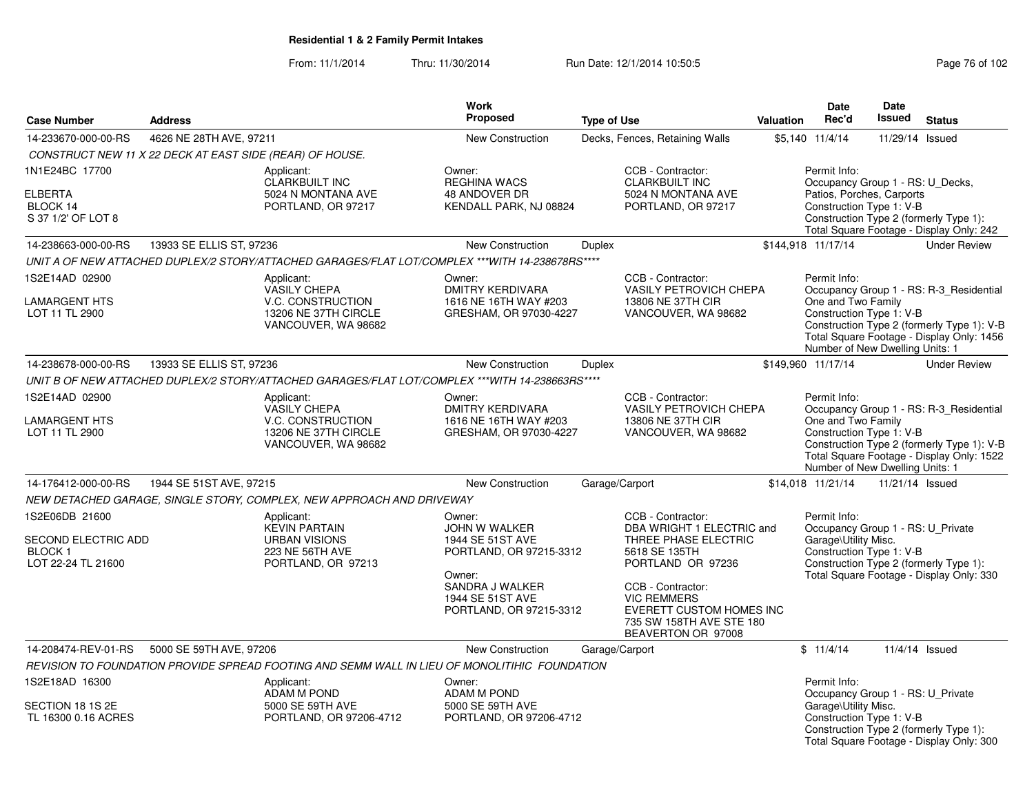**Residential 1 & 2 Family Permit Intakes**

From: 11/1/2014 Thru: 11/30/2014 Run Date: 12/1/2014 10:50:5

| Case Number | Address | Work Proposed | Type of Use | Valuation | Date Rec'd | Date Issued | Status |
|---|---|---|---|---|---|---|---|
| 14-233670-000-00-RS | 4626 NE 28TH AVE, 97211 | New Construction | Decks, Fences, Retaining Walls | $5,140 | 11/4/14 | 11/29/14 | Issued |

CONSTRUCT NEW 11 X 22 DECK AT EAST SIDE (REAR) OF HOUSE.

1N1E24BC 17700
ELBERTA
BLOCK 14
S 37 1/2' OF LOT 8

Applicant: CLARKBUILT INC, 5024 N MONTANA AVE, PORTLAND, OR 97217

Owner: REGHINA WACS, 48 ANDOVER DR, KENDALL PARK, NJ 08824

CCB - Contractor: CLARKBUILT INC, 5024 N MONTANA AVE, PORTLAND, OR 97217

Permit Info: Occupancy Group 1 - RS: U_Decks, Patios, Porches, Carports; Construction Type 1: V-B; Construction Type 2 (formerly Type 1):; Total Square Footage - Display Only: 242

| Case Number | Address | Work Proposed | Type of Use | Valuation | Date Rec'd | Date Issued | Status |
|---|---|---|---|---|---|---|---|
| 14-238663-000-00-RS | 13933 SE ELLIS ST, 97236 | New Construction | Duplex | $144,918 | 11/17/14 | | Under Review |

UNIT A OF NEW ATTACHED DUPLEX/2 STORY/ATTACHED GARAGES/FLAT LOT/COMPLEX ***WITH 14-238678RS****

1S2E14AD 02900
LAMARGENT HTS
LOT 11 TL 2900

Applicant: VASILY CHEPA, V.C. CONSTRUCTION, 13206 NE 37TH CIRCLE, VANCOUVER, WA 98682

Owner: DMITRY KERDIVARA, 1616 NE 16TH WAY #203, GRESHAM, OR 97030-4227

CCB - Contractor: VASILY PETROVICH CHEPA, 13806 NE 37TH CIR, VANCOUVER, WA 98682

Permit Info: Occupancy Group 1 - RS: R-3_Residential One and Two Family; Construction Type 1: V-B; Construction Type 2 (formerly Type 1): V-B; Total Square Footage - Display Only: 1456; Number of New Dwelling Units: 1

| Case Number | Address | Work Proposed | Type of Use | Valuation | Date Rec'd | Date Issued | Status |
|---|---|---|---|---|---|---|---|
| 14-238678-000-00-RS | 13933 SE ELLIS ST, 97236 | New Construction | Duplex | $149,960 | 11/17/14 | | Under Review |

UNIT B OF NEW ATTACHED DUPLEX/2 STORY/ATTACHED GARAGES/FLAT LOT/COMPLEX ***WITH 14-238663RS****

1S2E14AD 02900
LAMARGENT HTS
LOT 11 TL 2900

Applicant: VASILY CHEPA, V.C. CONSTRUCTION, 13206 NE 37TH CIRCLE, VANCOUVER, WA 98682

Owner: DMITRY KERDIVARA, 1616 NE 16TH WAY #203, GRESHAM, OR 97030-4227

CCB - Contractor: VASILY PETROVICH CHEPA, 13806 NE 37TH CIR, VANCOUVER, WA 98682

Permit Info: Occupancy Group 1 - RS: R-3_Residential One and Two Family; Construction Type 1: V-B; Construction Type 2 (formerly Type 1): V-B; Total Square Footage - Display Only: 1522; Number of New Dwelling Units: 1

| Case Number | Address | Work Proposed | Type of Use | Valuation | Date Rec'd | Date Issued | Status |
|---|---|---|---|---|---|---|---|
| 14-176412-000-00-RS | 1944 SE 51ST AVE, 97215 | New Construction | Garage/Carport | $14,018 | 11/21/14 | 11/21/14 | Issued |

NEW DETACHED GARAGE, SINGLE STORY, COMPLEX, NEW APPROACH AND DRIVEWAY

1S2E06DB 21600
SECOND ELECTRIC ADD
BLOCK 1
LOT 22-24 TL 21600

Applicant: KEVIN PARTAIN, URBAN VISIONS, 223 NE 56TH AVE, PORTLAND, OR 97213

Owner: JOHN W WALKER, 1944 SE 51ST AVE, PORTLAND, OR 97215-3312

Owner: SANDRA J WALKER, 1944 SE 51ST AVE, PORTLAND, OR 97215-3312

CCB - Contractor: DBA WRIGHT 1 ELECTRIC and THREE PHASE ELECTRIC, 5618 SE 135TH, PORTLAND OR 97236

CCB - Contractor: VIC REMMERS, EVERETT CUSTOM HOMES INC, 735 SW 158TH AVE STE 180, BEAVERTON OR 97008

Permit Info: Occupancy Group 1 - RS: U_Private Garage\Utility Misc.; Construction Type 1: V-B; Construction Type 2 (formerly Type 1):; Total Square Footage - Display Only: 330

| Case Number | Address | Work Proposed | Type of Use | Valuation | Date Rec'd | Date Issued | Status |
|---|---|---|---|---|---|---|---|
| 14-208474-REV-01-RS | 5000 SE 59TH AVE, 97206 | New Construction | Garage/Carport | $ | 11/4/14 | 11/4/14 | Issued |

REVISION TO FOUNDATION PROVIDE SPREAD FOOTING AND SEMM WALL IN LIEU OF MONOLITIHIC FOUNDATION

1S2E18AD 16300
SECTION 18 1S 2E
TL 16300 0.16 ACRES

Applicant: ADAM M POND, 5000 SE 59TH AVE, PORTLAND, OR 97206-4712

Owner: ADAM M POND, 5000 SE 59TH AVE, PORTLAND, OR 97206-4712

Permit Info: Occupancy Group 1 - RS: U_Private Garage\Utility Misc.; Construction Type 1: V-B; Construction Type 2 (formerly Type 1):; Total Square Footage - Display Only: 300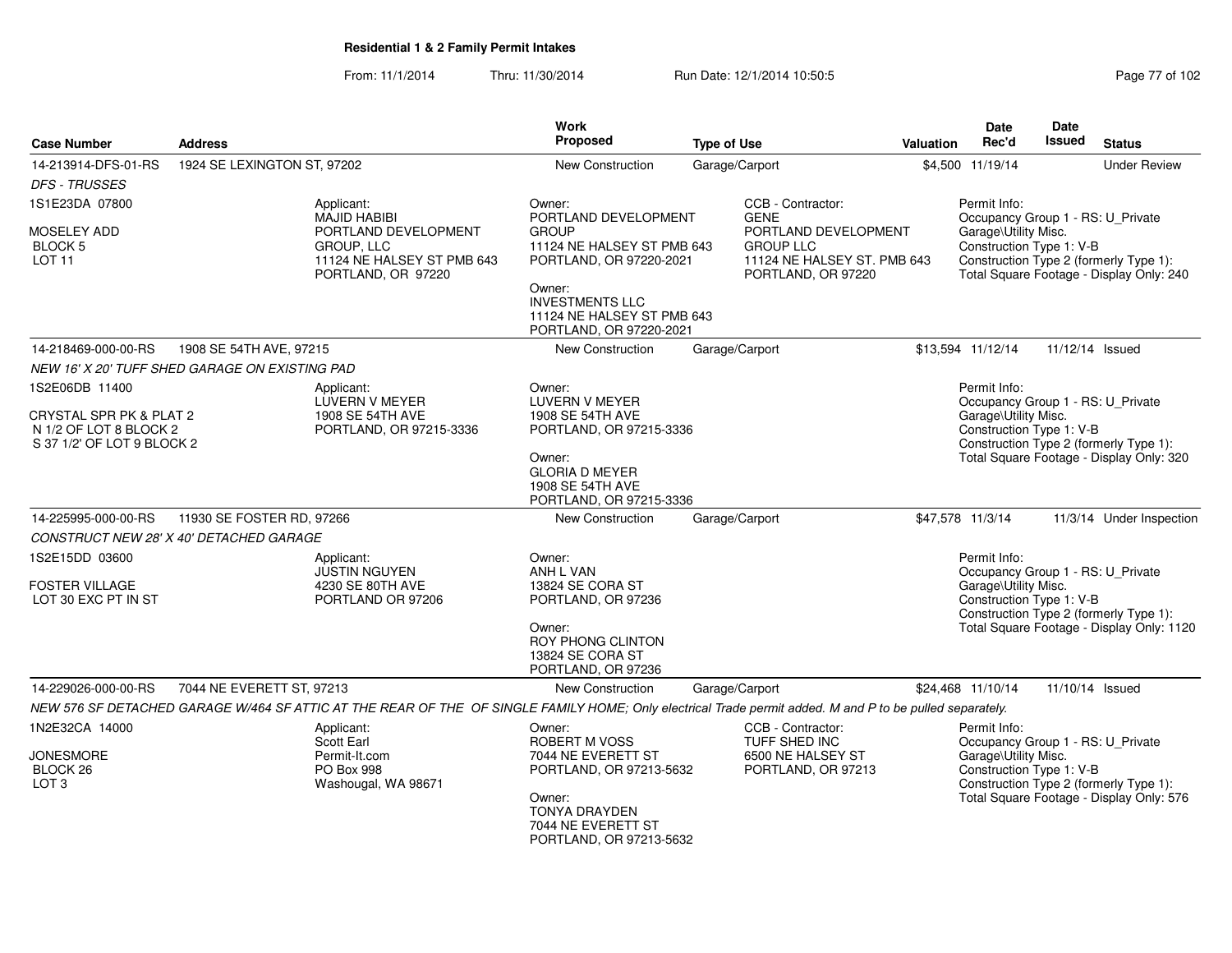## Residential 1 & 2 Family Permit Intakes

From: 11/1/2014 Thru: 11/30/2014 Run Date: 12/1/2014 10:50:5

| Case Number | Address | Work Proposed | Type of Use | Valuation | Date Rec'd | Date Issued | Status |
|---|---|---|---|---|---|---|---|
| 14-213914-DFS-01-RS | 1924 SE LEXINGTON ST, 97202 | New Construction | Garage/Carport | $4,500 | 11/19/14 | | Under Review |

*DFS - TRUSSES*

1S1E23DA 07800

MOSELEY ADD
BLOCK 5
LOT 11

Applicant:
MAJID HABIBI
PORTLAND DEVELOPMENT GROUP, LLC
11124 NE HALSEY ST PMB 643
PORTLAND, OR 97220

Owner:
PORTLAND DEVELOPMENT GROUP
11124 NE HALSEY ST PMB 643
PORTLAND, OR 97220-2021

Owner:
INVESTMENTS LLC
11124 NE HALSEY ST PMB 643
PORTLAND, OR 97220-2021

CCB - Contractor:
GENE
PORTLAND DEVELOPMENT GROUP LLC
11124 NE HALSEY ST. PMB 643
PORTLAND, OR 97220

Permit Info:
Occupancy Group 1 - RS: U_Private Garage\Utility Misc.
Construction Type 1: V-B
Construction Type 2 (formerly Type 1):
Total Square Footage - Display Only: 240

| Case Number | Address | Work Proposed | Type of Use | Valuation | Date Rec'd | Date Issued | Status |
|---|---|---|---|---|---|---|---|
| 14-218469-000-00-RS | 1908 SE 54TH AVE, 97215 | New Construction | Garage/Carport | $13,594 | 11/12/14 | 11/12/14 | Issued |

*NEW 16' X 20' TUFF SHED GARAGE ON EXISTING PAD*

1S2E06DB 11400

CRYSTAL SPR PK & PLAT 2
N 1/2 OF LOT 8 BLOCK 2
S 37 1/2' OF LOT 9 BLOCK 2

Applicant:
LUVERN V MEYER
1908 SE 54TH AVE
PORTLAND, OR 97215-3336

Owner:
LUVERN V MEYER
1908 SE 54TH AVE
PORTLAND, OR 97215-3336

Owner:
GLORIA D MEYER
1908 SE 54TH AVE
PORTLAND, OR 97215-3336

Permit Info:
Occupancy Group 1 - RS: U_Private Garage\Utility Misc.
Construction Type 1: V-B
Construction Type 2 (formerly Type 1):
Total Square Footage - Display Only: 320

| Case Number | Address | Work Proposed | Type of Use | Valuation | Date Rec'd | Date Issued | Status |
|---|---|---|---|---|---|---|---|
| 14-225995-000-00-RS | 11930 SE FOSTER RD, 97266 | New Construction | Garage/Carport | $47,578 | 11/3/14 | 11/3/14 | Under Inspection |

*CONSTRUCT NEW 28' X 40' DETACHED GARAGE*

1S2E15DD 03600

FOSTER VILLAGE
LOT 30 EXC PT IN ST

Applicant:
JUSTIN NGUYEN
4230 SE 80TH AVE
PORTLAND OR 97206

Owner:
ANH L VAN
13824 SE CORA ST
PORTLAND, OR 97236

Owner:
ROY PHONG CLINTON
13824 SE CORA ST
PORTLAND, OR 97236

Permit Info:
Occupancy Group 1 - RS: U_Private Garage\Utility Misc.
Construction Type 1: V-B
Construction Type 2 (formerly Type 1):
Total Square Footage - Display Only: 1120

| Case Number | Address | Work Proposed | Type of Use | Valuation | Date Rec'd | Date Issued | Status |
|---|---|---|---|---|---|---|---|
| 14-229026-000-00-RS | 7044 NE EVERETT ST, 97213 | New Construction | Garage/Carport | $24,468 | 11/10/14 | 11/10/14 | Issued |

*NEW 576 SF DETACHED GARAGE W/464 SF ATTIC AT THE REAR OF THE OF SINGLE FAMILY HOME; Only electrical Trade permit added. M and P to be pulled separately.*

1N2E32CA 14000

JONESMORE
BLOCK 26
LOT 3

Applicant:
Scott Earl
Permit-It.com
PO Box 998
Washougal, WA 98671

Owner:
ROBERT M VOSS
7044 NE EVERETT ST
PORTLAND, OR 97213-5632

Owner:
TONYA DRAYDEN
7044 NE EVERETT ST
PORTLAND, OR 97213-5632

CCB - Contractor:
TUFF SHED INC
6500 NE HALSEY ST
PORTLAND, OR 97213

Permit Info:
Occupancy Group 1 - RS: U_Private Garage\Utility Misc.
Construction Type 1: V-B
Construction Type 2 (formerly Type 1):
Total Square Footage - Display Only: 576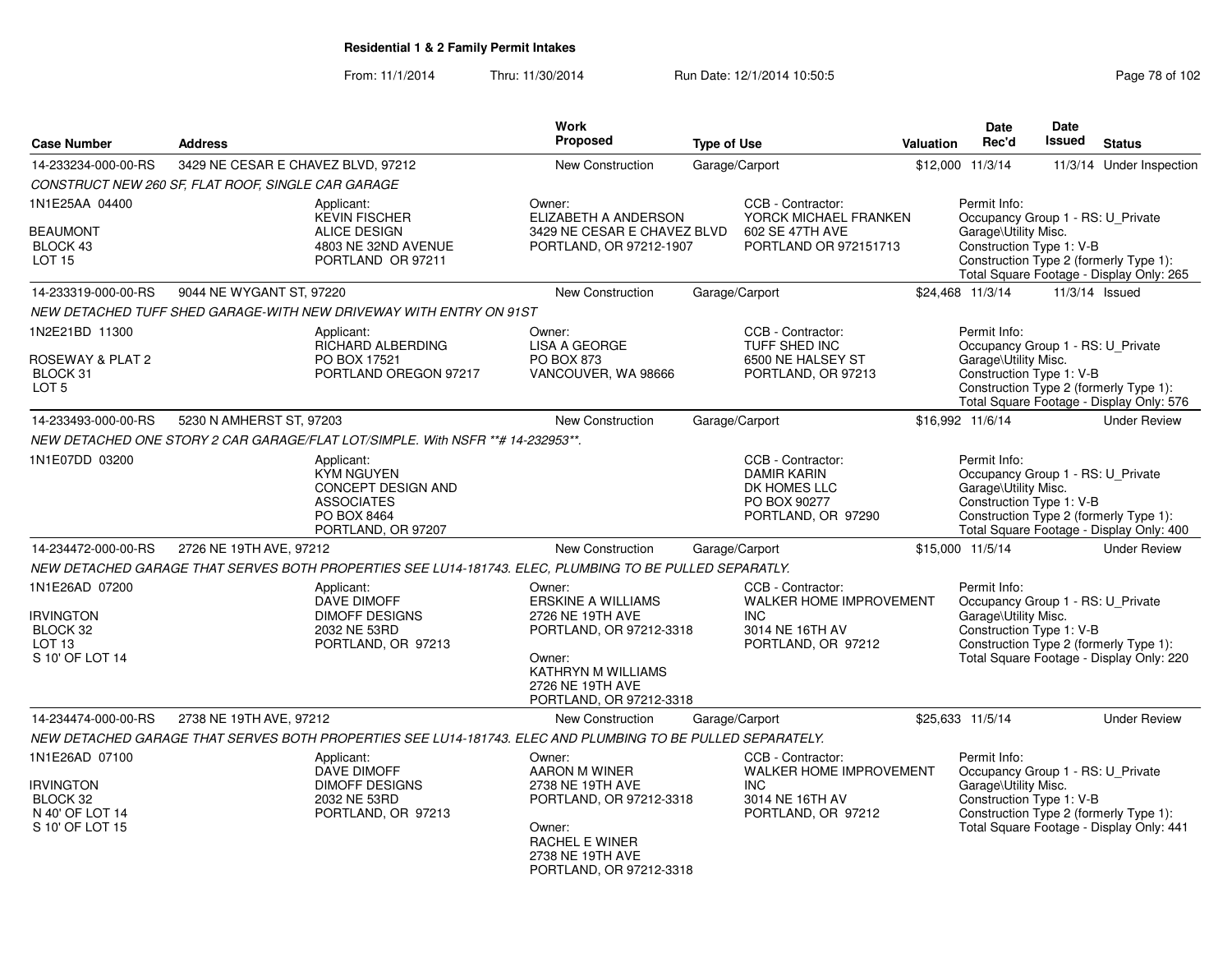# Residential 1 & 2 Family Permit Intakes

From: 11/1/2014 Thru: 11/30/2014 Run Date: 12/1/2014 10:50:5

| Case Number | Address | Work Proposed | Type of Use | Valuation | Date Rec'd | Date Issued | Status |
|---|---|---|---|---|---|---|---|
| 14-233234-000-00-RS | 3429 NE CESAR E CHAVEZ BLVD, 97212 | New Construction | Garage/Carport | $12,000 | 11/3/14 | 11/3/14 | Under Inspection |

*CONSTRUCT NEW 260 SF, FLAT ROOF, SINGLE CAR GARAGE*

1N1E25AA 04400
BEAUMONT
BLOCK 43
LOT 15

Applicant: KEVIN FISCHER, ALICE DESIGN, 4803 NE 32ND AVENUE, PORTLAND OR 97211

Owner: ELIZABETH A ANDERSON, 3429 NE CESAR E CHAVEZ BLVD, PORTLAND, OR 97212-1907

CCB - Contractor: YORCK MICHAEL FRANKEN, 602 SE 47TH AVE, PORTLAND OR 972151713

Permit Info: Occupancy Group 1 - RS: U_Private Garage\Utility Misc. Construction Type 1: V-B Construction Type 2 (formerly Type 1): Total Square Footage - Display Only: 265

| Case Number | Address | Work Proposed | Type of Use | Valuation | Date Rec'd | Date Issued | Status |
|---|---|---|---|---|---|---|---|
| 14-233319-000-00-RS | 9044 NE WYGANT ST, 97220 | New Construction | Garage/Carport | $24,468 | 11/3/14 | 11/3/14 | Issued |

*NEW DETACHED TUFF SHED GARAGE-WITH NEW DRIVEWAY WITH ENTRY ON 91ST*

1N2E21BD 11300
ROSEWAY & PLAT 2
BLOCK 31
LOT 5

Applicant: RICHARD ALBERDING, PO BOX 17521, PORTLAND OREGON 97217

Owner: LISA A GEORGE, PO BOX 873, VANCOUVER, WA 98666

CCB - Contractor: TUFF SHED INC, 6500 NE HALSEY ST, PORTLAND, OR 97213

Permit Info: Occupancy Group 1 - RS: U_Private Garage\Utility Misc. Construction Type 1: V-B Construction Type 2 (formerly Type 1): Total Square Footage - Display Only: 576

| Case Number | Address | Work Proposed | Type of Use | Valuation | Date Rec'd | Date Issued | Status |
|---|---|---|---|---|---|---|---|
| 14-233493-000-00-RS | 5230 N AMHERST ST, 97203 | New Construction | Garage/Carport | $16,992 | 11/6/14 | | Under Review |

*NEW DETACHED ONE STORY 2 CAR GARAGE/FLAT LOT/SIMPLE. With NSFR \*\*# 14-232953\*\*.*

1N1E07DD 03200

Applicant: KYM NGUYEN, CONCEPT DESIGN AND ASSOCIATES, PO BOX 8464, PORTLAND, OR 97207

CCB - Contractor: DAMIR KARIN, DK HOMES LLC, PO BOX 90277, PORTLAND, OR 97290

Permit Info: Occupancy Group 1 - RS: U_Private Garage\Utility Misc. Construction Type 1: V-B Construction Type 2 (formerly Type 1): Total Square Footage - Display Only: 400

| Case Number | Address | Work Proposed | Type of Use | Valuation | Date Rec'd | Date Issued | Status |
|---|---|---|---|---|---|---|---|
| 14-234472-000-00-RS | 2726 NE 19TH AVE, 97212 | New Construction | Garage/Carport | $15,000 | 11/5/14 | | Under Review |

*NEW DETACHED GARAGE THAT SERVES BOTH PROPERTIES SEE LU14-181743. ELEC, PLUMBING TO BE PULLED SEPARTLY.*

1N1E26AD 07200
IRVINGTON
BLOCK 32
LOT 13
S 10' OF LOT 14

Applicant: DAVE DIMOFF, DIMOFF DESIGNS, 2032 NE 53RD, PORTLAND, OR 97213

Owner: ERSKINE A WILLIAMS, 2726 NE 19TH AVE, PORTLAND, OR 97212-3318

Owner: KATHRYN M WILLIAMS, 2726 NE 19TH AVE, PORTLAND, OR 97212-3318

CCB - Contractor: WALKER HOME IMPROVEMENT INC, 3014 NE 16TH AV, PORTLAND, OR 97212

Permit Info: Occupancy Group 1 - RS: U_Private Garage\Utility Misc. Construction Type 1: V-B Construction Type 2 (formerly Type 1): Total Square Footage - Display Only: 220

| Case Number | Address | Work Proposed | Type of Use | Valuation | Date Rec'd | Date Issued | Status |
|---|---|---|---|---|---|---|---|
| 14-234474-000-00-RS | 2738 NE 19TH AVE, 97212 | New Construction | Garage/Carport | $25,633 | 11/5/14 | | Under Review |

*NEW DETACHED GARAGE THAT SERVES BOTH PROPERTIES SEE LU14-181743. ELEC AND PLUMBING TO BE PULLED SEPARATELY.*

1N1E26AD 07100
IRVINGTON
BLOCK 32
N 40' OF LOT 14
S 10' OF LOT 15

Applicant: DAVE DIMOFF, DIMOFF DESIGNS, 2032 NE 53RD, PORTLAND, OR 97213

Owner: AARON M WINER, 2738 NE 19TH AVE, PORTLAND, OR 97212-3318

Owner: RACHEL E WINER, 2738 NE 19TH AVE, PORTLAND, OR 97212-3318

CCB - Contractor: WALKER HOME IMPROVEMENT INC, 3014 NE 16TH AV, PORTLAND, OR 97212

Permit Info: Occupancy Group 1 - RS: U_Private Garage\Utility Misc. Construction Type 1: V-B Construction Type 2 (formerly Type 1): Total Square Footage - Display Only: 441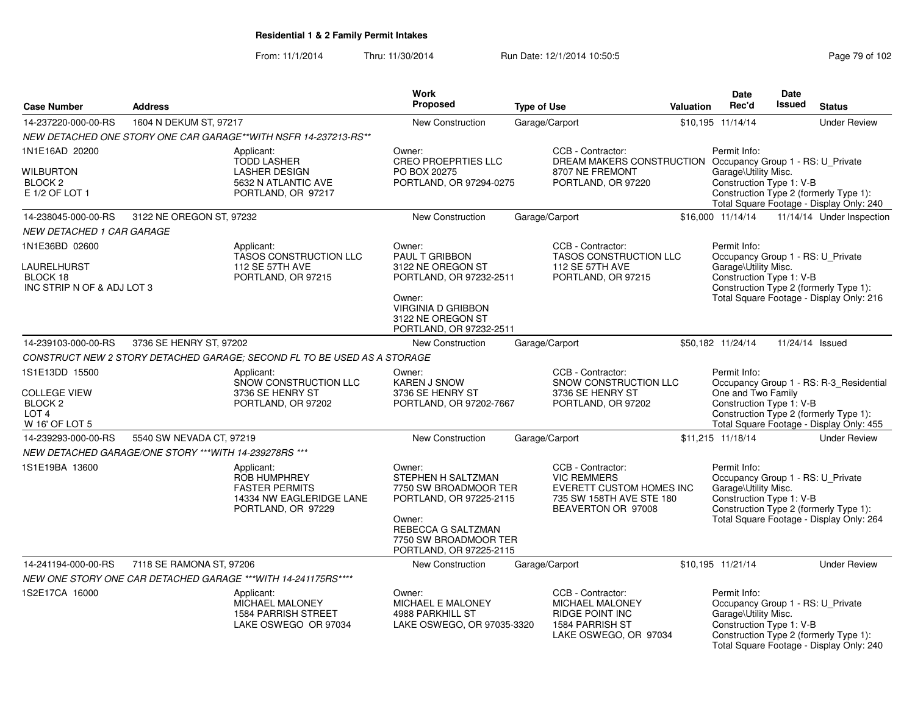# Residential 1 & 2 Family Permit Intakes

From: 11/1/2014 Thru: 11/30/2014 Run Date: 12/1/2014 10:50:5

| Case Number | Address | Work Proposed | Type of Use | Valuation | Date Rec'd | Date Issued | Status |
|---|---|---|---|---|---|---|---|
| 14-237220-000-00-RS | 1604 N DEKUM ST, 97217 | New Construction | Garage/Carport | $10,195 | 11/14/14 | | Under Review |
| 14-238045-000-00-RS | 3122 NE OREGON ST, 97232 | New Construction | Garage/Carport | $16,000 | 11/14/14 | 11/14/14 | Under Inspection |
| 14-239103-000-00-RS | 3736 SE HENRY ST, 97202 | New Construction | Garage/Carport | $50,182 | 11/24/14 | 11/24/14 | Issued |
| 14-239293-000-00-RS | 5540 SW NEVADA CT, 97219 | New Construction | Garage/Carport | $11,215 | 11/18/14 | | Under Review |
| 14-241194-000-00-RS | 7118 SE RAMONA ST, 97206 | New Construction | Garage/Carport | $10,195 | 11/21/14 | | Under Review |

## 14-237220-000-00-RS — 1604 N DEKUM ST, 97217

NEW DETACHED ONE STORY ONE CAR GARAGE**WITH NSFR 14-237213-RS**

1N1E16AD 20200
WILBURTON
BLOCK 2
E 1/2 OF LOT 1

Applicant:
TODD LASHER
LASHER DESIGN
5632 N ATLANTIC AVE
PORTLAND, OR 97217

Owner:
CREO PROEPRTIES LLC
PO BOX 20275
PORTLAND, OR 97294-0275

CCB - Contractor:
DREAM MAKERS CONSTRUCTION
8707 NE FREMONT
PORTLAND, OR 97220

Permit Info:
Occupancy Group 1 - RS: U_Private Garage\Utility Misc.
Construction Type 1: V-B
Construction Type 2 (formerly Type 1):
Total Square Footage - Display Only: 240

## 14-238045-000-00-RS — 3122 NE OREGON ST, 97232

NEW DETACHED 1 CAR GARAGE

1N1E36BD 02600
LAURELHURST
BLOCK 18
INC STRIP N OF & ADJ LOT 3

Applicant:
TASOS CONSTRUCTION LLC
112 SE 57TH AVE
PORTLAND, OR 97215

Owner:
PAUL T GRIBBON
3122 NE OREGON ST
PORTLAND, OR 97232-2511

Owner:
VIRGINIA D GRIBBON
3122 NE OREGON ST
PORTLAND, OR 97232-2511

CCB - Contractor:
TASOS CONSTRUCTION LLC
112 SE 57TH AVE
PORTLAND, OR 97215

Permit Info:
Occupancy Group 1 - RS: U_Private Garage\Utility Misc.
Construction Type 1: V-B
Construction Type 2 (formerly Type 1):
Total Square Footage - Display Only: 216

## 14-239103-000-00-RS — 3736 SE HENRY ST, 97202

CONSTRUCT NEW 2 STORY DETACHED GARAGE; SECOND FL TO BE USED AS A STORAGE

1S1E13DD 15500
COLLEGE VIEW
BLOCK 2
LOT 4
W 16' OF LOT 5

Applicant:
SNOW CONSTRUCTION LLC
3736 SE HENRY ST
PORTLAND, OR 97202

Owner:
KAREN J SNOW
3736 SE HENRY ST
PORTLAND, OR 97202-7667

CCB - Contractor:
SNOW CONSTRUCTION LLC
3736 SE HENRY ST
PORTLAND, OR 97202

Permit Info:
Occupancy Group 1 - RS: R-3_Residential One and Two Family
Construction Type 1: V-B
Construction Type 2 (formerly Type 1):
Total Square Footage - Display Only: 455

## 14-239293-000-00-RS — 5540 SW NEVADA CT, 97219

NEW DETACHED GARAGE/ONE STORY ***WITH 14-239278RS ***

1S1E19BA 13600

Applicant:
ROB HUMPHREY
FASTER PERMITS
14334 NW EAGLERIDGE LANE
PORTLAND, OR 97229

Owner:
STEPHEN H SALTZMAN
7750 SW BROADMOOR TER
PORTLAND, OR 97225-2115

Owner:
REBECCA G SALTZMAN
7750 SW BROADMOOR TER
PORTLAND, OR 97225-2115

CCB - Contractor:
VIC REMMERS
EVERETT CUSTOM HOMES INC
735 SW 158TH AVE STE 180
BEAVERTON OR 97008

Permit Info:
Occupancy Group 1 - RS: U_Private Garage\Utility Misc.
Construction Type 1: V-B
Construction Type 2 (formerly Type 1):
Total Square Footage - Display Only: 264

## 14-241194-000-00-RS — 7118 SE RAMONA ST, 97206

NEW ONE STORY ONE CAR DETACHED GARAGE ***WITH 14-241175RS****

1S2E17CA 16000

Applicant:
MICHAEL MALONEY
1584 PARRISH STREET
LAKE OSWEGO OR 97034

Owner:
MICHAEL E MALONEY
4988 PARKHILL ST
LAKE OSWEGO, OR 97035-3320

CCB - Contractor:
MICHAEL MALONEY
RIDGE POINT INC
1584 PARRISH ST
LAKE OSWEGO, OR 97034

Permit Info:
Occupancy Group 1 - RS: U_Private Garage\Utility Misc.
Construction Type 1: V-B
Construction Type 2 (formerly Type 1):
Total Square Footage - Display Only: 240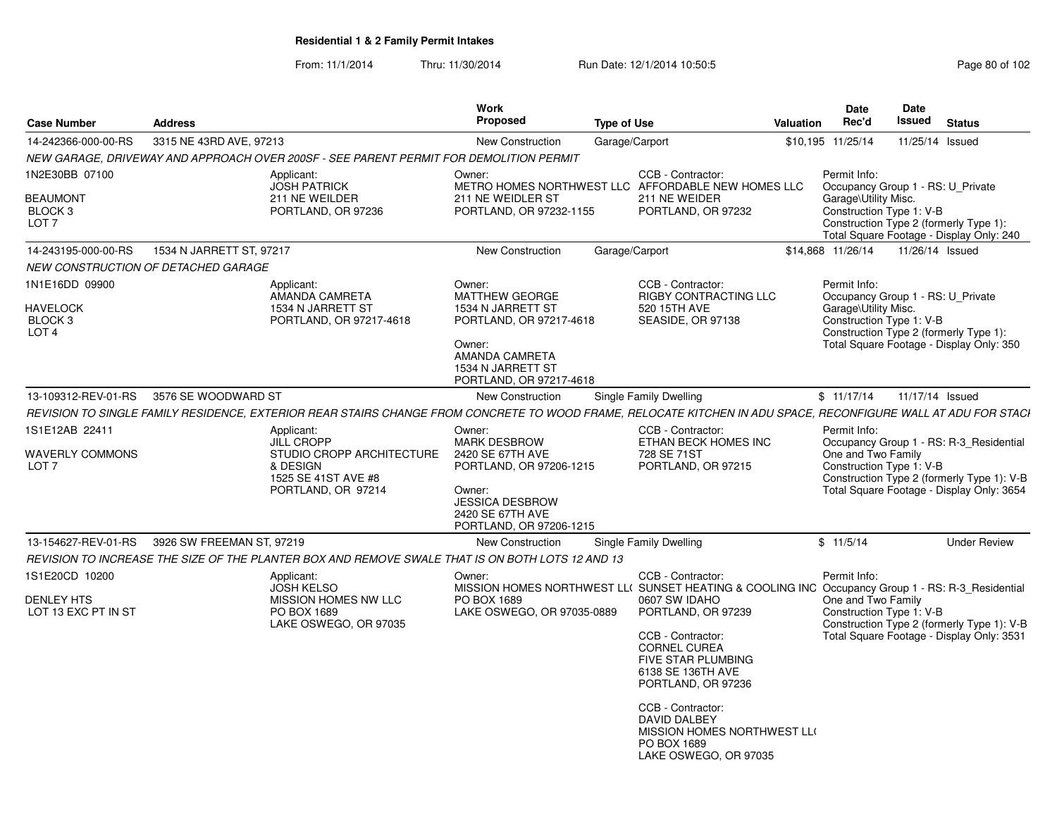**Residential 1 & 2 Family Permit Intakes**

From: 11/1/2014 Thru: 11/30/2014 Run Date: 12/1/2014 10:50:5

| Case Number | Address | Work Proposed | Type of Use | Valuation | Date Rec'd | Date Issued | Status |
|---|---|---|---|---|---|---|---|
| 14-242366-000-00-RS | 3315 NE 43RD AVE, 97213 | New Construction | Garage/Carport | $10,195 | 11/25/14 | 11/25/14 | Issued |

*NEW GARAGE, DRIVEWAY AND APPROACH OVER 200SF - SEE PARENT PERMIT FOR DEMOLITION PERMIT*

1N2E30BB 07100
BEAUMONT
BLOCK 3
LOT 7

Applicant:
JOSH PATRICK
211 NE WEILDER
PORTLAND, OR 97236

Owner:
METRO HOMES NORTHWEST LLC
211 NE WEIDLER ST
PORTLAND, OR 97232-1155

CCB - Contractor:
AFFORDABLE NEW HOMES LLC
211 NE WEIDER
PORTLAND, OR 97232

Permit Info:
Occupancy Group 1 - RS: U_Private Garage\Utility Misc.
Construction Type 1: V-B
Construction Type 2 (formerly Type 1):
Total Square Footage - Display Only: 240

| Case Number | Address | Work Proposed | Type of Use | Valuation | Date Rec'd | Date Issued | Status |
|---|---|---|---|---|---|---|---|
| 14-243195-000-00-RS | 1534 N JARRETT ST, 97217 | New Construction | Garage/Carport | $14,868 | 11/26/14 | 11/26/14 | Issued |

*NEW CONSTRUCTION OF DETACHED GARAGE*

1N1E16DD 09900
HAVELOCK
BLOCK 3
LOT 4

Applicant:
AMANDA CAMRETA
1534 N JARRETT ST
PORTLAND, OR 97217-4618

Owner:
MATTHEW GEORGE
1534 N JARRETT ST
PORTLAND, OR 97217-4618

Owner:
AMANDA CAMRETA
1534 N JARRETT ST
PORTLAND, OR 97217-4618

CCB - Contractor:
RIGBY CONTRACTING LLC
520 15TH AVE
SEASIDE, OR 97138

Permit Info:
Occupancy Group 1 - RS: U_Private Garage\Utility Misc.
Construction Type 1: V-B
Construction Type 2 (formerly Type 1):
Total Square Footage - Display Only: 350

| Case Number | Address | Work Proposed | Type of Use | Valuation | Date Rec'd | Date Issued | Status |
|---|---|---|---|---|---|---|---|
| 13-109312-REV-01-RS | 3576 SE WOODWARD ST | New Construction | Single Family Dwelling | $ | 11/17/14 | 11/17/14 | Issued |

*REVISION TO SINGLE FAMILY RESIDENCE, EXTERIOR REAR STAIRS CHANGE FROM CONCRETE TO WOOD FRAME, RELOCATE KITCHEN IN ADU SPACE, RECONFIGURE WALL AT ADU FOR STACI*

1S1E12AB 22411
WAVERLY COMMONS
LOT 7

Applicant:
JILL CROPP
STUDIO CROPP ARCHITECTURE & DESIGN
1525 SE 41ST AVE #8
PORTLAND, OR 97214

Owner:
MARK DESBROW
2420 SE 67TH AVE
PORTLAND, OR 97206-1215

Owner:
JESSICA DESBROW
2420 SE 67TH AVE
PORTLAND, OR 97206-1215

CCB - Contractor:
ETHAN BECK HOMES INC
728 SE 71ST
PORTLAND, OR 97215

Permit Info:
Occupancy Group 1 - RS: R-3_Residential One and Two Family
Construction Type 1: V-B
Construction Type 2 (formerly Type 1): V-B
Total Square Footage - Display Only: 3654

| Case Number | Address | Work Proposed | Type of Use | Valuation | Date Rec'd | Date Issued | Status |
|---|---|---|---|---|---|---|---|
| 13-154627-REV-01-RS | 3926 SW FREEMAN ST, 97219 | New Construction | Single Family Dwelling | $ | 11/5/14 | | Under Review |

*REVISION TO INCREASE THE SIZE OF THE PLANTER BOX AND REMOVE SWALE THAT IS ON BOTH LOTS 12 AND 13*

1S1E20CD 10200
DENLEY HTS
LOT 13 EXC PT IN ST

Applicant:
JOSH KELSO
MISSION HOMES NW LLC
PO BOX 1689
LAKE OSWEGO, OR 97035

Owner:
MISSION HOMES NORTHWEST LL(
PO BOX 1689
LAKE OSWEGO, OR 97035-0889

CCB - Contractor:
SUNSET HEATING & COOLING INC
0607 SW IDAHO
PORTLAND, OR 97239

CCB - Contractor:
CORNEL CUREA
FIVE STAR PLUMBING
6138 SE 136TH AVE
PORTLAND, OR 97236

CCB - Contractor:
DAVID DALBEY
MISSION HOMES NORTHWEST LL(
PO BOX 1689
LAKE OSWEGO, OR 97035

Permit Info:
Occupancy Group 1 - RS: R-3_Residential One and Two Family
Construction Type 1: V-B
Construction Type 2 (formerly Type 1): V-B
Total Square Footage - Display Only: 3531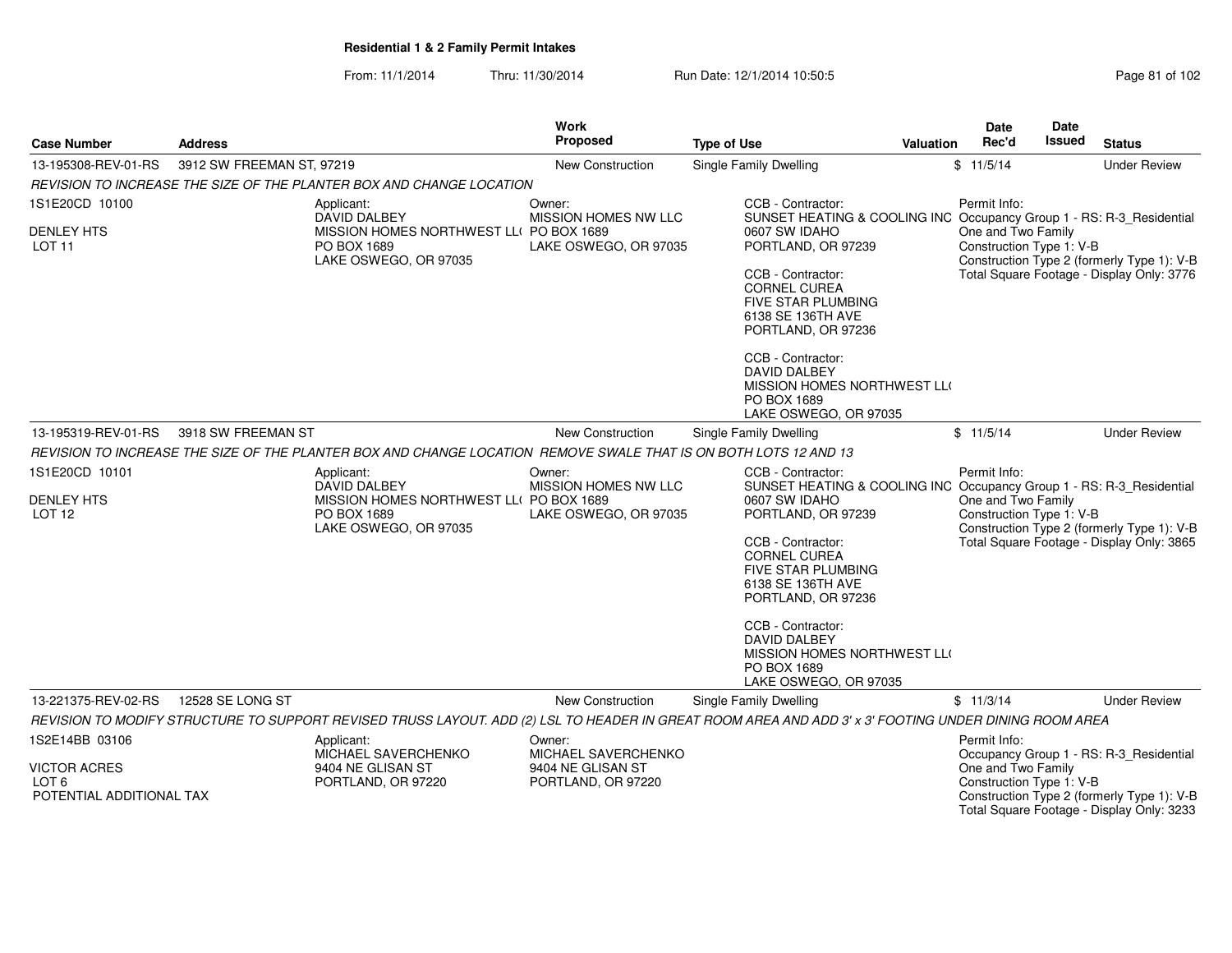**Residential 1 & 2 Family Permit Intakes**

From: 11/1/2014 Thru: 11/30/2014 Run Date: 12/1/2014 10:50:5

| Case Number | Address | Work Proposed | Type of Use | Valuation | Date Rec'd | Date Issued | Status |
|---|---|---|---|---|---|---|---|
| 13-195308-REV-01-RS | 3912 SW FREEMAN ST, 97219 | New Construction | Single Family Dwelling | $ | 11/5/14 | | Under Review |

*REVISION TO INCREASE THE SIZE OF THE PLANTER BOX AND CHANGE LOCATION*

1S1E20CD 10100
DENLEY HTS
LOT 11

Applicant:
DAVID DALBEY
MISSION HOMES NORTHWEST LL(
PO BOX 1689
LAKE OSWEGO, OR 97035

Owner:
MISSION HOMES NW LLC
PO BOX 1689
LAKE OSWEGO, OR 97035

CCB - Contractor:
SUNSET HEATING & COOLING INC
0607 SW IDAHO
PORTLAND, OR 97239

CCB - Contractor:
CORNEL CUREA
FIVE STAR PLUMBING
6138 SE 136TH AVE
PORTLAND, OR 97236

CCB - Contractor:
DAVID DALBEY
MISSION HOMES NORTHWEST LL(
PO BOX 1689
LAKE OSWEGO, OR 97035

Permit Info:
Occupancy Group 1 - RS: R-3_Residential One and Two Family
Construction Type 1: V-B
Construction Type 2 (formerly Type 1): V-B
Total Square Footage - Display Only: 3776

| Case Number | Address | Work Proposed | Type of Use | Valuation | Date Rec'd | Date Issued | Status |
|---|---|---|---|---|---|---|---|
| 13-195319-REV-01-RS | 3918 SW FREEMAN ST | New Construction | Single Family Dwelling | $ | 11/5/14 | | Under Review |

*REVISION TO INCREASE THE SIZE OF THE PLANTER BOX AND CHANGE LOCATION REMOVE SWALE THAT IS ON BOTH LOTS 12 AND 13*

1S1E20CD 10101
DENLEY HTS
LOT 12

Applicant:
DAVID DALBEY
MISSION HOMES NORTHWEST LL(
PO BOX 1689
LAKE OSWEGO, OR 97035

Owner:
MISSION HOMES NW LLC
PO BOX 1689
LAKE OSWEGO, OR 97035

CCB - Contractor:
SUNSET HEATING & COOLING INC
0607 SW IDAHO
PORTLAND, OR 97239

CCB - Contractor:
CORNEL CUREA
FIVE STAR PLUMBING
6138 SE 136TH AVE
PORTLAND, OR 97236

CCB - Contractor:
DAVID DALBEY
MISSION HOMES NORTHWEST LL(
PO BOX 1689
LAKE OSWEGO, OR 97035

Permit Info:
Occupancy Group 1 - RS: R-3_Residential One and Two Family
Construction Type 1: V-B
Construction Type 2 (formerly Type 1): V-B
Total Square Footage - Display Only: 3865

| Case Number | Address | Work Proposed | Type of Use | Valuation | Date Rec'd | Date Issued | Status |
|---|---|---|---|---|---|---|---|
| 13-221375-REV-02-RS | 12528 SE LONG ST | New Construction | Single Family Dwelling | $ | 11/3/14 | | Under Review |

*REVISION TO MODIFY STRUCTURE TO SUPPORT REVISED TRUSS LAYOUT. ADD (2) LSL TO HEADER IN GREAT ROOM AREA AND ADD 3' x 3' FOOTING UNDER DINING ROOM AREA*

1S2E14BB 03106
VICTOR ACRES
LOT 6
POTENTIAL ADDITIONAL TAX

Applicant:
MICHAEL SAVERCHENKO
9404 NE GLISAN ST
PORTLAND, OR 97220

Owner:
MICHAEL SAVERCHENKO
9404 NE GLISAN ST
PORTLAND, OR 97220

Permit Info:
Occupancy Group 1 - RS: R-3_Residential One and Two Family
Construction Type 1: V-B
Construction Type 2 (formerly Type 1): V-B
Total Square Footage - Display Only: 3233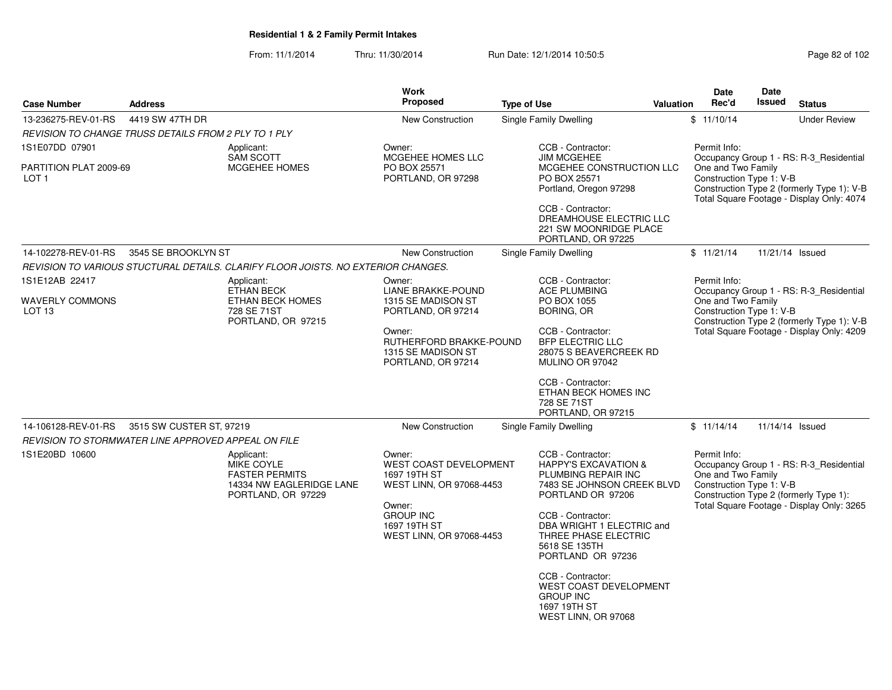**Residential 1 & 2 Family Permit Intakes**

From: 11/1/2014 Thru: 11/30/2014 Run Date: 12/1/2014 10:50:5

| Case Number | Address | Work Proposed | Type of Use | Valuation | Date Rec'd | Date Issued | Status |
|---|---|---|---|---|---|---|---|
| 13-236275-REV-01-RS | 4419 SW 47TH DR | New Construction | Single Family Dwelling | $ | 11/10/14 | | Under Review |

*REVISION TO CHANGE TRUSS DETAILS FROM 2 PLY TO 1 PLY*

1S1E07DD 07901

PARTITION PLAT 2009-69
LOT 1

Applicant:
SAM SCOTT
MCGEHEE HOMES

Owner:
MCGEHEE HOMES LLC
PO BOX 25571
PORTLAND, OR 97298

CCB - Contractor:
JIM MCGEHEE
MCGEHEE CONSTRUCTION LLC
PO BOX 25571
Portland, Oregon 97298

CCB - Contractor:
DREAMHOUSE ELECTRIC LLC
221 SW MOONRIDGE PLACE
PORTLAND, OR 97225

Permit Info:
Occupancy Group 1 - RS: R-3_Residential One and Two Family
Construction Type 1: V-B
Construction Type 2 (formerly Type 1): V-B
Total Square Footage - Display Only: 4074

| Case Number | Address | Work Proposed | Type of Use | Valuation | Date Rec'd | Date Issued | Status |
|---|---|---|---|---|---|---|---|
| 14-102278-REV-01-RS | 3545 SE BROOKLYN ST | New Construction | Single Family Dwelling | $ | 11/21/14 | 11/21/14 | Issued |

*REVISION TO VARIOUS STUCTURAL DETAILS. CLARIFY FLOOR JOISTS. NO EXTERIOR CHANGES.*

1S1E12AB 22417

WAVERLY COMMONS
LOT 13

Applicant:
ETHAN BECK
ETHAN BECK HOMES
728 SE 71ST
PORTLAND, OR 97215

Owner:
LIANE BRAKKE-POUND
1315 SE MADISON ST
PORTLAND, OR 97214

Owner:
RUTHERFORD BRAKKE-POUND
1315 SE MADISON ST
PORTLAND, OR 97214

CCB - Contractor:
ACE PLUMBING
PO BOX 1055
BORING, OR

CCB - Contractor:
BFP ELECTRIC LLC
28075 S BEAVERCREEK RD
MULINO OR 97042

CCB - Contractor:
ETHAN BECK HOMES INC
728 SE 71ST
PORTLAND, OR 97215

Permit Info:
Occupancy Group 1 - RS: R-3_Residential One and Two Family
Construction Type 1: V-B
Construction Type 2 (formerly Type 1): V-B
Total Square Footage - Display Only: 4209

| Case Number | Address | Work Proposed | Type of Use | Valuation | Date Rec'd | Date Issued | Status |
|---|---|---|---|---|---|---|---|
| 14-106128-REV-01-RS | 3515 SW CUSTER ST, 97219 | New Construction | Single Family Dwelling | $ | 11/14/14 | 11/14/14 | Issued |

*REVISION TO STORMWATER LINE APPROVED APPEAL ON FILE*

1S1E20BD 10600

Applicant:
MIKE COYLE
FASTER PERMITS
14334 NW EAGLERIDGE LANE
PORTLAND, OR 97229

Owner:
WEST COAST DEVELOPMENT
1697 19TH ST
WEST LINN, OR 97068-4453

Owner:
GROUP INC
1697 19TH ST
WEST LINN, OR 97068-4453

CCB - Contractor:
HAPPY'S EXCAVATION & PLUMBING REPAIR INC
7483 SE JOHNSON CREEK BLVD
PORTLAND OR 97206

CCB - Contractor:
DBA WRIGHT 1 ELECTRIC and THREE PHASE ELECTRIC
5618 SE 135TH
PORTLAND OR 97236

CCB - Contractor:
WEST COAST DEVELOPMENT GROUP INC
1697 19TH ST
WEST LINN, OR 97068

Permit Info:
Occupancy Group 1 - RS: R-3_Residential One and Two Family
Construction Type 1: V-B
Construction Type 2 (formerly Type 1):
Total Square Footage - Display Only: 3265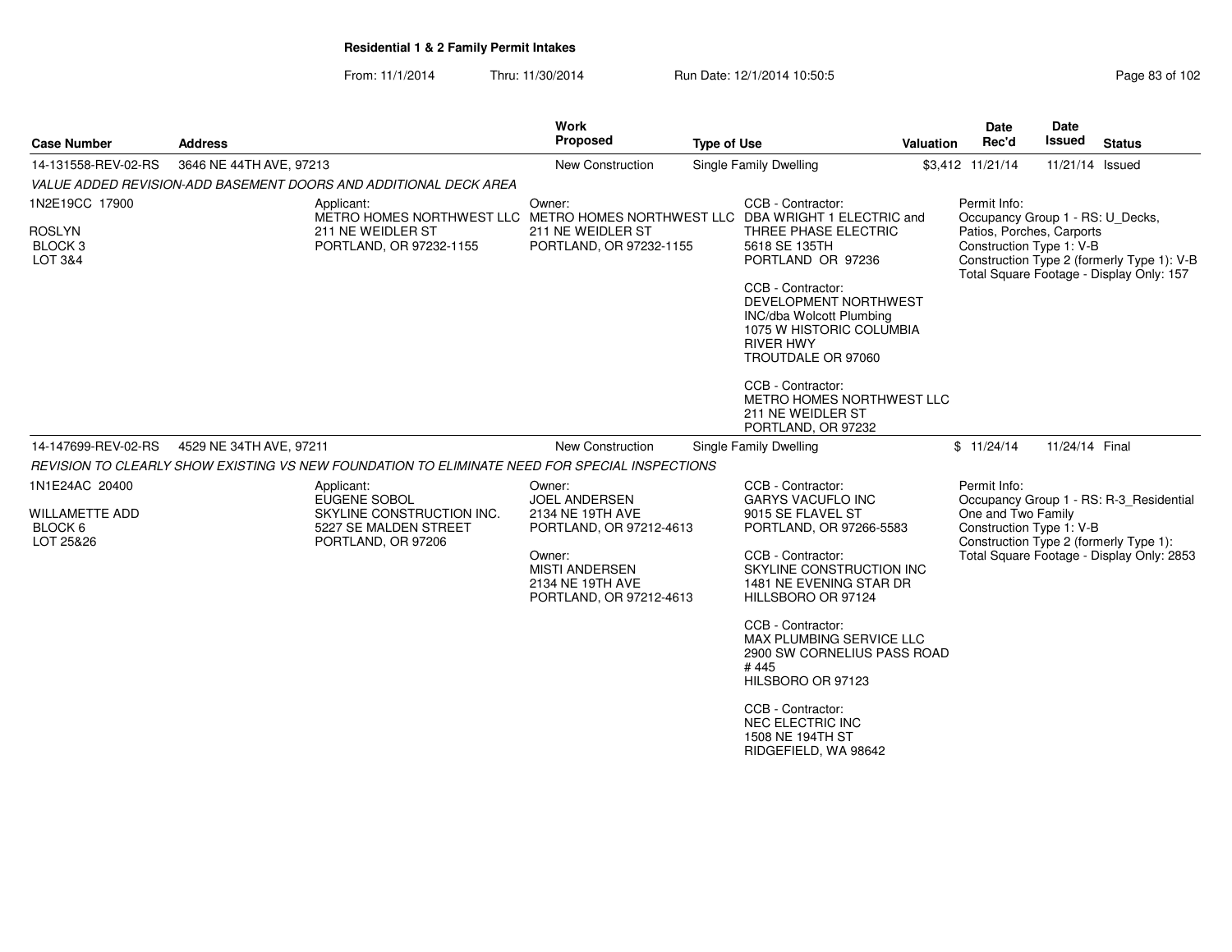## Residential 1 & 2 Family Permit Intakes

From: 11/1/2014 Thru: 11/30/2014 Run Date: 12/1/2014 10:50:5

| Case Number | Address | Work Proposed | Type of Use | Valuation | Date Rec'd | Date Issued | Status |
|---|---|---|---|---|---|---|---|
| 14-131558-REV-02-RS | 3646 NE 44TH AVE, 97213 | New Construction | Single Family Dwelling | $3,412 | 11/21/14 | 11/21/14 | Issued |

*VALUE ADDED REVISION-ADD BASEMENT DOORS AND ADDITIONAL DECK AREA*

1N2E19CC 17900

ROSLYN
BLOCK 3
LOT 3&4

Applicant:
METRO HOMES NORTHWEST LLC
211 NE WEIDLER ST
PORTLAND, OR 97232-1155

Owner:
METRO HOMES NORTHWEST LLC
211 NE WEIDLER ST
PORTLAND, OR 97232-1155

CCB - Contractor:
DBA WRIGHT 1 ELECTRIC and THREE PHASE ELECTRIC
5618 SE 135TH
PORTLAND OR 97236

CCB - Contractor:
DEVELOPMENT NORTHWEST INC/dba Wolcott Plumbing
1075 W HISTORIC COLUMBIA RIVER HWY
TROUTDALE OR 97060

CCB - Contractor:
METRO HOMES NORTHWEST LLC
211 NE WEIDLER ST
PORTLAND, OR 97232

Permit Info:
Occupancy Group 1 - RS: U_Decks, Patios, Porches, Carports
Construction Type 1: V-B
Construction Type 2 (formerly Type 1): V-B
Total Square Footage - Display Only: 157

| Case Number | Address | Work Proposed | Type of Use | Valuation | Date Rec'd | Date Issued | Status |
|---|---|---|---|---|---|---|---|
| 14-147699-REV-02-RS | 4529 NE 34TH AVE, 97211 | New Construction | Single Family Dwelling | $ | 11/24/14 | 11/24/14 | Final |

*REVISION TO CLEARLY SHOW EXISTING VS NEW FOUNDATION TO ELIMINATE NEED FOR SPECIAL INSPECTIONS*

1N1E24AC 20400

WILLAMETTE ADD
BLOCK 6
LOT 25&26

Applicant:
EUGENE SOBOL
SKYLINE CONSTRUCTION INC.
5227 SE MALDEN STREET
PORTLAND, OR 97206

Owner:
JOEL ANDERSEN
2134 NE 19TH AVE
PORTLAND, OR 97212-4613

Owner:
MISTI ANDERSEN
2134 NE 19TH AVE
PORTLAND, OR 97212-4613

CCB - Contractor:
GARYS VACUFLO INC
9015 SE FLAVEL ST
PORTLAND, OR 97266-5583

CCB - Contractor:
SKYLINE CONSTRUCTION INC
1481 NE EVENING STAR DR
HILLSBORO OR 97124

CCB - Contractor:
MAX PLUMBING SERVICE LLC
2900 SW CORNELIUS PASS ROAD # 445
HILSBORO OR 97123

CCB - Contractor:
NEC ELECTRIC INC
1508 NE 194TH ST
RIDGEFIELD, WA 98642

Permit Info:
Occupancy Group 1 - RS: R-3_Residential One and Two Family
Construction Type 1: V-B
Construction Type 2 (formerly Type 1):
Total Square Footage - Display Only: 2853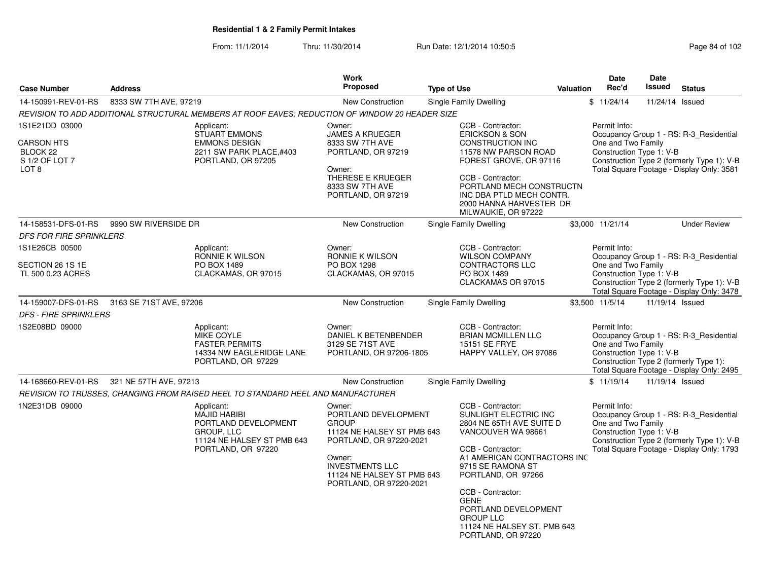## Residential 1 & 2 Family Permit Intakes

From: 11/1/2014 Thru: 11/30/2014 Run Date: 12/1/2014 10:50:5

| Case Number | Address | Work Proposed | Type of Use | Valuation | Date Rec'd | Date Issued | Status |
|---|---|---|---|---|---|---|---|
| 14-150991-REV-01-RS | 8333 SW 7TH AVE, 97219 | New Construction | Single Family Dwelling | $ | 11/24/14 | 11/24/14 | Issued |

*REVISION TO ADD ADDITIONAL STRUCTURAL MEMBERS AT ROOF EAVES; REDUCTION OF WINDOW 20 HEADER SIZE*

1S1E21DD 03000

CARSON HTS
BLOCK 22
S 1/2 OF LOT 7
LOT 8

Applicant:
STUART EMMONS
EMMONS DESIGN
2211 SW PARK PLACE,#403
PORTLAND, OR 97205

Owner:
JAMES A KRUEGER
8333 SW 7TH AVE
PORTLAND, OR 97219

Owner:
THERESE E KRUEGER
8333 SW 7TH AVE
PORTLAND, OR 97219

CCB - Contractor:
ERICKSON & SON
CONSTRUCTION INC
11578 NW PARSON ROAD
FOREST GROVE, OR 97116

CCB - Contractor:
PORTLAND MECH CONSTRUCTN
INC DBA PTLD MECH CONTR.
2000 HANNA HARVESTER DR
MILWAUKIE, OR 97222

Permit Info:
Occupancy Group 1 - RS: R-3_Residential
One and Two Family
Construction Type 1: V-B
Construction Type 2 (formerly Type 1): V-B
Total Square Footage - Display Only: 3581

| Case Number | Address | Work Proposed | Type of Use | Valuation | Date Rec'd | Date Issued | Status |
|---|---|---|---|---|---|---|---|
| 14-158531-DFS-01-RS | 9990 SW RIVERSIDE DR | New Construction | Single Family Dwelling | $3,000 | 11/21/14 | | Under Review |

*DFS FOR FIRE SPRINKLERS*

1S1E26CB 00500

SECTION 26 1S 1E
TL 500 0.23 ACRES

Applicant:
RONNIE K WILSON
PO BOX 1489
CLACKAMAS, OR 97015

Owner:
RONNIE K WILSON
PO BOX 1298
CLACKAMAS, OR 97015

CCB - Contractor:
WILSON COMPANY
CONTRACTORS LLC
PO BOX 1489
CLACKAMAS OR 97015

Permit Info:
Occupancy Group 1 - RS: R-3_Residential
One and Two Family
Construction Type 1: V-B
Construction Type 2 (formerly Type 1): V-B
Total Square Footage - Display Only: 3478

| Case Number | Address | Work Proposed | Type of Use | Valuation | Date Rec'd | Date Issued | Status |
|---|---|---|---|---|---|---|---|
| 14-159007-DFS-01-RS | 3163 SE 71ST AVE, 97206 | New Construction | Single Family Dwelling | $3,500 | 11/5/14 | 11/19/14 | Issued |

*DFS - FIRE SPRINKLERS*

1S2E08BD 09000

Applicant:
MIKE COYLE
FASTER PERMITS
14334 NW EAGLERIDGE LANE
PORTLAND, OR 97229

Owner:
DANIEL K BETENBENDER
3129 SE 71ST AVE
PORTLAND, OR 97206-1805

CCB - Contractor:
BRIAN MCMILLEN LLC
15151 SE FRYE
HAPPY VALLEY, OR 97086

Permit Info:
Occupancy Group 1 - RS: R-3_Residential
One and Two Family
Construction Type 1: V-B
Construction Type 2 (formerly Type 1):
Total Square Footage - Display Only: 2495

| Case Number | Address | Work Proposed | Type of Use | Valuation | Date Rec'd | Date Issued | Status |
|---|---|---|---|---|---|---|---|
| 14-168660-REV-01-RS | 321 NE 57TH AVE, 97213 | New Construction | Single Family Dwelling | $ | 11/19/14 | 11/19/14 | Issued |

*REVISION TO TRUSSES, CHANGING FROM RAISED HEEL TO STANDARD HEEL AND MANUFACTURER*

1N2E31DB 09000

Applicant:
MAJID HABIBI
PORTLAND DEVELOPMENT
GROUP, LLC
11124 NE HALSEY ST PMB 643
PORTLAND, OR 97220

Owner:
PORTLAND DEVELOPMENT
GROUP
11124 NE HALSEY ST PMB 643
PORTLAND, OR 97220-2021

Owner:
INVESTMENTS LLC
11124 NE HALSEY ST PMB 643
PORTLAND, OR 97220-2021

CCB - Contractor:
SUNLIGHT ELECTRIC INC
2804 NE 65TH AVE SUITE D
VANCOUVER WA 98661

CCB - Contractor:
A1 AMERICAN CONTRACTORS INC
9715 SE RAMONA ST
PORTLAND, OR 97266

CCB - Contractor:
GENE
PORTLAND DEVELOPMENT
GROUP LLC
11124 NE HALSEY ST. PMB 643
PORTLAND, OR 97220

Permit Info:
Occupancy Group 1 - RS: R-3_Residential
One and Two Family
Construction Type 1: V-B
Construction Type 2 (formerly Type 1): V-B
Total Square Footage - Display Only: 1793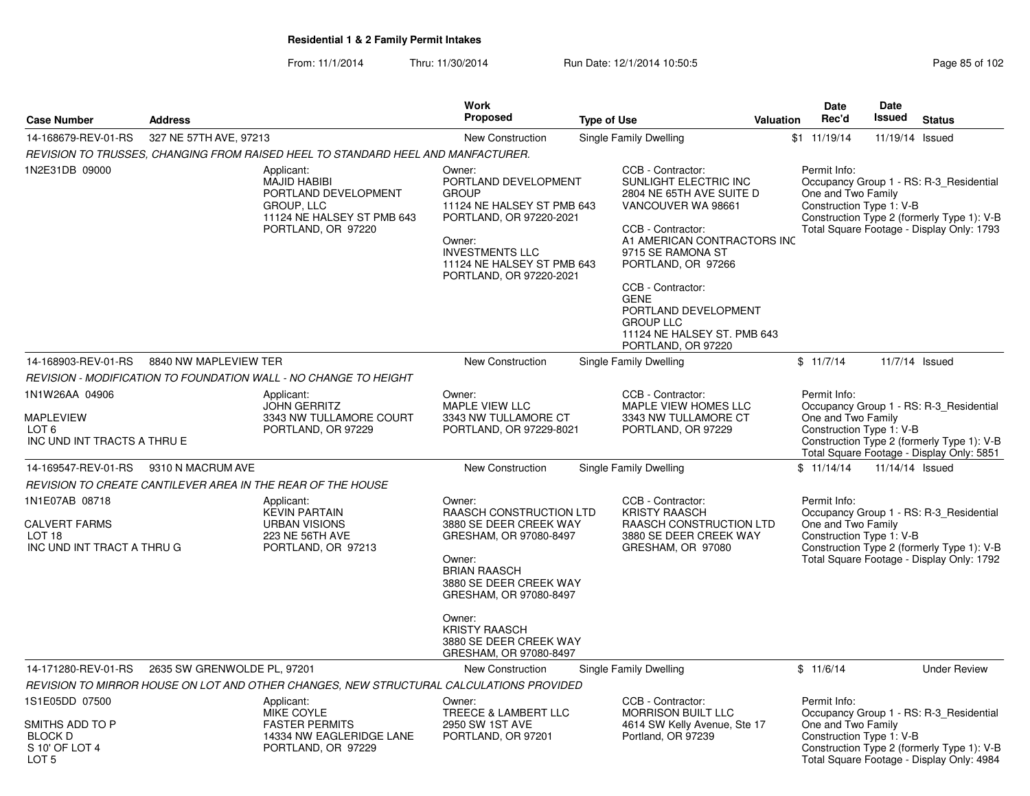**Residential 1 & 2 Family Permit Intakes**

From: 11/1/2014 Thru: 11/30/2014 Run Date: 12/1/2014 10:50:5

| Case Number | Address | Work Proposed | Type of Use | Valuation | Date Rec'd | Date Issued | Status |
|---|---|---|---|---|---|---|---|
| 14-168679-REV-01-RS | 327 NE 57TH AVE, 97213 | New Construction | Single Family Dwelling | $1 | 11/19/14 | 11/19/14 | Issued |

REVISION TO TRUSSES, CHANGING FROM RAISED HEEL TO STANDARD HEEL AND MANFACTURER.

1N2E31DB 09000

Applicant: MAJID HABIBI, PORTLAND DEVELOPMENT GROUP, LLC, 11124 NE HALSEY ST PMB 643, PORTLAND, OR 97220

Owner: PORTLAND DEVELOPMENT GROUP, 11124 NE HALSEY ST PMB 643, PORTLAND, OR 97220-2021

Owner: INVESTMENTS LLC, 11124 NE HALSEY ST PMB 643, PORTLAND, OR 97220-2021

CCB - Contractor: SUNLIGHT ELECTRIC INC, 2804 NE 65TH AVE SUITE D, VANCOUVER WA 98661

CCB - Contractor: A1 AMERICAN CONTRACTORS INC, 9715 SE RAMONA ST, PORTLAND, OR 97266

CCB - Contractor: GENE, PORTLAND DEVELOPMENT GROUP LLC, 11124 NE HALSEY ST. PMB 643, PORTLAND, OR 97220

Permit Info: Occupancy Group 1 - RS: R-3_Residential One and Two Family; Construction Type 1: V-B; Construction Type 2 (formerly Type 1): V-B; Total Square Footage - Display Only: 1793

| Case Number | Address | Work Proposed | Type of Use | Valuation | Date Rec'd | Date Issued | Status |
|---|---|---|---|---|---|---|---|
| 14-168903-REV-01-RS | 8840 NW MAPLEVIEW TER | New Construction | Single Family Dwelling | $ | 11/7/14 | 11/7/14 | Issued |

REVISION - MODIFICATION TO FOUNDATION WALL - NO CHANGE TO HEIGHT

1N1W26AA 04906, MAPLEVIEW, LOT 6, INC UND INT TRACTS A THRU E

Applicant: JOHN GERRITZ, 3343 NW TULLAMORE COURT, PORTLAND, OR 97229

Owner: MAPLE VIEW LLC, 3343 NW TULLAMORE CT, PORTLAND, OR 97229-8021

CCB - Contractor: MAPLE VIEW HOMES LLC, 3343 NW TULLAMORE CT, PORTLAND, OR 97229

Permit Info: Occupancy Group 1 - RS: R-3_Residential One and Two Family; Construction Type 1: V-B; Construction Type 2 (formerly Type 1): V-B; Total Square Footage - Display Only: 5851

| Case Number | Address | Work Proposed | Type of Use | Valuation | Date Rec'd | Date Issued | Status |
|---|---|---|---|---|---|---|---|
| 14-169547-REV-01-RS | 9310 N MACRUM AVE | New Construction | Single Family Dwelling | $ | 11/14/14 | 11/14/14 | Issued |

REVISION TO CREATE CANTILEVER AREA IN THE REAR OF THE HOUSE

1N1E07AB 08718, CALVERT FARMS, LOT 18, INC UND INT TRACT A THRU G

Applicant: KEVIN PARTAIN, URBAN VISIONS, 223 NE 56TH AVE, PORTLAND, OR 97213

Owner: RAASCH CONSTRUCTION LTD, 3880 SE DEER CREEK WAY, GRESHAM, OR 97080-8497

Owner: BRIAN RAASCH, 3880 SE DEER CREEK WAY, GRESHAM, OR 97080-8497

Owner: KRISTY RAASCH, 3880 SE DEER CREEK WAY, GRESHAM, OR 97080-8497

CCB - Contractor: KRISTY RAASCH, RAASCH CONSTRUCTION LTD, 3880 SE DEER CREEK WAY, GRESHAM, OR 97080

Permit Info: Occupancy Group 1 - RS: R-3_Residential One and Two Family; Construction Type 1: V-B; Construction Type 2 (formerly Type 1): V-B; Total Square Footage - Display Only: 1792

| Case Number | Address | Work Proposed | Type of Use | Valuation | Date Rec'd | Date Issued | Status |
|---|---|---|---|---|---|---|---|
| 14-171280-REV-01-RS | 2635 SW GRENWOLDE PL, 97201 | New Construction | Single Family Dwelling | $ | 11/6/14 | | Under Review |

REVISION TO MIRROR HOUSE ON LOT AND OTHER CHANGES, NEW STRUCTURAL CALCULATIONS PROVIDED

1S1E05DD 07500, SMITHS ADD TO P, BLOCK D, S 10' OF LOT 4, LOT 5

Applicant: MIKE COYLE, FASTER PERMITS, 14334 NW EAGLERIDGE LANE, PORTLAND, OR 97229

Owner: TREECE & LAMBERT LLC, 2950 SW 1ST AVE, PORTLAND, OR 97201

CCB - Contractor: MORRISON BUILT LLC, 4614 SW Kelly Avenue, Ste 17, Portland, OR 97239

Permit Info: Occupancy Group 1 - RS: R-3_Residential One and Two Family; Construction Type 1: V-B; Construction Type 2 (formerly Type 1): V-B; Total Square Footage - Display Only: 4984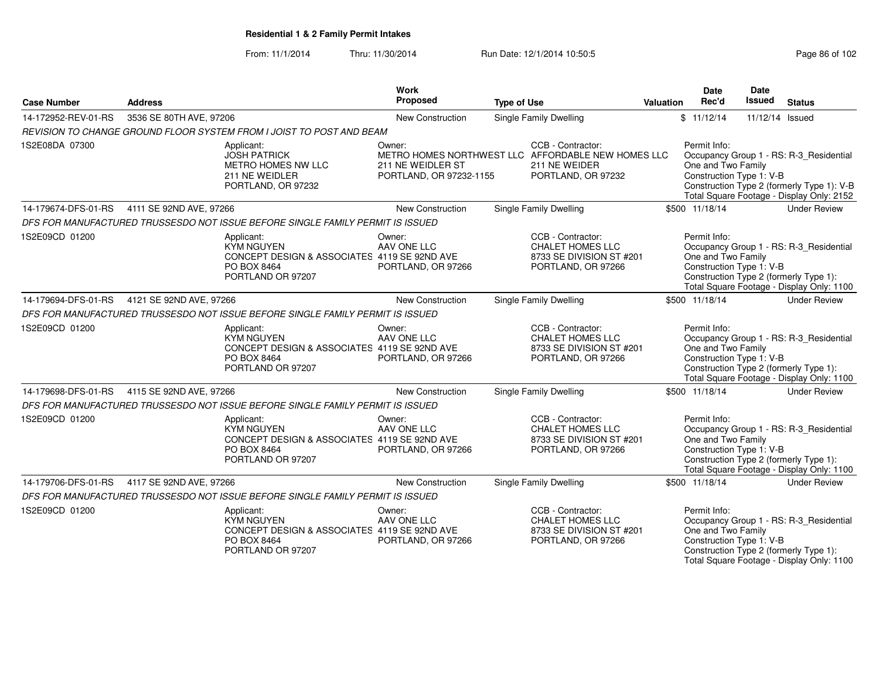**Residential 1 & 2 Family Permit Intakes**

From: 11/1/2014 Thru: 11/30/2014 Run Date: 12/1/2014 10:50:5

| Case Number | Address | Work Proposed | Type of Use | Valuation | Date Rec'd | Date Issued | Status |
|---|---|---|---|---|---|---|---|
| 14-172952-REV-01-RS | 3536 SE 80TH AVE, 97206 | New Construction | Single Family Dwelling | $ | 11/12/14 | 11/12/14 | Issued |

*REVISION TO CHANGE GROUND FLOOR SYSTEM FROM I JOIST TO POST AND BEAM*

1S2E08DA 07300

Applicant: JOSH PATRICK, METRO HOMES NW LLC, 211 NE WEIDLER, PORTLAND, OR 97232

Owner: METRO HOMES NORTHWEST LLC, 211 NE WEIDLER ST, PORTLAND, OR 97232-1155

CCB - Contractor: AFFORDABLE NEW HOMES LLC, 211 NE WEIDER, PORTLAND, OR 97232

Permit Info: Occupancy Group 1 - RS: R-3_Residential One and Two Family; Construction Type 1: V-B; Construction Type 2 (formerly Type 1): V-B; Total Square Footage - Display Only: 2152

| Case Number | Address | Work Proposed | Type of Use | Valuation | Date Rec'd | Date Issued | Status |
|---|---|---|---|---|---|---|---|
| 14-179674-DFS-01-RS | 4111 SE 92ND AVE, 97266 | New Construction | Single Family Dwelling | $500 | 11/18/14 | | Under Review |

*DFS FOR MANUFACTURED TRUSSESDO NOT ISSUE BEFORE SINGLE FAMILY PERMIT IS ISSUED*

1S2E09CD 01200

Applicant: KYM NGUYEN, CONCEPT DESIGN & ASSOCIATES, PO BOX 8464, PORTLAND OR 97207

Owner: AAV ONE LLC, 4119 SE 92ND AVE, PORTLAND, OR 97266

CCB - Contractor: CHALET HOMES LLC, 8733 SE DIVISION ST #201, PORTLAND, OR 97266

Permit Info: Occupancy Group 1 - RS: R-3_Residential One and Two Family; Construction Type 1: V-B; Construction Type 2 (formerly Type 1):; Total Square Footage - Display Only: 1100

| Case Number | Address | Work Proposed | Type of Use | Valuation | Date Rec'd | Date Issued | Status |
|---|---|---|---|---|---|---|---|
| 14-179694-DFS-01-RS | 4121 SE 92ND AVE, 97266 | New Construction | Single Family Dwelling | $500 | 11/18/14 | | Under Review |

*DFS FOR MANUFACTURED TRUSSESDO NOT ISSUE BEFORE SINGLE FAMILY PERMIT IS ISSUED*

1S2E09CD 01200

Applicant: KYM NGUYEN, CONCEPT DESIGN & ASSOCIATES, PO BOX 8464, PORTLAND OR 97207

Owner: AAV ONE LLC, 4119 SE 92ND AVE, PORTLAND, OR 97266

CCB - Contractor: CHALET HOMES LLC, 8733 SE DIVISION ST #201, PORTLAND, OR 97266

Permit Info: Occupancy Group 1 - RS: R-3_Residential One and Two Family; Construction Type 1: V-B; Construction Type 2 (formerly Type 1):; Total Square Footage - Display Only: 1100

| Case Number | Address | Work Proposed | Type of Use | Valuation | Date Rec'd | Date Issued | Status |
|---|---|---|---|---|---|---|---|
| 14-179698-DFS-01-RS | 4115 SE 92ND AVE, 97266 | New Construction | Single Family Dwelling | $500 | 11/18/14 | | Under Review |

*DFS FOR MANUFACTURED TRUSSESDO NOT ISSUE BEFORE SINGLE FAMILY PERMIT IS ISSUED*

1S2E09CD 01200

Applicant: KYM NGUYEN, CONCEPT DESIGN & ASSOCIATES, PO BOX 8464, PORTLAND OR 97207

Owner: AAV ONE LLC, 4119 SE 92ND AVE, PORTLAND, OR 97266

CCB - Contractor: CHALET HOMES LLC, 8733 SE DIVISION ST #201, PORTLAND, OR 97266

Permit Info: Occupancy Group 1 - RS: R-3_Residential One and Two Family; Construction Type 1: V-B; Construction Type 2 (formerly Type 1):; Total Square Footage - Display Only: 1100

| Case Number | Address | Work Proposed | Type of Use | Valuation | Date Rec'd | Date Issued | Status |
|---|---|---|---|---|---|---|---|
| 14-179706-DFS-01-RS | 4117 SE 92ND AVE, 97266 | New Construction | Single Family Dwelling | $500 | 11/18/14 | | Under Review |

*DFS FOR MANUFACTURED TRUSSESDO NOT ISSUE BEFORE SINGLE FAMILY PERMIT IS ISSUED*

1S2E09CD 01200

Applicant: KYM NGUYEN, CONCEPT DESIGN & ASSOCIATES, PO BOX 8464, PORTLAND OR 97207

Owner: AAV ONE LLC, 4119 SE 92ND AVE, PORTLAND, OR 97266

CCB - Contractor: CHALET HOMES LLC, 8733 SE DIVISION ST #201, PORTLAND, OR 97266

Permit Info: Occupancy Group 1 - RS: R-3_Residential One and Two Family; Construction Type 1: V-B; Construction Type 2 (formerly Type 1):; Total Square Footage - Display Only: 1100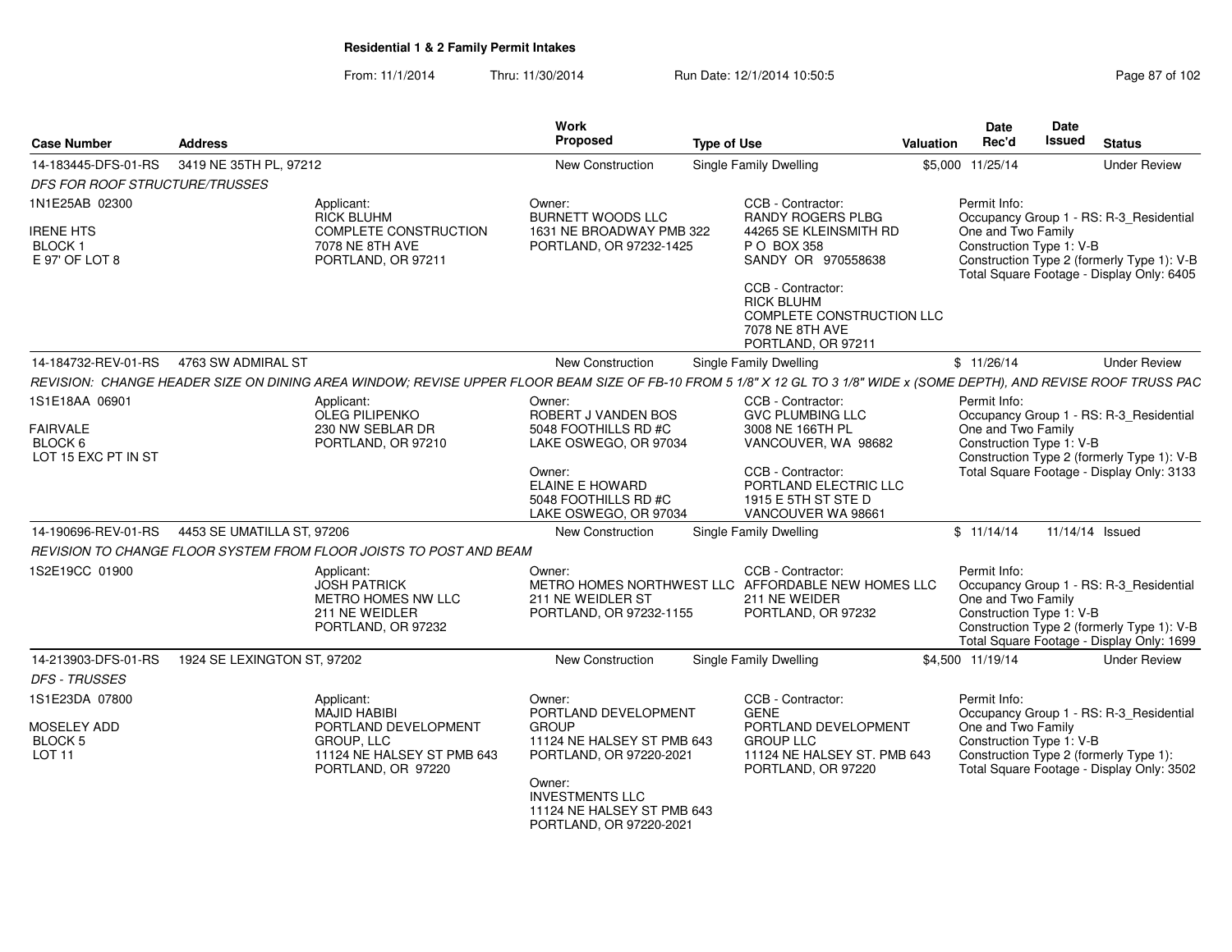**Residential 1 & 2 Family Permit Intakes**

From: 11/1/2014 Thru: 11/30/2014 Run Date: 12/1/2014 10:50:5

| Case Number | Address | Work Proposed | Type of Use | Valuation | Date Rec'd | Date Issued | Status |
|---|---|---|---|---|---|---|---|
| 14-183445-DFS-01-RS | 3419 NE 35TH PL, 97212 | New Construction | Single Family Dwelling | $5,000 | 11/25/14 | | Under Review |

*DFS FOR ROOF STRUCTURE/TRUSSES*

1N1E25AB 02300
IRENE HTS
BLOCK 1
E 97' OF LOT 8

Applicant:
RICK BLUHM
COMPLETE CONSTRUCTION
7078 NE 8TH AVE
PORTLAND, OR 97211

Owner:
BURNETT WOODS LLC
1631 NE BROADWAY PMB 322
PORTLAND, OR 97232-1425

CCB - Contractor:
RANDY ROGERS PLBG
44265 SE KLEINSMITH RD
P O BOX 358
SANDY OR 970558638

CCB - Contractor:
RICK BLUHM
COMPLETE CONSTRUCTION LLC
7078 NE 8TH AVE
PORTLAND, OR 97211

Permit Info:
Occupancy Group 1 - RS: R-3_Residential One and Two Family
Construction Type 1: V-B
Construction Type 2 (formerly Type 1): V-B
Total Square Footage - Display Only: 6405

| Case Number | Address | Work Proposed | Type of Use | Valuation | Date Rec'd | Date Issued | Status |
|---|---|---|---|---|---|---|---|
| 14-184732-REV-01-RS | 4763 SW ADMIRAL ST | New Construction | Single Family Dwelling | $ | 11/26/14 | | Under Review |

*REVISION: CHANGE HEADER SIZE ON DINING AREA WINDOW; REVISE UPPER FLOOR BEAM SIZE OF FB-10 FROM 5 1/8" X 12 GL TO 3 1/8" WIDE x (SOME DEPTH), AND REVISE ROOF TRUSS PAC*

1S1E18AA 06901
FAIRVALE
BLOCK 6
LOT 15 EXC PT IN ST

Applicant:
OLEG PILIPENKO
230 NW SEBLAR DR
PORTLAND, OR 97210

Owner:
ROBERT J VANDEN BOS
5048 FOOTHILLS RD #C
LAKE OSWEGO, OR 97034

Owner:
ELAINE E HOWARD
5048 FOOTHILLS RD #C
LAKE OSWEGO, OR 97034

CCB - Contractor:
GVC PLUMBING LLC
3008 NE 166TH PL
VANCOUVER, WA 98682

CCB - Contractor:
PORTLAND ELECTRIC LLC
1915 E 5TH ST STE D
VANCOUVER WA 98661

Permit Info:
Occupancy Group 1 - RS: R-3_Residential One and Two Family
Construction Type 1: V-B
Construction Type 2 (formerly Type 1): V-B
Total Square Footage - Display Only: 3133

| Case Number | Address | Work Proposed | Type of Use | Valuation | Date Rec'd | Date Issued | Status |
|---|---|---|---|---|---|---|---|
| 14-190696-REV-01-RS | 4453 SE UMATILLA ST, 97206 | New Construction | Single Family Dwelling | $ | 11/14/14 | 11/14/14 | Issued |

*REVISION TO CHANGE FLOOR SYSTEM FROM FLOOR JOISTS TO POST AND BEAM*

1S2E19CC 01900

Applicant:
JOSH PATRICK
METRO HOMES NW LLC
211 NE WEIDLER
PORTLAND, OR 97232

Owner:
METRO HOMES NORTHWEST LLC
211 NE WEIDLER ST
PORTLAND, OR 97232-1155

CCB - Contractor:
AFFORDABLE NEW HOMES LLC
211 NE WEIDER
PORTLAND, OR 97232

Permit Info:
Occupancy Group 1 - RS: R-3_Residential One and Two Family
Construction Type 1: V-B
Construction Type 2 (formerly Type 1): V-B
Total Square Footage - Display Only: 1699

| Case Number | Address | Work Proposed | Type of Use | Valuation | Date Rec'd | Date Issued | Status |
|---|---|---|---|---|---|---|---|
| 14-213903-DFS-01-RS | 1924 SE LEXINGTON ST, 97202 | New Construction | Single Family Dwelling | $4,500 | 11/19/14 | | Under Review |

*DFS - TRUSSES*

1S1E23DA 07800
MOSELEY ADD
BLOCK 5
LOT 11

Applicant:
MAJID HABIBI
PORTLAND DEVELOPMENT GROUP, LLC
11124 NE HALSEY ST PMB 643
PORTLAND, OR 97220

Owner:
PORTLAND DEVELOPMENT GROUP
11124 NE HALSEY ST PMB 643
PORTLAND, OR 97220-2021

Owner:
INVESTMENTS LLC
11124 NE HALSEY ST PMB 643
PORTLAND, OR 97220-2021

CCB - Contractor:
GENE
PORTLAND DEVELOPMENT GROUP LLC
11124 NE HALSEY ST. PMB 643
PORTLAND, OR 97220

Permit Info:
Occupancy Group 1 - RS: R-3_Residential One and Two Family
Construction Type 1: V-B
Construction Type 2 (formerly Type 1):
Total Square Footage - Display Only: 3502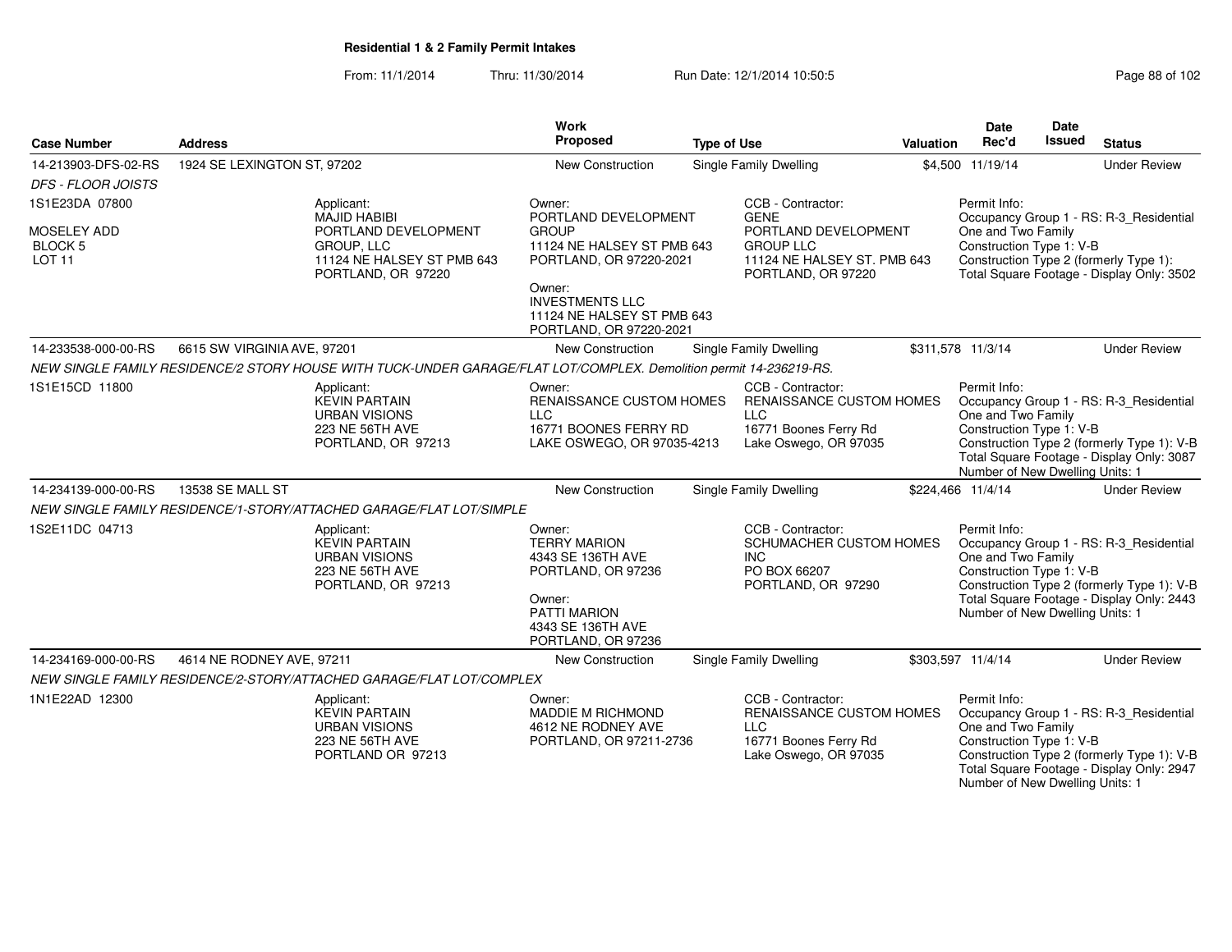**Residential 1 & 2 Family Permit Intakes**

From: 11/1/2014 Thru: 11/30/2014 Run Date: 12/1/2014 10:50:5

| Case Number | Address | Work Proposed | Type of Use | Valuation | Date Rec'd | Date Issued | Status |
|---|---|---|---|---|---|---|---|
| 14-213903-DFS-02-RS | 1924 SE LEXINGTON ST, 97202 | New Construction | Single Family Dwelling | $4,500 | 11/19/14 | | Under Review |
| *DFS - FLOOR JOISTS* | | | | | | | |
| 1S1E23DA 07800<br>MOSELEY ADD<br>BLOCK 5<br>LOT 11 | Applicant:<br>MAJID HABIBI<br>PORTLAND DEVELOPMENT GROUP, LLC<br>11124 NE HALSEY ST PMB 643<br>PORTLAND, OR 97220 | Owner:<br>PORTLAND DEVELOPMENT GROUP<br>11124 NE HALSEY ST PMB 643<br>PORTLAND, OR 97220-2021<br>Owner:<br>INVESTMENTS LLC<br>11124 NE HALSEY ST PMB 643<br>PORTLAND, OR 97220-2021 | CCB - Contractor:<br>GENE<br>PORTLAND DEVELOPMENT GROUP LLC<br>11124 NE HALSEY ST. PMB 643<br>PORTLAND, OR 97220 | | Permit Info:<br>Occupancy Group 1 - RS: R-3_Residential One and Two Family<br>Construction Type 1: V-B<br>Construction Type 2 (formerly Type 1):<br>Total Square Footage - Display Only: 3502 | | |
| 14-233538-000-00-RS | 6615 SW VIRGINIA AVE, 97201 | New Construction | Single Family Dwelling | $311,578 | 11/3/14 | | Under Review |
| *NEW SINGLE FAMILY RESIDENCE/2 STORY HOUSE WITH TUCK-UNDER GARAGE/FLAT LOT/COMPLEX. Demolition permit 14-236219-RS.* | | | | | | | |
| 1S1E15CD 11800 | Applicant:<br>KEVIN PARTAIN<br>URBAN VISIONS<br>223 NE 56TH AVE<br>PORTLAND, OR 97213 | Owner:<br>RENAISSANCE CUSTOM HOMES LLC<br>16771 BOONES FERRY RD<br>LAKE OSWEGO, OR 97035-4213 | CCB - Contractor:<br>RENAISSANCE CUSTOM HOMES LLC<br>16771 Boones Ferry Rd<br>Lake Oswego, OR 97035 | | Permit Info:<br>Occupancy Group 1 - RS: R-3_Residential One and Two Family<br>Construction Type 1: V-B<br>Construction Type 2 (formerly Type 1): V-B<br>Total Square Footage - Display Only: 3087<br>Number of New Dwelling Units: 1 | | |
| 14-234139-000-00-RS | 13538 SE MALL ST | New Construction | Single Family Dwelling | $224,466 | 11/4/14 | | Under Review |
| *NEW SINGLE FAMILY RESIDENCE/1-STORY/ATTACHED GARAGE/FLAT LOT/SIMPLE* | | | | | | | |
| 1S2E11DC 04713 | Applicant:<br>KEVIN PARTAIN<br>URBAN VISIONS<br>223 NE 56TH AVE<br>PORTLAND, OR 97213 | Owner:<br>TERRY MARION<br>4343 SE 136TH AVE<br>PORTLAND, OR 97236<br>Owner:<br>PATTI MARION<br>4343 SE 136TH AVE<br>PORTLAND, OR 97236 | CCB - Contractor:<br>SCHUMACHER CUSTOM HOMES INC<br>PO BOX 66207<br>PORTLAND, OR 97290 | | Permit Info:<br>Occupancy Group 1 - RS: R-3_Residential One and Two Family<br>Construction Type 1: V-B<br>Construction Type 2 (formerly Type 1): V-B<br>Total Square Footage - Display Only: 2443<br>Number of New Dwelling Units: 1 | | |
| 14-234169-000-00-RS | 4614 NE RODNEY AVE, 97211 | New Construction | Single Family Dwelling | $303,597 | 11/4/14 | | Under Review |
| *NEW SINGLE FAMILY RESIDENCE/2-STORY/ATTACHED GARAGE/FLAT LOT/COMPLEX* | | | | | | | |
| 1N1E22AD 12300 | Applicant:<br>KEVIN PARTAIN<br>URBAN VISIONS<br>223 NE 56TH AVE<br>PORTLAND OR 97213 | Owner:<br>MADDIE M RICHMOND<br>4612 NE RODNEY AVE<br>PORTLAND, OR 97211-2736 | CCB - Contractor:<br>RENAISSANCE CUSTOM HOMES LLC<br>16771 Boones Ferry Rd<br>Lake Oswego, OR 97035 | | Permit Info:<br>Occupancy Group 1 - RS: R-3_Residential One and Two Family<br>Construction Type 1: V-B<br>Construction Type 2 (formerly Type 1): V-B<br>Total Square Footage - Display Only: 2947<br>Number of New Dwelling Units: 1 | | |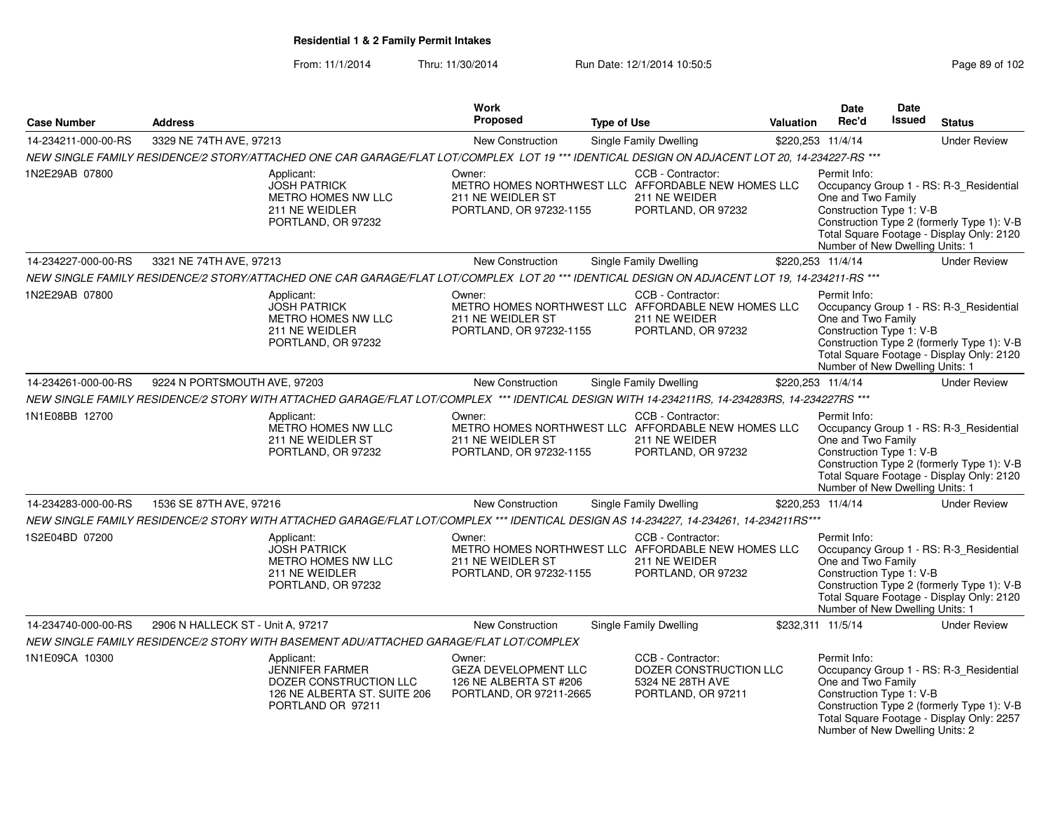**Residential 1 & 2 Family Permit Intakes**

From: 11/1/2014 Thru: 11/30/2014 Run Date: 12/1/2014 10:50:5

| Case Number | Address | Work Proposed | Type of Use | Valuation | Date Rec'd | Date Issued | Status |
|---|---|---|---|---|---|---|---|
| 14-234211-000-00-RS | 3329 NE 74TH AVE, 97213 | New Construction | Single Family Dwelling | $220,253 | 11/4/14 | | Under Review |

NEW SINGLE FAMILY RESIDENCE/2 STORY/ATTACHED ONE CAR GARAGE/FLAT LOT/COMPLEX LOT 19 *** IDENTICAL DESIGN ON ADJACENT LOT 20, 14-234227-RS ***

1N2E29AB 07800

Applicant:
JOSH PATRICK
METRO HOMES NW LLC
211 NE WEIDLER
PORTLAND, OR 97232

Owner:
METRO HOMES NORTHWEST LLC
211 NE WEIDLER ST
PORTLAND, OR 97232-1155

CCB - Contractor:
AFFORDABLE NEW HOMES LLC
211 NE WEIDER
PORTLAND, OR 97232

Permit Info:
Occupancy Group 1 - RS: R-3_Residential One and Two Family
Construction Type 1: V-B
Construction Type 2 (formerly Type 1): V-B
Total Square Footage - Display Only: 2120
Number of New Dwelling Units: 1

| Case Number | Address | Work Proposed | Type of Use | Valuation | Date Rec'd | Date Issued | Status |
|---|---|---|---|---|---|---|---|
| 14-234227-000-00-RS | 3321 NE 74TH AVE, 97213 | New Construction | Single Family Dwelling | $220,253 | 11/4/14 | | Under Review |

NEW SINGLE FAMILY RESIDENCE/2 STORY/ATTACHED ONE CAR GARAGE/FLAT LOT/COMPLEX LOT 20 *** IDENTICAL DESIGN ON ADJACENT LOT 19, 14-234211-RS ***

1N2E29AB 07800

Applicant:
JOSH PATRICK
METRO HOMES NW LLC
211 NE WEIDLER
PORTLAND, OR 97232

Owner:
METRO HOMES NORTHWEST LLC
211 NE WEIDLER ST
PORTLAND, OR 97232-1155

CCB - Contractor:
AFFORDABLE NEW HOMES LLC
211 NE WEIDER
PORTLAND, OR 97232

Permit Info:
Occupancy Group 1 - RS: R-3_Residential One and Two Family
Construction Type 1: V-B
Construction Type 2 (formerly Type 1): V-B
Total Square Footage - Display Only: 2120
Number of New Dwelling Units: 1

| Case Number | Address | Work Proposed | Type of Use | Valuation | Date Rec'd | Date Issued | Status |
|---|---|---|---|---|---|---|---|
| 14-234261-000-00-RS | 9224 N PORTSMOUTH AVE, 97203 | New Construction | Single Family Dwelling | $220,253 | 11/4/14 | | Under Review |

NEW SINGLE FAMILY RESIDENCE/2 STORY WITH ATTACHED GARAGE/FLAT LOT/COMPLEX *** IDENTICAL DESIGN WITH 14-234211RS, 14-234283RS, 14-234227RS ***

1N1E08BB 12700

Applicant:
METRO HOMES NW LLC
211 NE WEIDLER ST
PORTLAND, OR 97232

Owner:
METRO HOMES NORTHWEST LLC
211 NE WEIDLER ST
PORTLAND, OR 97232-1155

CCB - Contractor:
AFFORDABLE NEW HOMES LLC
211 NE WEIDER
PORTLAND, OR 97232

Permit Info:
Occupancy Group 1 - RS: R-3_Residential One and Two Family
Construction Type 1: V-B
Construction Type 2 (formerly Type 1): V-B
Total Square Footage - Display Only: 2120
Number of New Dwelling Units: 1

| Case Number | Address | Work Proposed | Type of Use | Valuation | Date Rec'd | Date Issued | Status |
|---|---|---|---|---|---|---|---|
| 14-234283-000-00-RS | 1536 SE 87TH AVE, 97216 | New Construction | Single Family Dwelling | $220,253 | 11/4/14 | | Under Review |

NEW SINGLE FAMILY RESIDENCE/2 STORY WITH ATTACHED GARAGE/FLAT LOT/COMPLEX *** IDENTICAL DESIGN AS 14-234227, 14-234261, 14-234211RS***

1S2E04BD 07200

Applicant:
JOSH PATRICK
METRO HOMES NW LLC
211 NE WEIDLER
PORTLAND, OR 97232

Owner:
METRO HOMES NORTHWEST LLC
211 NE WEIDLER ST
PORTLAND, OR 97232-1155

CCB - Contractor:
AFFORDABLE NEW HOMES LLC
211 NE WEIDER
PORTLAND, OR 97232

Permit Info:
Occupancy Group 1 - RS: R-3_Residential One and Two Family
Construction Type 1: V-B
Construction Type 2 (formerly Type 1): V-B
Total Square Footage - Display Only: 2120
Number of New Dwelling Units: 1

| Case Number | Address | Work Proposed | Type of Use | Valuation | Date Rec'd | Date Issued | Status |
|---|---|---|---|---|---|---|---|
| 14-234740-000-00-RS | 2906 N HALLECK ST - Unit A, 97217 | New Construction | Single Family Dwelling | $232,311 | 11/5/14 | | Under Review |

NEW SINGLE FAMILY RESIDENCE/2 STORY WITH BASEMENT ADU/ATTACHED GARAGE/FLAT LOT/COMPLEX

1N1E09CA 10300

Applicant:
JENNIFER FARMER
DOZER CONSTRUCTION LLC
126 NE ALBERTA ST. SUITE 206
PORTLAND OR 97211

Owner:
GEZA DEVELOPMENT LLC
126 NE ALBERTA ST #206
PORTLAND, OR 97211-2665

CCB - Contractor:
DOZER CONSTRUCTION LLC
5324 NE 28TH AVE
PORTLAND, OR 97211

Permit Info:
Occupancy Group 1 - RS: R-3_Residential One and Two Family
Construction Type 1: V-B
Construction Type 2 (formerly Type 1): V-B
Total Square Footage - Display Only: 2257
Number of New Dwelling Units: 2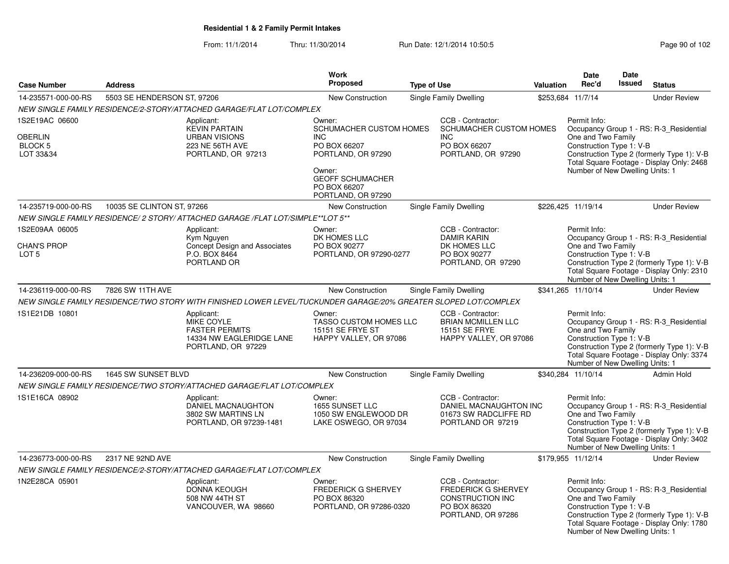**Residential 1 & 2 Family Permit Intakes**

From: 11/1/2014 Thru: 11/30/2014 Run Date: 12/1/2014 10:50:5

| Case Number | Address | Work Proposed | Type of Use | Valuation | Date Rec'd | Date Issued | Status |
|---|---|---|---|---|---|---|---|
| 14-235571-000-00-RS | 5503 SE HENDERSON ST, 97206 | New Construction | Single Family Dwelling | $253,684 | 11/7/14 | | Under Review |
| 14-235719-000-00-RS | 10035 SE CLINTON ST, 97266 | New Construction | Single Family Dwelling | $226,425 | 11/19/14 | | Under Review |
| 14-236119-000-00-RS | 7826 SW 11TH AVE | New Construction | Single Family Dwelling | $341,265 | 11/10/14 | | Under Review |
| 14-236209-000-00-RS | 1645 SW SUNSET BLVD | New Construction | Single Family Dwelling | $340,284 | 11/10/14 | | Admin Hold |
| 14-236773-000-00-RS | 2317 NE 92ND AVE | New Construction | Single Family Dwelling | $179,955 | 11/12/14 | | Under Review |

**14-235571-000-00-RS** — 5503 SE HENDERSON ST, 97206

*NEW SINGLE FAMILY RESIDENCE/2-STORY/ATTACHED GARAGE/FLAT LOT/COMPLEX*

1S2E19AC 06600
OBERLIN
BLOCK 5
LOT 33&34

Applicant:
KEVIN PARTAIN
URBAN VISIONS
223 NE 56TH AVE
PORTLAND, OR 97213

Owner:
SCHUMACHER CUSTOM HOMES INC
PO BOX 66207
PORTLAND, OR 97290

Owner:
GEOFF SCHUMACHER
PO BOX 66207
PORTLAND, OR 97290

CCB - Contractor:
SCHUMACHER CUSTOM HOMES INC
PO BOX 66207
PORTLAND, OR 97290

Permit Info:
Occupancy Group 1 - RS: R-3_Residential One and Two Family
Construction Type 1: V-B
Construction Type 2 (formerly Type 1): V-B
Total Square Footage - Display Only: 2468
Number of New Dwelling Units: 1

**14-235719-000-00-RS** — 10035 SE CLINTON ST, 97266

*NEW SINGLE FAMILY RESIDENCE/ 2 STORY/ ATTACHED GARAGE /FLAT LOT/SIMPLE**LOT 5***

1S2E09AA 06005
CHAN'S PROP
LOT 5

Applicant:
Kym Nguyen
Concept Design and Associates
P.O. BOX 8464
PORTLAND OR

Owner:
DK HOMES LLC
PO BOX 90277
PORTLAND, OR 97290-0277

CCB - Contractor:
DAMIR KARIN
DK HOMES LLC
PO BOX 90277
PORTLAND, OR 97290

Permit Info:
Occupancy Group 1 - RS: R-3_Residential One and Two Family
Construction Type 1: V-B
Construction Type 2 (formerly Type 1): V-B
Total Square Footage - Display Only: 2310
Number of New Dwelling Units: 1

**14-236119-000-00-RS** — 7826 SW 11TH AVE

*NEW SINGLE FAMILY RESIDENCE/TWO STORY WITH FINISHED LOWER LEVEL/TUCKUNDER GARAGE/20% GREATER SLOPED LOT/COMPLEX*

1S1E21DB 10801

Applicant:
MIKE COYLE
FASTER PERMITS
14334 NW EAGLERIDGE LANE
PORTLAND, OR 97229

Owner:
TASSO CUSTOM HOMES LLC
15151 SE FRYE ST
HAPPY VALLEY, OR 97086

CCB - Contractor:
BRIAN MCMILLEN LLC
15151 SE FRYE
HAPPY VALLEY, OR 97086

Permit Info:
Occupancy Group 1 - RS: R-3_Residential One and Two Family
Construction Type 1: V-B
Construction Type 2 (formerly Type 1): V-B
Total Square Footage - Display Only: 3374
Number of New Dwelling Units: 1

**14-236209-000-00-RS** — 1645 SW SUNSET BLVD

*NEW SINGLE FAMILY RESIDENCE/TWO STORY/ATTACHED GARAGE/FLAT LOT/COMPLEX*

1S1E16CA 08902

Applicant:
DANIEL MACNAUGHTON
3802 SW MARTINS LN
PORTLAND, OR 97239-1481

Owner:
1655 SUNSET LLC
1050 SW ENGLEWOOD DR
LAKE OSWEGO, OR 97034

CCB - Contractor:
DANIEL MACNAUGHTON INC
01673 SW RADCLIFFE RD
PORTLAND OR 97219

Permit Info:
Occupancy Group 1 - RS: R-3_Residential One and Two Family
Construction Type 1: V-B
Construction Type 2 (formerly Type 1): V-B
Total Square Footage - Display Only: 3402
Number of New Dwelling Units: 1

**14-236773-000-00-RS** — 2317 NE 92ND AVE

*NEW SINGLE FAMILY RESIDENCE/2-STORY/ATTACHED GARAGE/FLAT LOT/COMPLEX*

1N2E28CA 05901

Applicant:
DONNA KEOUGH
508 NW 44TH ST
VANCOUVER, WA 98660

Owner:
FREDERICK G SHERVEY
PO BOX 86320
PORTLAND, OR 97286-0320

CCB - Contractor:
FREDERICK G SHERVEY CONSTRUCTION INC
PO BOX 86320
PORTLAND, OR 97286

Permit Info:
Occupancy Group 1 - RS: R-3_Residential One and Two Family
Construction Type 1: V-B
Construction Type 2 (formerly Type 1): V-B
Total Square Footage - Display Only: 1780
Number of New Dwelling Units: 1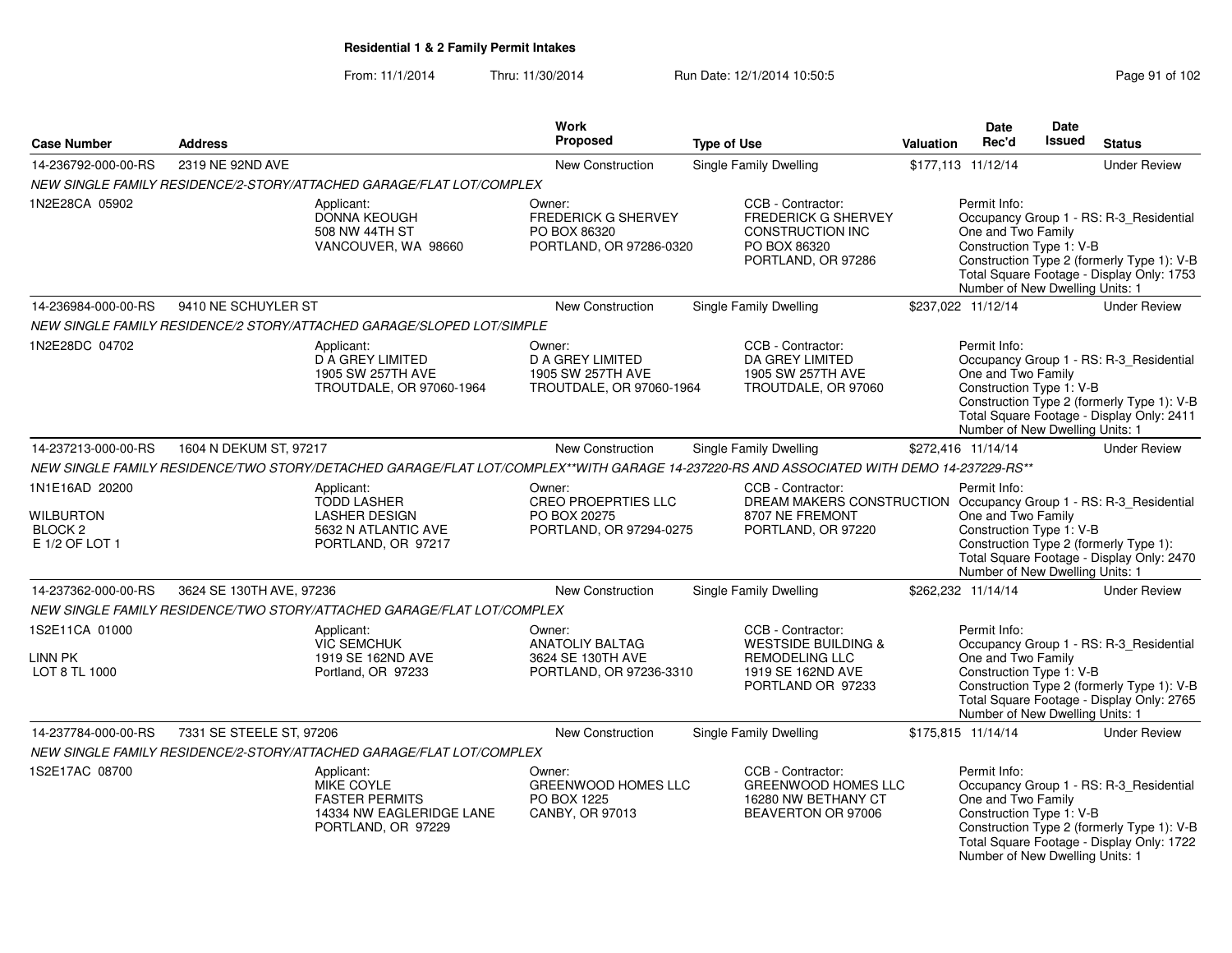**Residential 1 & 2 Family Permit Intakes**

From: 11/1/2014 Thru: 11/30/2014 Run Date: 12/1/2014 10:50:5

| Case Number | Address | Work Proposed | Type of Use | Valuation | Date Rec'd | Date Issued | Status |
|---|---|---|---|---|---|---|---|
| 14-236792-000-00-RS | 2319 NE 92ND AVE | New Construction | Single Family Dwelling | $177,113 | 11/12/14 | | Under Review |

*NEW SINGLE FAMILY RESIDENCE/2-STORY/ATTACHED GARAGE/FLAT LOT/COMPLEX*

1N2E28CA 05902

Applicant: DONNA KEOUGH, 508 NW 44TH ST, VANCOUVER, WA 98660

Owner: FREDERICK G SHERVEY, PO BOX 86320, PORTLAND, OR 97286-0320

CCB - Contractor: FREDERICK G SHERVEY CONSTRUCTION INC, PO BOX 86320, PORTLAND, OR 97286

Permit Info: Occupancy Group 1 - RS: R-3_Residential One and Two Family; Construction Type 1: V-B; Construction Type 2 (formerly Type 1): V-B; Total Square Footage - Display Only: 1753; Number of New Dwelling Units: 1

| Case Number | Address | Work Proposed | Type of Use | Valuation | Date Rec'd | Date Issued | Status |
|---|---|---|---|---|---|---|---|
| 14-236984-000-00-RS | 9410 NE SCHUYLER ST | New Construction | Single Family Dwelling | $237,022 | 11/12/14 | | Under Review |

*NEW SINGLE FAMILY RESIDENCE/2 STORY/ATTACHED GARAGE/SLOPED LOT/SIMPLE*

1N2E28DC 04702

Applicant: D A GREY LIMITED, 1905 SW 257TH AVE, TROUTDALE, OR 97060-1964

Owner: D A GREY LIMITED, 1905 SW 257TH AVE, TROUTDALE, OR 97060-1964

CCB - Contractor: DA GREY LIMITED, 1905 SW 257TH AVE, TROUTDALE, OR 97060

Permit Info: Occupancy Group 1 - RS: R-3_Residential One and Two Family; Construction Type 1: V-B; Construction Type 2 (formerly Type 1): V-B; Total Square Footage - Display Only: 2411; Number of New Dwelling Units: 1

| Case Number | Address | Work Proposed | Type of Use | Valuation | Date Rec'd | Date Issued | Status |
|---|---|---|---|---|---|---|---|
| 14-237213-000-00-RS | 1604 N DEKUM ST, 97217 | New Construction | Single Family Dwelling | $272,416 | 11/14/14 | | Under Review |

*NEW SINGLE FAMILY RESIDENCE/TWO STORY/DETACHED GARAGE/FLAT LOT/COMPLEX**WITH GARAGE 14-237220-RS AND ASSOCIATED WITH DEMO 14-237229-RS***

1N1E16AD 20200

WILBURTON
BLOCK 2
E 1/2 OF LOT 1

Applicant: TODD LASHER, LASHER DESIGN, 5632 N ATLANTIC AVE, PORTLAND, OR 97217

Owner: CREO PROEPRTIES LLC, PO BOX 20275, PORTLAND, OR 97294-0275

CCB - Contractor: DREAM MAKERS CONSTRUCTION, 8707 NE FREMONT, PORTLAND, OR 97220

Permit Info: Occupancy Group 1 - RS: R-3_Residential One and Two Family; Construction Type 1: V-B; Construction Type 2 (formerly Type 1):; Total Square Footage - Display Only: 2470; Number of New Dwelling Units: 1

| Case Number | Address | Work Proposed | Type of Use | Valuation | Date Rec'd | Date Issued | Status |
|---|---|---|---|---|---|---|---|
| 14-237362-000-00-RS | 3624 SE 130TH AVE, 97236 | New Construction | Single Family Dwelling | $262,232 | 11/14/14 | | Under Review |

*NEW SINGLE FAMILY RESIDENCE/TWO STORY/ATTACHED GARAGE/FLAT LOT/COMPLEX*

1S2E11CA 01000

LINN PK
LOT 8 TL 1000

Applicant: VIC SEMCHUK, 1919 SE 162ND AVE, Portland, OR 97233

Owner: ANATOLIY BALTAG, 3624 SE 130TH AVE, PORTLAND, OR 97236-3310

CCB - Contractor: WESTSIDE BUILDING & REMODELING LLC, 1919 SE 162ND AVE, PORTLAND OR 97233

Permit Info: Occupancy Group 1 - RS: R-3_Residential One and Two Family; Construction Type 1: V-B; Construction Type 2 (formerly Type 1): V-B; Total Square Footage - Display Only: 2765; Number of New Dwelling Units: 1

| Case Number | Address | Work Proposed | Type of Use | Valuation | Date Rec'd | Date Issued | Status |
|---|---|---|---|---|---|---|---|
| 14-237784-000-00-RS | 7331 SE STEELE ST, 97206 | New Construction | Single Family Dwelling | $175,815 | 11/14/14 | | Under Review |

*NEW SINGLE FAMILY RESIDENCE/2-STORY/ATTACHED GARAGE/FLAT LOT/COMPLEX*

1S2E17AC 08700

Applicant: MIKE COYLE, FASTER PERMITS, 14334 NW EAGLERIDGE LANE, PORTLAND, OR 97229

Owner: GREENWOOD HOMES LLC, PO BOX 1225, CANBY, OR 97013

CCB - Contractor: GREENWOOD HOMES LLC, 16280 NW BETHANY CT, BEAVERTON OR 97006

Permit Info: Occupancy Group 1 - RS: R-3_Residential One and Two Family; Construction Type 1: V-B; Construction Type 2 (formerly Type 1): V-B; Total Square Footage - Display Only: 1722; Number of New Dwelling Units: 1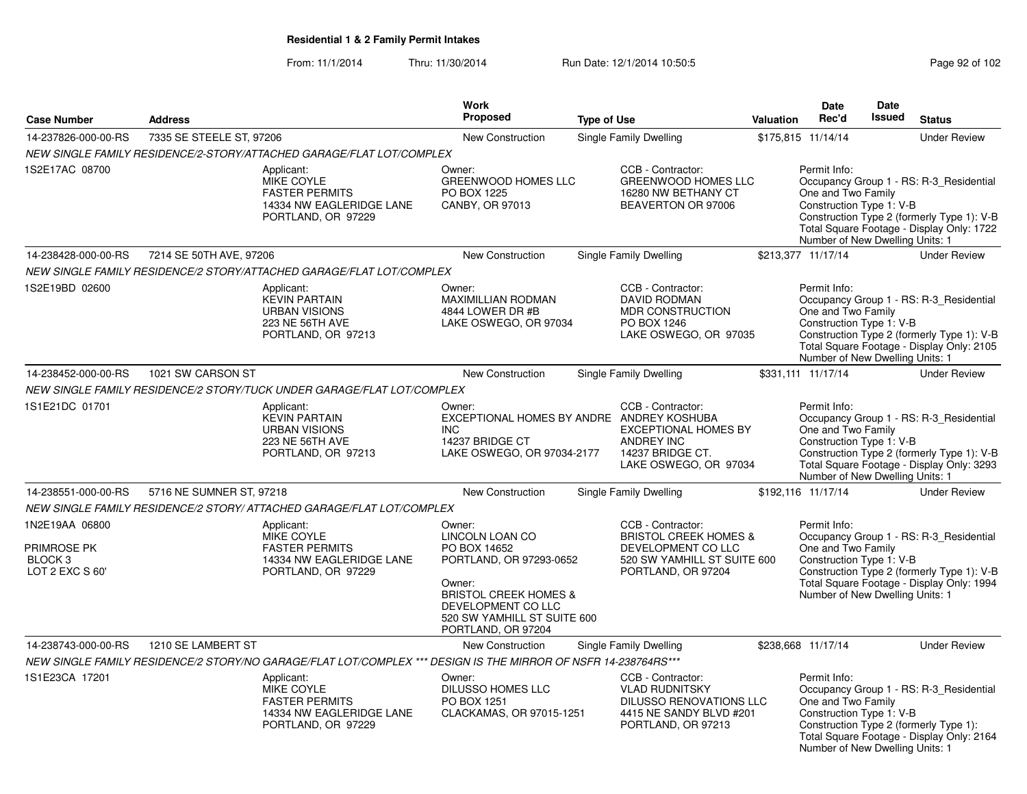**Residential 1 & 2 Family Permit Intakes**

From: 11/1/2014 Thru: 11/30/2014 Run Date: 12/1/2014 10:50:5

| Case Number | Address | Work Proposed | Type of Use | Valuation | Date Rec'd | Date Issued | Status |
|---|---|---|---|---|---|---|---|
| 14-237826-000-00-RS | 7335 SE STEELE ST, 97206 | New Construction | Single Family Dwelling | $175,815 | 11/14/14 | | Under Review |
| NEW SINGLE FAMILY RESIDENCE/2-STORY/ATTACHED GARAGE/FLAT LOT/COMPLEX | | | | | | | |
| 1S2E17AC 08700 | Applicant: MIKE COYLE FASTER PERMITS 14334 NW EAGLERIDGE LANE PORTLAND, OR 97229 | Owner: GREENWOOD HOMES LLC PO BOX 1225 CANBY, OR 97013 | CCB - Contractor: GREENWOOD HOMES LLC 16280 NW BETHANY CT BEAVERTON OR 97006 | Permit Info: Occupancy Group 1 - RS: R-3_Residential One and Two Family Construction Type 1: V-B Construction Type 2 (formerly Type 1): V-B Total Square Footage - Display Only: 1722 Number of New Dwelling Units: 1 | | | |
| 14-238428-000-00-RS | 7214 SE 50TH AVE, 97206 | New Construction | Single Family Dwelling | $213,377 | 11/17/14 | | Under Review |
| NEW SINGLE FAMILY RESIDENCE/2 STORY/ATTACHED GARAGE/FLAT LOT/COMPLEX | | | | | | | |
| 1S2E19BD 02600 | Applicant: KEVIN PARTAIN URBAN VISIONS 223 NE 56TH AVE PORTLAND, OR 97213 | Owner: MAXIMILLIAN RODMAN 4844 LOWER DR #B LAKE OSWEGO, OR 97034 | CCB - Contractor: DAVID RODMAN MDR CONSTRUCTION PO BOX 1246 LAKE OSWEGO, OR 97035 | Permit Info: Occupancy Group 1 - RS: R-3_Residential One and Two Family Construction Type 1: V-B Construction Type 2 (formerly Type 1): V-B Total Square Footage - Display Only: 2105 Number of New Dwelling Units: 1 | | | |
| 14-238452-000-00-RS | 1021 SW CARSON ST | New Construction | Single Family Dwelling | $331,111 | 11/17/14 | | Under Review |
| NEW SINGLE FAMILY RESIDENCE/2 STORY/TUCK UNDER GARAGE/FLAT LOT/COMPLEX | | | | | | | |
| 1S1E21DC 01701 | Applicant: KEVIN PARTAIN URBAN VISIONS 223 NE 56TH AVE PORTLAND, OR 97213 | Owner: EXCEPTIONAL HOMES BY ANDRE INC 14237 BRIDGE CT LAKE OSWEGO, OR 97034-2177 | CCB - Contractor: ANDREY KOSHUBA EXCEPTIONAL HOMES BY ANDREY INC 14237 BRIDGE CT. LAKE OSWEGO, OR 97034 | Permit Info: Occupancy Group 1 - RS: R-3_Residential One and Two Family Construction Type 1: V-B Construction Type 2 (formerly Type 1): V-B Total Square Footage - Display Only: 3293 Number of New Dwelling Units: 1 | | | |
| 14-238551-000-00-RS | 5716 NE SUMNER ST, 97218 | New Construction | Single Family Dwelling | $192,116 | 11/17/14 | | Under Review |
| NEW SINGLE FAMILY RESIDENCE/2 STORY/ ATTACHED GARAGE/FLAT LOT/COMPLEX | | | | | | | |
| 1N2E19AA 06800 PRIMROSE PK BLOCK 3 LOT 2 EXC S 60' | Applicant: MIKE COYLE FASTER PERMITS 14334 NW EAGLERIDGE LANE PORTLAND, OR 97229 | Owner: LINCOLN LOAN CO PO BOX 14652 PORTLAND, OR 97293-0652 Owner: BRISTOL CREEK HOMES & DEVELOPMENT CO LLC 520 SW YAMHILL ST SUITE 600 PORTLAND, OR 97204 | CCB - Contractor: BRISTOL CREEK HOMES & DEVELOPMENT CO LLC 520 SW YAMHILL ST SUITE 600 PORTLAND, OR 97204 | Permit Info: Occupancy Group 1 - RS: R-3_Residential One and Two Family Construction Type 1: V-B Construction Type 2 (formerly Type 1): V-B Total Square Footage - Display Only: 1994 Number of New Dwelling Units: 1 | | | |
| 14-238743-000-00-RS | 1210 SE LAMBERT ST | New Construction | Single Family Dwelling | $238,668 | 11/17/14 | | Under Review |
| NEW SINGLE FAMILY RESIDENCE/2 STORY/NO GARAGE/FLAT LOT/COMPLEX *** DESIGN IS THE MIRROR OF NSFR 14-238764RS*** | | | | | | | |
| 1S1E23CA 17201 | Applicant: MIKE COYLE FASTER PERMITS 14334 NW EAGLERIDGE LANE PORTLAND, OR 97229 | Owner: DILUSSO HOMES LLC PO BOX 1251 CLACKAMAS, OR 97015-1251 | CCB - Contractor: VLAD RUDNITSKY DILUSSO RENOVATIONS LLC 4415 NE SANDY BLVD #201 PORTLAND, OR 97213 | Permit Info: Occupancy Group 1 - RS: R-3_Residential One and Two Family Construction Type 1: V-B Construction Type 2 (formerly Type 1): Total Square Footage - Display Only: 2164 Number of New Dwelling Units: 1 | | | |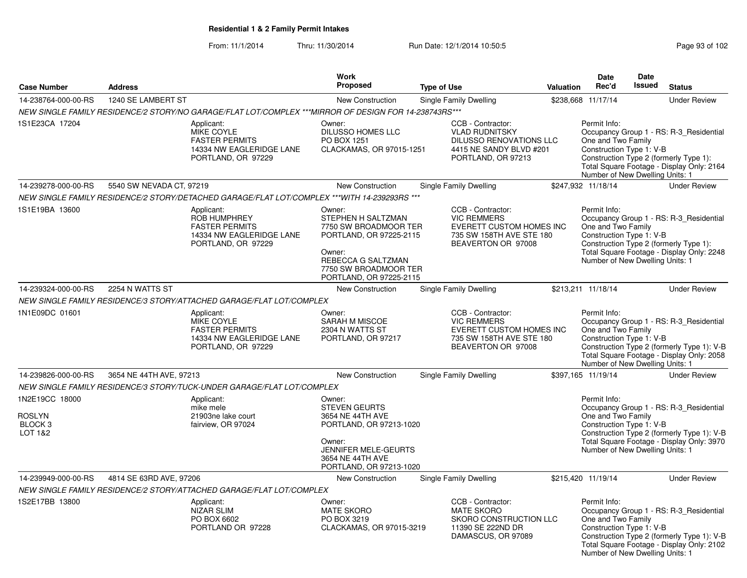## Residential 1 & 2 Family Permit Intakes

From: 11/1/2014 Thru: 11/30/2014 Run Date: 12/1/2014 10:50:5

| Case Number | Address | Work Proposed | Type of Use | Valuation | Date Rec'd | Date Issued | Status |
|---|---|---|---|---|---|---|---|
| 14-238764-000-00-RS | 1240 SE LAMBERT ST | New Construction | Single Family Dwelling | $238,668 | 11/17/14 | | Under Review |

NEW SINGLE FAMILY RESIDENCE/2 STORY/NO GARAGE/FLAT LOT/COMPLEX ***MIRROR OF DESIGN FOR 14-238743RS***

1S1E23CA 17204

Applicant:
MIKE COYLE
FASTER PERMITS
14334 NW EAGLERIDGE LANE
PORTLAND, OR 97229

Owner:
DILUSSO HOMES LLC
PO BOX 1251
CLACKAMAS, OR 97015-1251

CCB - Contractor:
VLAD RUDNITSKY
DILUSSO RENOVATIONS LLC
4415 NE SANDY BLVD #201
PORTLAND, OR 97213

Permit Info:
Occupancy Group 1 - RS: R-3_Residential One and Two Family
Construction Type 1: V-B
Construction Type 2 (formerly Type 1):
Total Square Footage - Display Only: 2164
Number of New Dwelling Units: 1

| Case Number | Address | Work Proposed | Type of Use | Valuation | Date Rec'd | Date Issued | Status |
|---|---|---|---|---|---|---|---|
| 14-239278-000-00-RS | 5540 SW NEVADA CT, 97219 | New Construction | Single Family Dwelling | $247,932 | 11/18/14 | | Under Review |

NEW SINGLE FAMILY RESIDENCE/2 STORY/DETACHED GARAGE/FLAT LOT/COMPLEX ***WITH 14-239293RS ***

1S1E19BA 13600

Applicant:
ROB HUMPHREY
FASTER PERMITS
14334 NW EAGLERIDGE LANE
PORTLAND, OR 97229

Owner:
STEPHEN H SALTZMAN
7750 SW BROADMOOR TER
PORTLAND, OR 97225-2115

Owner:
REBECCA G SALTZMAN
7750 SW BROADMOOR TER
PORTLAND, OR 97225-2115

CCB - Contractor:
VIC REMMERS
EVERETT CUSTOM HOMES INC
735 SW 158TH AVE STE 180
BEAVERTON OR 97008

Permit Info:
Occupancy Group 1 - RS: R-3_Residential One and Two Family
Construction Type 1: V-B
Construction Type 2 (formerly Type 1):
Total Square Footage - Display Only: 2248
Number of New Dwelling Units: 1

| Case Number | Address | Work Proposed | Type of Use | Valuation | Date Rec'd | Date Issued | Status |
|---|---|---|---|---|---|---|---|
| 14-239324-000-00-RS | 2254 N WATTS ST | New Construction | Single Family Dwelling | $213,211 | 11/18/14 | | Under Review |

NEW SINGLE FAMILY RESIDENCE/3 STORY/ATTACHED GARAGE/FLAT LOT/COMPLEX

1N1E09DC 01601

Applicant:
MIKE COYLE
FASTER PERMITS
14334 NW EAGLERIDGE LANE
PORTLAND, OR 97229

Owner:
SARAH M MISCOE
2304 N WATTS ST
PORTLAND, OR 97217

CCB - Contractor:
VIC REMMERS
EVERETT CUSTOM HOMES INC
735 SW 158TH AVE STE 180
BEAVERTON OR 97008

Permit Info:
Occupancy Group 1 - RS: R-3_Residential One and Two Family
Construction Type 1: V-B
Construction Type 2 (formerly Type 1): V-B
Total Square Footage - Display Only: 2058
Number of New Dwelling Units: 1

| Case Number | Address | Work Proposed | Type of Use | Valuation | Date Rec'd | Date Issued | Status |
|---|---|---|---|---|---|---|---|
| 14-239826-000-00-RS | 3654 NE 44TH AVE, 97213 | New Construction | Single Family Dwelling | $397,165 | 11/19/14 | | Under Review |

NEW SINGLE FAMILY RESIDENCE/3 STORY/TUCK-UNDER GARAGE/FLAT LOT/COMPLEX

1N2E19CC 18000
ROSLYN
BLOCK 3
LOT 1&2

Applicant:
mike mele
21903ne lake court
fairview, OR 97024

Owner:
STEVEN GEURTS
3654 NE 44TH AVE
PORTLAND, OR 97213-1020

Owner:
JENNIFER MELE-GEURTS
3654 NE 44TH AVE
PORTLAND, OR 97213-1020

Permit Info:
Occupancy Group 1 - RS: R-3_Residential One and Two Family
Construction Type 1: V-B
Construction Type 2 (formerly Type 1): V-B
Total Square Footage - Display Only: 3970
Number of New Dwelling Units: 1

| Case Number | Address | Work Proposed | Type of Use | Valuation | Date Rec'd | Date Issued | Status |
|---|---|---|---|---|---|---|---|
| 14-239949-000-00-RS | 4814 SE 63RD AVE, 97206 | New Construction | Single Family Dwelling | $215,420 | 11/19/14 | | Under Review |

NEW SINGLE FAMILY RESIDENCE/2 STORY/ATTACHED GARAGE/FLAT LOT/COMPLEX

1S2E17BB 13800

Applicant:
NIZAR SLIM
PO BOX 6602
PORTLAND OR 97228

Owner:
MATE SKORO
PO BOX 3219
CLACKAMAS, OR 97015-3219

CCB - Contractor:
MATE SKORO
SKORO CONSTRUCTION LLC
11390 SE 222ND DR
DAMASCUS, OR 97089

Permit Info:
Occupancy Group 1 - RS: R-3_Residential One and Two Family
Construction Type 1: V-B
Construction Type 2 (formerly Type 1): V-B
Total Square Footage - Display Only: 2102
Number of New Dwelling Units: 1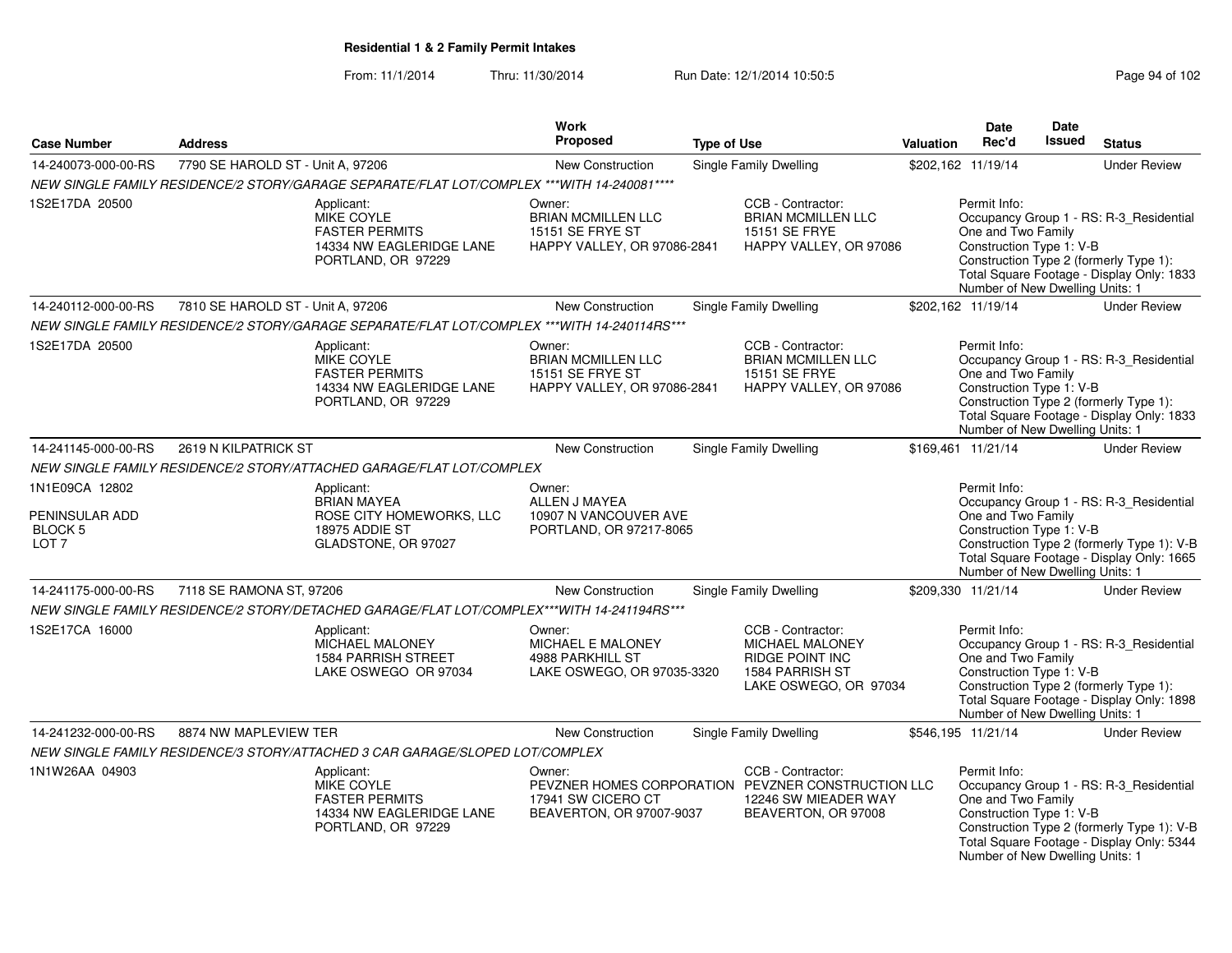**Residential 1 & 2 Family Permit Intakes**

From: 11/1/2014 Thru: 11/30/2014 Run Date: 12/1/2014 10:50:5

| Case Number | Address | Work Proposed | Type of Use | Valuation | Date Rec'd | Date Issued | Status |
|---|---|---|---|---|---|---|---|
| 14-240073-000-00-RS | 7790 SE HAROLD ST - Unit A, 97206 | New Construction | Single Family Dwelling | $202,162 | 11/19/14 | | Under Review |

*NEW SINGLE FAMILY RESIDENCE/2 STORY/GARAGE SEPARATE/FLAT LOT/COMPLEX ***WITH 14-240081*****

1S2E17DA 20500

Applicant: MIKE COYLE, FASTER PERMITS, 14334 NW EAGLERIDGE LANE, PORTLAND, OR 97229

Owner: BRIAN MCMILLEN LLC, 15151 SE FRYE ST, HAPPY VALLEY, OR 97086-2841

CCB - Contractor: BRIAN MCMILLEN LLC, 15151 SE FRYE, HAPPY VALLEY, OR 97086

Permit Info: Occupancy Group 1 - RS: R-3_Residential One and Two Family; Construction Type 1: V-B; Construction Type 2 (formerly Type 1):; Total Square Footage - Display Only: 1833; Number of New Dwelling Units: 1

| Case Number | Address | Work Proposed | Type of Use | Valuation | Date Rec'd | Date Issued | Status |
|---|---|---|---|---|---|---|---|
| 14-240112-000-00-RS | 7810 SE HAROLD ST - Unit A, 97206 | New Construction | Single Family Dwelling | $202,162 | 11/19/14 | | Under Review |

*NEW SINGLE FAMILY RESIDENCE/2 STORY/GARAGE SEPARATE/FLAT LOT/COMPLEX ***WITH 14-240114RS****

1S2E17DA 20500

Applicant: MIKE COYLE, FASTER PERMITS, 14334 NW EAGLERIDGE LANE, PORTLAND, OR 97229

Owner: BRIAN MCMILLEN LLC, 15151 SE FRYE ST, HAPPY VALLEY, OR 97086-2841

CCB - Contractor: BRIAN MCMILLEN LLC, 15151 SE FRYE, HAPPY VALLEY, OR 97086

Permit Info: Occupancy Group 1 - RS: R-3_Residential One and Two Family; Construction Type 1: V-B; Construction Type 2 (formerly Type 1):; Total Square Footage - Display Only: 1833; Number of New Dwelling Units: 1

| Case Number | Address | Work Proposed | Type of Use | Valuation | Date Rec'd | Date Issued | Status |
|---|---|---|---|---|---|---|---|
| 14-241145-000-00-RS | 2619 N KILPATRICK ST | New Construction | Single Family Dwelling | $169,461 | 11/21/14 | | Under Review |

*NEW SINGLE FAMILY RESIDENCE/2 STORY/ATTACHED GARAGE/FLAT LOT/COMPLEX*

1N1E09CA 12802, PENINSULAR ADD, BLOCK 5, LOT 7

Applicant: BRIAN MAYEA, ROSE CITY HOMEWORKS, LLC, 18975 ADDIE ST, GLADSTONE, OR 97027

Owner: ALLEN J MAYEA, 10907 N VANCOUVER AVE, PORTLAND, OR 97217-8065

Permit Info: Occupancy Group 1 - RS: R-3_Residential One and Two Family; Construction Type 1: V-B; Construction Type 2 (formerly Type 1): V-B; Total Square Footage - Display Only: 1665; Number of New Dwelling Units: 1

| Case Number | Address | Work Proposed | Type of Use | Valuation | Date Rec'd | Date Issued | Status |
|---|---|---|---|---|---|---|---|
| 14-241175-000-00-RS | 7118 SE RAMONA ST, 97206 | New Construction | Single Family Dwelling | $209,330 | 11/21/14 | | Under Review |

*NEW SINGLE FAMILY RESIDENCE/2 STORY/DETACHED GARAGE/FLAT LOT/COMPLEX***WITH 14-241194RS****

1S2E17CA 16000

Applicant: MICHAEL MALONEY, 1584 PARRISH STREET, LAKE OSWEGO OR 97034

Owner: MICHAEL E MALONEY, 4988 PARKHILL ST, LAKE OSWEGO, OR 97035-3320

CCB - Contractor: MICHAEL MALONEY, RIDGE POINT INC, 1584 PARRISH ST, LAKE OSWEGO, OR 97034

Permit Info: Occupancy Group 1 - RS: R-3_Residential One and Two Family; Construction Type 1: V-B; Construction Type 2 (formerly Type 1):; Total Square Footage - Display Only: 1898; Number of New Dwelling Units: 1

| Case Number | Address | Work Proposed | Type of Use | Valuation | Date Rec'd | Date Issued | Status |
|---|---|---|---|---|---|---|---|
| 14-241232-000-00-RS | 8874 NW MAPLEVIEW TER | New Construction | Single Family Dwelling | $546,195 | 11/21/14 | | Under Review |

*NEW SINGLE FAMILY RESIDENCE/3 STORY/ATTACHED 3 CAR GARAGE/SLOPED LOT/COMPLEX*

1N1W26AA 04903

Applicant: MIKE COYLE, FASTER PERMITS, 14334 NW EAGLERIDGE LANE, PORTLAND, OR 97229

Owner: PEVZNER HOMES CORPORATION, 17941 SW CICERO CT, BEAVERTON, OR 97007-9037

CCB - Contractor: PEVZNER CONSTRUCTION LLC, 12246 SW MIEADER WAY, BEAVERTON, OR 97008

Permit Info: Occupancy Group 1 - RS: R-3_Residential One and Two Family; Construction Type 1: V-B; Construction Type 2 (formerly Type 1): V-B; Total Square Footage - Display Only: 5344; Number of New Dwelling Units: 1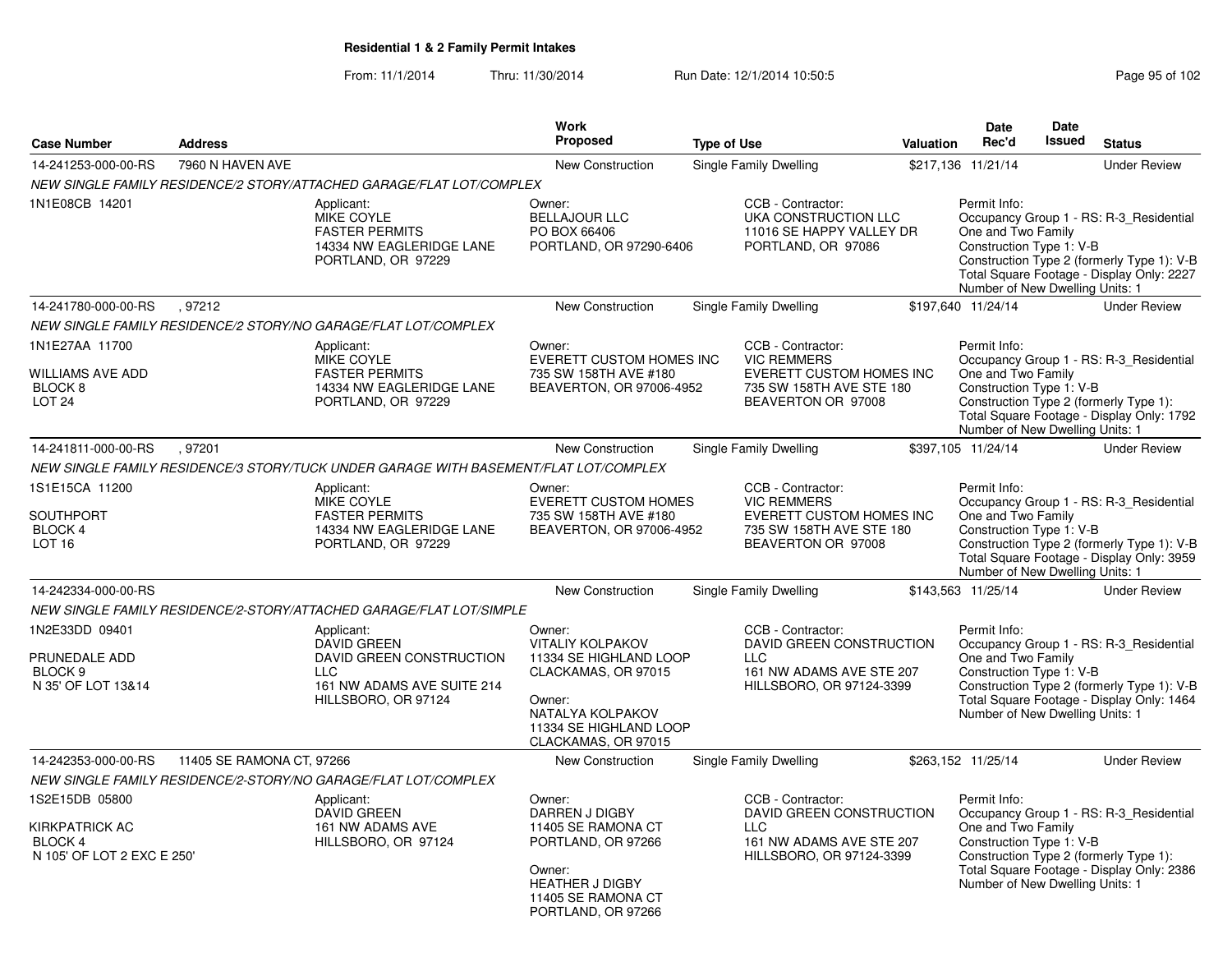## Residential 1 & 2 Family Permit Intakes

From: 11/1/2014 Thru: 11/30/2014 Run Date: 12/1/2014 10:50:5

| Case Number | Address | Work Proposed | Type of Use | Valuation | Date Rec'd | Date Issued | Status |
|---|---|---|---|---|---|---|---|
| 14-241253-000-00-RS | 7960 N HAVEN AVE | New Construction | Single Family Dwelling | $217,136 | 11/21/14 | | Under Review |
| 14-241780-000-00-RS | , 97212 | New Construction | Single Family Dwelling | $197,640 | 11/24/14 | | Under Review |
| 14-241811-000-00-RS | , 97201 | New Construction | Single Family Dwelling | $397,105 | 11/24/14 | | Under Review |
| 14-242334-000-00-RS | | New Construction | Single Family Dwelling | $143,563 | 11/25/14 | | Under Review |
| 14-242353-000-00-RS | 11405 SE RAMONA CT, 97266 | New Construction | Single Family Dwelling | $263,152 | 11/25/14 | | Under Review |

**14-241253-000-00-RS** — *NEW SINGLE FAMILY RESIDENCE/2 STORY/ATTACHED GARAGE/FLAT LOT/COMPLEX*

1N1E08CB 14201

Applicant: MIKE COYLE, FASTER PERMITS, 14334 NW EAGLERIDGE LANE, PORTLAND, OR 97229

Owner: BELLAJOUR LLC, PO BOX 66406, PORTLAND, OR 97290-6406

CCB - Contractor: UKA CONSTRUCTION LLC, 11016 SE HAPPY VALLEY DR, PORTLAND, OR 97086

Permit Info: Occupancy Group 1 - RS: R-3_Residential One and Two Family; Construction Type 1: V-B; Construction Type 2 (formerly Type 1): V-B; Total Square Footage - Display Only: 2227; Number of New Dwelling Units: 1

**14-241780-000-00-RS** — *NEW SINGLE FAMILY RESIDENCE/2 STORY/NO GARAGE/FLAT LOT/COMPLEX*

1N1E27AA 11700, WILLIAMS AVE ADD, BLOCK 8, LOT 24

Applicant: MIKE COYLE, FASTER PERMITS, 14334 NW EAGLERIDGE LANE, PORTLAND, OR 97229

Owner: EVERETT CUSTOM HOMES INC, 735 SW 158TH AVE #180, BEAVERTON, OR 97006-4952

CCB - Contractor: VIC REMMERS, EVERETT CUSTOM HOMES INC, 735 SW 158TH AVE STE 180, BEAVERTON OR 97008

Permit Info: Occupancy Group 1 - RS: R-3_Residential One and Two Family; Construction Type 1: V-B; Construction Type 2 (formerly Type 1):; Total Square Footage - Display Only: 1792; Number of New Dwelling Units: 1

**14-241811-000-00-RS** — *NEW SINGLE FAMILY RESIDENCE/3 STORY/TUCK UNDER GARAGE WITH BASEMENT/FLAT LOT/COMPLEX*

1S1E15CA 11200, SOUTHPORT, BLOCK 4, LOT 16

Applicant: MIKE COYLE, FASTER PERMITS, 14334 NW EAGLERIDGE LANE, PORTLAND, OR 97229

Owner: EVERETT CUSTOM HOMES, 735 SW 158TH AVE #180, BEAVERTON, OR 97006-4952

CCB - Contractor: VIC REMMERS, EVERETT CUSTOM HOMES INC, 735 SW 158TH AVE STE 180, BEAVERTON OR 97008

Permit Info: Occupancy Group 1 - RS: R-3_Residential One and Two Family; Construction Type 1: V-B; Construction Type 2 (formerly Type 1): V-B; Total Square Footage - Display Only: 3959; Number of New Dwelling Units: 1

**14-242334-000-00-RS** — *NEW SINGLE FAMILY RESIDENCE/2-STORY/ATTACHED GARAGE/FLAT LOT/SIMPLE*

1N2E33DD 09401, PRUNEDALE ADD, BLOCK 9, N 35' OF LOT 13&14

Applicant: DAVID GREEN, DAVID GREEN CONSTRUCTION LLC, 161 NW ADAMS AVE SUITE 214, HILLSBORO, OR 97124

Owner: VITALIY KOLPAKOV, 11334 SE HIGHLAND LOOP, CLACKAMAS, OR 97015

Owner: NATALYA KOLPAKOV, 11334 SE HIGHLAND LOOP, CLACKAMAS, OR 97015

CCB - Contractor: DAVID GREEN CONSTRUCTION LLC, 161 NW ADAMS AVE STE 207, HILLSBORO, OR 97124-3399

Permit Info: Occupancy Group 1 - RS: R-3_Residential One and Two Family; Construction Type 1: V-B; Construction Type 2 (formerly Type 1): V-B; Total Square Footage - Display Only: 1464; Number of New Dwelling Units: 1

**14-242353-000-00-RS** — *NEW SINGLE FAMILY RESIDENCE/2-STORY/NO GARAGE/FLAT LOT/COMPLEX*

1S2E15DB 05800, KIRKPATRICK AC, BLOCK 4, N 105' OF LOT 2 EXC E 250'

Applicant: DAVID GREEN, 161 NW ADAMS AVE, HILLSBORO, OR 97124

Owner: DARREN J DIGBY, 11405 SE RAMONA CT, PORTLAND, OR 97266

Owner: HEATHER J DIGBY, 11405 SE RAMONA CT, PORTLAND, OR 97266

CCB - Contractor: DAVID GREEN CONSTRUCTION LLC, 161 NW ADAMS AVE STE 207, HILLSBORO, OR 97124-3399

Permit Info: Occupancy Group 1 - RS: R-3_Residential One and Two Family; Construction Type 1: V-B; Construction Type 2 (formerly Type 1):; Total Square Footage - Display Only: 2386; Number of New Dwelling Units: 1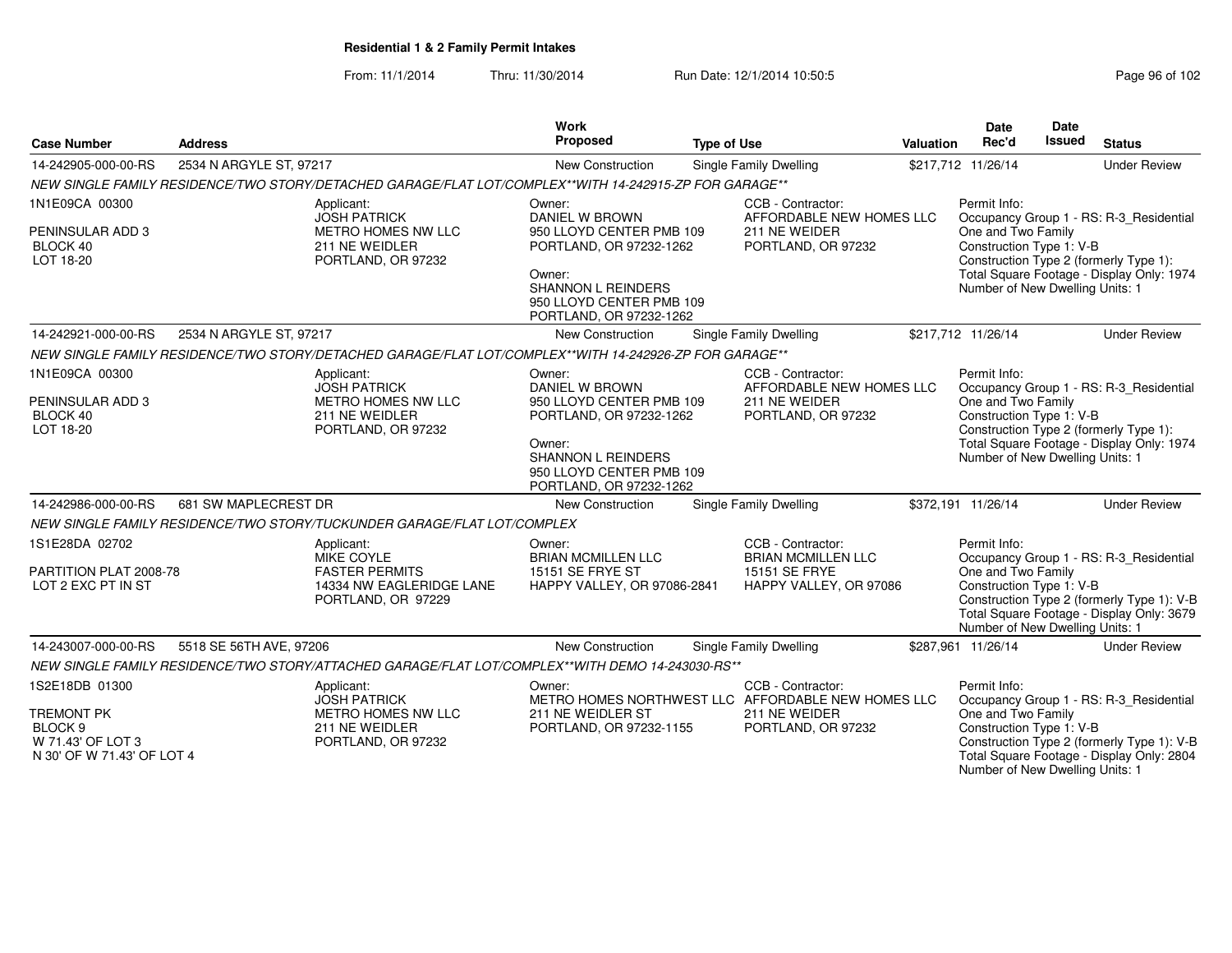# Residential 1 & 2 Family Permit Intakes

From: 11/1/2014 Thru: 11/30/2014 Run Date: 12/1/2014 10:50:5

| Case Number | Address | Work Proposed | Type of Use | Valuation | Date Rec'd | Date Issued | Status |
|---|---|---|---|---|---|---|---|
| 14-242905-000-00-RS | 2534 N ARGYLE ST, 97217 | New Construction | Single Family Dwelling | $217,712 | 11/26/14 | | Under Review |

*NEW SINGLE FAMILY RESIDENCE/TWO STORY/DETACHED GARAGE/FLAT LOT/COMPLEX\*\*WITH 14-242915-ZP FOR GARAGE\*\**

1N1E09CA 00300
PENINSULAR ADD 3
BLOCK 40
LOT 18-20

Applicant:
JOSH PATRICK
METRO HOMES NW LLC
211 NE WEIDLER
PORTLAND, OR 97232

Owner:
DANIEL W BROWN
950 LLOYD CENTER PMB 109
PORTLAND, OR 97232-1262

Owner:
SHANNON L REINDERS
950 LLOYD CENTER PMB 109
PORTLAND, OR 97232-1262

CCB - Contractor:
AFFORDABLE NEW HOMES LLC
211 NE WEIDER
PORTLAND, OR 97232

Permit Info:
Occupancy Group 1 - RS: R-3_Residential One and Two Family
Construction Type 1: V-B
Construction Type 2 (formerly Type 1):
Total Square Footage - Display Only: 1974
Number of New Dwelling Units: 1

| Case Number | Address | Work Proposed | Type of Use | Valuation | Date Rec'd | Date Issued | Status |
|---|---|---|---|---|---|---|---|
| 14-242921-000-00-RS | 2534 N ARGYLE ST, 97217 | New Construction | Single Family Dwelling | $217,712 | 11/26/14 | | Under Review |

*NEW SINGLE FAMILY RESIDENCE/TWO STORY/DETACHED GARAGE/FLAT LOT/COMPLEX\*\*WITH 14-242926-ZP FOR GARAGE\*\**

1N1E09CA 00300
PENINSULAR ADD 3
BLOCK 40
LOT 18-20

Applicant:
JOSH PATRICK
METRO HOMES NW LLC
211 NE WEIDLER
PORTLAND, OR 97232

Owner:
DANIEL W BROWN
950 LLOYD CENTER PMB 109
PORTLAND, OR 97232-1262

Owner:
SHANNON L REINDERS
950 LLOYD CENTER PMB 109
PORTLAND, OR 97232-1262

CCB - Contractor:
AFFORDABLE NEW HOMES LLC
211 NE WEIDER
PORTLAND, OR 97232

Permit Info:
Occupancy Group 1 - RS: R-3_Residential One and Two Family
Construction Type 1: V-B
Construction Type 2 (formerly Type 1):
Total Square Footage - Display Only: 1974
Number of New Dwelling Units: 1

| Case Number | Address | Work Proposed | Type of Use | Valuation | Date Rec'd | Date Issued | Status |
|---|---|---|---|---|---|---|---|
| 14-242986-000-00-RS | 681 SW MAPLECREST DR | New Construction | Single Family Dwelling | $372,191 | 11/26/14 | | Under Review |

*NEW SINGLE FAMILY RESIDENCE/TWO STORY/TUCKUNDER GARAGE/FLAT LOT/COMPLEX*

1S1E28DA 02702
PARTITION PLAT 2008-78
LOT 2 EXC PT IN ST

Applicant:
MIKE COYLE
FASTER PERMITS
14334 NW EAGLERIDGE LANE
PORTLAND, OR 97229

Owner:
BRIAN MCMILLEN LLC
15151 SE FRYE ST
HAPPY VALLEY, OR 97086-2841

CCB - Contractor:
BRIAN MCMILLEN LLC
15151 SE FRYE
HAPPY VALLEY, OR 97086

Permit Info:
Occupancy Group 1 - RS: R-3_Residential One and Two Family
Construction Type 1: V-B
Construction Type 2 (formerly Type 1): V-B
Total Square Footage - Display Only: 3679
Number of New Dwelling Units: 1

| Case Number | Address | Work Proposed | Type of Use | Valuation | Date Rec'd | Date Issued | Status |
|---|---|---|---|---|---|---|---|
| 14-243007-000-00-RS | 5518 SE 56TH AVE, 97206 | New Construction | Single Family Dwelling | $287,961 | 11/26/14 | | Under Review |

*NEW SINGLE FAMILY RESIDENCE/TWO STORY/ATTACHED GARAGE/FLAT LOT/COMPLEX\*\*WITH DEMO 14-243030-RS\*\**

1S2E18DB 01300
TREMONT PK
BLOCK 9
W 71.43' OF LOT 3
N 30' OF W 71.43' OF LOT 4

Applicant:
JOSH PATRICK
METRO HOMES NW LLC
211 NE WEIDLER
PORTLAND, OR 97232

Owner:
METRO HOMES NORTHWEST LLC
211 NE WEIDLER ST
PORTLAND, OR 97232-1155

CCB - Contractor:
AFFORDABLE NEW HOMES LLC
211 NE WEIDER
PORTLAND, OR 97232

Permit Info:
Occupancy Group 1 - RS: R-3_Residential One and Two Family
Construction Type 1: V-B
Construction Type 2 (formerly Type 1): V-B
Total Square Footage - Display Only: 2804
Number of New Dwelling Units: 1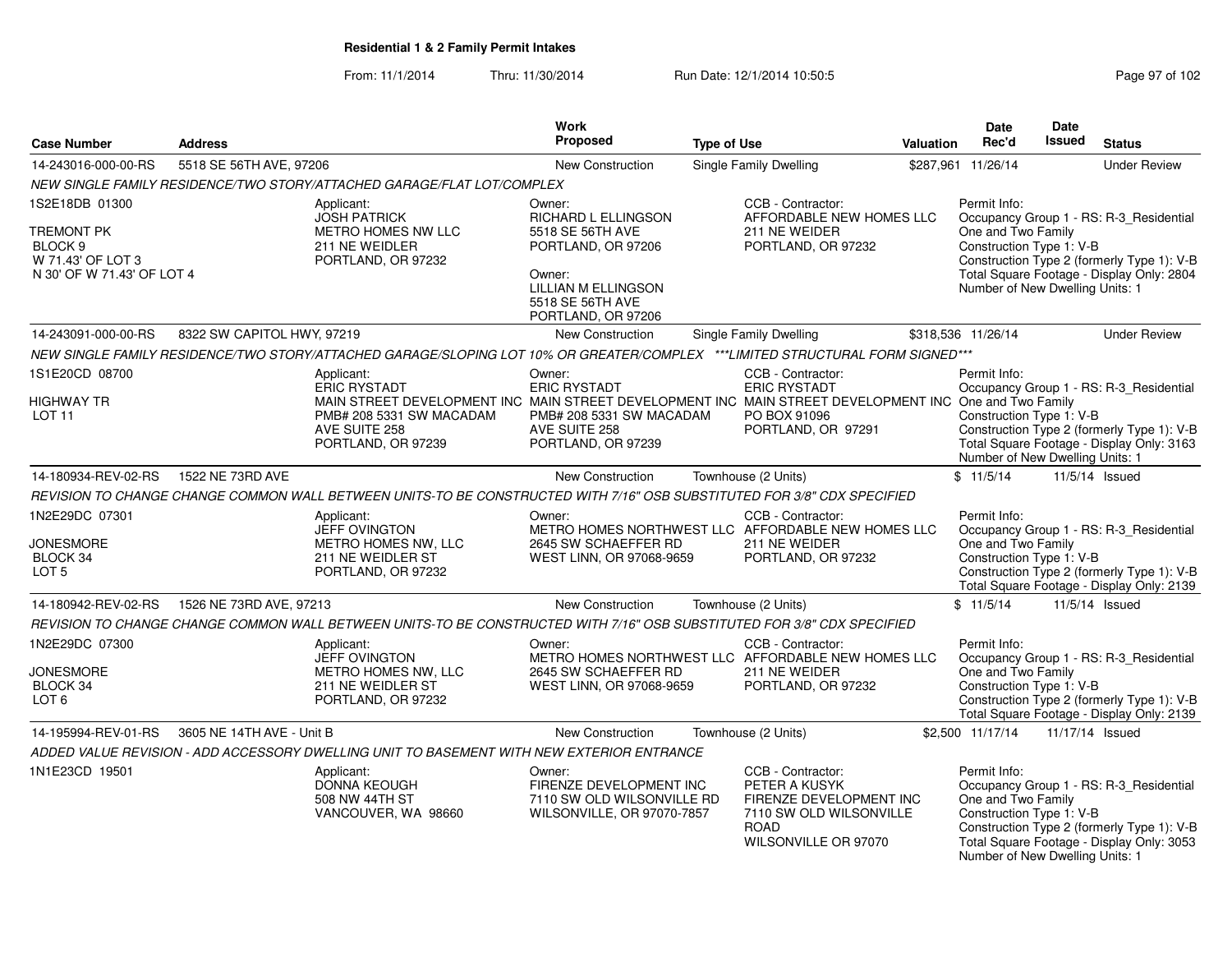**Residential 1 & 2 Family Permit Intakes**

From: 11/1/2014 Thru: 11/30/2014 Run Date: 12/1/2014 10:50:5

| Case Number | Address | Work Proposed | Type of Use | Valuation | Date Rec'd | Date Issued | Status |
|---|---|---|---|---|---|---|---|
| 14-243016-000-00-RS | 5518 SE 56TH AVE, 97206 | New Construction | Single Family Dwelling | $287,961 | 11/26/14 | | Under Review |

*NEW SINGLE FAMILY RESIDENCE/TWO STORY/ATTACHED GARAGE/FLAT LOT/COMPLEX*

1S2E18DB 01300
TREMONT PK
BLOCK 9
W 71.43' OF LOT 3
N 30' OF W 71.43' OF LOT 4

Applicant: JOSH PATRICK, METRO HOMES NW LLC, 211 NE WEIDLER, PORTLAND, OR 97232

Owner: RICHARD L ELLINGSON, 5518 SE 56TH AVE, PORTLAND, OR 97206

Owner: LILLIAN M ELLINGSON, 5518 SE 56TH AVE, PORTLAND, OR 97206

CCB - Contractor: AFFORDABLE NEW HOMES LLC, 211 NE WEIDER, PORTLAND, OR 97232

Permit Info:
Occupancy Group 1 - RS: R-3_Residential One and Two Family
Construction Type 1: V-B
Construction Type 2 (formerly Type 1): V-B
Total Square Footage - Display Only: 2804
Number of New Dwelling Units: 1

| Case Number | Address | Work Proposed | Type of Use | Valuation | Date Rec'd | Date Issued | Status |
|---|---|---|---|---|---|---|---|
| 14-243091-000-00-RS | 8322 SW CAPITOL HWY, 97219 | New Construction | Single Family Dwelling | $318,536 | 11/26/14 | | Under Review |

*NEW SINGLE FAMILY RESIDENCE/TWO STORY/ATTACHED GARAGE/SLOPING LOT 10% OR GREATER/COMPLEX \*\*\*LIMITED STRUCTURAL FORM SIGNED\*\*\**

1S1E20CD 08700
HIGHWAY TR
LOT 11

Applicant: ERIC RYSTADT, MAIN STREET DEVELOPMENT INC, PMB# 208 5331 SW MACADAM AVE SUITE 258, PORTLAND, OR 97239

Owner: ERIC RYSTADT, MAIN STREET DEVELOPMENT INC, PMB# 208 5331 SW MACADAM AVE SUITE 258, PORTLAND, OR 97239

CCB - Contractor: ERIC RYSTADT, MAIN STREET DEVELOPMENT INC, PO BOX 91096, PORTLAND, OR 97291

Permit Info:
Occupancy Group 1 - RS: R-3_Residential One and Two Family
Construction Type 1: V-B
Construction Type 2 (formerly Type 1): V-B
Total Square Footage - Display Only: 3163
Number of New Dwelling Units: 1

| Case Number | Address | Work Proposed | Type of Use | Valuation | Date Rec'd | Date Issued | Status |
|---|---|---|---|---|---|---|---|
| 14-180934-REV-02-RS | 1522 NE 73RD AVE | New Construction | Townhouse (2 Units) | $ | 11/5/14 | 11/5/14 | Issued |

*REVISION TO CHANGE CHANGE COMMON WALL BETWEEN UNITS-TO BE CONSTRUCTED WITH 7/16" OSB SUBSTITUTED FOR 3/8" CDX SPECIFIED*

1N2E29DC 07301
JONESMORE
BLOCK 34
LOT 5

Applicant: JEFF OVINGTON, METRO HOMES NW, LLC, 211 NE WEIDLER ST, PORTLAND, OR 97232

Owner: METRO HOMES NORTHWEST LLC, 2645 SW SCHAEFFER RD, WEST LINN, OR 97068-9659

CCB - Contractor: AFFORDABLE NEW HOMES LLC, 211 NE WEIDER, PORTLAND, OR 97232

Permit Info:
Occupancy Group 1 - RS: R-3_Residential One and Two Family
Construction Type 1: V-B
Construction Type 2 (formerly Type 1): V-B
Total Square Footage - Display Only: 2139

| Case Number | Address | Work Proposed | Type of Use | Valuation | Date Rec'd | Date Issued | Status |
|---|---|---|---|---|---|---|---|
| 14-180942-REV-02-RS | 1526 NE 73RD AVE, 97213 | New Construction | Townhouse (2 Units) | $ | 11/5/14 | 11/5/14 | Issued |

*REVISION TO CHANGE CHANGE COMMON WALL BETWEEN UNITS-TO BE CONSTRUCTED WITH 7/16" OSB SUBSTITUTED FOR 3/8" CDX SPECIFIED*

1N2E29DC 07300
JONESMORE
BLOCK 34
LOT 6

Applicant: JEFF OVINGTON, METRO HOMES NW, LLC, 211 NE WEIDLER ST, PORTLAND, OR 97232

Owner: METRO HOMES NORTHWEST LLC, 2645 SW SCHAEFFER RD, WEST LINN, OR 97068-9659

CCB - Contractor: AFFORDABLE NEW HOMES LLC, 211 NE WEIDER, PORTLAND, OR 97232

Permit Info:
Occupancy Group 1 - RS: R-3_Residential One and Two Family
Construction Type 1: V-B
Construction Type 2 (formerly Type 1): V-B
Total Square Footage - Display Only: 2139

| Case Number | Address | Work Proposed | Type of Use | Valuation | Date Rec'd | Date Issued | Status |
|---|---|---|---|---|---|---|---|
| 14-195994-REV-01-RS | 3605 NE 14TH AVE - Unit B | New Construction | Townhouse (2 Units) | $2,500 | 11/17/14 | 11/17/14 | Issued |

*ADDED VALUE REVISION - ADD ACCESSORY DWELLING UNIT TO BASEMENT WITH NEW EXTERIOR ENTRANCE*

1N1E23CD 19501

Applicant: DONNA KEOUGH, 508 NW 44TH ST, VANCOUVER, WA 98660

Owner: FIRENZE DEVELOPMENT INC, 7110 SW OLD WILSONVILLE RD, WILSONVILLE, OR 97070-7857

CCB - Contractor: PETER A KUSYK, FIRENZE DEVELOPMENT INC, 7110 SW OLD WILSONVILLE ROAD, WILSONVILLE OR 97070

Permit Info:
Occupancy Group 1 - RS: R-3_Residential One and Two Family
Construction Type 1: V-B
Construction Type 2 (formerly Type 1): V-B
Total Square Footage - Display Only: 3053
Number of New Dwelling Units: 1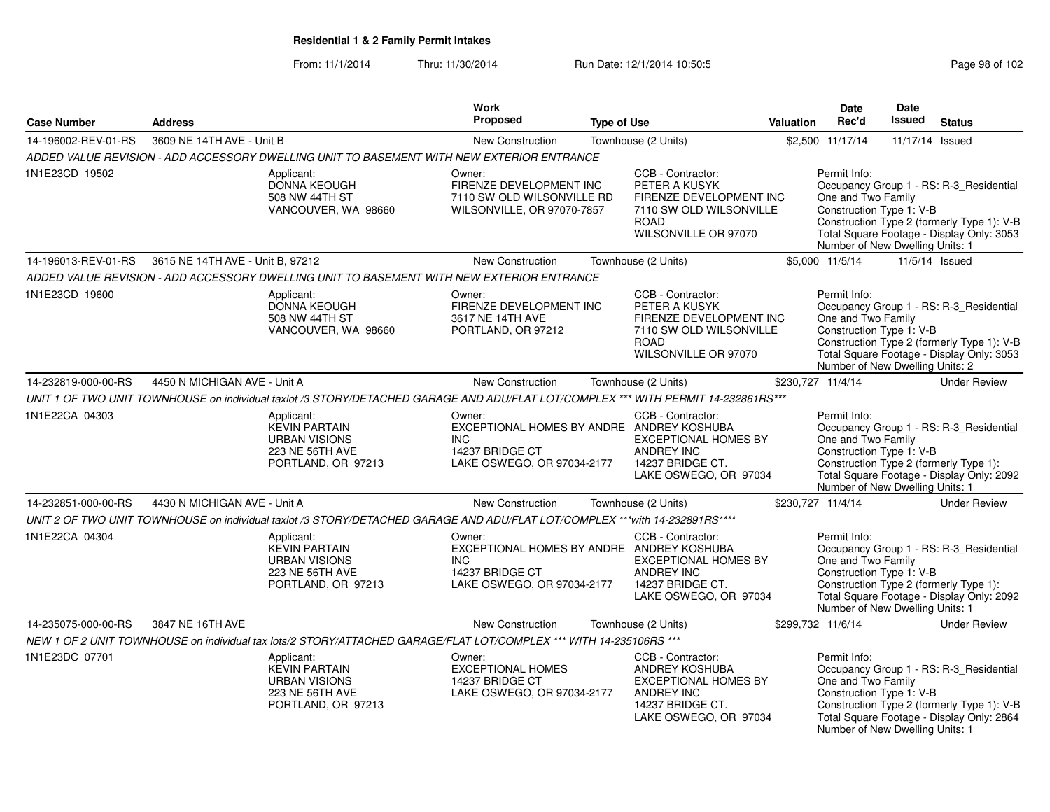**Residential 1 & 2 Family Permit Intakes**

From: 11/1/2014 Thru: 11/30/2014 Run Date: 12/1/2014 10:50:5

| Case Number | Address | Work Proposed | Type of Use | Valuation | Date Rec'd | Date Issued | Status |
|---|---|---|---|---|---|---|---|
| 14-196002-REV-01-RS | 3609 NE 14TH AVE - Unit B | New Construction | Townhouse (2 Units) | $2,500 | 11/17/14 | 11/17/14 | Issued |

ADDED VALUE REVISION - ADD ACCESSORY DWELLING UNIT TO BASEMENT WITH NEW EXTERIOR ENTRANCE

1N1E23CD 19502

Applicant: DONNA KEOUGH, 508 NW 44TH ST, VANCOUVER, WA 98660

Owner: FIRENZE DEVELOPMENT INC, 7110 SW OLD WILSONVILLE RD, WILSONVILLE, OR 97070-7857

CCB - Contractor: PETER A KUSYK, FIRENZE DEVELOPMENT INC, 7110 SW OLD WILSONVILLE ROAD, WILSONVILLE OR 97070

Permit Info: Occupancy Group 1 - RS: R-3_Residential One and Two Family; Construction Type 1: V-B; Construction Type 2 (formerly Type 1): V-B; Total Square Footage - Display Only: 3053; Number of New Dwelling Units: 1

| Case Number | Address | Work Proposed | Type of Use | Valuation | Date Rec'd | Date Issued | Status |
|---|---|---|---|---|---|---|---|
| 14-196013-REV-01-RS | 3615 NE 14TH AVE - Unit B, 97212 | New Construction | Townhouse (2 Units) | $5,000 | 11/5/14 | 11/5/14 | Issued |

ADDED VALUE REVISION - ADD ACCESSORY DWELLING UNIT TO BASEMENT WITH NEW EXTERIOR ENTRANCE

1N1E23CD 19600

Applicant: DONNA KEOUGH, 508 NW 44TH ST, VANCOUVER, WA 98660

Owner: FIRENZE DEVELOPMENT INC, 3617 NE 14TH AVE, PORTLAND, OR 97212

CCB - Contractor: PETER A KUSYK, FIRENZE DEVELOPMENT INC, 7110 SW OLD WILSONVILLE ROAD, WILSONVILLE OR 97070

Permit Info: Occupancy Group 1 - RS: R-3_Residential One and Two Family; Construction Type 1: V-B; Construction Type 2 (formerly Type 1): V-B; Total Square Footage - Display Only: 3053; Number of New Dwelling Units: 2

| Case Number | Address | Work Proposed | Type of Use | Valuation | Date Rec'd | Date Issued | Status |
|---|---|---|---|---|---|---|---|
| 14-232819-000-00-RS | 4450 N MICHIGAN AVE - Unit A | New Construction | Townhouse (2 Units) | $230,727 | 11/4/14 | | Under Review |

UNIT 1 OF TWO UNIT TOWNHOUSE on individual taxlot /3 STORY/DETACHED GARAGE AND ADU/FLAT LOT/COMPLEX *** WITH PERMIT 14-232861RS***

1N1E22CA 04303

Applicant: KEVIN PARTAIN, URBAN VISIONS, 223 NE 56TH AVE, PORTLAND, OR 97213

Owner: EXCEPTIONAL HOMES BY ANDRE INC, 14237 BRIDGE CT, LAKE OSWEGO, OR 97034-2177

CCB - Contractor: ANDREY KOSHUBA, EXCEPTIONAL HOMES BY ANDREY INC, 14237 BRIDGE CT., LAKE OSWEGO, OR 97034

Permit Info: Occupancy Group 1 - RS: R-3_Residential One and Two Family; Construction Type 1: V-B; Construction Type 2 (formerly Type 1):; Total Square Footage - Display Only: 2092; Number of New Dwelling Units: 1

| Case Number | Address | Work Proposed | Type of Use | Valuation | Date Rec'd | Date Issued | Status |
|---|---|---|---|---|---|---|---|
| 14-232851-000-00-RS | 4430 N MICHIGAN AVE - Unit A | New Construction | Townhouse (2 Units) | $230,727 | 11/4/14 | | Under Review |

UNIT 2 OF TWO UNIT TOWNHOUSE on individual taxlot /3 STORY/DETACHED GARAGE AND ADU/FLAT LOT/COMPLEX ***with 14-232891RS****

1N1E22CA 04304

Applicant: KEVIN PARTAIN, URBAN VISIONS, 223 NE 56TH AVE, PORTLAND, OR 97213

Owner: EXCEPTIONAL HOMES BY ANDRE INC, 14237 BRIDGE CT, LAKE OSWEGO, OR 97034-2177

CCB - Contractor: ANDREY KOSHUBA, EXCEPTIONAL HOMES BY ANDREY INC, 14237 BRIDGE CT., LAKE OSWEGO, OR 97034

Permit Info: Occupancy Group 1 - RS: R-3_Residential One and Two Family; Construction Type 1: V-B; Construction Type 2 (formerly Type 1):; Total Square Footage - Display Only: 2092; Number of New Dwelling Units: 1

| Case Number | Address | Work Proposed | Type of Use | Valuation | Date Rec'd | Date Issued | Status |
|---|---|---|---|---|---|---|---|
| 14-235075-000-00-RS | 3847 NE 16TH AVE | New Construction | Townhouse (2 Units) | $299,732 | 11/6/14 | | Under Review |

NEW 1 OF 2 UNIT TOWNHOUSE on individual tax lots/2 STORY/ATTACHED GARAGE/FLAT LOT/COMPLEX *** WITH 14-235106RS ***

1N1E23DC 07701

Applicant: KEVIN PARTAIN, URBAN VISIONS, 223 NE 56TH AVE, PORTLAND, OR 97213

Owner: EXCEPTIONAL HOMES, 14237 BRIDGE CT, LAKE OSWEGO, OR 97034-2177

CCB - Contractor: ANDREY KOSHUBA, EXCEPTIONAL HOMES BY ANDREY INC, 14237 BRIDGE CT., LAKE OSWEGO, OR 97034

Permit Info: Occupancy Group 1 - RS: R-3_Residential One and Two Family; Construction Type 1: V-B; Construction Type 2 (formerly Type 1): V-B; Total Square Footage - Display Only: 2864; Number of New Dwelling Units: 1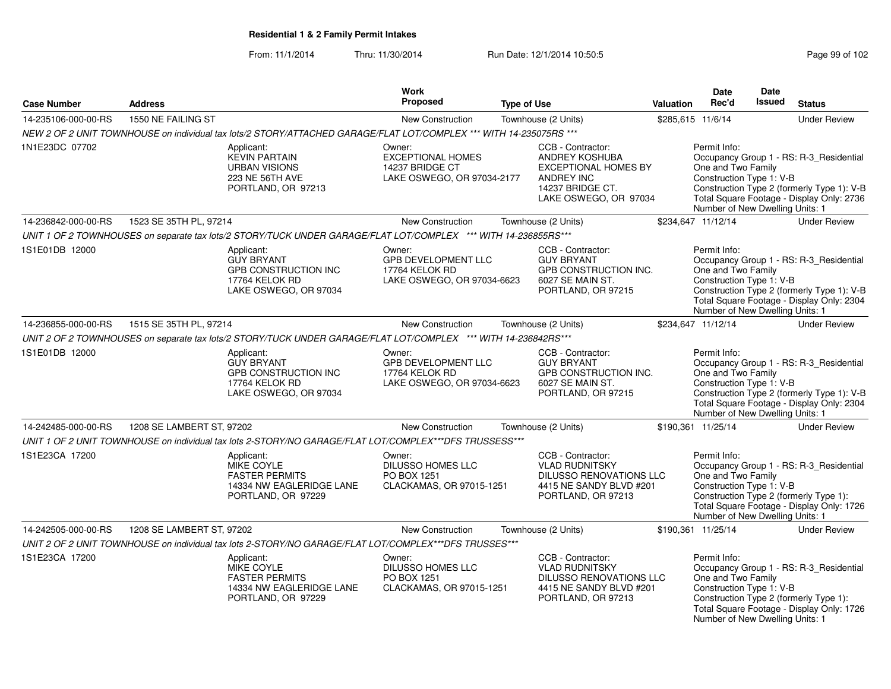## Residential 1 & 2 Family Permit Intakes

From: 11/1/2014 Thru: 11/30/2014 Run Date: 12/1/2014 10:50:5

| Case Number | Address | Work Proposed | Type of Use | Valuation | Date Rec'd | Date Issued | Status |
|---|---|---|---|---|---|---|---|
| 14-235106-000-00-RS | 1550 NE FAILING ST | New Construction | Townhouse (2 Units) | $285,615 | 11/6/14 | | Under Review |

NEW 2 OF 2 UNIT TOWNHOUSE on individual tax lots/2 STORY/ATTACHED GARAGE/FLAT LOT/COMPLEX *** WITH 14-235075RS ***

1N1E23DC 07702

Applicant: KEVIN PARTAIN, URBAN VISIONS, 223 NE 56TH AVE, PORTLAND, OR 97213

Owner: EXCEPTIONAL HOMES, 14237 BRIDGE CT, LAKE OSWEGO, OR 97034-2177

CCB - Contractor: ANDREY KOSHUBA, EXCEPTIONAL HOMES BY ANDREY INC, 14237 BRIDGE CT., LAKE OSWEGO, OR 97034

Permit Info: Occupancy Group 1 - RS: R-3_Residential One and Two Family; Construction Type 1: V-B; Construction Type 2 (formerly Type 1): V-B; Total Square Footage - Display Only: 2736; Number of New Dwelling Units: 1

| Case Number | Address | Work Proposed | Type of Use | Valuation | Date Rec'd | Date Issued | Status |
|---|---|---|---|---|---|---|---|
| 14-236842-000-00-RS | 1523 SE 35TH PL, 97214 | New Construction | Townhouse (2 Units) | $234,647 | 11/12/14 | | Under Review |

UNIT 1 OF 2 TOWNHOUSES on separate tax lots/2 STORY/TUCK UNDER GARAGE/FLAT LOT/COMPLEX *** WITH 14-236855RS***

1S1E01DB 12000

Applicant: GUY BRYANT, GPB CONSTRUCTION INC, 17764 KELOK RD, LAKE OSWEGO, OR 97034

Owner: GPB DEVELOPMENT LLC, 17764 KELOK RD, LAKE OSWEGO, OR 97034-6623

CCB - Contractor: GUY BRYANT, GPB CONSTRUCTION INC., 6027 SE MAIN ST., PORTLAND, OR 97215

Permit Info: Occupancy Group 1 - RS: R-3_Residential One and Two Family; Construction Type 1: V-B; Construction Type 2 (formerly Type 1): V-B; Total Square Footage - Display Only: 2304; Number of New Dwelling Units: 1

| Case Number | Address | Work Proposed | Type of Use | Valuation | Date Rec'd | Date Issued | Status |
|---|---|---|---|---|---|---|---|
| 14-236855-000-00-RS | 1515 SE 35TH PL, 97214 | New Construction | Townhouse (2 Units) | $234,647 | 11/12/14 | | Under Review |

UNIT 2 OF 2 TOWNHOUSES on separate tax lots/2 STORY/TUCK UNDER GARAGE/FLAT LOT/COMPLEX *** WITH 14-236842RS***

1S1E01DB 12000

Applicant: GUY BRYANT, GPB CONSTRUCTION INC, 17764 KELOK RD, LAKE OSWEGO, OR 97034

Owner: GPB DEVELOPMENT LLC, 17764 KELOK RD, LAKE OSWEGO, OR 97034-6623

CCB - Contractor: GUY BRYANT, GPB CONSTRUCTION INC., 6027 SE MAIN ST., PORTLAND, OR 97215

Permit Info: Occupancy Group 1 - RS: R-3_Residential One and Two Family; Construction Type 1: V-B; Construction Type 2 (formerly Type 1): V-B; Total Square Footage - Display Only: 2304; Number of New Dwelling Units: 1

| Case Number | Address | Work Proposed | Type of Use | Valuation | Date Rec'd | Date Issued | Status |
|---|---|---|---|---|---|---|---|
| 14-242485-000-00-RS | 1208 SE LAMBERT ST, 97202 | New Construction | Townhouse (2 Units) | $190,361 | 11/25/14 | | Under Review |

UNIT 1 OF 2 UNIT TOWNHOUSE on individual tax lots 2-STORY/NO GARAGE/FLAT LOT/COMPLEX***DFS TRUSSESS***

1S1E23CA 17200

Applicant: MIKE COYLE, FASTER PERMITS, 14334 NW EAGLERIDGE LANE, PORTLAND, OR 97229

Owner: DILUSSO HOMES LLC, PO BOX 1251, CLACKAMAS, OR 97015-1251

CCB - Contractor: VLAD RUDNITSKY, DILUSSO RENOVATIONS LLC, 4415 NE SANDY BLVD #201, PORTLAND, OR 97213

Permit Info: Occupancy Group 1 - RS: R-3_Residential One and Two Family; Construction Type 1: V-B; Construction Type 2 (formerly Type 1):; Total Square Footage - Display Only: 1726; Number of New Dwelling Units: 1

| Case Number | Address | Work Proposed | Type of Use | Valuation | Date Rec'd | Date Issued | Status |
|---|---|---|---|---|---|---|---|
| 14-242505-000-00-RS | 1208 SE LAMBERT ST, 97202 | New Construction | Townhouse (2 Units) | $190,361 | 11/25/14 | | Under Review |

UNIT 2 OF 2 UNIT TOWNHOUSE on individual tax lots 2-STORY/NO GARAGE/FLAT LOT/COMPLEX***DFS TRUSSES***

1S1E23CA 17200

Applicant: MIKE COYLE, FASTER PERMITS, 14334 NW EAGLERIDGE LANE, PORTLAND, OR 97229

Owner: DILUSSO HOMES LLC, PO BOX 1251, CLACKAMAS, OR 97015-1251

CCB - Contractor: VLAD RUDNITSKY, DILUSSO RENOVATIONS LLC, 4415 NE SANDY BLVD #201, PORTLAND, OR 97213

Permit Info: Occupancy Group 1 - RS: R-3_Residential One and Two Family; Construction Type 1: V-B; Construction Type 2 (formerly Type 1):; Total Square Footage - Display Only: 1726; Number of New Dwelling Units: 1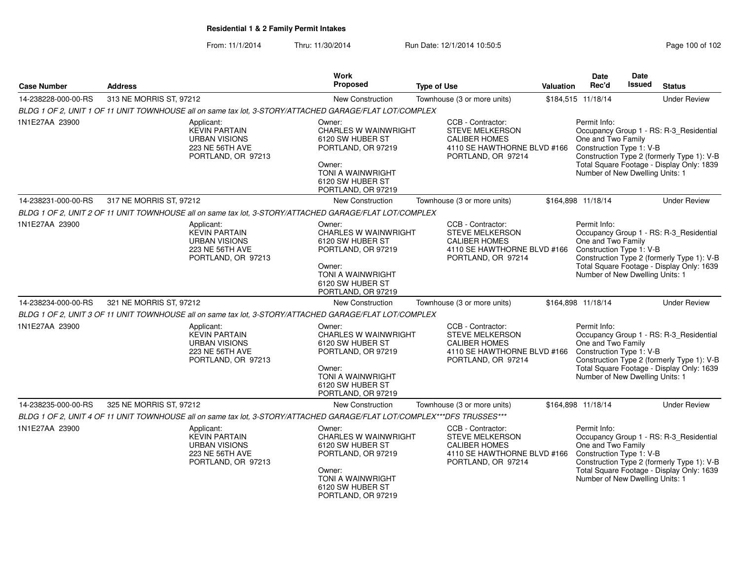**Residential 1 & 2 Family Permit Intakes**

From: 11/1/2014 Thru: 11/30/2014 Run Date: 12/1/2014 10:50:5

| Case Number | Address | Work Proposed | Type of Use | Valuation | Date Rec'd | Date Issued | Status |
|---|---|---|---|---|---|---|---|
| 14-238228-000-00-RS | 313 NE MORRIS ST, 97212 | New Construction | Townhouse (3 or more units) | $184,515 | 11/18/14 | | Under Review |
| *BLDG 1 OF 2, UNIT 1 OF 11 UNIT TOWNHOUSE all on same tax lot, 3-STORY/ATTACHED GARAGE/FLAT LOT/COMPLEX* | | | | | | | |
| 1N1E27AA 23900 | Applicant: KEVIN PARTAIN URBAN VISIONS 223 NE 56TH AVE PORTLAND, OR 97213 | Owner: CHARLES W WAINWRIGHT 6120 SW HUBER ST PORTLAND, OR 97219 Owner: TONI A WAINWRIGHT 6120 SW HUBER ST PORTLAND, OR 97219 | CCB - Contractor: STEVE MELKERSON CALIBER HOMES 4110 SE HAWTHORNE BLVD #166 PORTLAND, OR 97214 | Permit Info: Occupancy Group 1 - RS: R-3_Residential One and Two Family Construction Type 1: V-B Construction Type 2 (formerly Type 1): V-B Total Square Footage - Display Only: 1839 Number of New Dwelling Units: 1 | | | |
| 14-238231-000-00-RS | 317 NE MORRIS ST, 97212 | New Construction | Townhouse (3 or more units) | $164,898 | 11/18/14 | | Under Review |
| *BLDG 1 OF 2, UNIT 2 OF 11 UNIT TOWNHOUSE all on same tax lot, 3-STORY/ATTACHED GARAGE/FLAT LOT/COMPLEX* | | | | | | | |
| 1N1E27AA 23900 | Applicant: KEVIN PARTAIN URBAN VISIONS 223 NE 56TH AVE PORTLAND, OR 97213 | Owner: CHARLES W WAINWRIGHT 6120 SW HUBER ST PORTLAND, OR 97219 Owner: TONI A WAINWRIGHT 6120 SW HUBER ST PORTLAND, OR 97219 | CCB - Contractor: STEVE MELKERSON CALIBER HOMES 4110 SE HAWTHORNE BLVD #166 PORTLAND, OR 97214 | Permit Info: Occupancy Group 1 - RS: R-3_Residential One and Two Family Construction Type 1: V-B Construction Type 2 (formerly Type 1): V-B Total Square Footage - Display Only: 1639 Number of New Dwelling Units: 1 | | | |
| 14-238234-000-00-RS | 321 NE MORRIS ST, 97212 | New Construction | Townhouse (3 or more units) | $164,898 | 11/18/14 | | Under Review |
| *BLDG 1 OF 2, UNIT 3 OF 11 UNIT TOWNHOUSE all on same tax lot, 3-STORY/ATTACHED GARAGE/FLAT LOT/COMPLEX* | | | | | | | |
| 1N1E27AA 23900 | Applicant: KEVIN PARTAIN URBAN VISIONS 223 NE 56TH AVE PORTLAND, OR 97213 | Owner: CHARLES W WAINWRIGHT 6120 SW HUBER ST PORTLAND, OR 97219 Owner: TONI A WAINWRIGHT 6120 SW HUBER ST PORTLAND, OR 97219 | CCB - Contractor: STEVE MELKERSON CALIBER HOMES 4110 SE HAWTHORNE BLVD #166 PORTLAND, OR 97214 | Permit Info: Occupancy Group 1 - RS: R-3_Residential One and Two Family Construction Type 1: V-B Construction Type 2 (formerly Type 1): V-B Total Square Footage - Display Only: 1639 Number of New Dwelling Units: 1 | | | |
| 14-238235-000-00-RS | 325 NE MORRIS ST, 97212 | New Construction | Townhouse (3 or more units) | $164,898 | 11/18/14 | | Under Review |
| *BLDG 1 OF 2, UNIT 4 OF 11 UNIT TOWNHOUSE all on same tax lot, 3-STORY/ATTACHED GARAGE/FLAT LOT/COMPLEX***DFS TRUSSES**** | | | | | | | |
| 1N1E27AA 23900 | Applicant: KEVIN PARTAIN URBAN VISIONS 223 NE 56TH AVE PORTLAND, OR 97213 | Owner: CHARLES W WAINWRIGHT 6120 SW HUBER ST PORTLAND, OR 97219 Owner: TONI A WAINWRIGHT 6120 SW HUBER ST PORTLAND, OR 97219 | CCB - Contractor: STEVE MELKERSON CALIBER HOMES 4110 SE HAWTHORNE BLVD #166 PORTLAND, OR 97214 | Permit Info: Occupancy Group 1 - RS: R-3_Residential One and Two Family Construction Type 1: V-B Construction Type 2 (formerly Type 1): V-B Total Square Footage - Display Only: 1639 Number of New Dwelling Units: 1 | | | |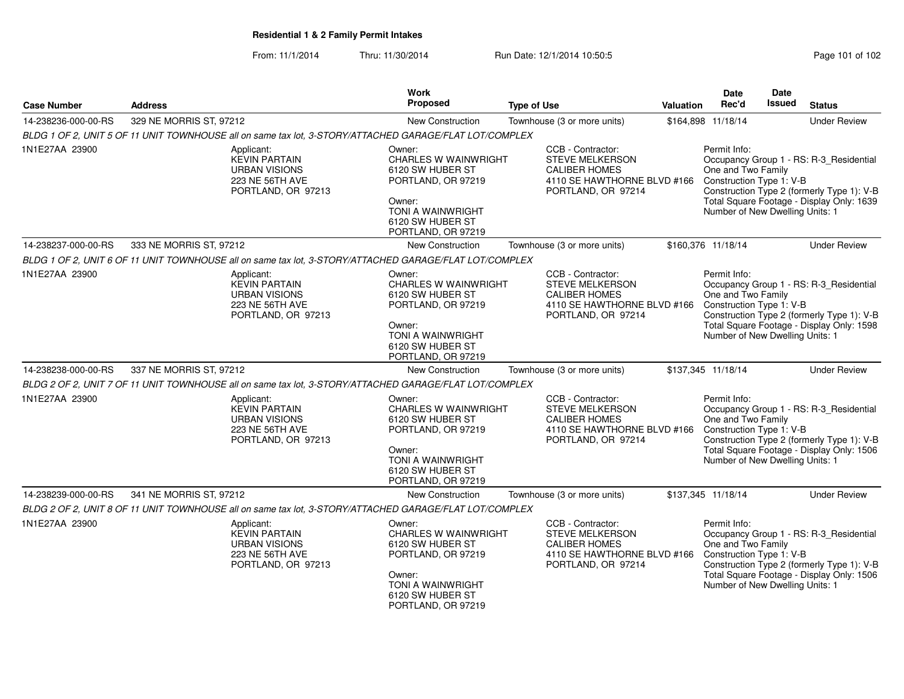**Residential 1 & 2 Family Permit Intakes**

From: 11/1/2014 Thru: 11/30/2014 Run Date: 12/1/2014 10:50:5

| Case Number | Address | Work Proposed | Type of Use | Valuation | Date Rec'd | Date Issued | Status |
|---|---|---|---|---|---|---|---|
| 14-238236-000-00-RS | 329 NE MORRIS ST, 97212 | New Construction | Townhouse (3 or more units) | $164,898 | 11/18/14 | | Under Review |

*BLDG 1 OF 2, UNIT 5 OF 11 UNIT TOWNHOUSE all on same tax lot, 3-STORY/ATTACHED GARAGE/FLAT LOT/COMPLEX*

1N1E27AA 23900

Applicant: KEVIN PARTAIN, URBAN VISIONS, 223 NE 56TH AVE, PORTLAND, OR 97213

Owner: CHARLES W WAINWRIGHT, 6120 SW HUBER ST, PORTLAND, OR 97219

Owner: TONI A WAINWRIGHT, 6120 SW HUBER ST, PORTLAND, OR 97219

CCB - Contractor: STEVE MELKERSON, CALIBER HOMES, 4110 SE HAWTHORNE BLVD #166, PORTLAND, OR 97214

Permit Info:
Occupancy Group 1 - RS: R-3_Residential One and Two Family
Construction Type 1: V-B
Construction Type 2 (formerly Type 1): V-B
Total Square Footage - Display Only: 1639
Number of New Dwelling Units: 1

| Case Number | Address | Work Proposed | Type of Use | Valuation | Date Rec'd | Date Issued | Status |
|---|---|---|---|---|---|---|---|
| 14-238237-000-00-RS | 333 NE MORRIS ST, 97212 | New Construction | Townhouse (3 or more units) | $160,376 | 11/18/14 | | Under Review |

*BLDG 1 OF 2, UNIT 6 OF 11 UNIT TOWNHOUSE all on same tax lot, 3-STORY/ATTACHED GARAGE/FLAT LOT/COMPLEX*

1N1E27AA 23900

Applicant: KEVIN PARTAIN, URBAN VISIONS, 223 NE 56TH AVE, PORTLAND, OR 97213

Owner: CHARLES W WAINWRIGHT, 6120 SW HUBER ST, PORTLAND, OR 97219

Owner: TONI A WAINWRIGHT, 6120 SW HUBER ST, PORTLAND, OR 97219

CCB - Contractor: STEVE MELKERSON, CALIBER HOMES, 4110 SE HAWTHORNE BLVD #166, PORTLAND, OR 97214

Permit Info:
Occupancy Group 1 - RS: R-3_Residential One and Two Family
Construction Type 1: V-B
Construction Type 2 (formerly Type 1): V-B
Total Square Footage - Display Only: 1598
Number of New Dwelling Units: 1

| Case Number | Address | Work Proposed | Type of Use | Valuation | Date Rec'd | Date Issued | Status |
|---|---|---|---|---|---|---|---|
| 14-238238-000-00-RS | 337 NE MORRIS ST, 97212 | New Construction | Townhouse (3 or more units) | $137,345 | 11/18/14 | | Under Review |

*BLDG 2 OF 2, UNIT 7 OF 11 UNIT TOWNHOUSE all on same tax lot, 3-STORY/ATTACHED GARAGE/FLAT LOT/COMPLEX*

1N1E27AA 23900

Applicant: KEVIN PARTAIN, URBAN VISIONS, 223 NE 56TH AVE, PORTLAND, OR 97213

Owner: CHARLES W WAINWRIGHT, 6120 SW HUBER ST, PORTLAND, OR 97219

Owner: TONI A WAINWRIGHT, 6120 SW HUBER ST, PORTLAND, OR 97219

CCB - Contractor: STEVE MELKERSON, CALIBER HOMES, 4110 SE HAWTHORNE BLVD #166, PORTLAND, OR 97214

Permit Info:
Occupancy Group 1 - RS: R-3_Residential One and Two Family
Construction Type 1: V-B
Construction Type 2 (formerly Type 1): V-B
Total Square Footage - Display Only: 1506
Number of New Dwelling Units: 1

| Case Number | Address | Work Proposed | Type of Use | Valuation | Date Rec'd | Date Issued | Status |
|---|---|---|---|---|---|---|---|
| 14-238239-000-00-RS | 341 NE MORRIS ST, 97212 | New Construction | Townhouse (3 or more units) | $137,345 | 11/18/14 | | Under Review |

*BLDG 2 OF 2, UNIT 8 OF 11 UNIT TOWNHOUSE all on same tax lot, 3-STORY/ATTACHED GARAGE/FLAT LOT/COMPLEX*

1N1E27AA 23900

Applicant: KEVIN PARTAIN, URBAN VISIONS, 223 NE 56TH AVE, PORTLAND, OR 97213

Owner: CHARLES W WAINWRIGHT, 6120 SW HUBER ST, PORTLAND, OR 97219

Owner: TONI A WAINWRIGHT, 6120 SW HUBER ST, PORTLAND, OR 97219

CCB - Contractor: STEVE MELKERSON, CALIBER HOMES, 4110 SE HAWTHORNE BLVD #166, PORTLAND, OR 97214

Permit Info:
Occupancy Group 1 - RS: R-3_Residential One and Two Family
Construction Type 1: V-B
Construction Type 2 (formerly Type 1): V-B
Total Square Footage - Display Only: 1506
Number of New Dwelling Units: 1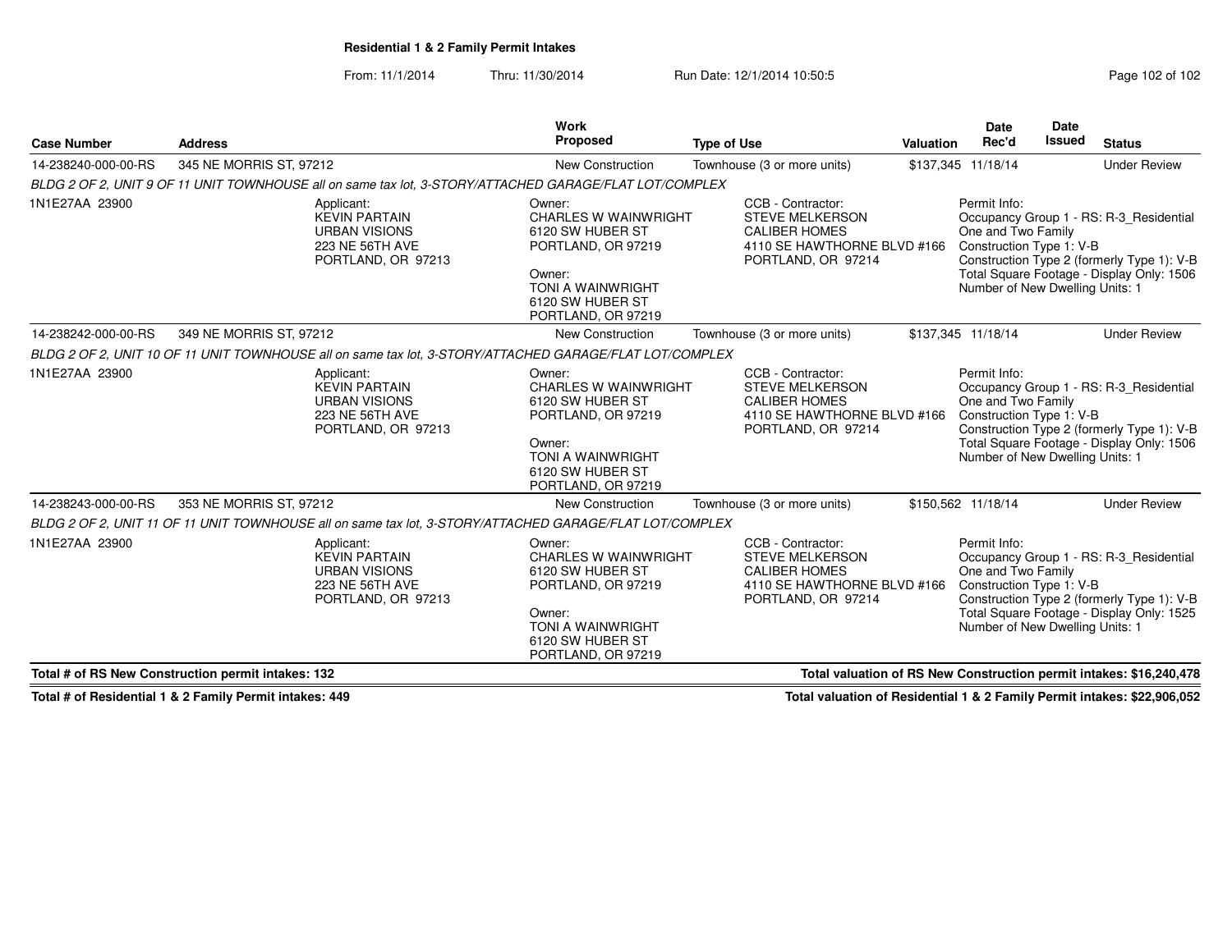**Residential 1 & 2 Family Permit Intakes**

From: 11/1/2014 Thru: 11/30/2014 Run Date: 12/1/2014 10:50:5

| Case Number | Address | Work Proposed | Type of Use | Valuation | Date Rec'd | Date Issued | Status |
|---|---|---|---|---|---|---|---|
| 14-238240-000-00-RS | 345 NE MORRIS ST, 97212 | New Construction | Townhouse (3 or more units) | $137,345 | 11/18/14 | | Under Review |
| *BLDG 2 OF 2, UNIT 9 OF 11 UNIT TOWNHOUSE all on same tax lot, 3-STORY/ATTACHED GARAGE/FLAT LOT/COMPLEX* | | | | | | | |
| 1N1E27AA 23900 | Applicant: KEVIN PARTAIN URBAN VISIONS 223 NE 56TH AVE PORTLAND, OR 97213 | Owner: CHARLES W WAINWRIGHT 6120 SW HUBER ST PORTLAND, OR 97219 Owner: TONI A WAINWRIGHT 6120 SW HUBER ST PORTLAND, OR 97219 | CCB - Contractor: STEVE MELKERSON CALIBER HOMES 4110 SE HAWTHORNE BLVD #166 PORTLAND, OR 97214 | | Permit Info: Occupancy Group 1 - RS: R-3_Residential One and Two Family Construction Type 1: V-B Construction Type 2 (formerly Type 1): V-B Total Square Footage - Display Only: 1506 Number of New Dwelling Units: 1 | | |
| 14-238242-000-00-RS | 349 NE MORRIS ST, 97212 | New Construction | Townhouse (3 or more units) | $137,345 | 11/18/14 | | Under Review |
| *BLDG 2 OF 2, UNIT 10 OF 11 UNIT TOWNHOUSE all on same tax lot, 3-STORY/ATTACHED GARAGE/FLAT LOT/COMPLEX* | | | | | | | |
| 1N1E27AA 23900 | Applicant: KEVIN PARTAIN URBAN VISIONS 223 NE 56TH AVE PORTLAND, OR 97213 | Owner: CHARLES W WAINWRIGHT 6120 SW HUBER ST PORTLAND, OR 97219 Owner: TONI A WAINWRIGHT 6120 SW HUBER ST PORTLAND, OR 97219 | CCB - Contractor: STEVE MELKERSON CALIBER HOMES 4110 SE HAWTHORNE BLVD #166 PORTLAND, OR 97214 | | Permit Info: Occupancy Group 1 - RS: R-3_Residential One and Two Family Construction Type 1: V-B Construction Type 2 (formerly Type 1): V-B Total Square Footage - Display Only: 1506 Number of New Dwelling Units: 1 | | |
| 14-238243-000-00-RS | 353 NE MORRIS ST, 97212 | New Construction | Townhouse (3 or more units) | $150,562 | 11/18/14 | | Under Review |
| *BLDG 2 OF 2, UNIT 11 OF 11 UNIT TOWNHOUSE all on same tax lot, 3-STORY/ATTACHED GARAGE/FLAT LOT/COMPLEX* | | | | | | | |
| 1N1E27AA 23900 | Applicant: KEVIN PARTAIN URBAN VISIONS 223 NE 56TH AVE PORTLAND, OR 97213 | Owner: CHARLES W WAINWRIGHT 6120 SW HUBER ST PORTLAND, OR 97219 Owner: TONI A WAINWRIGHT 6120 SW HUBER ST PORTLAND, OR 97219 | CCB - Contractor: STEVE MELKERSON CALIBER HOMES 4110 SE HAWTHORNE BLVD #166 PORTLAND, OR 97214 | | Permit Info: Occupancy Group 1 - RS: R-3_Residential One and Two Family Construction Type 1: V-B Construction Type 2 (formerly Type 1): V-B Total Square Footage - Display Only: 1525 Number of New Dwelling Units: 1 | | |

**Total # of RS New Construction permit intakes: 132**

**Total valuation of RS New Construction permit intakes: $16,240,478**

**Total # of Residential 1 & 2 Family Permit intakes: 449**

**Total valuation of Residential 1 & 2 Family Permit intakes: $22,906,052**